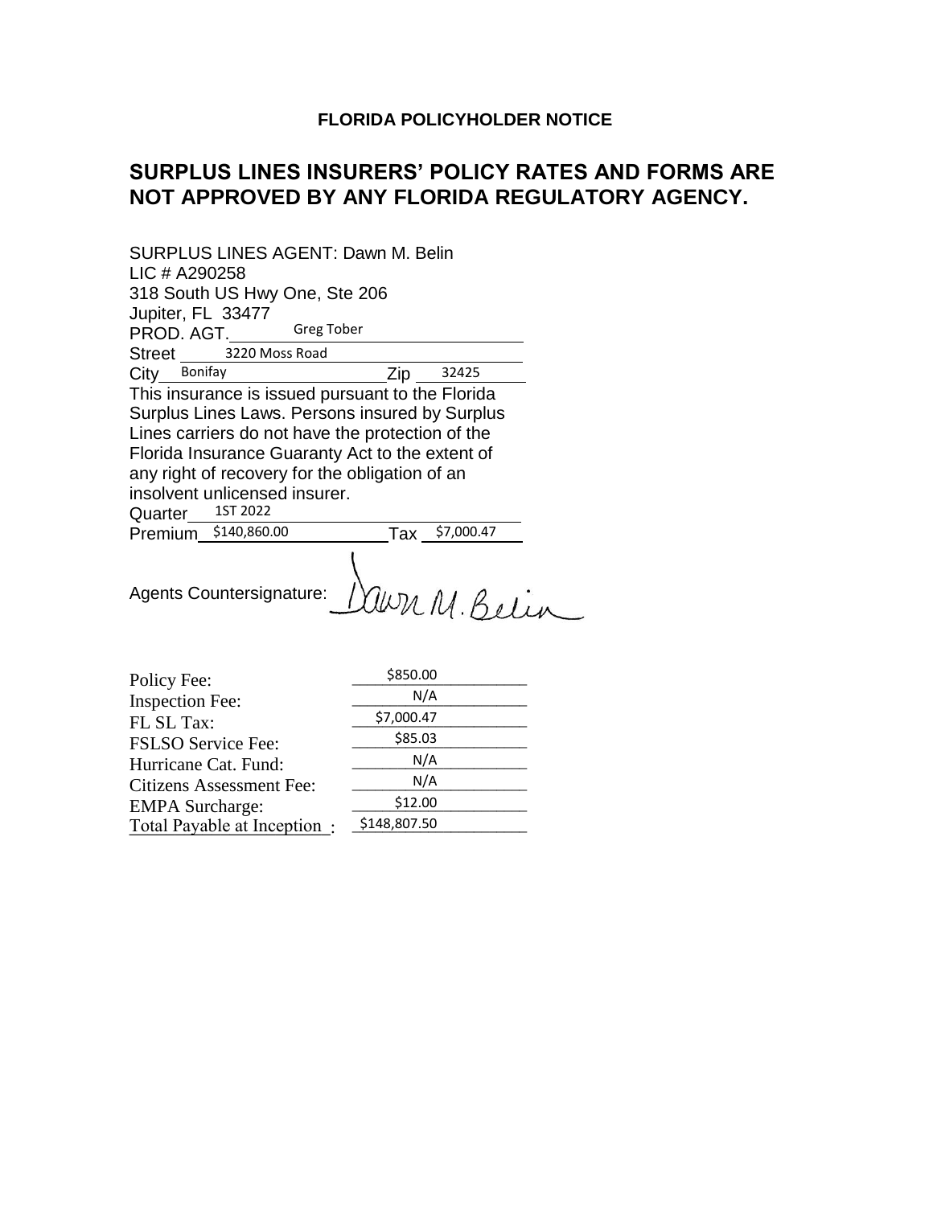**FLORIDA POLICYHOLDER NOTICE**

# SURPLUS LINES INSURERS' POLICY RATES AND FORMS ARE NOT APPROVED BY ANY FLORIDA REGULATORY AGENCY.

SURPLUS LINES AGENT: Dawn M. Belin
LIC # A290258
318 South US Hwy One, Ste 206
Jupiter, FL 33477
PROD. AGT. Greg Tober
Street 3220 Moss Road
City Bonifay Zip 32425

This insurance is issued pursuant to the Florida Surplus Lines Laws. Persons insured by Surplus Lines carriers do not have the protection of the Florida Insurance Guaranty Act to the extent of any right of recovery for the obligation of an insolvent unlicensed insurer.

Quarter 1ST 2022
Premium $140,860.00 Tax $7,000.47

Agents Countersignature: Dawn M. Belin

| | |
|---|---|
| Policy Fee: | $850.00 |
| Inspection Fee: | N/A |
| FL SL Tax: | $7,000.47 |
| FSLSO Service Fee: | $85.03 |
| Hurricane Cat. Fund: | N/A |
| Citizens Assessment Fee: | N/A |
| EMPA Surcharge: | $12.00 |
| Total Payable at Inception : | $148,807.50 |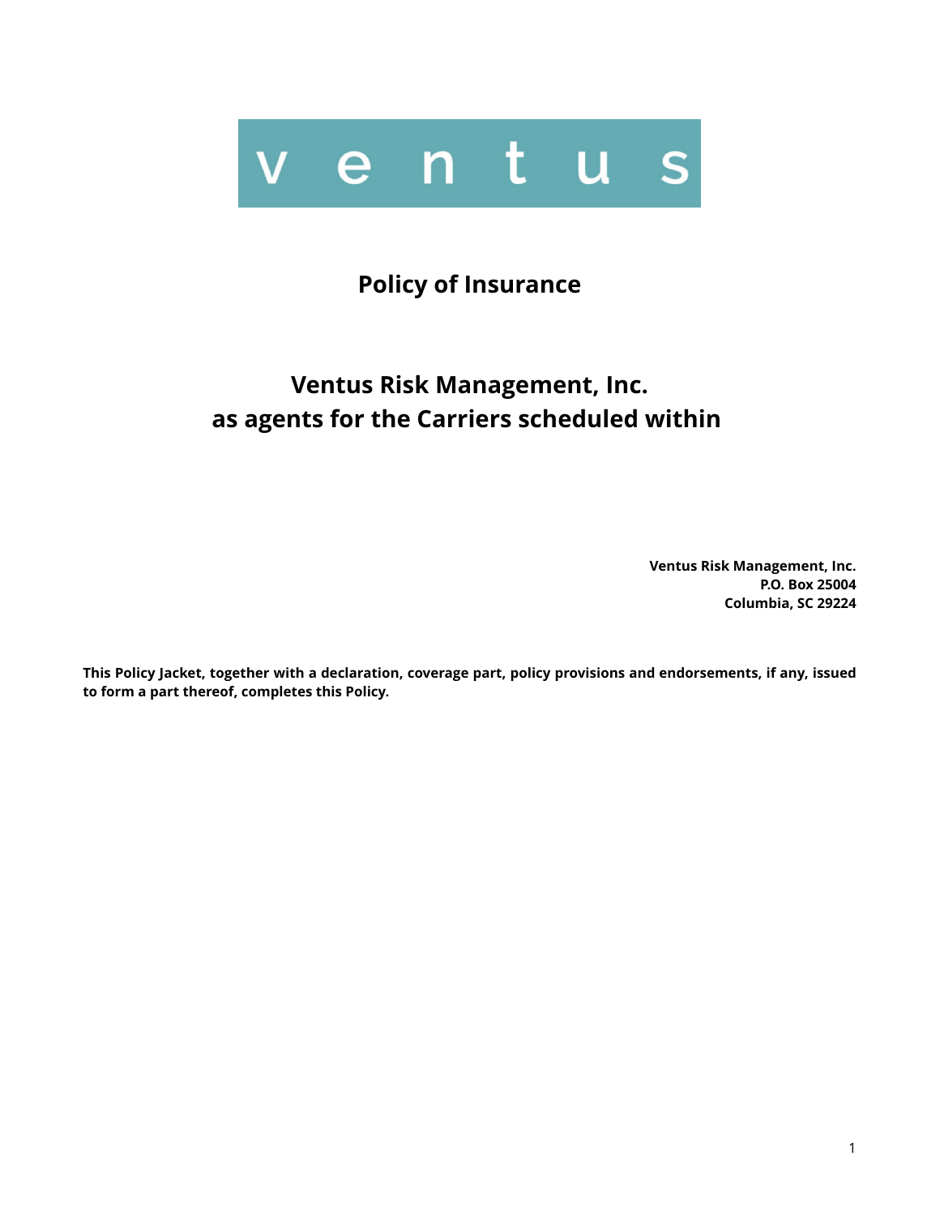v e n t u s

# Policy of Insurance

## Ventus Risk Management, Inc.
## as agents for the Carriers scheduled within

**Ventus Risk Management, Inc.**
**P.O. Box 25004**
**Columbia, SC 29224**

**This Policy Jacket, together with a declaration, coverage part, policy provisions and endorsements, if any, issued to form a part thereof, completes this Policy.**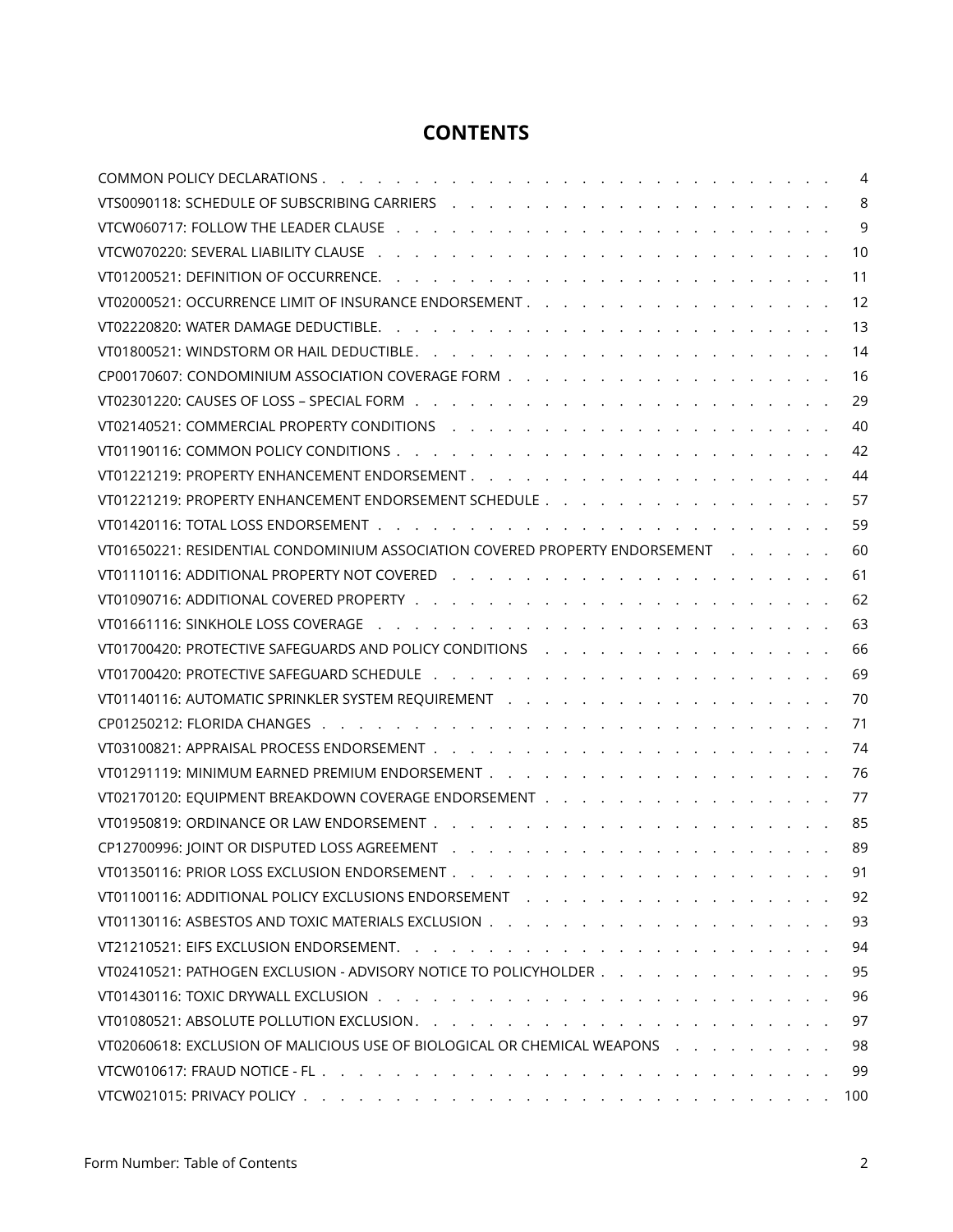# CONTENTS

| | |
|---|---|
| COMMON POLICY DECLARATIONS | 4 |
| VTS0090118: SCHEDULE OF SUBSCRIBING CARRIERS | 8 |
| VTCW060717: FOLLOW THE LEADER CLAUSE | 9 |
| VTCW070220: SEVERAL LIABILITY CLAUSE | 10 |
| VT01200521: DEFINITION OF OCCURRENCE. | 11 |
| VT02000521: OCCURRENCE LIMIT OF INSURANCE ENDORSEMENT | 12 |
| VT02220820: WATER DAMAGE DEDUCTIBLE. | 13 |
| VT01800521: WINDSTORM OR HAIL DEDUCTIBLE | 14 |
| CP00170607: CONDOMINIUM ASSOCIATION COVERAGE FORM | 16 |
| VT02301220: CAUSES OF LOSS – SPECIAL FORM | 29 |
| VT02140521: COMMERCIAL PROPERTY CONDITIONS | 40 |
| VT01190116: COMMON POLICY CONDITIONS | 42 |
| VT01221219: PROPERTY ENHANCEMENT ENDORSEMENT | 44 |
| VT01221219: PROPERTY ENHANCEMENT ENDORSEMENT SCHEDULE | 57 |
| VT01420116: TOTAL LOSS ENDORSEMENT | 59 |
| VT01650221: RESIDENTIAL CONDOMINIUM ASSOCIATION COVERED PROPERTY ENDORSEMENT | 60 |
| VT01110116: ADDITIONAL PROPERTY NOT COVERED | 61 |
| VT01090716: ADDITIONAL COVERED PROPERTY | 62 |
| VT01661116: SINKHOLE LOSS COVERAGE | 63 |
| VT01700420: PROTECTIVE SAFEGUARDS AND POLICY CONDITIONS | 66 |
| VT01700420: PROTECTIVE SAFEGUARD SCHEDULE | 69 |
| VT01140116: AUTOMATIC SPRINKLER SYSTEM REQUIREMENT | 70 |
| CP01250212: FLORIDA CHANGES | 71 |
| VT03100821: APPRAISAL PROCESS ENDORSEMENT | 74 |
| VT01291119: MINIMUM EARNED PREMIUM ENDORSEMENT | 76 |
| VT02170120: EQUIPMENT BREAKDOWN COVERAGE ENDORSEMENT | 77 |
| VT01950819: ORDINANCE OR LAW ENDORSEMENT | 85 |
| CP12700996: JOINT OR DISPUTED LOSS AGREEMENT | 89 |
| VT01350116: PRIOR LOSS EXCLUSION ENDORSEMENT | 91 |
| VT01100116: ADDITIONAL POLICY EXCLUSIONS ENDORSEMENT | 92 |
| VT01130116: ASBESTOS AND TOXIC MATERIALS EXCLUSION | 93 |
| VT21210521: EIFS EXCLUSION ENDORSEMENT. | 94 |
| VT02410521: PATHOGEN EXCLUSION - ADVISORY NOTICE TO POLICYHOLDER | 95 |
| VT01430116: TOXIC DRYWALL EXCLUSION | 96 |
| VT01080521: ABSOLUTE POLLUTION EXCLUSION | 97 |
| VT02060618: EXCLUSION OF MALICIOUS USE OF BIOLOGICAL OR CHEMICAL WEAPONS | 98 |
| VTCW010617: FRAUD NOTICE - FL | 99 |
| VTCW021015: PRIVACY POLICY | 100 |

Form Number: Table of Contents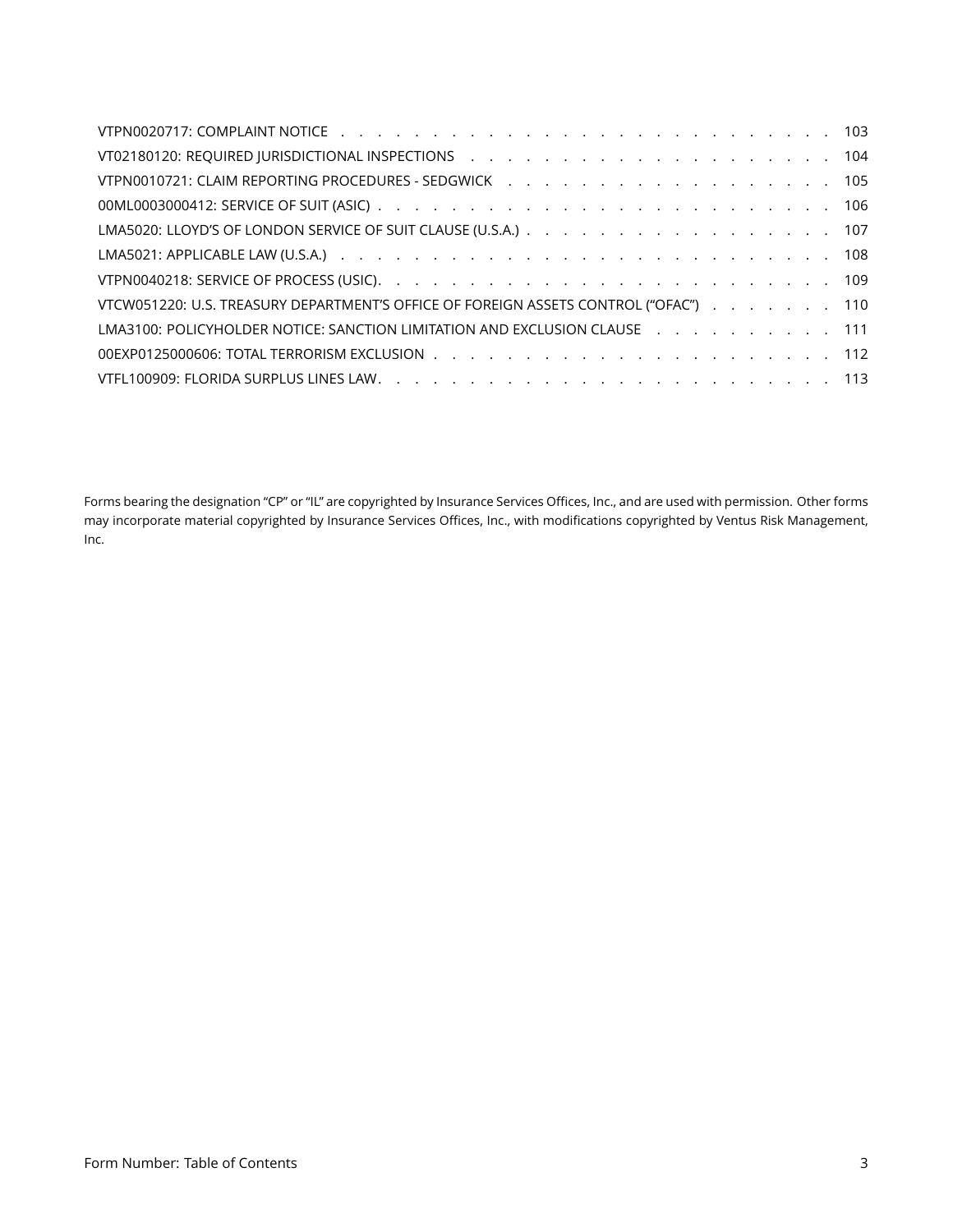| Form | Page |
| --- | --- |
| VTPN0020717: COMPLAINT NOTICE | 103 |
| VT02180120: REQUIRED JURISDICTIONAL INSPECTIONS | 104 |
| VTPN0010721: CLAIM REPORTING PROCEDURES - SEDGWICK | 105 |
| 00ML0003000412: SERVICE OF SUIT (ASIC) | 106 |
| LMA5020: LLOYD'S OF LONDON SERVICE OF SUIT CLAUSE (U.S.A.) | 107 |
| LMA5021: APPLICABLE LAW (U.S.A.) | 108 |
| VTPN0040218: SERVICE OF PROCESS (USIC) | 109 |
| VTCW051220: U.S. TREASURY DEPARTMENT'S OFFICE OF FOREIGN ASSETS CONTROL ("OFAC") | 110 |
| LMA3100: POLICYHOLDER NOTICE: SANCTION LIMITATION AND EXCLUSION CLAUSE | 111 |
| 00EXP0125000606: TOTAL TERRORISM EXCLUSION | 112 |
| VTFL100909: FLORIDA SURPLUS LINES LAW | 113 |

Forms bearing the designation "CP" or "IL" are copyrighted by Insurance Services Offices, Inc., and are used with permission. Other forms may incorporate material copyrighted by Insurance Services Offices, Inc., with modifications copyrighted by Ventus Risk Management, Inc.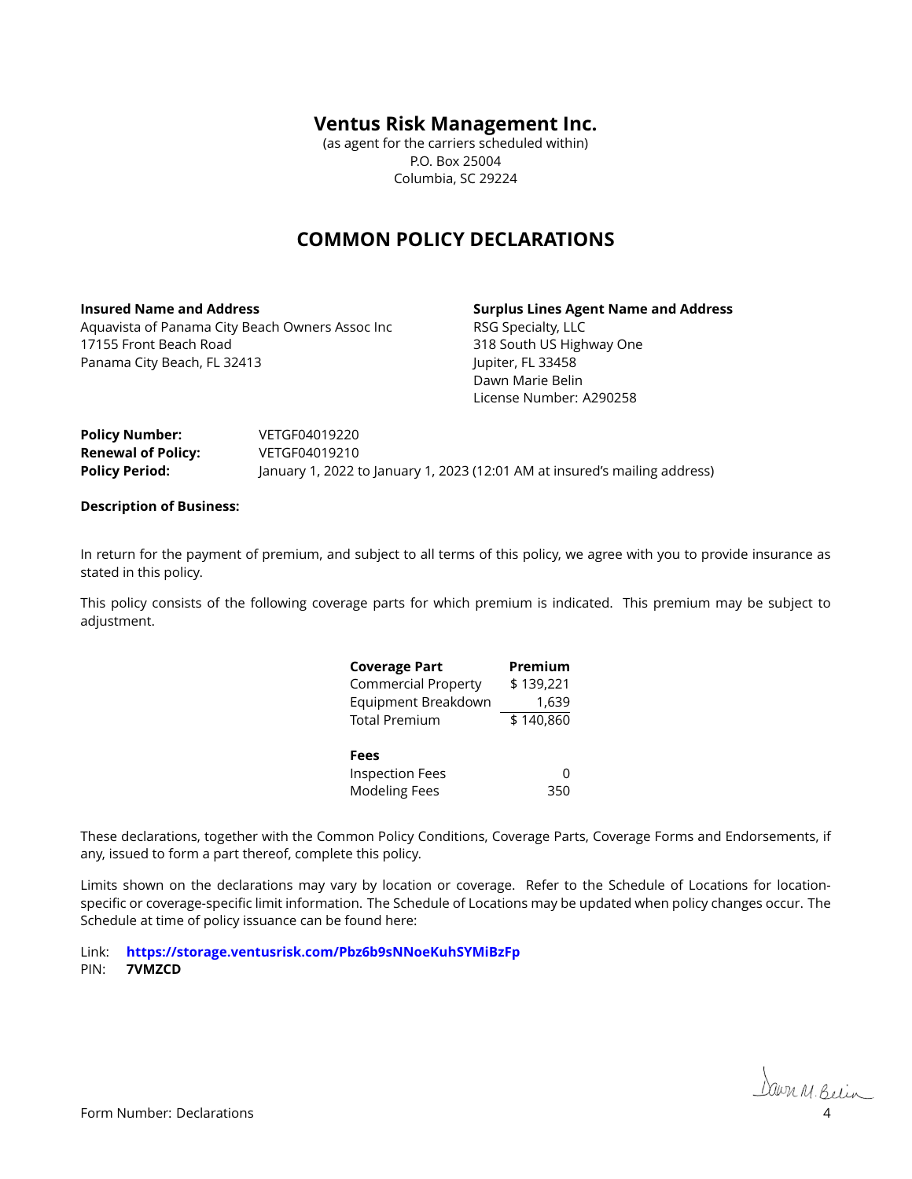# Ventus Risk Management Inc.

(as agent for the carriers scheduled within)
P.O. Box 25004
Columbia, SC 29224

## COMMON POLICY DECLARATIONS

**Insured Name and Address**
Aquavista of Panama City Beach Owners Assoc Inc
17155 Front Beach Road
Panama City Beach, FL 32413

**Surplus Lines Agent Name and Address**
RSG Specialty, LLC
318 South US Highway One
Jupiter, FL 33458
Dawn Marie Belin
License Number: A290258

**Policy Number:** VETGF04019220
**Renewal of Policy:** VETGF04019210
**Policy Period:** January 1, 2022 to January 1, 2023 (12:01 AM at insured's mailing address)

**Description of Business:**

In return for the payment of premium, and subject to all terms of this policy, we agree with you to provide insurance as stated in this policy.

This policy consists of the following coverage parts for which premium is indicated. This premium may be subject to adjustment.

| Coverage Part | Premium |
|---|---|
| Commercial Property | $ 139,221 |
| Equipment Breakdown | 1,639 |
| Total Premium | $ 140,860 |
| | |
| **Fees** | |
| Inspection Fees | 0 |
| Modeling Fees | 350 |

These declarations, together with the Common Policy Conditions, Coverage Parts, Coverage Forms and Endorsements, if any, issued to form a part thereof, complete this policy.

Limits shown on the declarations may vary by location or coverage. Refer to the Schedule of Locations for location-specific or coverage-specific limit information. The Schedule of Locations may be updated when policy changes occur. The Schedule at time of policy issuance can be found here:

Link: **https://storage.ventusrisk.com/Pbz6b9sNNoeKuhSYMiBzFp**
PIN: **7VMZCD**

Dawn M. Belin

Form Number: Declarations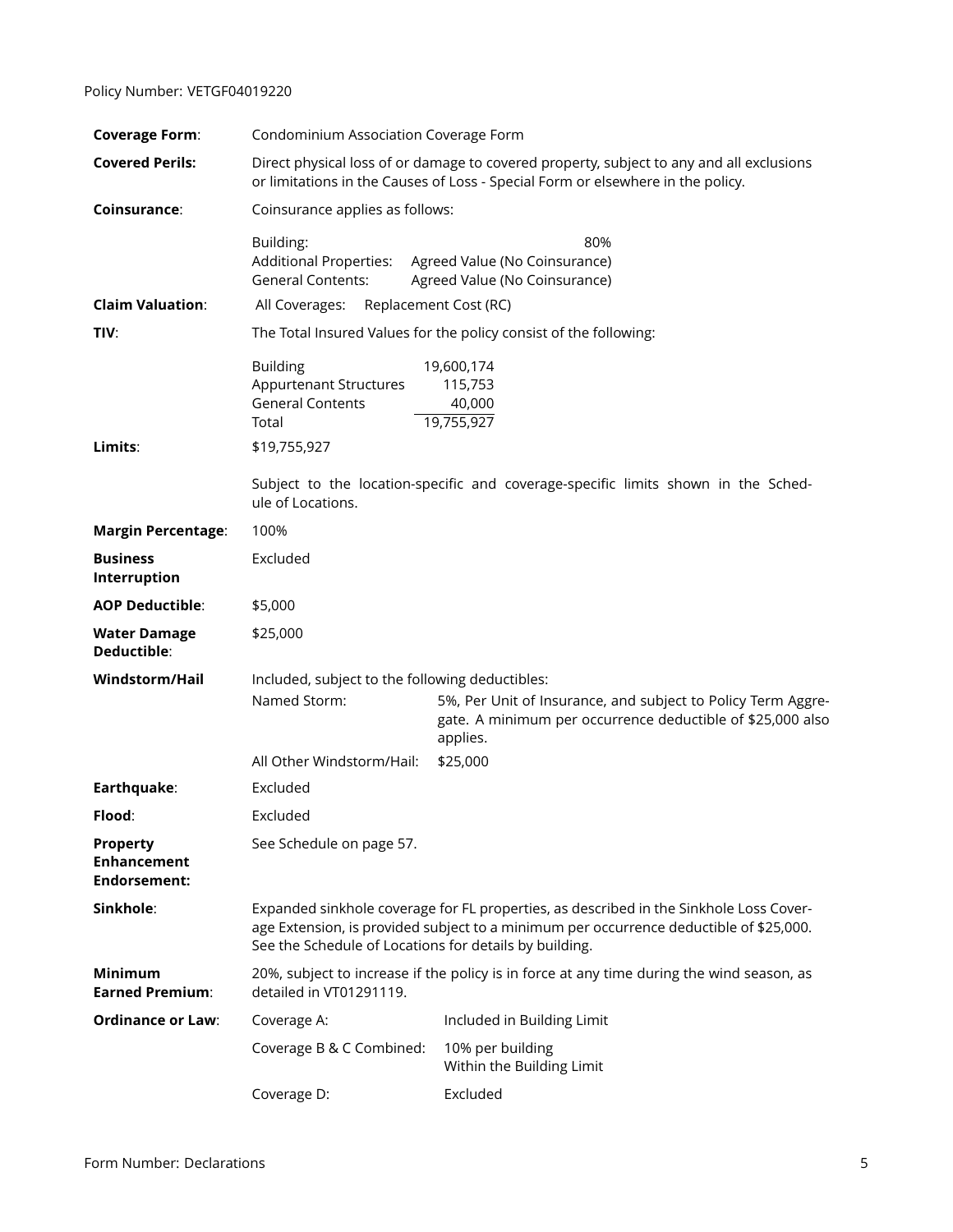Policy Number: VETGF04019220

| | | |
|---|---|---|
| **Coverage Form**: | Condominium Association Coverage Form | |
| **Covered Perils:** | Direct physical loss of or damage to covered property, subject to any and all exclusions or limitations in the Causes of Loss - Special Form or elsewhere in the policy. | |
| **Coinsurance**: | Coinsurance applies as follows: | |
| | Building: | 80% |
| | Additional Properties: | Agreed Value (No Coinsurance) |
| | General Contents: | Agreed Value (No Coinsurance) |
| **Claim Valuation**: | All Coverages: | Replacement Cost (RC) |
| **TIV**: | The Total Insured Values for the policy consist of the following: | |
| | Building | 19,600,174 |
| | Appurtenant Structures | 115,753 |
| | General Contents | 40,000 |
| | Total | 19,755,927 |
| **Limits**: | $19,755,927 | |
| | Subject to the location-specific and coverage-specific limits shown in the Schedule of Locations. | |
| **Margin Percentage**: | 100% | |
| **Business Interruption** | Excluded | |
| **AOP Deductible**: | $5,000 | |
| **Water Damage Deductible**: | $25,000 | |
| **Windstorm/Hail** | Included, subject to the following deductibles: | |
| | Named Storm: | 5%, Per Unit of Insurance, and subject to Policy Term Aggregate. A minimum per occurrence deductible of $25,000 also applies. |
| | All Other Windstorm/Hail: | $25,000 |
| **Earthquake**: | Excluded | |
| **Flood**: | Excluded | |
| **Property Enhancement Endorsement:** | See Schedule on page 57. | |
| **Sinkhole**: | Expanded sinkhole coverage for FL properties, as described in the Sinkhole Loss Coverage Extension, is provided subject to a minimum per occurrence deductible of $25,000. See the Schedule of Locations for details by building. | |
| **Minimum Earned Premium**: | 20%, subject to increase if the policy is in force at any time during the wind season, as detailed in VT01291119. | |
| **Ordinance or Law**: | Coverage A: | Included in Building Limit |
| | Coverage B & C Combined: | 10% per building Within the Building Limit |
| | Coverage D: | Excluded |

Form Number: Declarations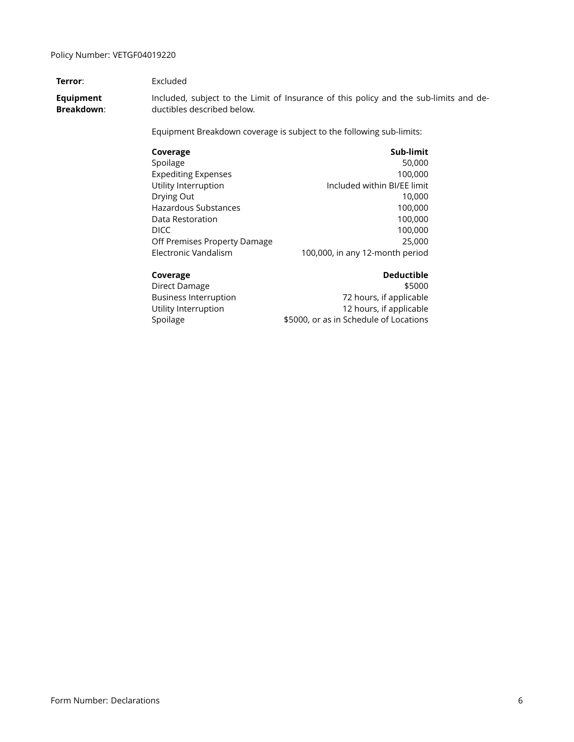Policy Number: VETGF04019220

**Terror**: Excluded

**Equipment Breakdown**: Included, subject to the Limit of Insurance of this policy and the sub-limits and deductibles described below.

Equipment Breakdown coverage is subject to the following sub-limits:

| Coverage | Sub-limit |
|---|---|
| Spoilage | 50,000 |
| Expediting Expenses | 100,000 |
| Utility Interruption | Included within BI/EE limit |
| Drying Out | 10,000 |
| Hazardous Substances | 100,000 |
| Data Restoration | 100,000 |
| DICC | 100,000 |
| Off Premises Property Damage | 25,000 |
| Electronic Vandalism | 100,000, in any 12-month period |

| Coverage | Deductible |
|---|---|
| Direct Damage | $5000 |
| Business Interruption | 72 hours, if applicable |
| Utility Interruption | 12 hours, if applicable |
| Spoilage | $5000, or as in Schedule of Locations |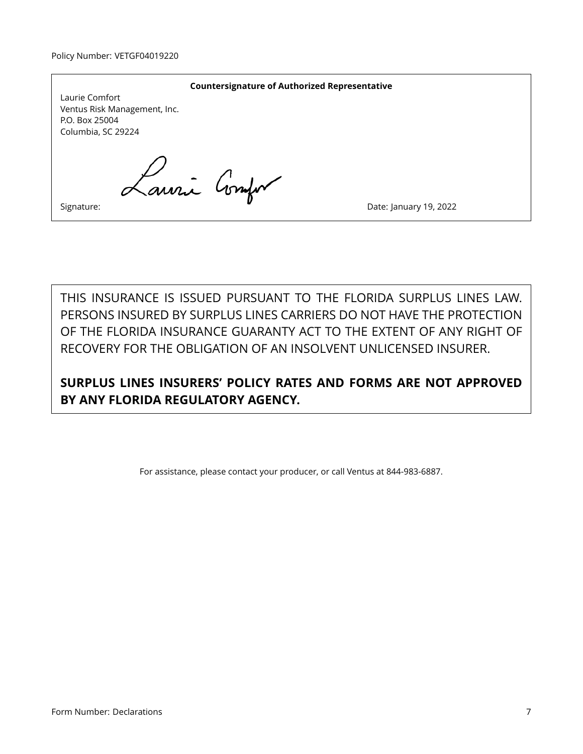Policy Number: VETGF04019220

**Countersignature of Authorized Representative**

Laurie Comfort
Ventus Risk Management, Inc.
P.O. Box 25004
Columbia, SC 29224

Signature: Laurie Comfort

Date: January 19, 2022

THIS INSURANCE IS ISSUED PURSUANT TO THE FLORIDA SURPLUS LINES LAW. PERSONS INSURED BY SURPLUS LINES CARRIERS DO NOT HAVE THE PROTECTION OF THE FLORIDA INSURANCE GUARANTY ACT TO THE EXTENT OF ANY RIGHT OF RECOVERY FOR THE OBLIGATION OF AN INSOLVENT UNLICENSED INSURER.

**SURPLUS LINES INSURERS' POLICY RATES AND FORMS ARE NOT APPROVED BY ANY FLORIDA REGULATORY AGENCY.**

For assistance, please contact your producer, or call Ventus at 844-983-6887.

Form Number: Declarations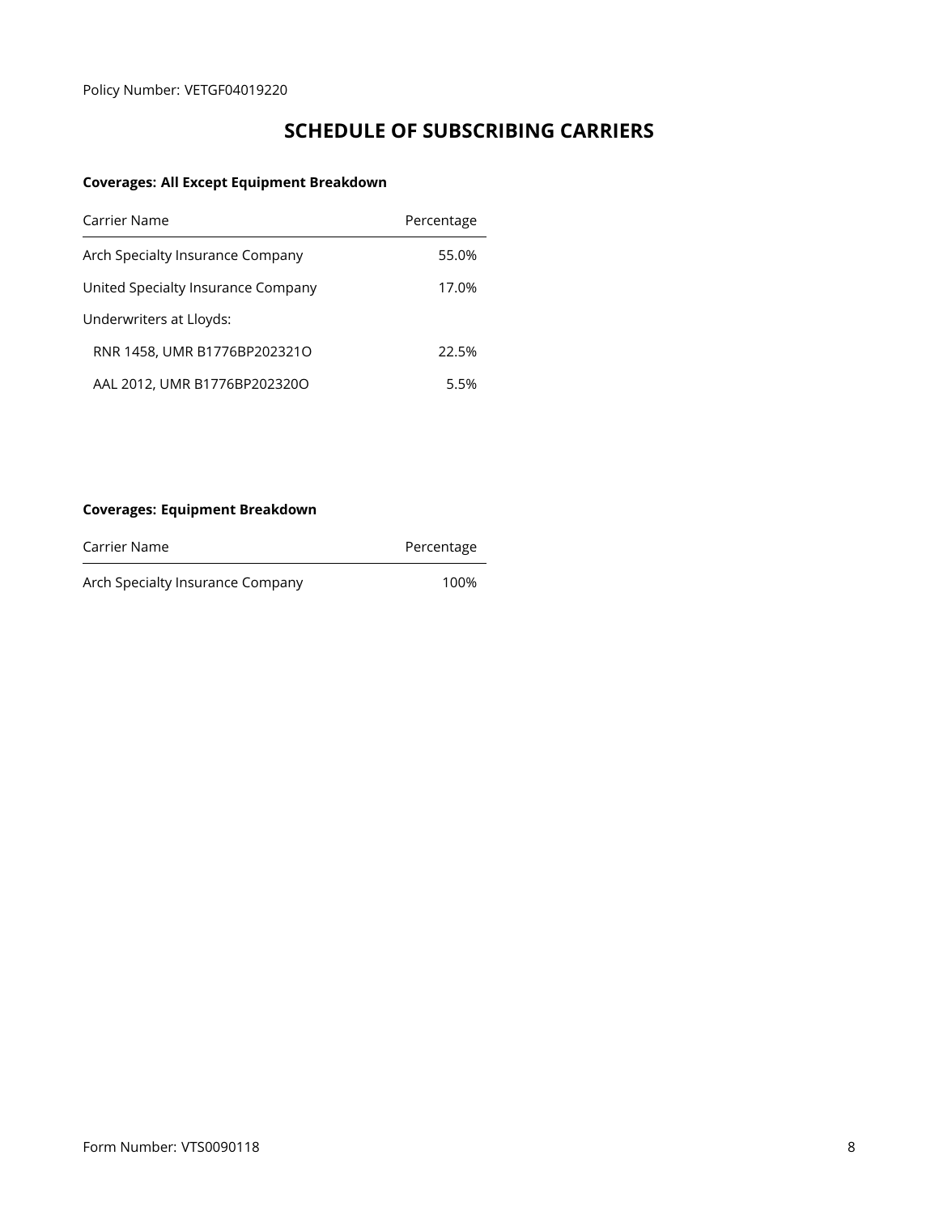Policy Number: VETGF04019220

# SCHEDULE OF SUBSCRIBING CARRIERS

**Coverages: All Except Equipment Breakdown**

| Carrier Name | Percentage |
|---|---|
| Arch Specialty Insurance Company | 55.0% |
| United Specialty Insurance Company | 17.0% |
| Underwriters at Lloyds: | |
| RNR 1458, UMR B1776BP202321O | 22.5% |
| AAL 2012, UMR B1776BP202320O | 5.5% |

**Coverages: Equipment Breakdown**

| Carrier Name | Percentage |
|---|---|
| Arch Specialty Insurance Company | 100% |

Form Number: VTS0090118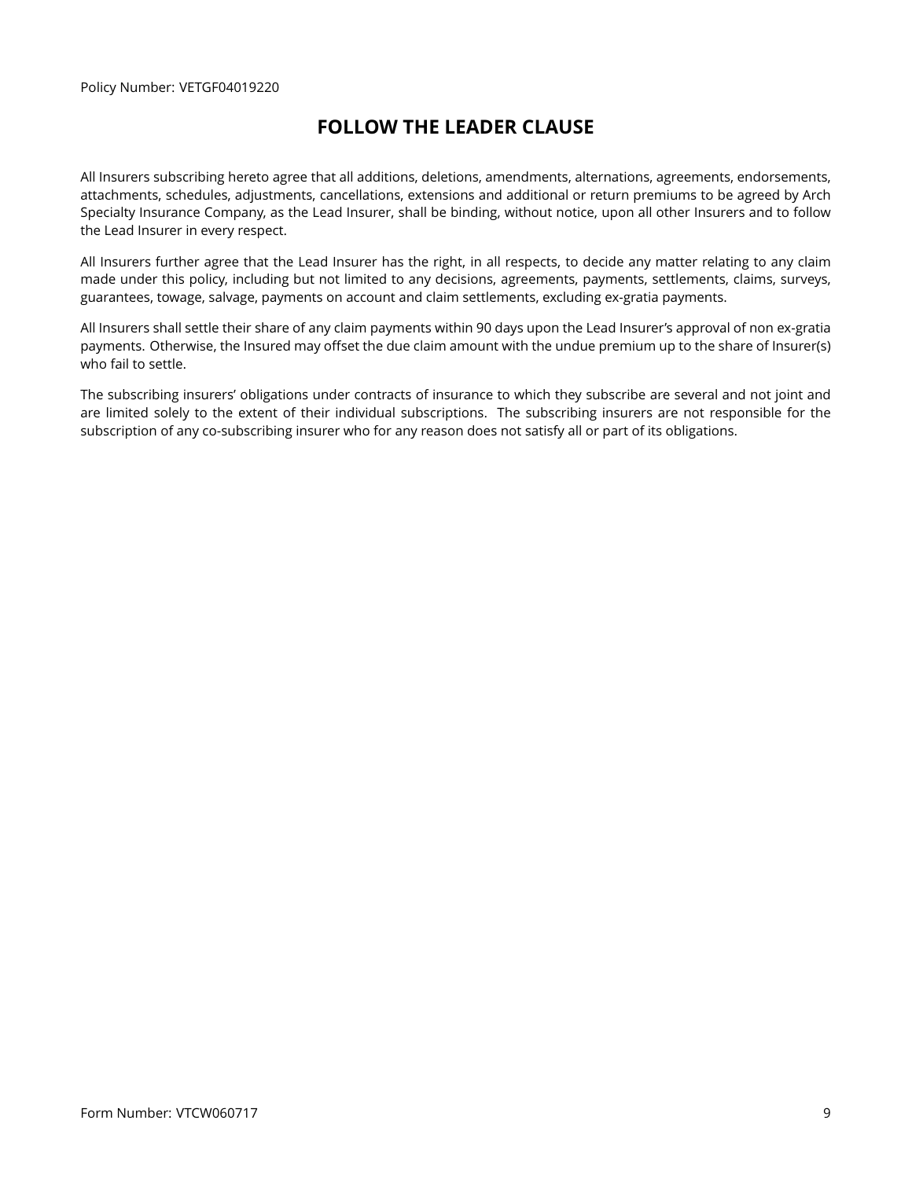Policy Number: VETGF04019220

# FOLLOW THE LEADER CLAUSE

All Insurers subscribing hereto agree that all additions, deletions, amendments, alternations, agreements, endorsements, attachments, schedules, adjustments, cancellations, extensions and additional or return premiums to be agreed by Arch Specialty Insurance Company, as the Lead Insurer, shall be binding, without notice, upon all other Insurers and to follow the Lead Insurer in every respect.

All Insurers further agree that the Lead Insurer has the right, in all respects, to decide any matter relating to any claim made under this policy, including but not limited to any decisions, agreements, payments, settlements, claims, surveys, guarantees, towage, salvage, payments on account and claim settlements, excluding ex-gratia payments.

All Insurers shall settle their share of any claim payments within 90 days upon the Lead Insurer's approval of non ex-gratia payments. Otherwise, the Insured may offset the due claim amount with the undue premium up to the share of Insurer(s) who fail to settle.

The subscribing insurers' obligations under contracts of insurance to which they subscribe are several and not joint and are limited solely to the extent of their individual subscriptions. The subscribing insurers are not responsible for the subscription of any co-subscribing insurer who for any reason does not satisfy all or part of its obligations.

Form Number: VTCW060717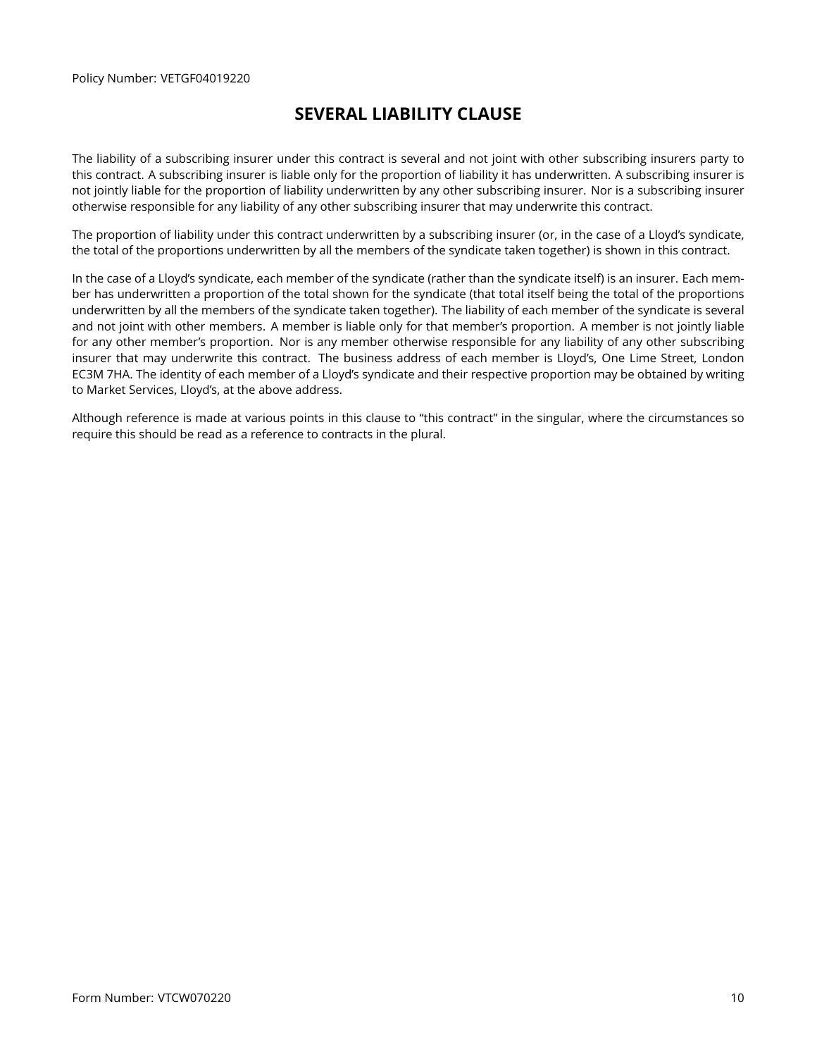Policy Number: VETGF04019220

# SEVERAL LIABILITY CLAUSE

The liability of a subscribing insurer under this contract is several and not joint with other subscribing insurers party to this contract. A subscribing insurer is liable only for the proportion of liability it has underwritten. A subscribing insurer is not jointly liable for the proportion of liability underwritten by any other subscribing insurer. Nor is a subscribing insurer otherwise responsible for any liability of any other subscribing insurer that may underwrite this contract.

The proportion of liability under this contract underwritten by a subscribing insurer (or, in the case of a Lloyd's syndicate, the total of the proportions underwritten by all the members of the syndicate taken together) is shown in this contract.

In the case of a Lloyd's syndicate, each member of the syndicate (rather than the syndicate itself) is an insurer. Each member has underwritten a proportion of the total shown for the syndicate (that total itself being the total of the proportions underwritten by all the members of the syndicate taken together). The liability of each member of the syndicate is several and not joint with other members. A member is liable only for that member's proportion. A member is not jointly liable for any other member's proportion. Nor is any member otherwise responsible for any liability of any other subscribing insurer that may underwrite this contract. The business address of each member is Lloyd's, One Lime Street, London EC3M 7HA. The identity of each member of a Lloyd's syndicate and their respective proportion may be obtained by writing to Market Services, Lloyd's, at the above address.

Although reference is made at various points in this clause to "this contract" in the singular, where the circumstances so require this should be read as a reference to contracts in the plural.

Form Number: VTCW070220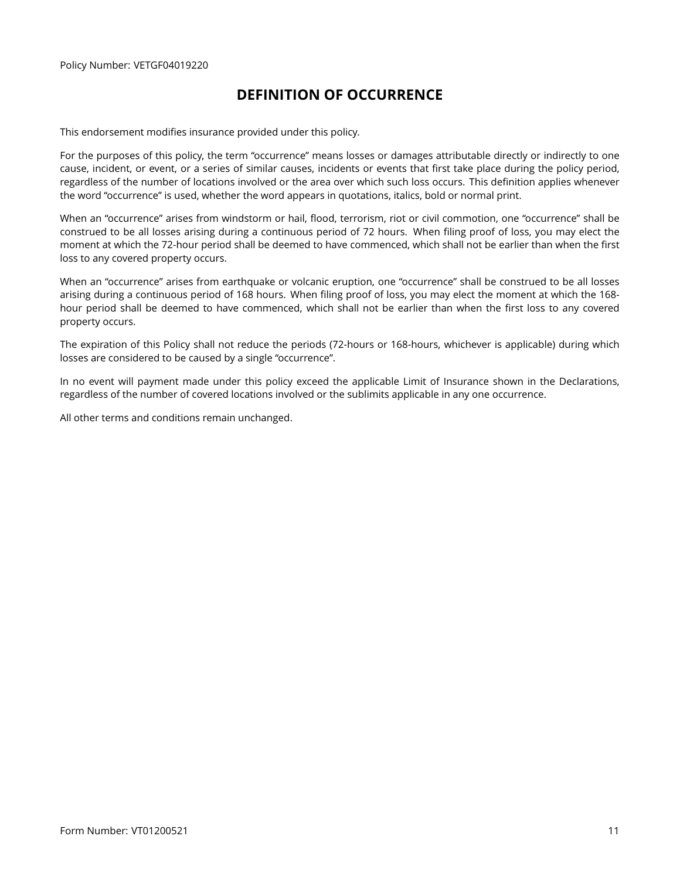Policy Number: VETGF04019220

# DEFINITION OF OCCURRENCE

This endorsement modifies insurance provided under this policy.

For the purposes of this policy, the term "occurrence" means losses or damages attributable directly or indirectly to one cause, incident, or event, or a series of similar causes, incidents or events that first take place during the policy period, regardless of the number of locations involved or the area over which such loss occurs. This definition applies whenever the word "occurrence" is used, whether the word appears in quotations, italics, bold or normal print.

When an "occurrence" arises from windstorm or hail, flood, terrorism, riot or civil commotion, one "occurrence" shall be construed to be all losses arising during a continuous period of 72 hours. When filing proof of loss, you may elect the moment at which the 72-hour period shall be deemed to have commenced, which shall not be earlier than when the first loss to any covered property occurs.

When an "occurrence" arises from earthquake or volcanic eruption, one "occurrence" shall be construed to be all losses arising during a continuous period of 168 hours. When filing proof of loss, you may elect the moment at which the 168-hour period shall be deemed to have commenced, which shall not be earlier than when the first loss to any covered property occurs.

The expiration of this Policy shall not reduce the periods (72-hours or 168-hours, whichever is applicable) during which losses are considered to be caused by a single "occurrence".

In no event will payment made under this policy exceed the applicable Limit of Insurance shown in the Declarations, regardless of the number of covered locations involved or the sublimits applicable in any one occurrence.

All other terms and conditions remain unchanged.

Form Number: VT01200521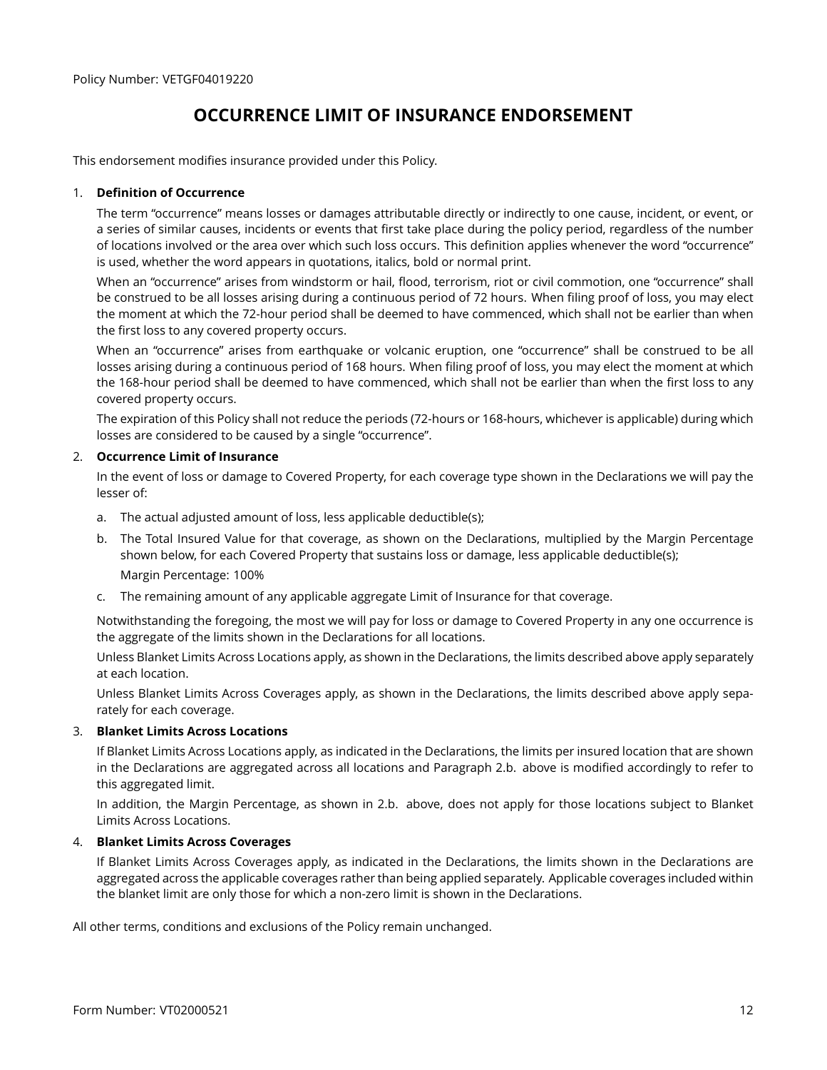Policy Number: VETGF04019220

# OCCURRENCE LIMIT OF INSURANCE ENDORSEMENT

This endorsement modifies insurance provided under this Policy.

1. **Definition of Occurrence**

   The term "occurrence" means losses or damages attributable directly or indirectly to one cause, incident, or event, or a series of similar causes, incidents or events that first take place during the policy period, regardless of the number of locations involved or the area over which such loss occurs. This definition applies whenever the word "occurrence" is used, whether the word appears in quotations, italics, bold or normal print.

   When an "occurrence" arises from windstorm or hail, flood, terrorism, riot or civil commotion, one "occurrence" shall be construed to be all losses arising during a continuous period of 72 hours. When filing proof of loss, you may elect the moment at which the 72-hour period shall be deemed to have commenced, which shall not be earlier than when the first loss to any covered property occurs.

   When an "occurrence" arises from earthquake or volcanic eruption, one "occurrence" shall be construed to be all losses arising during a continuous period of 168 hours. When filing proof of loss, you may elect the moment at which the 168-hour period shall be deemed to have commenced, which shall not be earlier than when the first loss to any covered property occurs.

   The expiration of this Policy shall not reduce the periods (72-hours or 168-hours, whichever is applicable) during which losses are considered to be caused by a single "occurrence".

2. **Occurrence Limit of Insurance**

   In the event of loss or damage to Covered Property, for each coverage type shown in the Declarations we will pay the lesser of:

   a. The actual adjusted amount of loss, less applicable deductible(s);

   b. The Total Insured Value for that coverage, as shown on the Declarations, multiplied by the Margin Percentage shown below, for each Covered Property that sustains loss or damage, less applicable deductible(s);

      Margin Percentage: 100%

   c. The remaining amount of any applicable aggregate Limit of Insurance for that coverage.

   Notwithstanding the foregoing, the most we will pay for loss or damage to Covered Property in any one occurrence is the aggregate of the limits shown in the Declarations for all locations.

   Unless Blanket Limits Across Locations apply, as shown in the Declarations, the limits described above apply separately at each location.

   Unless Blanket Limits Across Coverages apply, as shown in the Declarations, the limits described above apply separately for each coverage.

3. **Blanket Limits Across Locations**

   If Blanket Limits Across Locations apply, as indicated in the Declarations, the limits per insured location that are shown in the Declarations are aggregated across all locations and Paragraph 2.b. above is modified accordingly to refer to this aggregated limit.

   In addition, the Margin Percentage, as shown in 2.b. above, does not apply for those locations subject to Blanket Limits Across Locations.

4. **Blanket Limits Across Coverages**

   If Blanket Limits Across Coverages apply, as indicated in the Declarations, the limits shown in the Declarations are aggregated across the applicable coverages rather than being applied separately. Applicable coverages included within the blanket limit are only those for which a non-zero limit is shown in the Declarations.

All other terms, conditions and exclusions of the Policy remain unchanged.

Form Number: VT02000521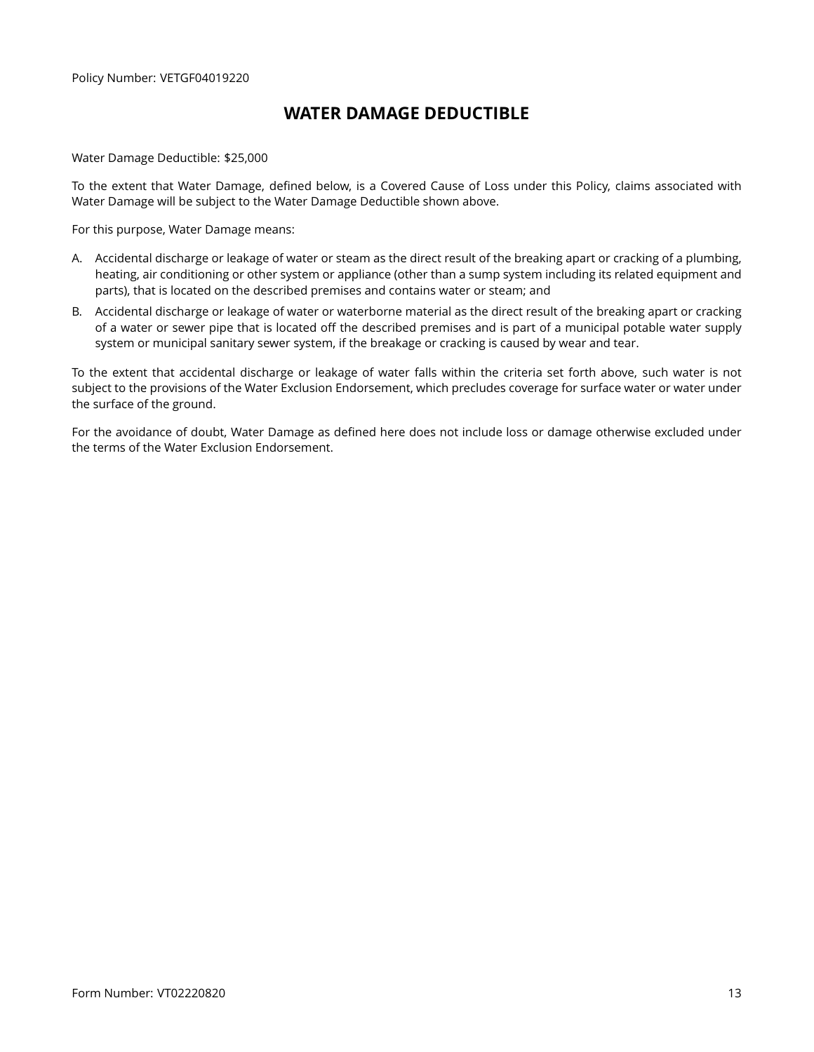Policy Number: VETGF04019220

# WATER DAMAGE DEDUCTIBLE

Water Damage Deductible: $25,000

To the extent that Water Damage, defined below, is a Covered Cause of Loss under this Policy, claims associated with Water Damage will be subject to the Water Damage Deductible shown above.

For this purpose, Water Damage means:

A. Accidental discharge or leakage of water or steam as the direct result of the breaking apart or cracking of a plumbing, heating, air conditioning or other system or appliance (other than a sump system including its related equipment and parts), that is located on the described premises and contains water or steam; and

B. Accidental discharge or leakage of water or waterborne material as the direct result of the breaking apart or cracking of a water or sewer pipe that is located off the described premises and is part of a municipal potable water supply system or municipal sanitary sewer system, if the breakage or cracking is caused by wear and tear.

To the extent that accidental discharge or leakage of water falls within the criteria set forth above, such water is not subject to the provisions of the Water Exclusion Endorsement, which precludes coverage for surface water or water under the surface of the ground.

For the avoidance of doubt, Water Damage as defined here does not include loss or damage otherwise excluded under the terms of the Water Exclusion Endorsement.

Form Number: VT02220820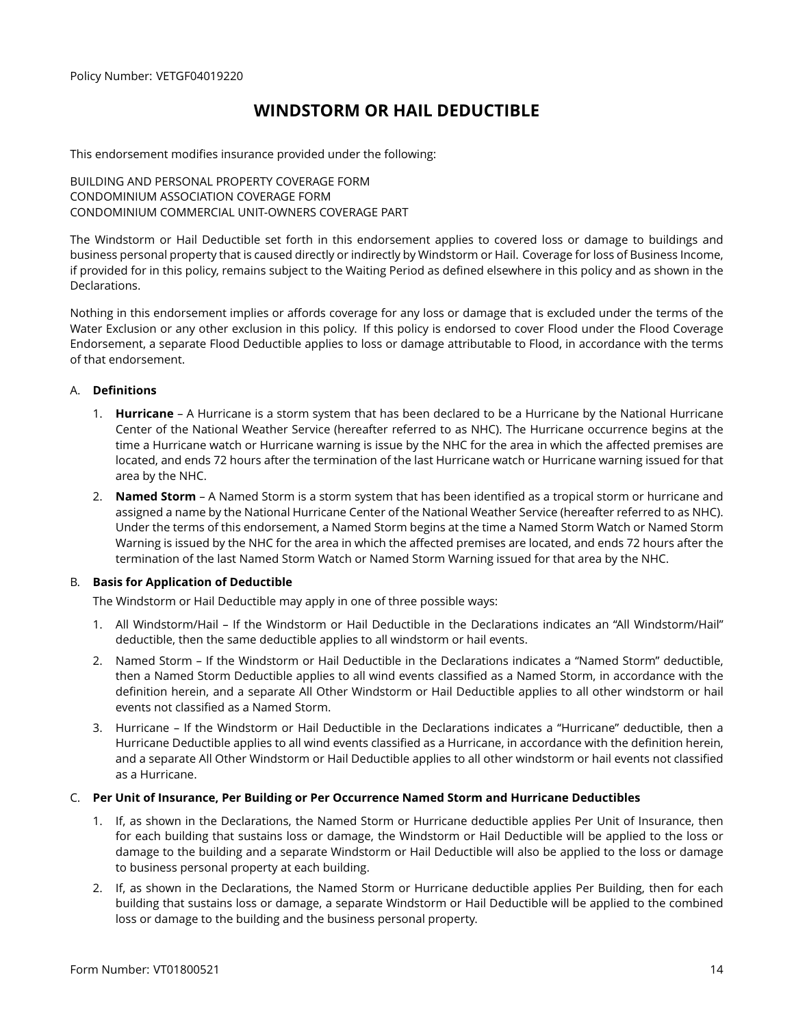Policy Number: VETGF04019220

# WINDSTORM OR HAIL DEDUCTIBLE

This endorsement modifies insurance provided under the following:

BUILDING AND PERSONAL PROPERTY COVERAGE FORM
CONDOMINIUM ASSOCIATION COVERAGE FORM
CONDOMINIUM COMMERCIAL UNIT-OWNERS COVERAGE PART

The Windstorm or Hail Deductible set forth in this endorsement applies to covered loss or damage to buildings and business personal property that is caused directly or indirectly by Windstorm or Hail. Coverage for loss of Business Income, if provided for in this policy, remains subject to the Waiting Period as defined elsewhere in this policy and as shown in the Declarations.

Nothing in this endorsement implies or affords coverage for any loss or damage that is excluded under the terms of the Water Exclusion or any other exclusion in this policy. If this policy is endorsed to cover Flood under the Flood Coverage Endorsement, a separate Flood Deductible applies to loss or damage attributable to Flood, in accordance with the terms of that endorsement.

A. **Definitions**

1. **Hurricane** – A Hurricane is a storm system that has been declared to be a Hurricane by the National Hurricane Center of the National Weather Service (hereafter referred to as NHC). The Hurricane occurrence begins at the time a Hurricane watch or Hurricane warning is issue by the NHC for the area in which the affected premises are located, and ends 72 hours after the termination of the last Hurricane watch or Hurricane warning issued for that area by the NHC.
2. **Named Storm** – A Named Storm is a storm system that has been identified as a tropical storm or hurricane and assigned a name by the National Hurricane Center of the National Weather Service (hereafter referred to as NHC). Under the terms of this endorsement, a Named Storm begins at the time a Named Storm Watch or Named Storm Warning is issued by the NHC for the area in which the affected premises are located, and ends 72 hours after the termination of the last Named Storm Watch or Named Storm Warning issued for that area by the NHC.

B. **Basis for Application of Deductible**

The Windstorm or Hail Deductible may apply in one of three possible ways:

1. All Windstorm/Hail – If the Windstorm or Hail Deductible in the Declarations indicates an "All Windstorm/Hail" deductible, then the same deductible applies to all windstorm or hail events.
2. Named Storm – If the Windstorm or Hail Deductible in the Declarations indicates a "Named Storm" deductible, then a Named Storm Deductible applies to all wind events classified as a Named Storm, in accordance with the definition herein, and a separate All Other Windstorm or Hail Deductible applies to all other windstorm or hail events not classified as a Named Storm.
3. Hurricane – If the Windstorm or Hail Deductible in the Declarations indicates a "Hurricane" deductible, then a Hurricane Deductible applies to all wind events classified as a Hurricane, in accordance with the definition herein, and a separate All Other Windstorm or Hail Deductible applies to all other windstorm or hail events not classified as a Hurricane.

C. **Per Unit of Insurance, Per Building or Per Occurrence Named Storm and Hurricane Deductibles**

1. If, as shown in the Declarations, the Named Storm or Hurricane deductible applies Per Unit of Insurance, then for each building that sustains loss or damage, the Windstorm or Hail Deductible will be applied to the loss or damage to the building and a separate Windstorm or Hail Deductible will also be applied to the loss or damage to business personal property at each building.
2. If, as shown in the Declarations, the Named Storm or Hurricane deductible applies Per Building, then for each building that sustains loss or damage, a separate Windstorm or Hail Deductible will be applied to the combined loss or damage to the building and the business personal property.

Form Number: VT01800521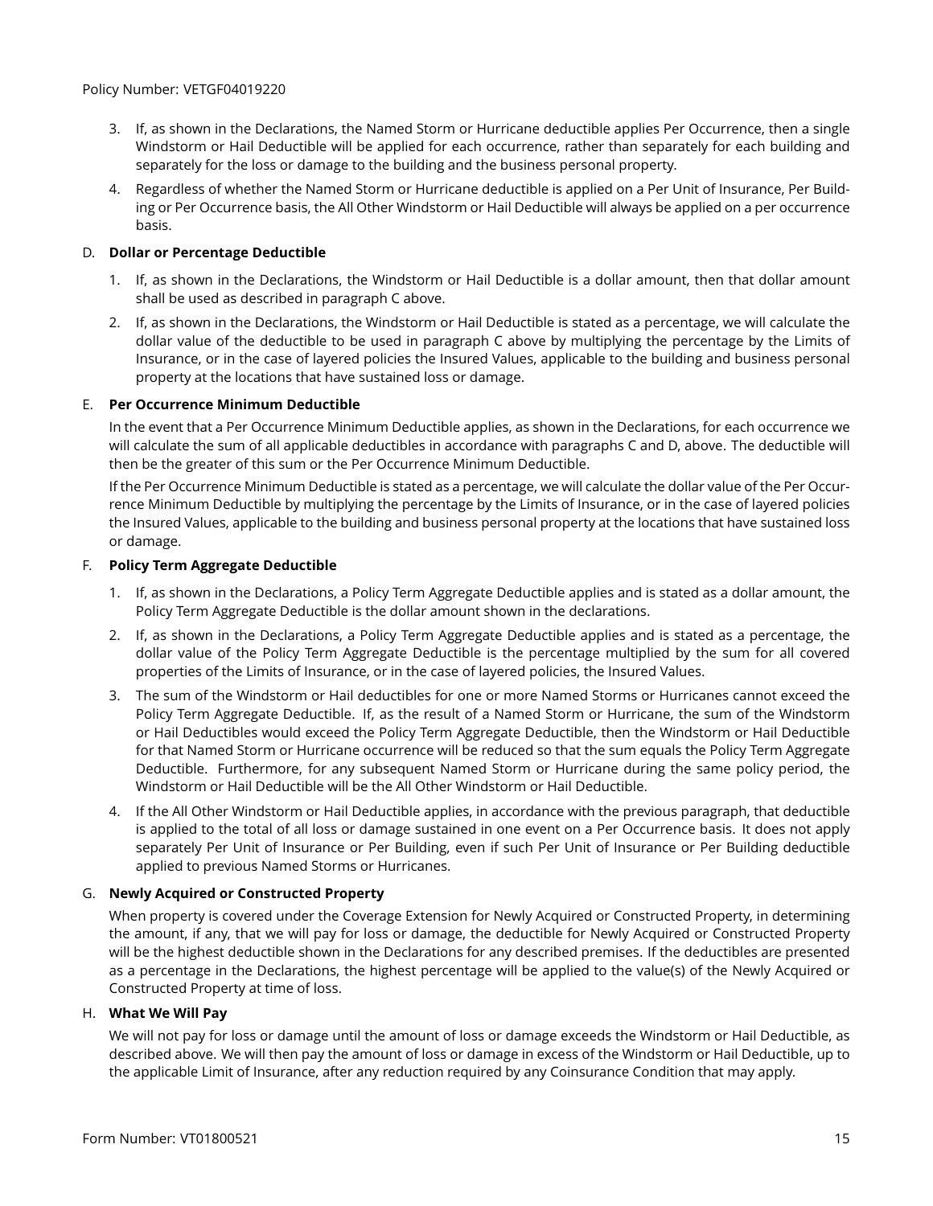3. If, as shown in the Declarations, the Named Storm or Hurricane deductible applies Per Occurrence, then a single Windstorm or Hail Deductible will be applied for each occurrence, rather than separately for each building and separately for the loss or damage to the building and the business personal property.

4. Regardless of whether the Named Storm or Hurricane deductible is applied on a Per Unit of Insurance, Per Building or Per Occurrence basis, the All Other Windstorm or Hail Deductible will always be applied on a per occurrence basis.

D. **Dollar or Percentage Deductible**

1. If, as shown in the Declarations, the Windstorm or Hail Deductible is a dollar amount, then that dollar amount shall be used as described in paragraph C above.

2. If, as shown in the Declarations, the Windstorm or Hail Deductible is stated as a percentage, we will calculate the dollar value of the deductible to be used in paragraph C above by multiplying the percentage by the Limits of Insurance, or in the case of layered policies the Insured Values, applicable to the building and business personal property at the locations that have sustained loss or damage.

E. **Per Occurrence Minimum Deductible**

In the event that a Per Occurrence Minimum Deductible applies, as shown in the Declarations, for each occurrence we will calculate the sum of all applicable deductibles in accordance with paragraphs C and D, above. The deductible will then be the greater of this sum or the Per Occurrence Minimum Deductible.

If the Per Occurrence Minimum Deductible is stated as a percentage, we will calculate the dollar value of the Per Occurrence Minimum Deductible by multiplying the percentage by the Limits of Insurance, or in the case of layered policies the Insured Values, applicable to the building and business personal property at the locations that have sustained loss or damage.

F. **Policy Term Aggregate Deductible**

1. If, as shown in the Declarations, a Policy Term Aggregate Deductible applies and is stated as a dollar amount, the Policy Term Aggregate Deductible is the dollar amount shown in the declarations.

2. If, as shown in the Declarations, a Policy Term Aggregate Deductible applies and is stated as a percentage, the dollar value of the Policy Term Aggregate Deductible is the percentage multiplied by the sum for all covered properties of the Limits of Insurance, or in the case of layered policies, the Insured Values.

3. The sum of the Windstorm or Hail deductibles for one or more Named Storms or Hurricanes cannot exceed the Policy Term Aggregate Deductible. If, as the result of a Named Storm or Hurricane, the sum of the Windstorm or Hail Deductibles would exceed the Policy Term Aggregate Deductible, then the Windstorm or Hail Deductible for that Named Storm or Hurricane occurrence will be reduced so that the sum equals the Policy Term Aggregate Deductible. Furthermore, for any subsequent Named Storm or Hurricane during the same policy period, the Windstorm or Hail Deductible will be the All Other Windstorm or Hail Deductible.

4. If the All Other Windstorm or Hail Deductible applies, in accordance with the previous paragraph, that deductible is applied to the total of all loss or damage sustained in one event on a Per Occurrence basis. It does not apply separately Per Unit of Insurance or Per Building, even if such Per Unit of Insurance or Per Building deductible applied to previous Named Storms or Hurricanes.

G. **Newly Acquired or Constructed Property**

When property is covered under the Coverage Extension for Newly Acquired or Constructed Property, in determining the amount, if any, that we will pay for loss or damage, the deductible for Newly Acquired or Constructed Property will be the highest deductible shown in the Declarations for any described premises. If the deductibles are presented as a percentage in the Declarations, the highest percentage will be applied to the value(s) of the Newly Acquired or Constructed Property at time of loss.

H. **What We Will Pay**

We will not pay for loss or damage until the amount of loss or damage exceeds the Windstorm or Hail Deductible, as described above. We will then pay the amount of loss or damage in excess of the Windstorm or Hail Deductible, up to the applicable Limit of Insurance, after any reduction required by any Coinsurance Condition that may apply.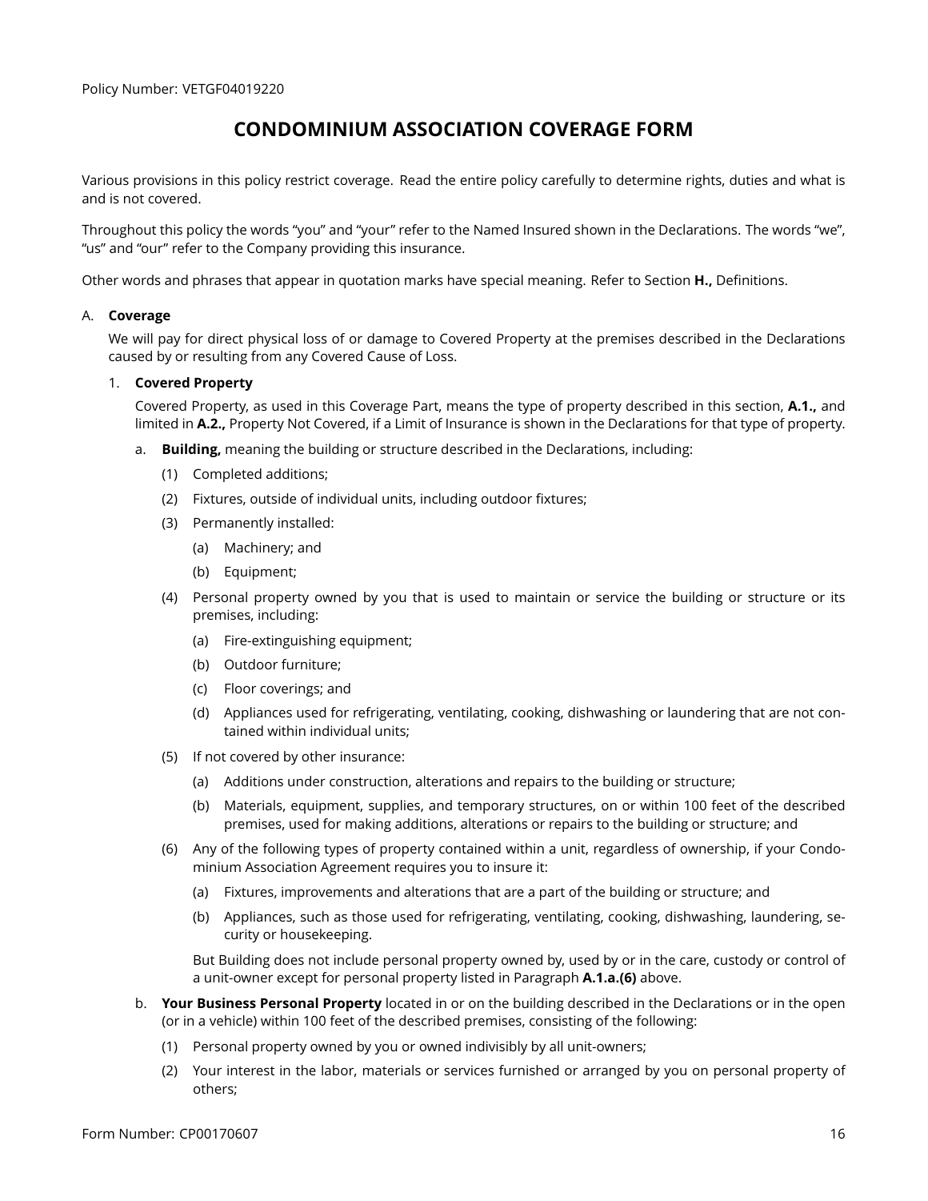Policy Number: VETGF04019220

# CONDOMINIUM ASSOCIATION COVERAGE FORM

Various provisions in this policy restrict coverage. Read the entire policy carefully to determine rights, duties and what is and is not covered.

Throughout this policy the words "you" and "your" refer to the Named Insured shown in the Declarations. The words "we", "us" and "our" refer to the Company providing this insurance.

Other words and phrases that appear in quotation marks have special meaning. Refer to Section **H.,** Definitions.

A. **Coverage**

We will pay for direct physical loss of or damage to Covered Property at the premises described in the Declarations caused by or resulting from any Covered Cause of Loss.

1. **Covered Property**

   Covered Property, as used in this Coverage Part, means the type of property described in this section, **A.1.,** and limited in **A.2.,** Property Not Covered, if a Limit of Insurance is shown in the Declarations for that type of property.

   a. **Building,** meaning the building or structure described in the Declarations, including:

      (1) Completed additions;

      (2) Fixtures, outside of individual units, including outdoor fixtures;

      (3) Permanently installed:

         (a) Machinery; and

         (b) Equipment;

      (4) Personal property owned by you that is used to maintain or service the building or structure or its premises, including:

         (a) Fire-extinguishing equipment;

         (b) Outdoor furniture;

         (c) Floor coverings; and

         (d) Appliances used for refrigerating, ventilating, cooking, dishwashing or laundering that are not contained within individual units;

      (5) If not covered by other insurance:

         (a) Additions under construction, alterations and repairs to the building or structure;

         (b) Materials, equipment, supplies, and temporary structures, on or within 100 feet of the described premises, used for making additions, alterations or repairs to the building or structure; and

      (6) Any of the following types of property contained within a unit, regardless of ownership, if your Condominium Association Agreement requires you to insure it:

         (a) Fixtures, improvements and alterations that are a part of the building or structure; and

         (b) Appliances, such as those used for refrigerating, ventilating, cooking, dishwashing, laundering, security or housekeeping.

      But Building does not include personal property owned by, used by or in the care, custody or control of a unit-owner except for personal property listed in Paragraph **A.1.a.(6)** above.

   b. **Your Business Personal Property** located in or on the building described in the Declarations or in the open (or in a vehicle) within 100 feet of the described premises, consisting of the following:

      (1) Personal property owned by you or owned indivisibly by all unit-owners;

      (2) Your interest in the labor, materials or services furnished or arranged by you on personal property of others;

Form Number: CP00170607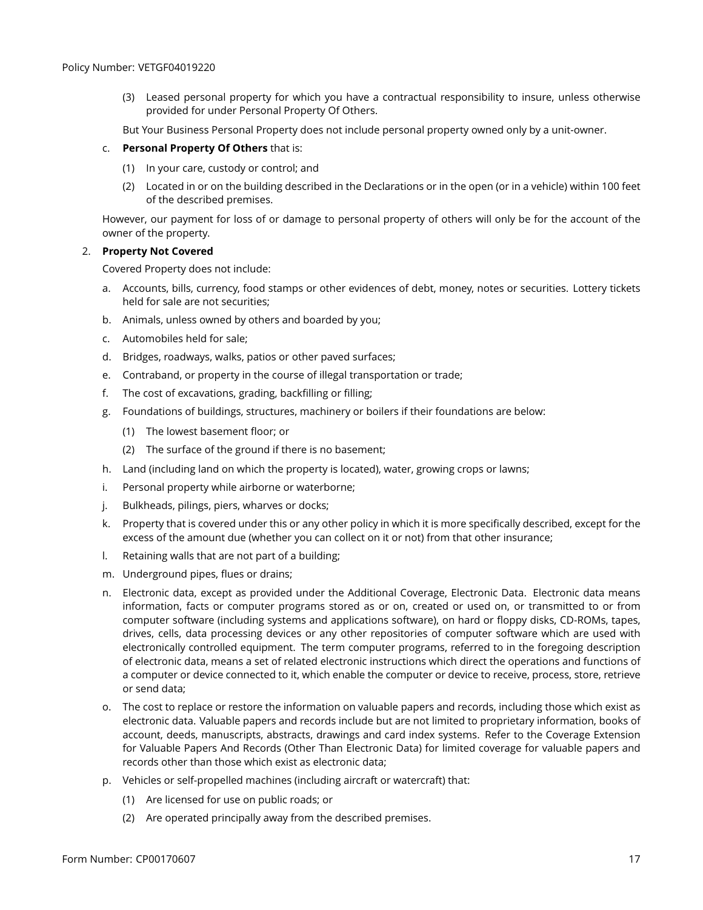(3) Leased personal property for which you have a contractual responsibility to insure, unless otherwise provided for under Personal Property Of Others.

But Your Business Personal Property does not include personal property owned only by a unit-owner.

c. **Personal Property Of Others** that is:

   (1) In your care, custody or control; and

   (2) Located in or on the building described in the Declarations or in the open (or in a vehicle) within 100 feet of the described premises.

However, our payment for loss of or damage to personal property of others will only be for the account of the owner of the property.

2. **Property Not Covered**

Covered Property does not include:

a. Accounts, bills, currency, food stamps or other evidences of debt, money, notes or securities. Lottery tickets held for sale are not securities;

b. Animals, unless owned by others and boarded by you;

c. Automobiles held for sale;

d. Bridges, roadways, walks, patios or other paved surfaces;

e. Contraband, or property in the course of illegal transportation or trade;

f. The cost of excavations, grading, backfilling or filling;

g. Foundations of buildings, structures, machinery or boilers if their foundations are below:

   (1) The lowest basement floor; or

   (2) The surface of the ground if there is no basement;

h. Land (including land on which the property is located), water, growing crops or lawns;

i. Personal property while airborne or waterborne;

j. Bulkheads, pilings, piers, wharves or docks;

k. Property that is covered under this or any other policy in which it is more specifically described, except for the excess of the amount due (whether you can collect on it or not) from that other insurance;

l. Retaining walls that are not part of a building;

m. Underground pipes, flues or drains;

n. Electronic data, except as provided under the Additional Coverage, Electronic Data. Electronic data means information, facts or computer programs stored as or on, created or used on, or transmitted to or from computer software (including systems and applications software), on hard or floppy disks, CD-ROMs, tapes, drives, cells, data processing devices or any other repositories of computer software which are used with electronically controlled equipment. The term computer programs, referred to in the foregoing description of electronic data, means a set of related electronic instructions which direct the operations and functions of a computer or device connected to it, which enable the computer or device to receive, process, store, retrieve or send data;

o. The cost to replace or restore the information on valuable papers and records, including those which exist as electronic data. Valuable papers and records include but are not limited to proprietary information, books of account, deeds, manuscripts, abstracts, drawings and card index systems. Refer to the Coverage Extension for Valuable Papers And Records (Other Than Electronic Data) for limited coverage for valuable papers and records other than those which exist as electronic data;

p. Vehicles or self-propelled machines (including aircraft or watercraft) that:

   (1) Are licensed for use on public roads; or

   (2) Are operated principally away from the described premises.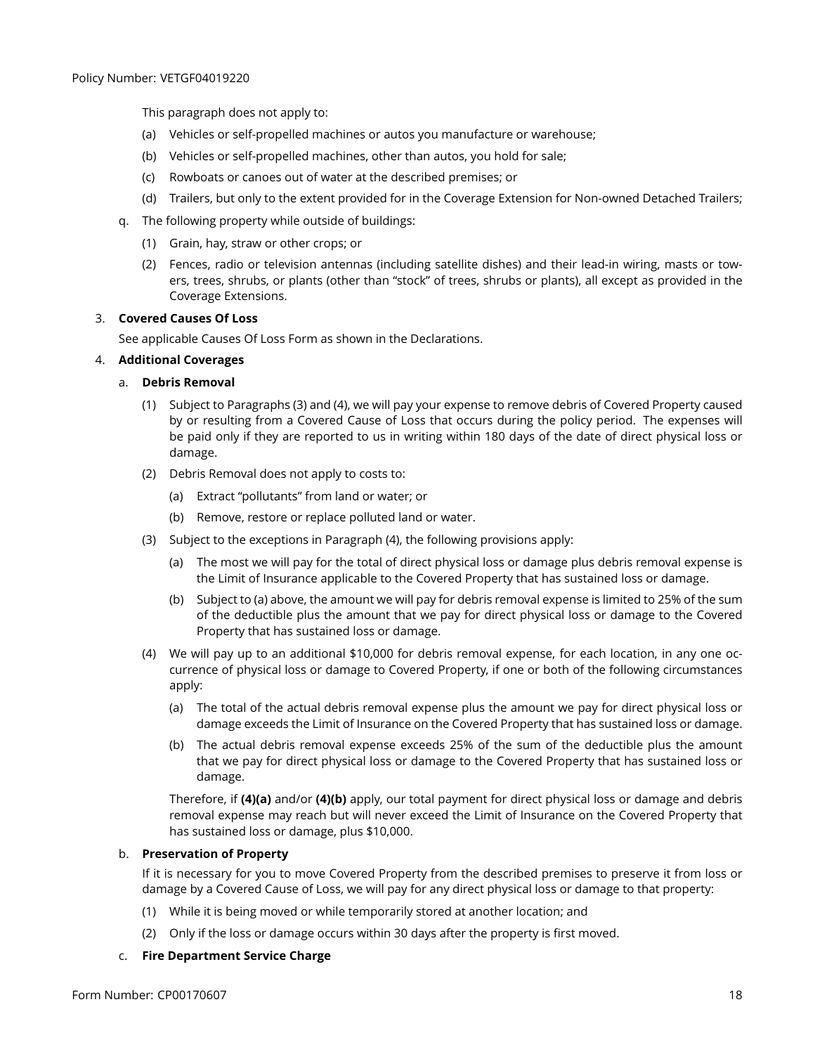This paragraph does not apply to:

(a) Vehicles or self-propelled machines or autos you manufacture or warehouse;

(b) Vehicles or self-propelled machines, other than autos, you hold for sale;

(c) Rowboats or canoes out of water at the described premises; or

(d) Trailers, but only to the extent provided for in the Coverage Extension for Non-owned Detached Trailers;

q. The following property while outside of buildings:

(1) Grain, hay, straw or other crops; or

(2) Fences, radio or television antennas (including satellite dishes) and their lead-in wiring, masts or towers, trees, shrubs, or plants (other than "stock" of trees, shrubs or plants), all except as provided in the Coverage Extensions.

3. **Covered Causes Of Loss**

See applicable Causes Of Loss Form as shown in the Declarations.

4. **Additional Coverages**

a. **Debris Removal**

(1) Subject to Paragraphs (3) and (4), we will pay your expense to remove debris of Covered Property caused by or resulting from a Covered Cause of Loss that occurs during the policy period. The expenses will be paid only if they are reported to us in writing within 180 days of the date of direct physical loss or damage.

(2) Debris Removal does not apply to costs to:

(a) Extract "pollutants" from land or water; or

(b) Remove, restore or replace polluted land or water.

(3) Subject to the exceptions in Paragraph (4), the following provisions apply:

(a) The most we will pay for the total of direct physical loss or damage plus debris removal expense is the Limit of Insurance applicable to the Covered Property that has sustained loss or damage.

(b) Subject to (a) above, the amount we will pay for debris removal expense is limited to 25% of the sum of the deductible plus the amount that we pay for direct physical loss or damage to the Covered Property that has sustained loss or damage.

(4) We will pay up to an additional $10,000 for debris removal expense, for each location, in any one occurrence of physical loss or damage to Covered Property, if one or both of the following circumstances apply:

(a) The total of the actual debris removal expense plus the amount we pay for direct physical loss or damage exceeds the Limit of Insurance on the Covered Property that has sustained loss or damage.

(b) The actual debris removal expense exceeds 25% of the sum of the deductible plus the amount that we pay for direct physical loss or damage to the Covered Property that has sustained loss or damage.

Therefore, if **(4)(a)** and/or **(4)(b)** apply, our total payment for direct physical loss or damage and debris removal expense may reach but will never exceed the Limit of Insurance on the Covered Property that has sustained loss or damage, plus $10,000.

b. **Preservation of Property**

If it is necessary for you to move Covered Property from the described premises to preserve it from loss or damage by a Covered Cause of Loss, we will pay for any direct physical loss or damage to that property:

(1) While it is being moved or while temporarily stored at another location; and

(2) Only if the loss or damage occurs within 30 days after the property is first moved.

c. **Fire Department Service Charge**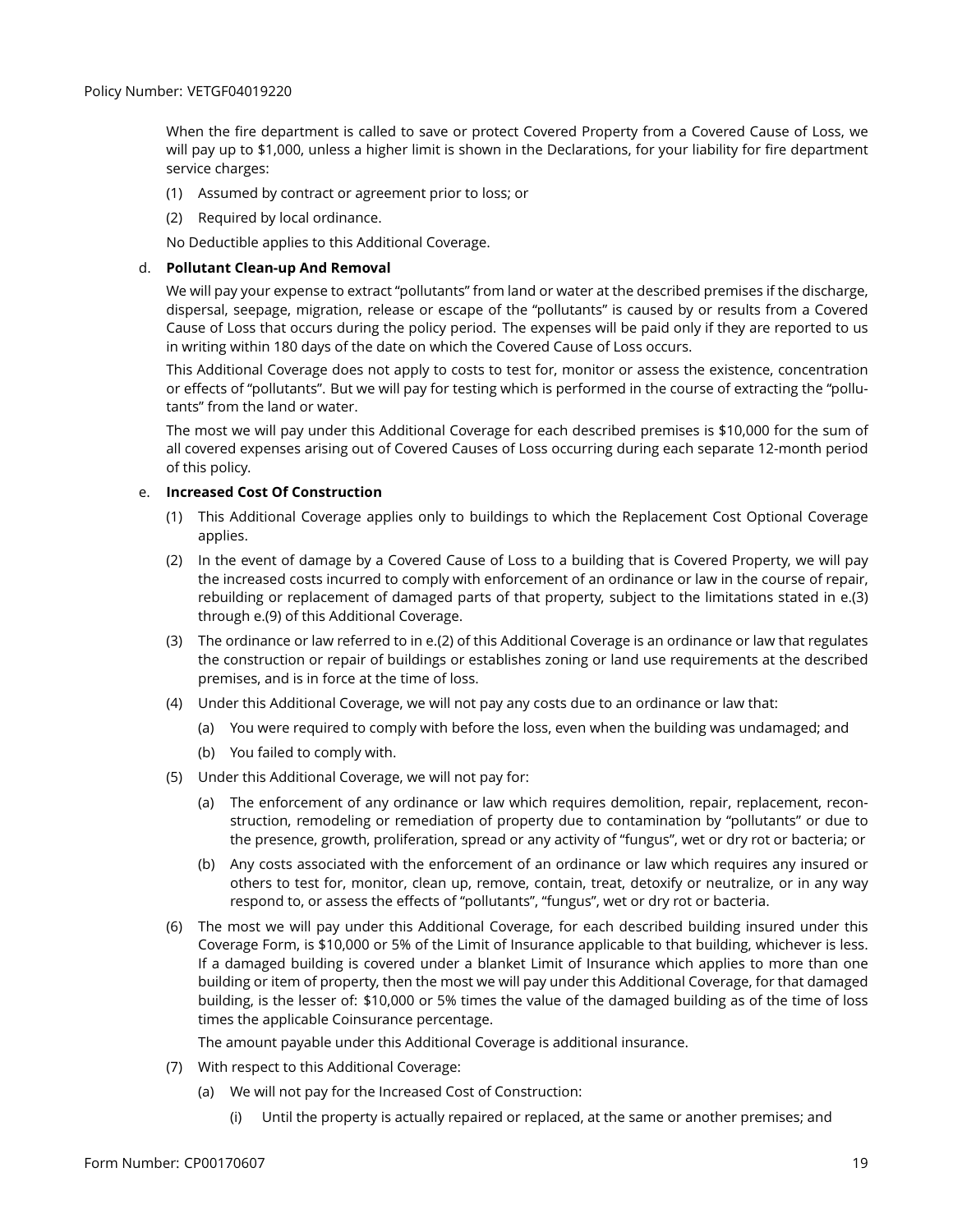When the fire department is called to save or protect Covered Property from a Covered Cause of Loss, we will pay up to $1,000, unless a higher limit is shown in the Declarations, for your liability for fire department service charges:

(1) Assumed by contract or agreement prior to loss; or

(2) Required by local ordinance.

No Deductible applies to this Additional Coverage.

d. **Pollutant Clean-up And Removal**

We will pay your expense to extract "pollutants" from land or water at the described premises if the discharge, dispersal, seepage, migration, release or escape of the "pollutants" is caused by or results from a Covered Cause of Loss that occurs during the policy period. The expenses will be paid only if they are reported to us in writing within 180 days of the date on which the Covered Cause of Loss occurs.

This Additional Coverage does not apply to costs to test for, monitor or assess the existence, concentration or effects of "pollutants". But we will pay for testing which is performed in the course of extracting the "pollutants" from the land or water.

The most we will pay under this Additional Coverage for each described premises is $10,000 for the sum of all covered expenses arising out of Covered Causes of Loss occurring during each separate 12-month period of this policy.

e. **Increased Cost Of Construction**

(1) This Additional Coverage applies only to buildings to which the Replacement Cost Optional Coverage applies.

(2) In the event of damage by a Covered Cause of Loss to a building that is Covered Property, we will pay the increased costs incurred to comply with enforcement of an ordinance or law in the course of repair, rebuilding or replacement of damaged parts of that property, subject to the limitations stated in e.(3) through e.(9) of this Additional Coverage.

(3) The ordinance or law referred to in e.(2) of this Additional Coverage is an ordinance or law that regulates the construction or repair of buildings or establishes zoning or land use requirements at the described premises, and is in force at the time of loss.

(4) Under this Additional Coverage, we will not pay any costs due to an ordinance or law that:

   (a) You were required to comply with before the loss, even when the building was undamaged; and

   (b) You failed to comply with.

(5) Under this Additional Coverage, we will not pay for:

   (a) The enforcement of any ordinance or law which requires demolition, repair, replacement, reconstruction, remodeling or remediation of property due to contamination by "pollutants" or due to the presence, growth, proliferation, spread or any activity of "fungus", wet or dry rot or bacteria; or

   (b) Any costs associated with the enforcement of an ordinance or law which requires any insured or others to test for, monitor, clean up, remove, contain, treat, detoxify or neutralize, or in any way respond to, or assess the effects of "pollutants", "fungus", wet or dry rot or bacteria.

(6) The most we will pay under this Additional Coverage, for each described building insured under this Coverage Form, is $10,000 or 5% of the Limit of Insurance applicable to that building, whichever is less. If a damaged building is covered under a blanket Limit of Insurance which applies to more than one building or item of property, then the most we will pay under this Additional Coverage, for that damaged building, is the lesser of: $10,000 or 5% times the value of the damaged building as of the time of loss times the applicable Coinsurance percentage.

The amount payable under this Additional Coverage is additional insurance.

(7) With respect to this Additional Coverage:

   (a) We will not pay for the Increased Cost of Construction:

      (i) Until the property is actually repaired or replaced, at the same or another premises; and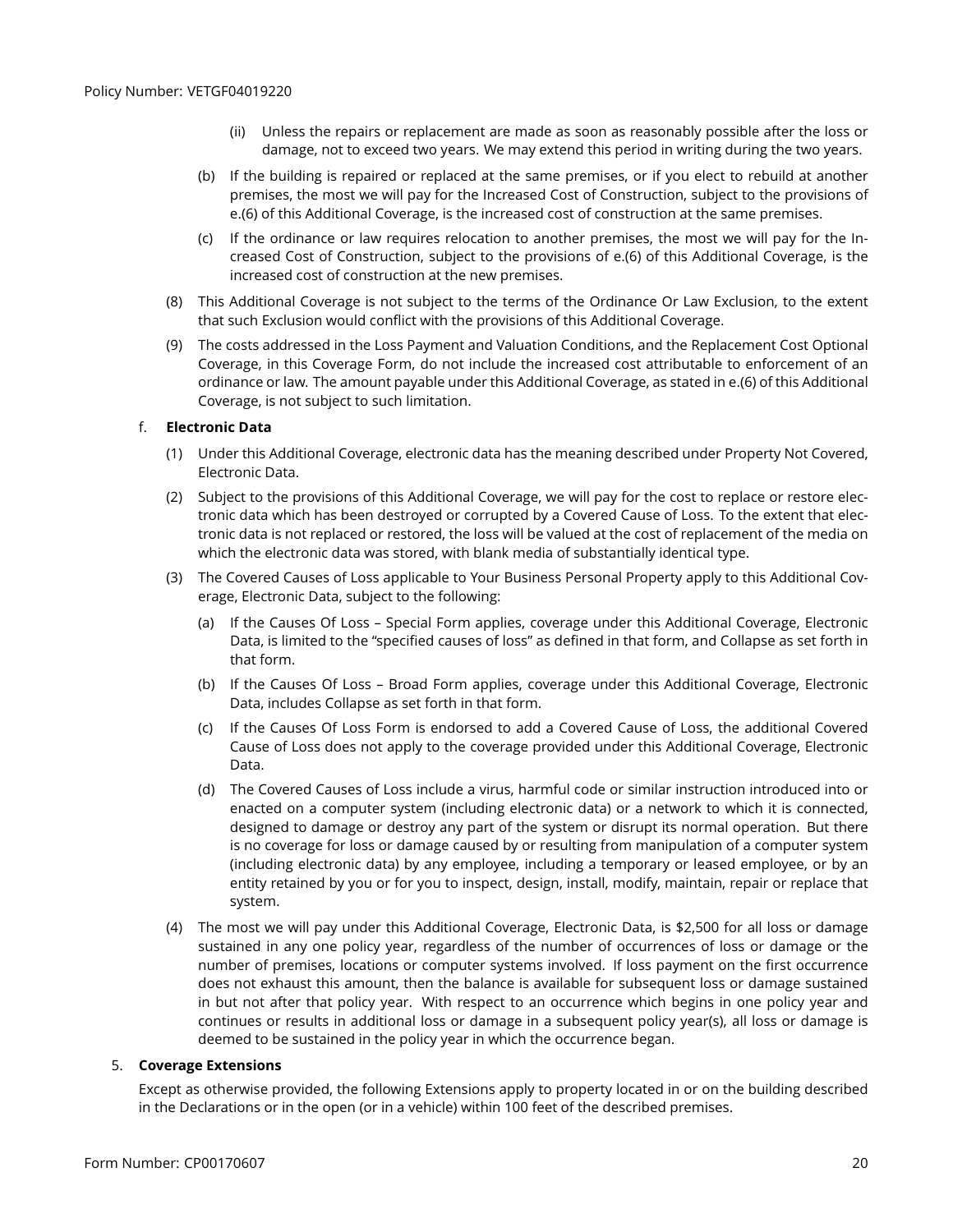(ii) Unless the repairs or replacement are made as soon as reasonably possible after the loss or damage, not to exceed two years. We may extend this period in writing during the two years.

(b) If the building is repaired or replaced at the same premises, or if you elect to rebuild at another premises, the most we will pay for the Increased Cost of Construction, subject to the provisions of e.(6) of this Additional Coverage, is the increased cost of construction at the same premises.

(c) If the ordinance or law requires relocation to another premises, the most we will pay for the Increased Cost of Construction, subject to the provisions of e.(6) of this Additional Coverage, is the increased cost of construction at the new premises.

(8) This Additional Coverage is not subject to the terms of the Ordinance Or Law Exclusion, to the extent that such Exclusion would conflict with the provisions of this Additional Coverage.

(9) The costs addressed in the Loss Payment and Valuation Conditions, and the Replacement Cost Optional Coverage, in this Coverage Form, do not include the increased cost attributable to enforcement of an ordinance or law. The amount payable under this Additional Coverage, as stated in e.(6) of this Additional Coverage, is not subject to such limitation.

f. **Electronic Data**

(1) Under this Additional Coverage, electronic data has the meaning described under Property Not Covered, Electronic Data.

(2) Subject to the provisions of this Additional Coverage, we will pay for the cost to replace or restore electronic data which has been destroyed or corrupted by a Covered Cause of Loss. To the extent that electronic data is not replaced or restored, the loss will be valued at the cost of replacement of the media on which the electronic data was stored, with blank media of substantially identical type.

(3) The Covered Causes of Loss applicable to Your Business Personal Property apply to this Additional Coverage, Electronic Data, subject to the following:

(a) If the Causes Of Loss – Special Form applies, coverage under this Additional Coverage, Electronic Data, is limited to the "specified causes of loss" as defined in that form, and Collapse as set forth in that form.

(b) If the Causes Of Loss – Broad Form applies, coverage under this Additional Coverage, Electronic Data, includes Collapse as set forth in that form.

(c) If the Causes Of Loss Form is endorsed to add a Covered Cause of Loss, the additional Covered Cause of Loss does not apply to the coverage provided under this Additional Coverage, Electronic Data.

(d) The Covered Causes of Loss include a virus, harmful code or similar instruction introduced into or enacted on a computer system (including electronic data) or a network to which it is connected, designed to damage or destroy any part of the system or disrupt its normal operation. But there is no coverage for loss or damage caused by or resulting from manipulation of a computer system (including electronic data) by any employee, including a temporary or leased employee, or by an entity retained by you or for you to inspect, design, install, modify, maintain, repair or replace that system.

(4) The most we will pay under this Additional Coverage, Electronic Data, is $2,500 for all loss or damage sustained in any one policy year, regardless of the number of occurrences of loss or damage or the number of premises, locations or computer systems involved. If loss payment on the first occurrence does not exhaust this amount, then the balance is available for subsequent loss or damage sustained in but not after that policy year. With respect to an occurrence which begins in one policy year and continues or results in additional loss or damage in a subsequent policy year(s), all loss or damage is deemed to be sustained in the policy year in which the occurrence began.

5. **Coverage Extensions**

Except as otherwise provided, the following Extensions apply to property located in or on the building described in the Declarations or in the open (or in a vehicle) within 100 feet of the described premises.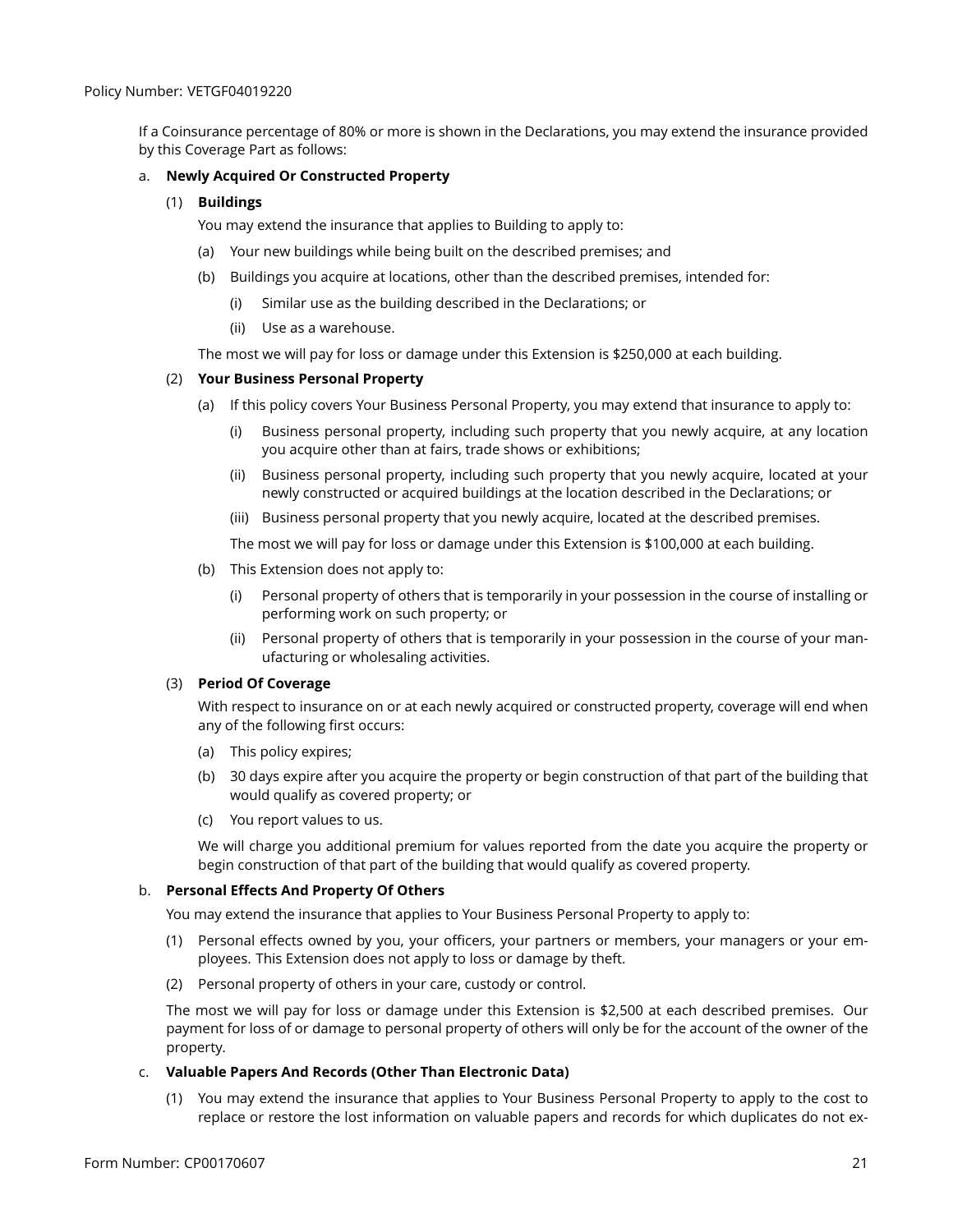If a Coinsurance percentage of 80% or more is shown in the Declarations, you may extend the insurance provided by this Coverage Part as follows:

a. **Newly Acquired Or Constructed Property**

   (1) **Buildings**

   You may extend the insurance that applies to Building to apply to:

   (a) Your new buildings while being built on the described premises; and

   (b) Buildings you acquire at locations, other than the described premises, intended for:

      (i) Similar use as the building described in the Declarations; or

      (ii) Use as a warehouse.

   The most we will pay for loss or damage under this Extension is $250,000 at each building.

   (2) **Your Business Personal Property**

   (a) If this policy covers Your Business Personal Property, you may extend that insurance to apply to:

      (i) Business personal property, including such property that you newly acquire, at any location you acquire other than at fairs, trade shows or exhibitions;

      (ii) Business personal property, including such property that you newly acquire, located at your newly constructed or acquired buildings at the location described in the Declarations; or

      (iii) Business personal property that you newly acquire, located at the described premises.

   The most we will pay for loss or damage under this Extension is $100,000 at each building.

   (b) This Extension does not apply to:

      (i) Personal property of others that is temporarily in your possession in the course of installing or performing work on such property; or

      (ii) Personal property of others that is temporarily in your possession in the course of your manufacturing or wholesaling activities.

   (3) **Period Of Coverage**

   With respect to insurance on or at each newly acquired or constructed property, coverage will end when any of the following first occurs:

   (a) This policy expires;

   (b) 30 days expire after you acquire the property or begin construction of that part of the building that would qualify as covered property; or

   (c) You report values to us.

   We will charge you additional premium for values reported from the date you acquire the property or begin construction of that part of the building that would qualify as covered property.

b. **Personal Effects And Property Of Others**

   You may extend the insurance that applies to Your Business Personal Property to apply to:

   (1) Personal effects owned by you, your officers, your partners or members, your managers or your employees. This Extension does not apply to loss or damage by theft.

   (2) Personal property of others in your care, custody or control.

   The most we will pay for loss or damage under this Extension is $2,500 at each described premises. Our payment for loss of or damage to personal property of others will only be for the account of the owner of the property.

c. **Valuable Papers And Records (Other Than Electronic Data)**

   (1) You may extend the insurance that applies to Your Business Personal Property to apply to the cost to replace or restore the lost information on valuable papers and records for which duplicates do not ex-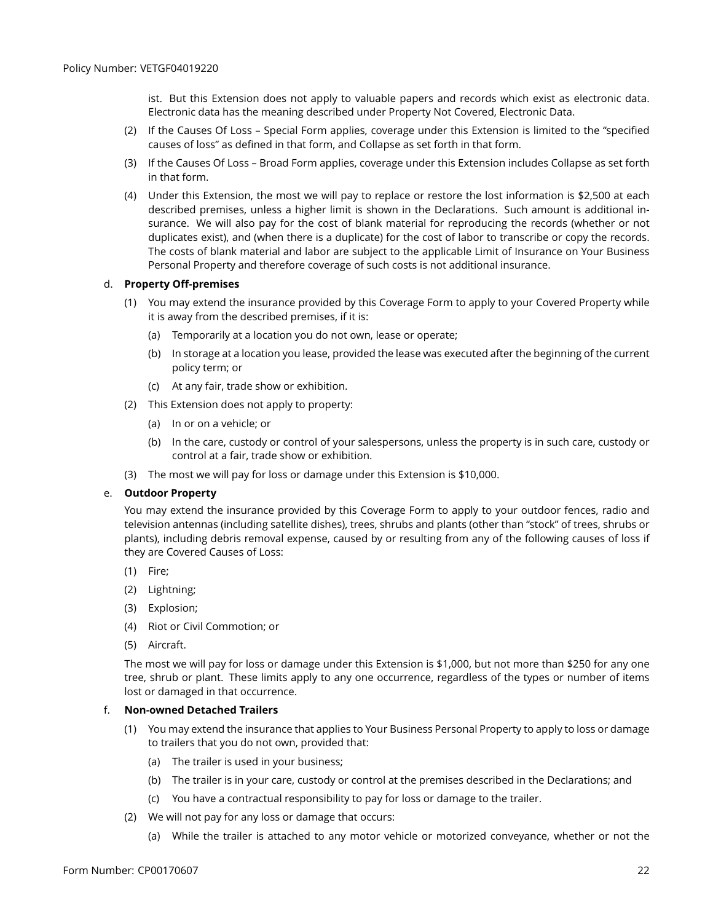ist. But this Extension does not apply to valuable papers and records which exist as electronic data. Electronic data has the meaning described under Property Not Covered, Electronic Data.

(2) If the Causes Of Loss – Special Form applies, coverage under this Extension is limited to the "specified causes of loss" as defined in that form, and Collapse as set forth in that form.

(3) If the Causes Of Loss – Broad Form applies, coverage under this Extension includes Collapse as set forth in that form.

(4) Under this Extension, the most we will pay to replace or restore the lost information is $2,500 at each described premises, unless a higher limit is shown in the Declarations. Such amount is additional insurance. We will also pay for the cost of blank material for reproducing the records (whether or not duplicates exist), and (when there is a duplicate) for the cost of labor to transcribe or copy the records. The costs of blank material and labor are subject to the applicable Limit of Insurance on Your Business Personal Property and therefore coverage of such costs is not additional insurance.

d. **Property Off-premises**

(1) You may extend the insurance provided by this Coverage Form to apply to your Covered Property while it is away from the described premises, if it is:

(a) Temporarily at a location you do not own, lease or operate;

(b) In storage at a location you lease, provided the lease was executed after the beginning of the current policy term; or

(c) At any fair, trade show or exhibition.

(2) This Extension does not apply to property:

(a) In or on a vehicle; or

(b) In the care, custody or control of your salespersons, unless the property is in such care, custody or control at a fair, trade show or exhibition.

(3) The most we will pay for loss or damage under this Extension is $10,000.

e. **Outdoor Property**

You may extend the insurance provided by this Coverage Form to apply to your outdoor fences, radio and television antennas (including satellite dishes), trees, shrubs and plants (other than "stock" of trees, shrubs or plants), including debris removal expense, caused by or resulting from any of the following causes of loss if they are Covered Causes of Loss:

(1) Fire;

(2) Lightning;

(3) Explosion;

(4) Riot or Civil Commotion; or

(5) Aircraft.

The most we will pay for loss or damage under this Extension is $1,000, but not more than $250 for any one tree, shrub or plant. These limits apply to any one occurrence, regardless of the types or number of items lost or damaged in that occurrence.

f. **Non-owned Detached Trailers**

(1) You may extend the insurance that applies to Your Business Personal Property to apply to loss or damage to trailers that you do not own, provided that:

(a) The trailer is used in your business;

(b) The trailer is in your care, custody or control at the premises described in the Declarations; and

(c) You have a contractual responsibility to pay for loss or damage to the trailer.

(2) We will not pay for any loss or damage that occurs:

(a) While the trailer is attached to any motor vehicle or motorized conveyance, whether or not the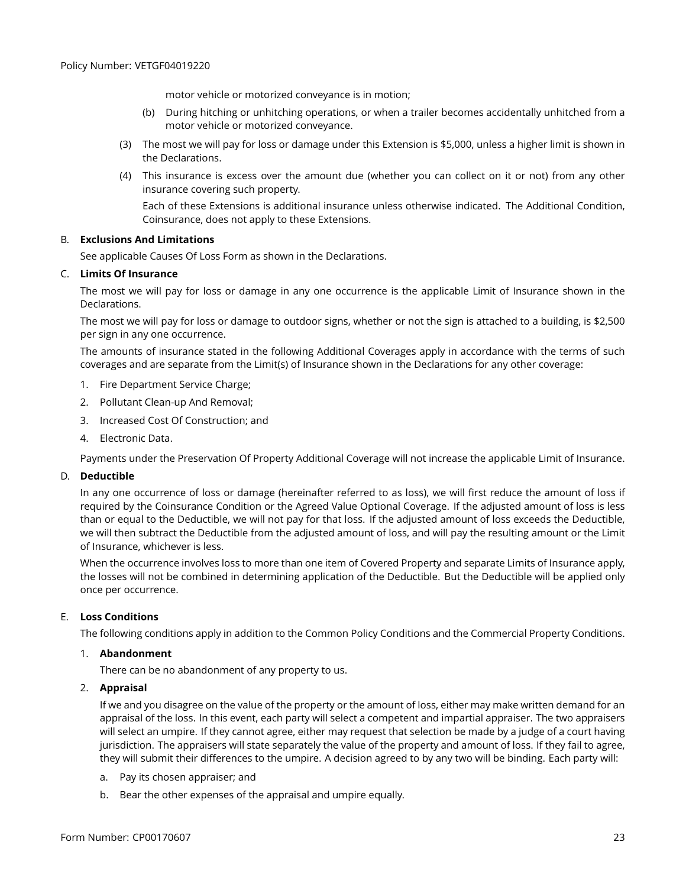motor vehicle or motorized conveyance is in motion;

(b) During hitching or unhitching operations, or when a trailer becomes accidentally unhitched from a motor vehicle or motorized conveyance.

(3) The most we will pay for loss or damage under this Extension is $5,000, unless a higher limit is shown in the Declarations.

(4) This insurance is excess over the amount due (whether you can collect on it or not) from any other insurance covering such property.

Each of these Extensions is additional insurance unless otherwise indicated. The Additional Condition, Coinsurance, does not apply to these Extensions.

B. **Exclusions And Limitations**

See applicable Causes Of Loss Form as shown in the Declarations.

C. **Limits Of Insurance**

The most we will pay for loss or damage in any one occurrence is the applicable Limit of Insurance shown in the Declarations.

The most we will pay for loss or damage to outdoor signs, whether or not the sign is attached to a building, is $2,500 per sign in any one occurrence.

The amounts of insurance stated in the following Additional Coverages apply in accordance with the terms of such coverages and are separate from the Limit(s) of Insurance shown in the Declarations for any other coverage:

1. Fire Department Service Charge;
2. Pollutant Clean-up And Removal;
3. Increased Cost Of Construction; and
4. Electronic Data.

Payments under the Preservation Of Property Additional Coverage will not increase the applicable Limit of Insurance.

D. **Deductible**

In any one occurrence of loss or damage (hereinafter referred to as loss), we will first reduce the amount of loss if required by the Coinsurance Condition or the Agreed Value Optional Coverage. If the adjusted amount of loss is less than or equal to the Deductible, we will not pay for that loss. If the adjusted amount of loss exceeds the Deductible, we will then subtract the Deductible from the adjusted amount of loss, and will pay the resulting amount or the Limit of Insurance, whichever is less.

When the occurrence involves loss to more than one item of Covered Property and separate Limits of Insurance apply, the losses will not be combined in determining application of the Deductible. But the Deductible will be applied only once per occurrence.

E. **Loss Conditions**

The following conditions apply in addition to the Common Policy Conditions and the Commercial Property Conditions.

1. **Abandonment**

   There can be no abandonment of any property to us.

2. **Appraisal**

   If we and you disagree on the value of the property or the amount of loss, either may make written demand for an appraisal of the loss. In this event, each party will select a competent and impartial appraiser. The two appraisers will select an umpire. If they cannot agree, either may request that selection be made by a judge of a court having jurisdiction. The appraisers will state separately the value of the property and amount of loss. If they fail to agree, they will submit their differences to the umpire. A decision agreed to by any two will be binding. Each party will:

   a. Pay its chosen appraiser; and

   b. Bear the other expenses of the appraisal and umpire equally.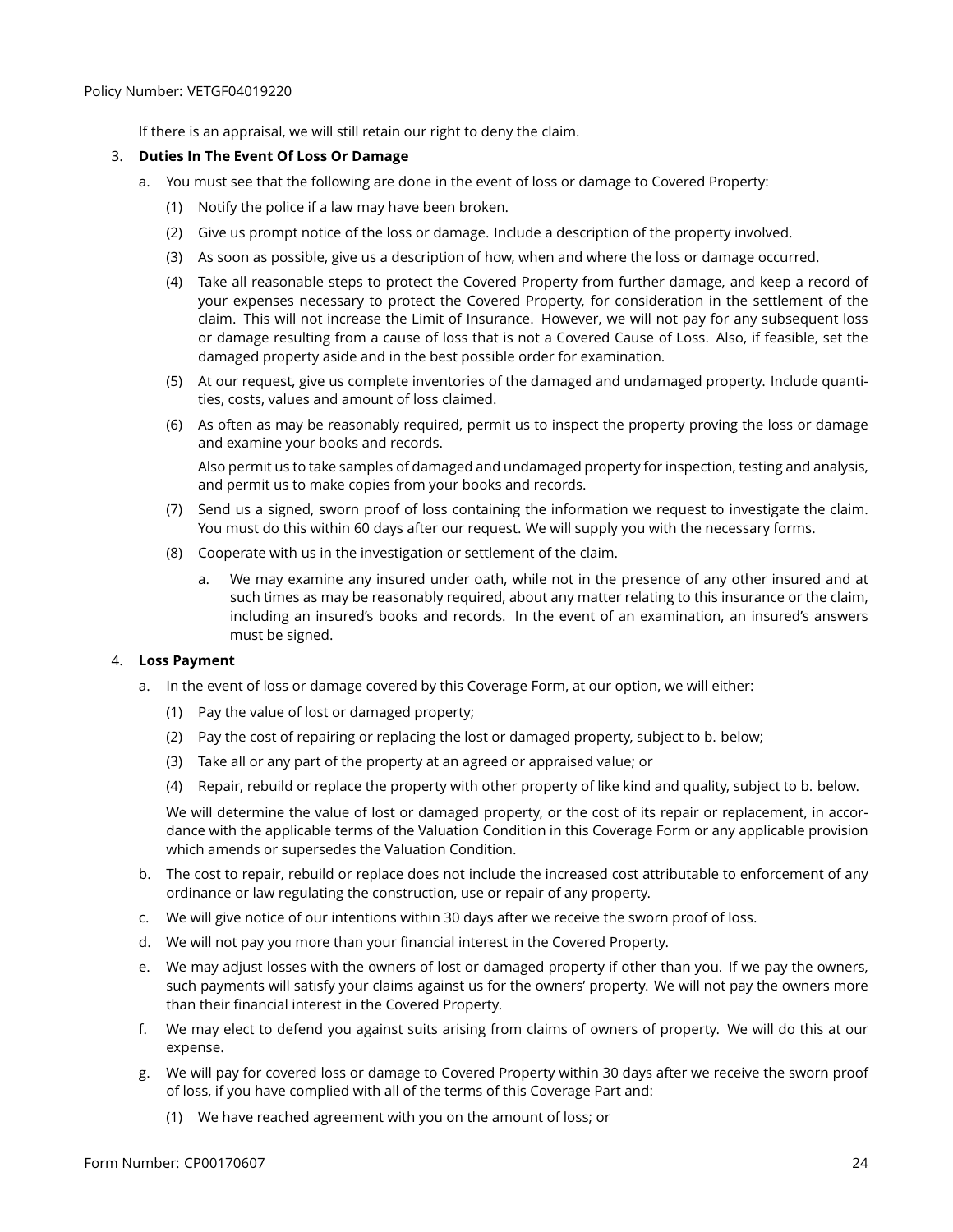If there is an appraisal, we will still retain our right to deny the claim.

3. **Duties In The Event Of Loss Or Damage**

   a. You must see that the following are done in the event of loss or damage to Covered Property:

      (1) Notify the police if a law may have been broken.

      (2) Give us prompt notice of the loss or damage. Include a description of the property involved.

      (3) As soon as possible, give us a description of how, when and where the loss or damage occurred.

      (4) Take all reasonable steps to protect the Covered Property from further damage, and keep a record of your expenses necessary to protect the Covered Property, for consideration in the settlement of the claim. This will not increase the Limit of Insurance. However, we will not pay for any subsequent loss or damage resulting from a cause of loss that is not a Covered Cause of Loss. Also, if feasible, set the damaged property aside and in the best possible order for examination.

      (5) At our request, give us complete inventories of the damaged and undamaged property. Include quantities, costs, values and amount of loss claimed.

      (6) As often as may be reasonably required, permit us to inspect the property proving the loss or damage and examine your books and records.

         Also permit us to take samples of damaged and undamaged property for inspection, testing and analysis, and permit us to make copies from your books and records.

      (7) Send us a signed, sworn proof of loss containing the information we request to investigate the claim. You must do this within 60 days after our request. We will supply you with the necessary forms.

      (8) Cooperate with us in the investigation or settlement of the claim.

         a. We may examine any insured under oath, while not in the presence of any other insured and at such times as may be reasonably required, about any matter relating to this insurance or the claim, including an insured's books and records. In the event of an examination, an insured's answers must be signed.

4. **Loss Payment**

   a. In the event of loss or damage covered by this Coverage Form, at our option, we will either:

      (1) Pay the value of lost or damaged property;

      (2) Pay the cost of repairing or replacing the lost or damaged property, subject to b. below;

      (3) Take all or any part of the property at an agreed or appraised value; or

      (4) Repair, rebuild or replace the property with other property of like kind and quality, subject to b. below.

      We will determine the value of lost or damaged property, or the cost of its repair or replacement, in accordance with the applicable terms of the Valuation Condition in this Coverage Form or any applicable provision which amends or supersedes the Valuation Condition.

   b. The cost to repair, rebuild or replace does not include the increased cost attributable to enforcement of any ordinance or law regulating the construction, use or repair of any property.

   c. We will give notice of our intentions within 30 days after we receive the sworn proof of loss.

   d. We will not pay you more than your financial interest in the Covered Property.

   e. We may adjust losses with the owners of lost or damaged property if other than you. If we pay the owners, such payments will satisfy your claims against us for the owners' property. We will not pay the owners more than their financial interest in the Covered Property.

   f. We may elect to defend you against suits arising from claims of owners of property. We will do this at our expense.

   g. We will pay for covered loss or damage to Covered Property within 30 days after we receive the sworn proof of loss, if you have complied with all of the terms of this Coverage Part and:

      (1) We have reached agreement with you on the amount of loss; or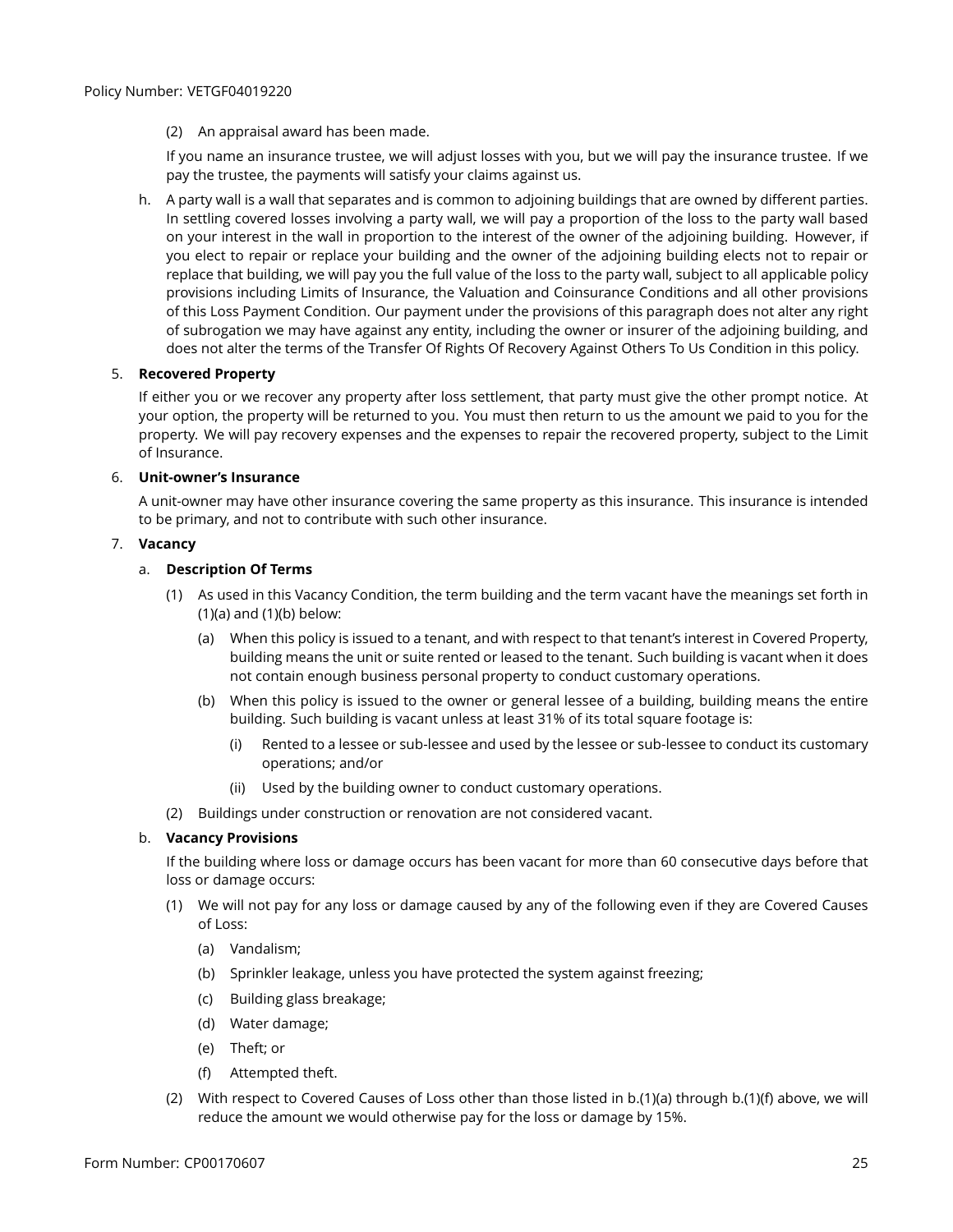(2) An appraisal award has been made.

If you name an insurance trustee, we will adjust losses with you, but we will pay the insurance trustee. If we pay the trustee, the payments will satisfy your claims against us.

h. A party wall is a wall that separates and is common to adjoining buildings that are owned by different parties. In settling covered losses involving a party wall, we will pay a proportion of the loss to the party wall based on your interest in the wall in proportion to the interest of the owner of the adjoining building. However, if you elect to repair or replace your building and the owner of the adjoining building elects not to repair or replace that building, we will pay you the full value of the loss to the party wall, subject to all applicable policy provisions including Limits of Insurance, the Valuation and Coinsurance Conditions and all other provisions of this Loss Payment Condition. Our payment under the provisions of this paragraph does not alter any right of subrogation we may have against any entity, including the owner or insurer of the adjoining building, and does not alter the terms of the Transfer Of Rights Of Recovery Against Others To Us Condition in this policy.

5. **Recovered Property**

If either you or we recover any property after loss settlement, that party must give the other prompt notice. At your option, the property will be returned to you. You must then return to us the amount we paid to you for the property. We will pay recovery expenses and the expenses to repair the recovered property, subject to the Limit of Insurance.

6. **Unit-owner's Insurance**

A unit-owner may have other insurance covering the same property as this insurance. This insurance is intended to be primary, and not to contribute with such other insurance.

7. **Vacancy**

a. **Description Of Terms**

(1) As used in this Vacancy Condition, the term building and the term vacant have the meanings set forth in (1)(a) and (1)(b) below:

(a) When this policy is issued to a tenant, and with respect to that tenant's interest in Covered Property, building means the unit or suite rented or leased to the tenant. Such building is vacant when it does not contain enough business personal property to conduct customary operations.

(b) When this policy is issued to the owner or general lessee of a building, building means the entire building. Such building is vacant unless at least 31% of its total square footage is:

(i) Rented to a lessee or sub-lessee and used by the lessee or sub-lessee to conduct its customary operations; and/or

(ii) Used by the building owner to conduct customary operations.

(2) Buildings under construction or renovation are not considered vacant.

b. **Vacancy Provisions**

If the building where loss or damage occurs has been vacant for more than 60 consecutive days before that loss or damage occurs:

(1) We will not pay for any loss or damage caused by any of the following even if they are Covered Causes of Loss:

(a) Vandalism;

(b) Sprinkler leakage, unless you have protected the system against freezing;

(c) Building glass breakage;

(d) Water damage;

(e) Theft; or

(f) Attempted theft.

(2) With respect to Covered Causes of Loss other than those listed in b.(1)(a) through b.(1)(f) above, we will reduce the amount we would otherwise pay for the loss or damage by 15%.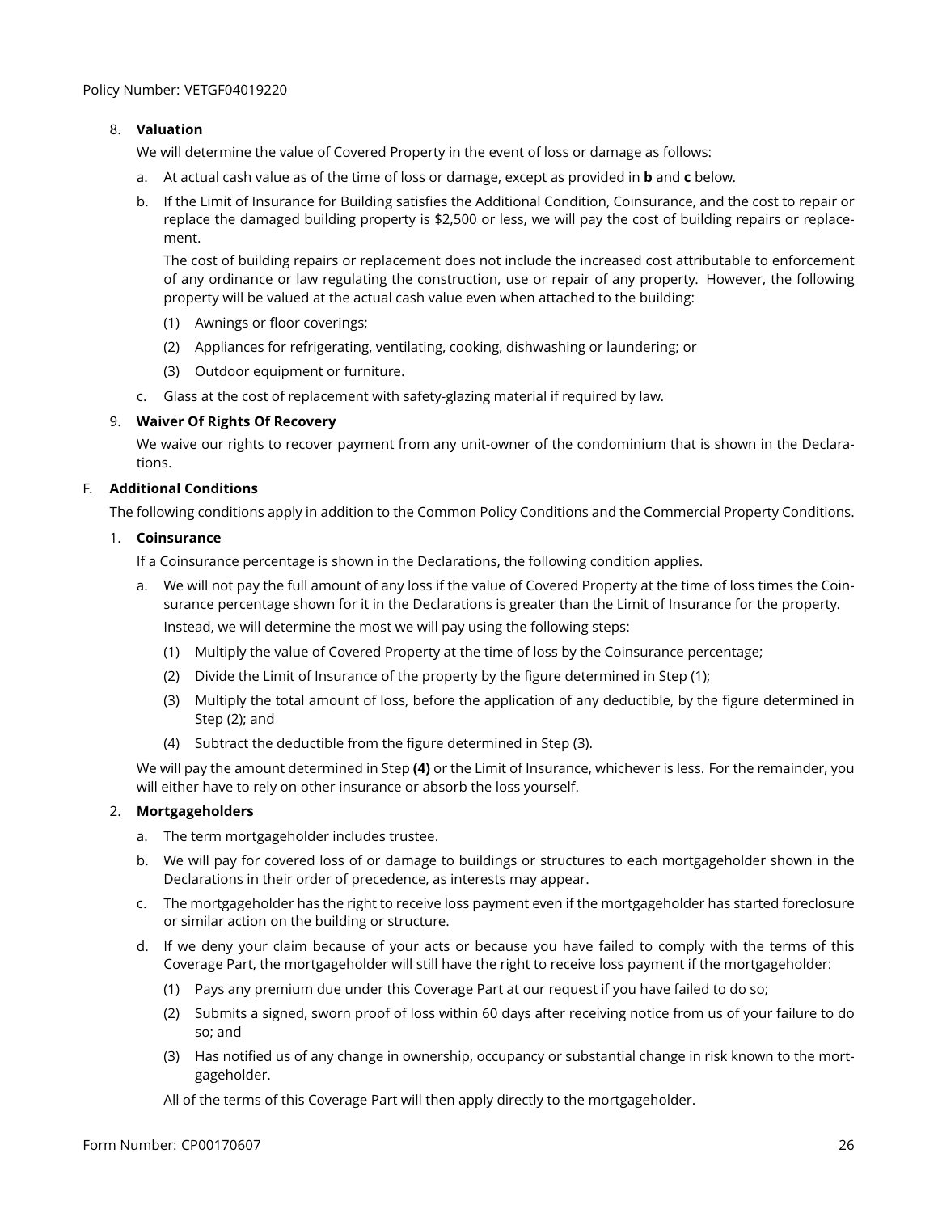8. **Valuation**

   We will determine the value of Covered Property in the event of loss or damage as follows:

   a. At actual cash value as of the time of loss or damage, except as provided in **b** and **c** below.

   b. If the Limit of Insurance for Building satisfies the Additional Condition, Coinsurance, and the cost to repair or replace the damaged building property is $2,500 or less, we will pay the cost of building repairs or replacement.

      The cost of building repairs or replacement does not include the increased cost attributable to enforcement of any ordinance or law regulating the construction, use or repair of any property. However, the following property will be valued at the actual cash value even when attached to the building:

      (1) Awnings or floor coverings;

      (2) Appliances for refrigerating, ventilating, cooking, dishwashing or laundering; or

      (3) Outdoor equipment or furniture.

   c. Glass at the cost of replacement with safety-glazing material if required by law.

9. **Waiver Of Rights Of Recovery**

   We waive our rights to recover payment from any unit-owner of the condominium that is shown in the Declarations.

F. **Additional Conditions**

The following conditions apply in addition to the Common Policy Conditions and the Commercial Property Conditions.

1. **Coinsurance**

   If a Coinsurance percentage is shown in the Declarations, the following condition applies.

   a. We will not pay the full amount of any loss if the value of Covered Property at the time of loss times the Coinsurance percentage shown for it in the Declarations is greater than the Limit of Insurance for the property.

      Instead, we will determine the most we will pay using the following steps:

      (1) Multiply the value of Covered Property at the time of loss by the Coinsurance percentage;

      (2) Divide the Limit of Insurance of the property by the figure determined in Step (1);

      (3) Multiply the total amount of loss, before the application of any deductible, by the figure determined in Step (2); and

      (4) Subtract the deductible from the figure determined in Step (3).

   We will pay the amount determined in Step **(4)** or the Limit of Insurance, whichever is less. For the remainder, you will either have to rely on other insurance or absorb the loss yourself.

2. **Mortgageholders**

   a. The term mortgageholder includes trustee.

   b. We will pay for covered loss of or damage to buildings or structures to each mortgageholder shown in the Declarations in their order of precedence, as interests may appear.

   c. The mortgageholder has the right to receive loss payment even if the mortgageholder has started foreclosure or similar action on the building or structure.

   d. If we deny your claim because of your acts or because you have failed to comply with the terms of this Coverage Part, the mortgageholder will still have the right to receive loss payment if the mortgageholder:

      (1) Pays any premium due under this Coverage Part at our request if you have failed to do so;

      (2) Submits a signed, sworn proof of loss within 60 days after receiving notice from us of your failure to do so; and

      (3) Has notified us of any change in ownership, occupancy or substantial change in risk known to the mortgageholder.

   All of the terms of this Coverage Part will then apply directly to the mortgageholder.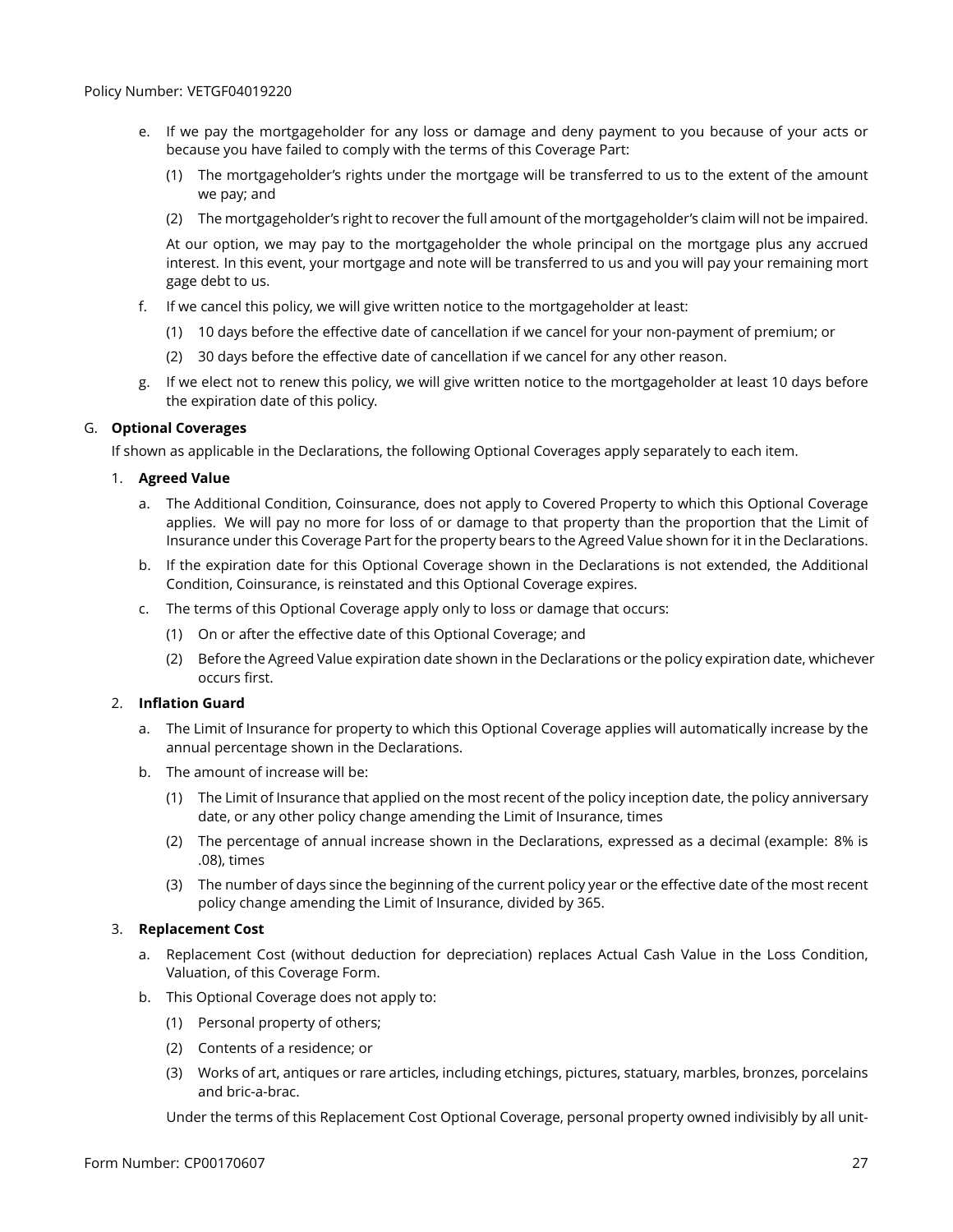e. If we pay the mortgageholder for any loss or damage and deny payment to you because of your acts or because you have failed to comply with the terms of this Coverage Part:

   (1) The mortgageholder's rights under the mortgage will be transferred to us to the extent of the amount we pay; and

   (2) The mortgageholder's right to recover the full amount of the mortgageholder's claim will not be impaired.

   At our option, we may pay to the mortgageholder the whole principal on the mortgage plus any accrued interest. In this event, your mortgage and note will be transferred to us and you will pay your remaining mort gage debt to us.

f. If we cancel this policy, we will give written notice to the mortgageholder at least:

   (1) 10 days before the effective date of cancellation if we cancel for your non-payment of premium; or

   (2) 30 days before the effective date of cancellation if we cancel for any other reason.

g. If we elect not to renew this policy, we will give written notice to the mortgageholder at least 10 days before the expiration date of this policy.

G. **Optional Coverages**

If shown as applicable in the Declarations, the following Optional Coverages apply separately to each item.

1. **Agreed Value**

   a. The Additional Condition, Coinsurance, does not apply to Covered Property to which this Optional Coverage applies. We will pay no more for loss of or damage to that property than the proportion that the Limit of Insurance under this Coverage Part for the property bears to the Agreed Value shown for it in the Declarations.

   b. If the expiration date for this Optional Coverage shown in the Declarations is not extended, the Additional Condition, Coinsurance, is reinstated and this Optional Coverage expires.

   c. The terms of this Optional Coverage apply only to loss or damage that occurs:

      (1) On or after the effective date of this Optional Coverage; and

      (2) Before the Agreed Value expiration date shown in the Declarations or the policy expiration date, whichever occurs first.

2. **Inflation Guard**

   a. The Limit of Insurance for property to which this Optional Coverage applies will automatically increase by the annual percentage shown in the Declarations.

   b. The amount of increase will be:

      (1) The Limit of Insurance that applied on the most recent of the policy inception date, the policy anniversary date, or any other policy change amending the Limit of Insurance, times

      (2) The percentage of annual increase shown in the Declarations, expressed as a decimal (example: 8% is .08), times

      (3) The number of days since the beginning of the current policy year or the effective date of the most recent policy change amending the Limit of Insurance, divided by 365.

3. **Replacement Cost**

   a. Replacement Cost (without deduction for depreciation) replaces Actual Cash Value in the Loss Condition, Valuation, of this Coverage Form.

   b. This Optional Coverage does not apply to:

      (1) Personal property of others;

      (2) Contents of a residence; or

      (3) Works of art, antiques or rare articles, including etchings, pictures, statuary, marbles, bronzes, porcelains and bric-a-brac.

   Under the terms of this Replacement Cost Optional Coverage, personal property owned indivisibly by all unit-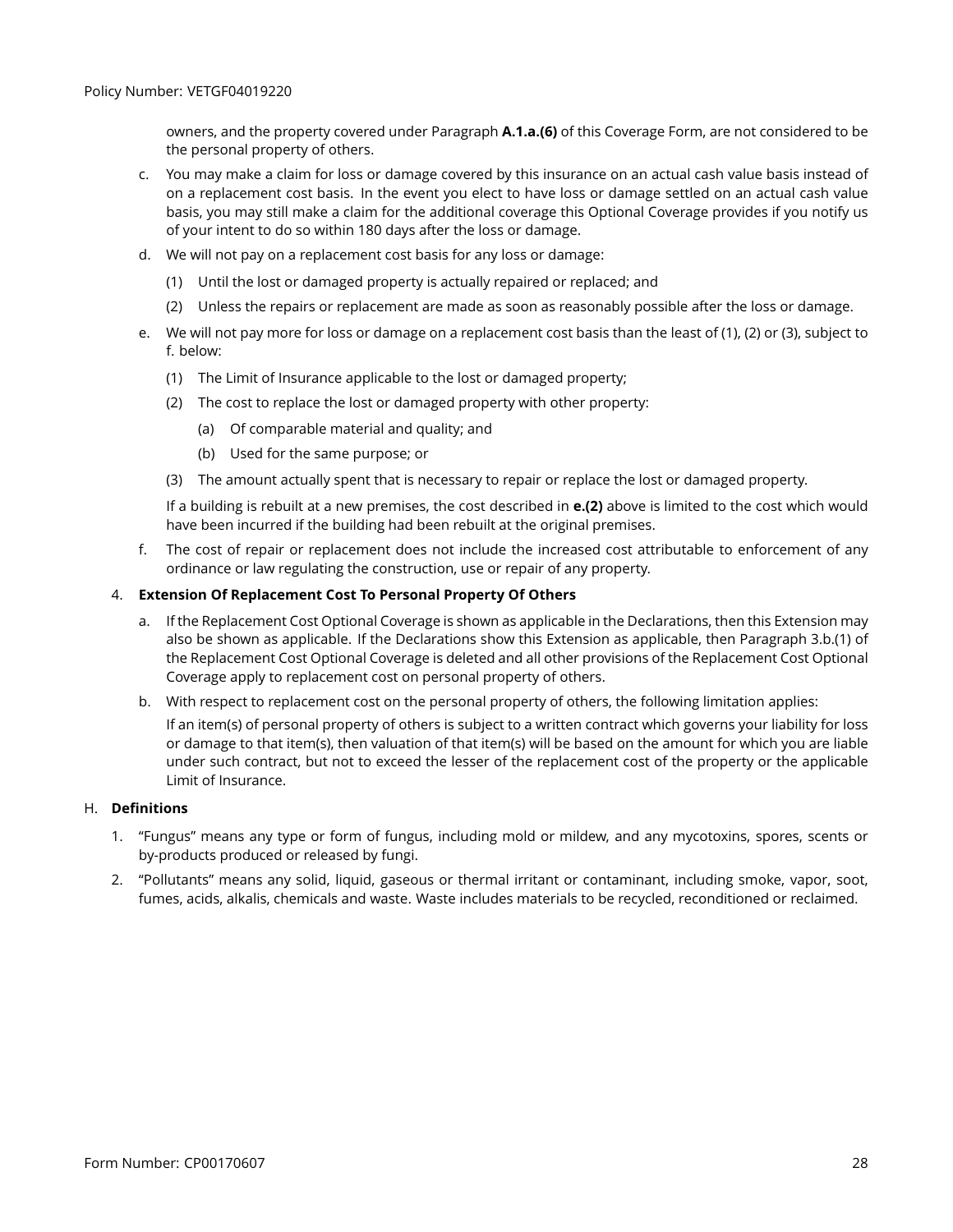owners, and the property covered under Paragraph **A.1.a.(6)** of this Coverage Form, are not considered to be the personal property of others.

c. You may make a claim for loss or damage covered by this insurance on an actual cash value basis instead of on a replacement cost basis. In the event you elect to have loss or damage settled on an actual cash value basis, you may still make a claim for the additional coverage this Optional Coverage provides if you notify us of your intent to do so within 180 days after the loss or damage.

d. We will not pay on a replacement cost basis for any loss or damage:

   (1) Until the lost or damaged property is actually repaired or replaced; and

   (2) Unless the repairs or replacement are made as soon as reasonably possible after the loss or damage.

e. We will not pay more for loss or damage on a replacement cost basis than the least of (1), (2) or (3), subject to f. below:

   (1) The Limit of Insurance applicable to the lost or damaged property;

   (2) The cost to replace the lost or damaged property with other property:

      (a) Of comparable material and quality; and

      (b) Used for the same purpose; or

   (3) The amount actually spent that is necessary to repair or replace the lost or damaged property.

   If a building is rebuilt at a new premises, the cost described in **e.(2)** above is limited to the cost which would have been incurred if the building had been rebuilt at the original premises.

f. The cost of repair or replacement does not include the increased cost attributable to enforcement of any ordinance or law regulating the construction, use or repair of any property.

4. **Extension Of Replacement Cost To Personal Property Of Others**

   a. If the Replacement Cost Optional Coverage is shown as applicable in the Declarations, then this Extension may also be shown as applicable. If the Declarations show this Extension as applicable, then Paragraph 3.b.(1) of the Replacement Cost Optional Coverage is deleted and all other provisions of the Replacement Cost Optional Coverage apply to replacement cost on personal property of others.

   b. With respect to replacement cost on the personal property of others, the following limitation applies:

   If an item(s) of personal property of others is subject to a written contract which governs your liability for loss or damage to that item(s), then valuation of that item(s) will be based on the amount for which you are liable under such contract, but not to exceed the lesser of the replacement cost of the property or the applicable Limit of Insurance.

H. **Definitions**

1. "Fungus" means any type or form of fungus, including mold or mildew, and any mycotoxins, spores, scents or by-products produced or released by fungi.

2. "Pollutants" means any solid, liquid, gaseous or thermal irritant or contaminant, including smoke, vapor, soot, fumes, acids, alkalis, chemicals and waste. Waste includes materials to be recycled, reconditioned or reclaimed.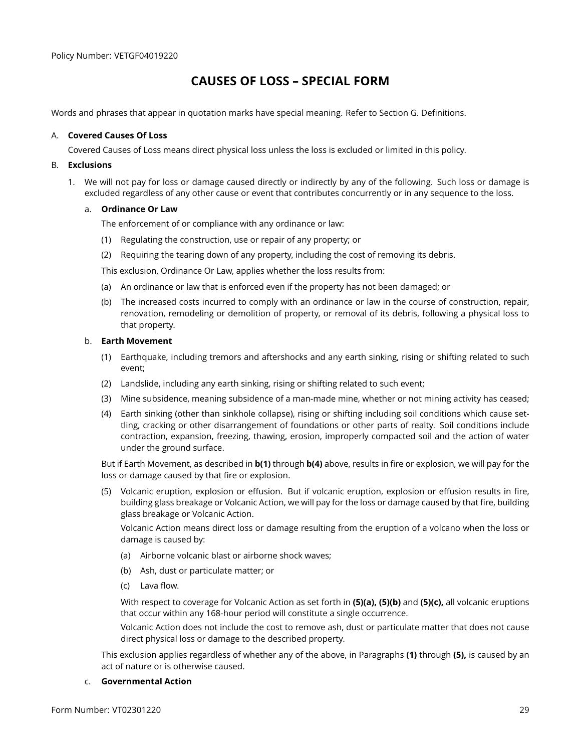Policy Number: VETGF04019220

# CAUSES OF LOSS – SPECIAL FORM

Words and phrases that appear in quotation marks have special meaning. Refer to Section G. Definitions.

A. **Covered Causes Of Loss**

Covered Causes of Loss means direct physical loss unless the loss is excluded or limited in this policy.

B. **Exclusions**

1. We will not pay for loss or damage caused directly or indirectly by any of the following. Such loss or damage is excluded regardless of any other cause or event that contributes concurrently or in any sequence to the loss.

   a. **Ordinance Or Law**

   The enforcement of or compliance with any ordinance or law:

   (1) Regulating the construction, use or repair of any property; or

   (2) Requiring the tearing down of any property, including the cost of removing its debris.

   This exclusion, Ordinance Or Law, applies whether the loss results from:

   (a) An ordinance or law that is enforced even if the property has not been damaged; or

   (b) The increased costs incurred to comply with an ordinance or law in the course of construction, repair, renovation, remodeling or demolition of property, or removal of its debris, following a physical loss to that property.

   b. **Earth Movement**

   (1) Earthquake, including tremors and aftershocks and any earth sinking, rising or shifting related to such event;

   (2) Landslide, including any earth sinking, rising or shifting related to such event;

   (3) Mine subsidence, meaning subsidence of a man-made mine, whether or not mining activity has ceased;

   (4) Earth sinking (other than sinkhole collapse), rising or shifting including soil conditions which cause settling, cracking or other disarrangement of foundations or other parts of realty. Soil conditions include contraction, expansion, freezing, thawing, erosion, improperly compacted soil and the action of water under the ground surface.

   But if Earth Movement, as described in **b(1)** through **b(4)** above, results in fire or explosion, we will pay for the loss or damage caused by that fire or explosion.

   (5) Volcanic eruption, explosion or effusion. But if volcanic eruption, explosion or effusion results in fire, building glass breakage or Volcanic Action, we will pay for the loss or damage caused by that fire, building glass breakage or Volcanic Action.

   Volcanic Action means direct loss or damage resulting from the eruption of a volcano when the loss or damage is caused by:

   (a) Airborne volcanic blast or airborne shock waves;

   (b) Ash, dust or particulate matter; or

   (c) Lava flow.

   With respect to coverage for Volcanic Action as set forth in **(5)(a), (5)(b)** and **(5)(c),** all volcanic eruptions that occur within any 168-hour period will constitute a single occurrence.

   Volcanic Action does not include the cost to remove ash, dust or particulate matter that does not cause direct physical loss or damage to the described property.

   This exclusion applies regardless of whether any of the above, in Paragraphs **(1)** through **(5),** is caused by an act of nature or is otherwise caused.

   c. **Governmental Action**

Form Number: VT02301220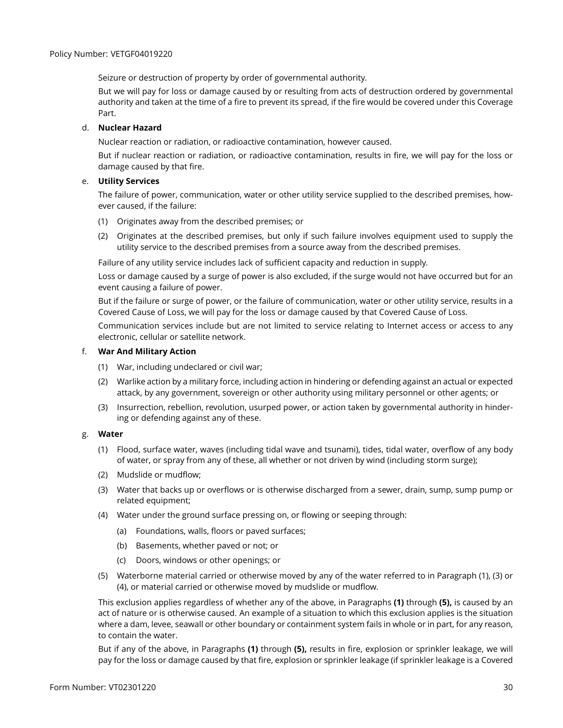Seizure or destruction of property by order of governmental authority.

But we will pay for loss or damage caused by or resulting from acts of destruction ordered by governmental authority and taken at the time of a fire to prevent its spread, if the fire would be covered under this Coverage Part.

d. **Nuclear Hazard**

Nuclear reaction or radiation, or radioactive contamination, however caused.

But if nuclear reaction or radiation, or radioactive contamination, results in fire, we will pay for the loss or damage caused by that fire.

e. **Utility Services**

The failure of power, communication, water or other utility service supplied to the described premises, however caused, if the failure:

(1) Originates away from the described premises; or

(2) Originates at the described premises, but only if such failure involves equipment used to supply the utility service to the described premises from a source away from the described premises.

Failure of any utility service includes lack of sufficient capacity and reduction in supply.

Loss or damage caused by a surge of power is also excluded, if the surge would not have occurred but for an event causing a failure of power.

But if the failure or surge of power, or the failure of communication, water or other utility service, results in a Covered Cause of Loss, we will pay for the loss or damage caused by that Covered Cause of Loss.

Communication services include but are not limited to service relating to Internet access or access to any electronic, cellular or satellite network.

f. **War And Military Action**

(1) War, including undeclared or civil war;

(2) Warlike action by a military force, including action in hindering or defending against an actual or expected attack, by any government, sovereign or other authority using military personnel or other agents; or

(3) Insurrection, rebellion, revolution, usurped power, or action taken by governmental authority in hindering or defending against any of these.

g. **Water**

(1) Flood, surface water, waves (including tidal wave and tsunami), tides, tidal water, overflow of any body of water, or spray from any of these, all whether or not driven by wind (including storm surge);

(2) Mudslide or mudflow;

(3) Water that backs up or overflows or is otherwise discharged from a sewer, drain, sump, sump pump or related equipment;

(4) Water under the ground surface pressing on, or flowing or seeping through:

  (a) Foundations, walls, floors or paved surfaces;

  (b) Basements, whether paved or not; or

  (c) Doors, windows or other openings; or

(5) Waterborne material carried or otherwise moved by any of the water referred to in Paragraph (1), (3) or (4), or material carried or otherwise moved by mudslide or mudflow.

This exclusion applies regardless of whether any of the above, in Paragraphs **(1)** through **(5),** is caused by an act of nature or is otherwise caused. An example of a situation to which this exclusion applies is the situation where a dam, levee, seawall or other boundary or containment system fails in whole or in part, for any reason, to contain the water.

But if any of the above, in Paragraphs **(1)** through **(5),** results in fire, explosion or sprinkler leakage, we will pay for the loss or damage caused by that fire, explosion or sprinkler leakage (if sprinkler leakage is a Covered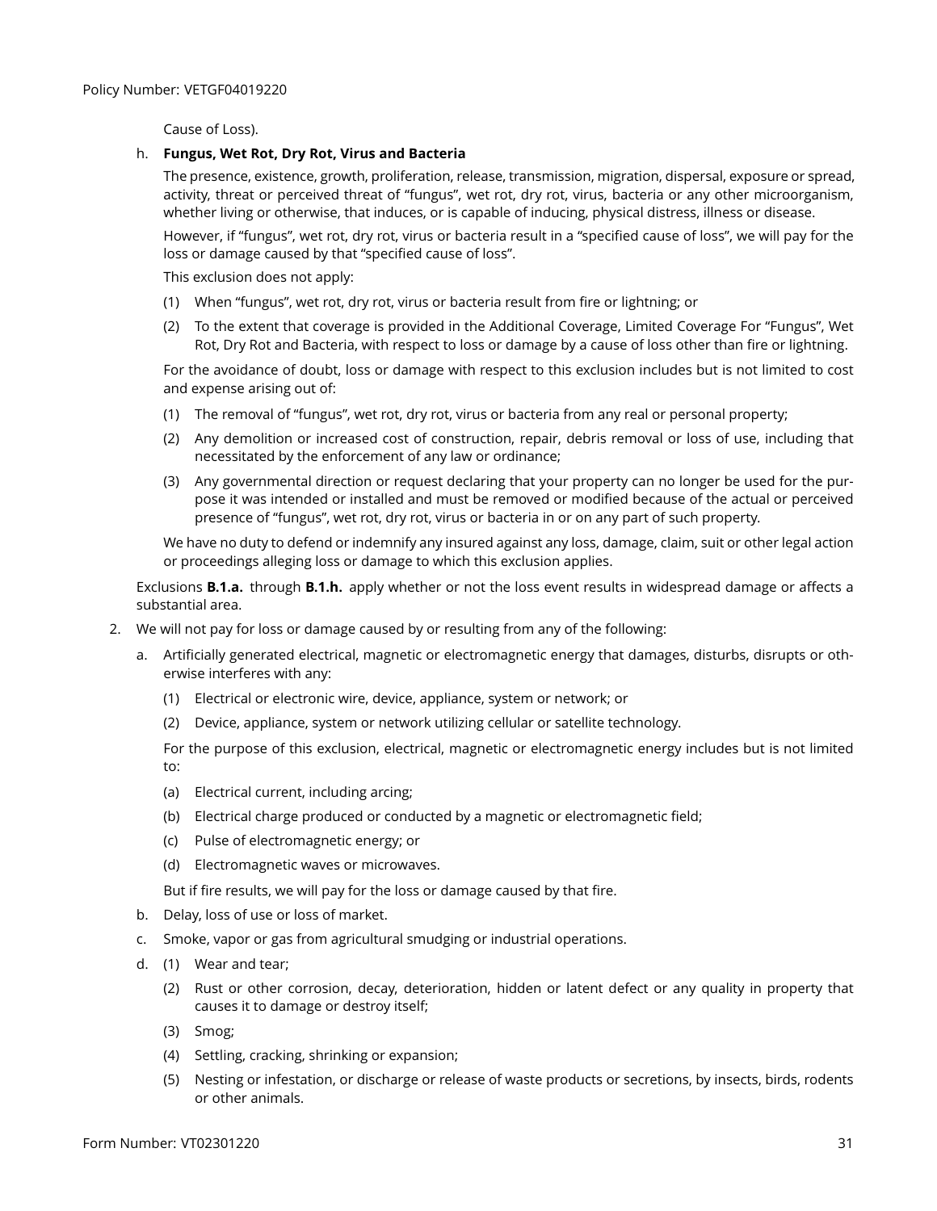Cause of Loss).

h. **Fungus, Wet Rot, Dry Rot, Virus and Bacteria**

The presence, existence, growth, proliferation, release, transmission, migration, dispersal, exposure or spread, activity, threat or perceived threat of "fungus", wet rot, dry rot, virus, bacteria or any other microorganism, whether living or otherwise, that induces, or is capable of inducing, physical distress, illness or disease.

However, if "fungus", wet rot, dry rot, virus or bacteria result in a "specified cause of loss", we will pay for the loss or damage caused by that "specified cause of loss".

This exclusion does not apply:

(1) When "fungus", wet rot, dry rot, virus or bacteria result from fire or lightning; or

(2) To the extent that coverage is provided in the Additional Coverage, Limited Coverage For "Fungus", Wet Rot, Dry Rot and Bacteria, with respect to loss or damage by a cause of loss other than fire or lightning.

For the avoidance of doubt, loss or damage with respect to this exclusion includes but is not limited to cost and expense arising out of:

(1) The removal of "fungus", wet rot, dry rot, virus or bacteria from any real or personal property;

(2) Any demolition or increased cost of construction, repair, debris removal or loss of use, including that necessitated by the enforcement of any law or ordinance;

(3) Any governmental direction or request declaring that your property can no longer be used for the purpose it was intended or installed and must be removed or modified because of the actual or perceived presence of "fungus", wet rot, dry rot, virus or bacteria in or on any part of such property.

We have no duty to defend or indemnify any insured against any loss, damage, claim, suit or other legal action or proceedings alleging loss or damage to which this exclusion applies.

Exclusions **B.1.a.** through **B.1.h.** apply whether or not the loss event results in widespread damage or affects a substantial area.

2. We will not pay for loss or damage caused by or resulting from any of the following:

a. Artificially generated electrical, magnetic or electromagnetic energy that damages, disturbs, disrupts or otherwise interferes with any:

(1) Electrical or electronic wire, device, appliance, system or network; or

(2) Device, appliance, system or network utilizing cellular or satellite technology.

For the purpose of this exclusion, electrical, magnetic or electromagnetic energy includes but is not limited to:

(a) Electrical current, including arcing;

(b) Electrical charge produced or conducted by a magnetic or electromagnetic field;

(c) Pulse of electromagnetic energy; or

(d) Electromagnetic waves or microwaves.

But if fire results, we will pay for the loss or damage caused by that fire.

b. Delay, loss of use or loss of market.

c. Smoke, vapor or gas from agricultural smudging or industrial operations.

d. (1) Wear and tear;

(2) Rust or other corrosion, decay, deterioration, hidden or latent defect or any quality in property that causes it to damage or destroy itself;

(3) Smog;

(4) Settling, cracking, shrinking or expansion;

(5) Nesting or infestation, or discharge or release of waste products or secretions, by insects, birds, rodents or other animals.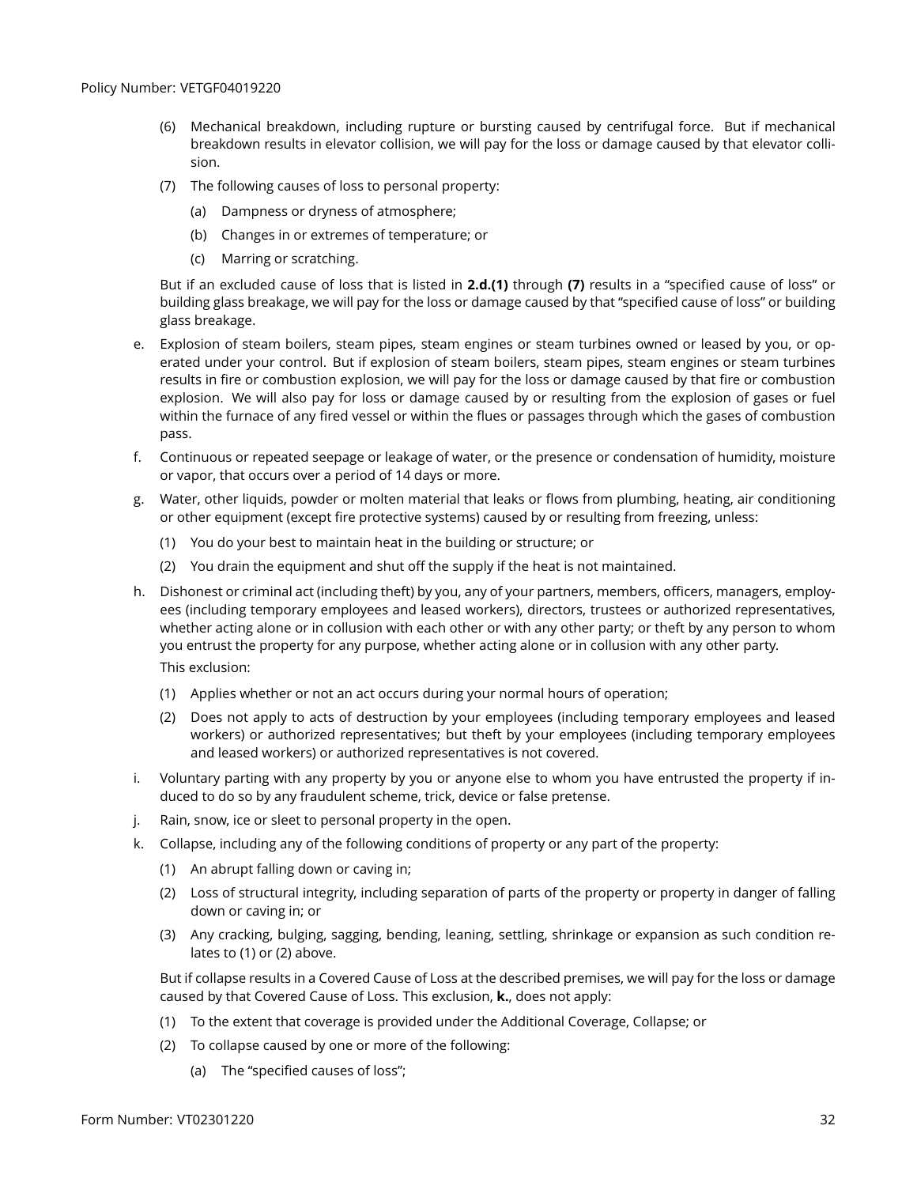(6) Mechanical breakdown, including rupture or bursting caused by centrifugal force. But if mechanical breakdown results in elevator collision, we will pay for the loss or damage caused by that elevator collision.

(7) The following causes of loss to personal property:

 (a) Dampness or dryness of atmosphere;

 (b) Changes in or extremes of temperature; or

 (c) Marring or scratching.

But if an excluded cause of loss that is listed in **2.d.(1)** through **(7)** results in a "specified cause of loss" or building glass breakage, we will pay for the loss or damage caused by that "specified cause of loss" or building glass breakage.

e. Explosion of steam boilers, steam pipes, steam engines or steam turbines owned or leased by you, or operated under your control. But if explosion of steam boilers, steam pipes, steam engines or steam turbines results in fire or combustion explosion, we will pay for the loss or damage caused by that fire or combustion explosion. We will also pay for loss or damage caused by or resulting from the explosion of gases or fuel within the furnace of any fired vessel or within the flues or passages through which the gases of combustion pass.

f. Continuous or repeated seepage or leakage of water, or the presence or condensation of humidity, moisture or vapor, that occurs over a period of 14 days or more.

g. Water, other liquids, powder or molten material that leaks or flows from plumbing, heating, air conditioning or other equipment (except fire protective systems) caused by or resulting from freezing, unless:

 (1) You do your best to maintain heat in the building or structure; or

 (2) You drain the equipment and shut off the supply if the heat is not maintained.

h. Dishonest or criminal act (including theft) by you, any of your partners, members, officers, managers, employees (including temporary employees and leased workers), directors, trustees or authorized representatives, whether acting alone or in collusion with each other or with any other party; or theft by any person to whom you entrust the property for any purpose, whether acting alone or in collusion with any other party.

This exclusion:

 (1) Applies whether or not an act occurs during your normal hours of operation;

 (2) Does not apply to acts of destruction by your employees (including temporary employees and leased workers) or authorized representatives; but theft by your employees (including temporary employees and leased workers) or authorized representatives is not covered.

i. Voluntary parting with any property by you or anyone else to whom you have entrusted the property if induced to do so by any fraudulent scheme, trick, device or false pretense.

j. Rain, snow, ice or sleet to personal property in the open.

k. Collapse, including any of the following conditions of property or any part of the property:

 (1) An abrupt falling down or caving in;

 (2) Loss of structural integrity, including separation of parts of the property or property in danger of falling down or caving in; or

 (3) Any cracking, bulging, sagging, bending, leaning, settling, shrinkage or expansion as such condition relates to (1) or (2) above.

But if collapse results in a Covered Cause of Loss at the described premises, we will pay for the loss or damage caused by that Covered Cause of Loss. This exclusion, **k.**, does not apply:

 (1) To the extent that coverage is provided under the Additional Coverage, Collapse; or

 (2) To collapse caused by one or more of the following:

  (a) The "specified causes of loss";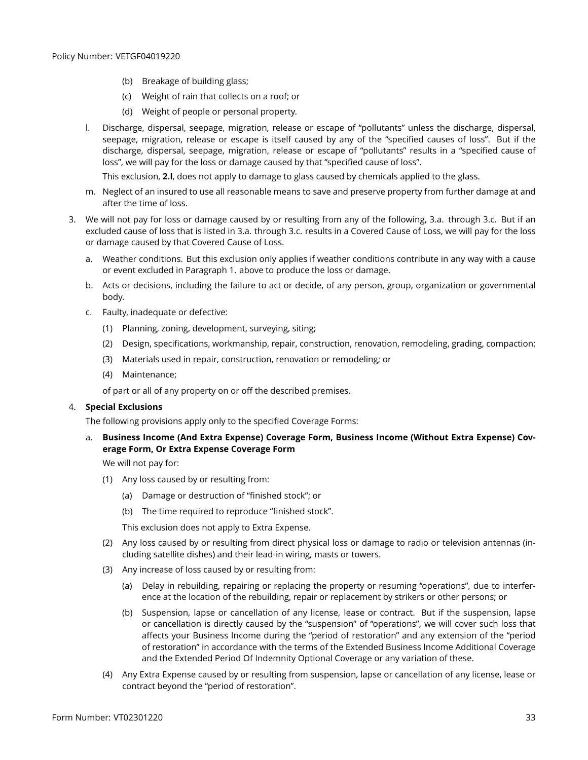(b) Breakage of building glass;

(c) Weight of rain that collects on a roof; or

(d) Weight of people or personal property.

l. Discharge, dispersal, seepage, migration, release or escape of "pollutants" unless the discharge, dispersal, seepage, migration, release or escape is itself caused by any of the "specified causes of loss". But if the discharge, dispersal, seepage, migration, release or escape of "pollutants" results in a "specified cause of loss", we will pay for the loss or damage caused by that "specified cause of loss".

This exclusion, **2.l**, does not apply to damage to glass caused by chemicals applied to the glass.

m. Neglect of an insured to use all reasonable means to save and preserve property from further damage at and after the time of loss.

3. We will not pay for loss or damage caused by or resulting from any of the following, 3.a. through 3.c. But if an excluded cause of loss that is listed in 3.a. through 3.c. results in a Covered Cause of Loss, we will pay for the loss or damage caused by that Covered Cause of Loss.

a. Weather conditions. But this exclusion only applies if weather conditions contribute in any way with a cause or event excluded in Paragraph 1. above to produce the loss or damage.

b. Acts or decisions, including the failure to act or decide, of any person, group, organization or governmental body.

c. Faulty, inadequate or defective:

(1) Planning, zoning, development, surveying, siting;

(2) Design, specifications, workmanship, repair, construction, renovation, remodeling, grading, compaction;

(3) Materials used in repair, construction, renovation or remodeling; or

(4) Maintenance;

of part or all of any property on or off the described premises.

4. **Special Exclusions**

The following provisions apply only to the specified Coverage Forms:

a. **Business Income (And Extra Expense) Coverage Form, Business Income (Without Extra Expense) Coverage Form, Or Extra Expense Coverage Form**

We will not pay for:

(1) Any loss caused by or resulting from:

(a) Damage or destruction of "finished stock"; or

(b) The time required to reproduce "finished stock".

This exclusion does not apply to Extra Expense.

(2) Any loss caused by or resulting from direct physical loss or damage to radio or television antennas (including satellite dishes) and their lead-in wiring, masts or towers.

(3) Any increase of loss caused by or resulting from:

(a) Delay in rebuilding, repairing or replacing the property or resuming "operations", due to interference at the location of the rebuilding, repair or replacement by strikers or other persons; or

(b) Suspension, lapse or cancellation of any license, lease or contract. But if the suspension, lapse or cancellation is directly caused by the "suspension" of "operations", we will cover such loss that affects your Business Income during the "period of restoration" and any extension of the "period of restoration" in accordance with the terms of the Extended Business Income Additional Coverage and the Extended Period Of Indemnity Optional Coverage or any variation of these.

(4) Any Extra Expense caused by or resulting from suspension, lapse or cancellation of any license, lease or contract beyond the "period of restoration".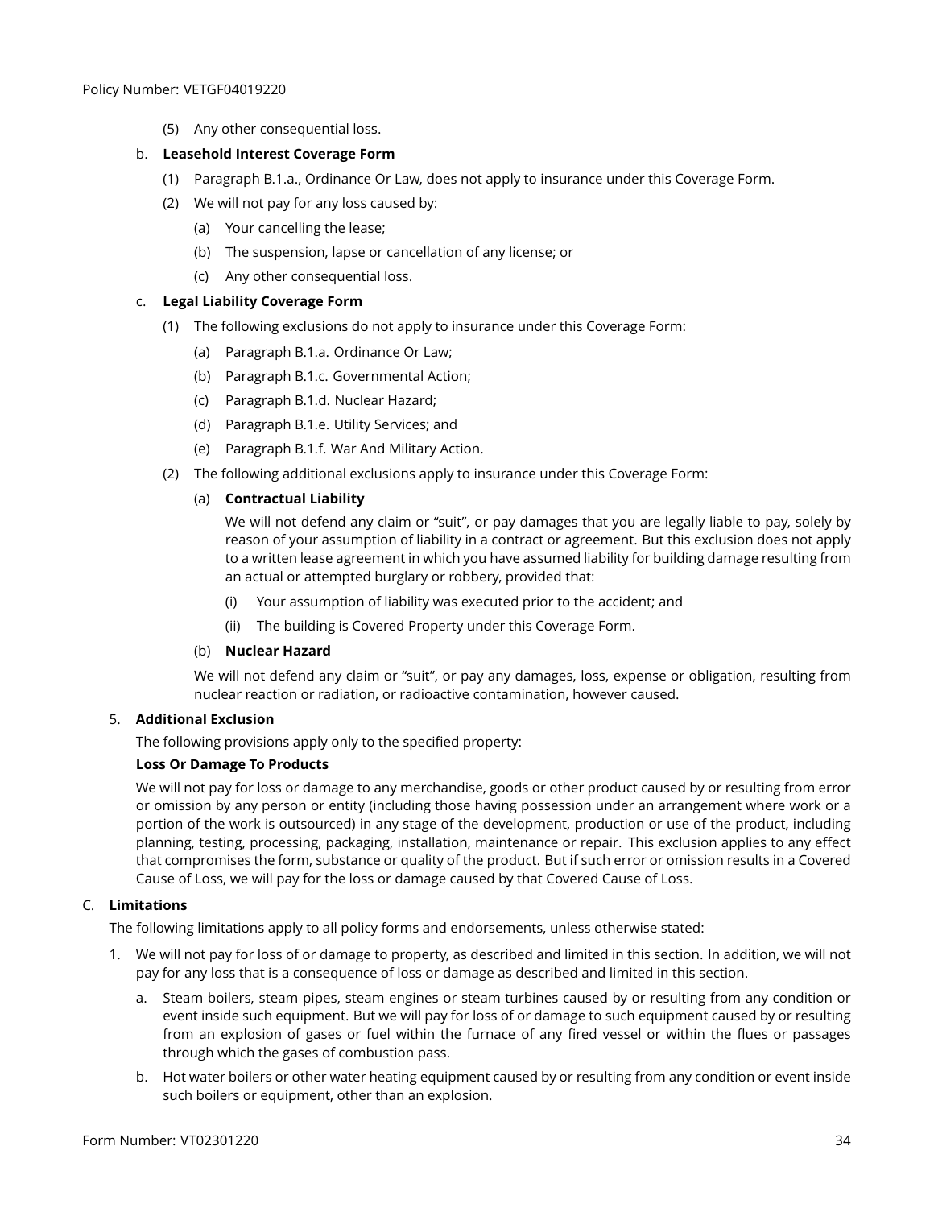(5) Any other consequential loss.

b. **Leasehold Interest Coverage Form**

(1) Paragraph B.1.a., Ordinance Or Law, does not apply to insurance under this Coverage Form.

(2) We will not pay for any loss caused by:

(a) Your cancelling the lease;

(b) The suspension, lapse or cancellation of any license; or

(c) Any other consequential loss.

c. **Legal Liability Coverage Form**

(1) The following exclusions do not apply to insurance under this Coverage Form:

(a) Paragraph B.1.a. Ordinance Or Law;

(b) Paragraph B.1.c. Governmental Action;

(c) Paragraph B.1.d. Nuclear Hazard;

(d) Paragraph B.1.e. Utility Services; and

(e) Paragraph B.1.f. War And Military Action.

(2) The following additional exclusions apply to insurance under this Coverage Form:

(a) **Contractual Liability**

We will not defend any claim or "suit", or pay damages that you are legally liable to pay, solely by reason of your assumption of liability in a contract or agreement. But this exclusion does not apply to a written lease agreement in which you have assumed liability for building damage resulting from an actual or attempted burglary or robbery, provided that:

(i) Your assumption of liability was executed prior to the accident; and

(ii) The building is Covered Property under this Coverage Form.

(b) **Nuclear Hazard**

We will not defend any claim or "suit", or pay any damages, loss, expense or obligation, resulting from nuclear reaction or radiation, or radioactive contamination, however caused.

5. **Additional Exclusion**

The following provisions apply only to the specified property:

**Loss Or Damage To Products**

We will not pay for loss or damage to any merchandise, goods or other product caused by or resulting from error or omission by any person or entity (including those having possession under an arrangement where work or a portion of the work is outsourced) in any stage of the development, production or use of the product, including planning, testing, processing, packaging, installation, maintenance or repair. This exclusion applies to any effect that compromises the form, substance or quality of the product. But if such error or omission results in a Covered Cause of Loss, we will pay for the loss or damage caused by that Covered Cause of Loss.

C. **Limitations**

The following limitations apply to all policy forms and endorsements, unless otherwise stated:

1. We will not pay for loss of or damage to property, as described and limited in this section. In addition, we will not pay for any loss that is a consequence of loss or damage as described and limited in this section.

a. Steam boilers, steam pipes, steam engines or steam turbines caused by or resulting from any condition or event inside such equipment. But we will pay for loss of or damage to such equipment caused by or resulting from an explosion of gases or fuel within the furnace of any fired vessel or within the flues or passages through which the gases of combustion pass.

b. Hot water boilers or other water heating equipment caused by or resulting from any condition or event inside such boilers or equipment, other than an explosion.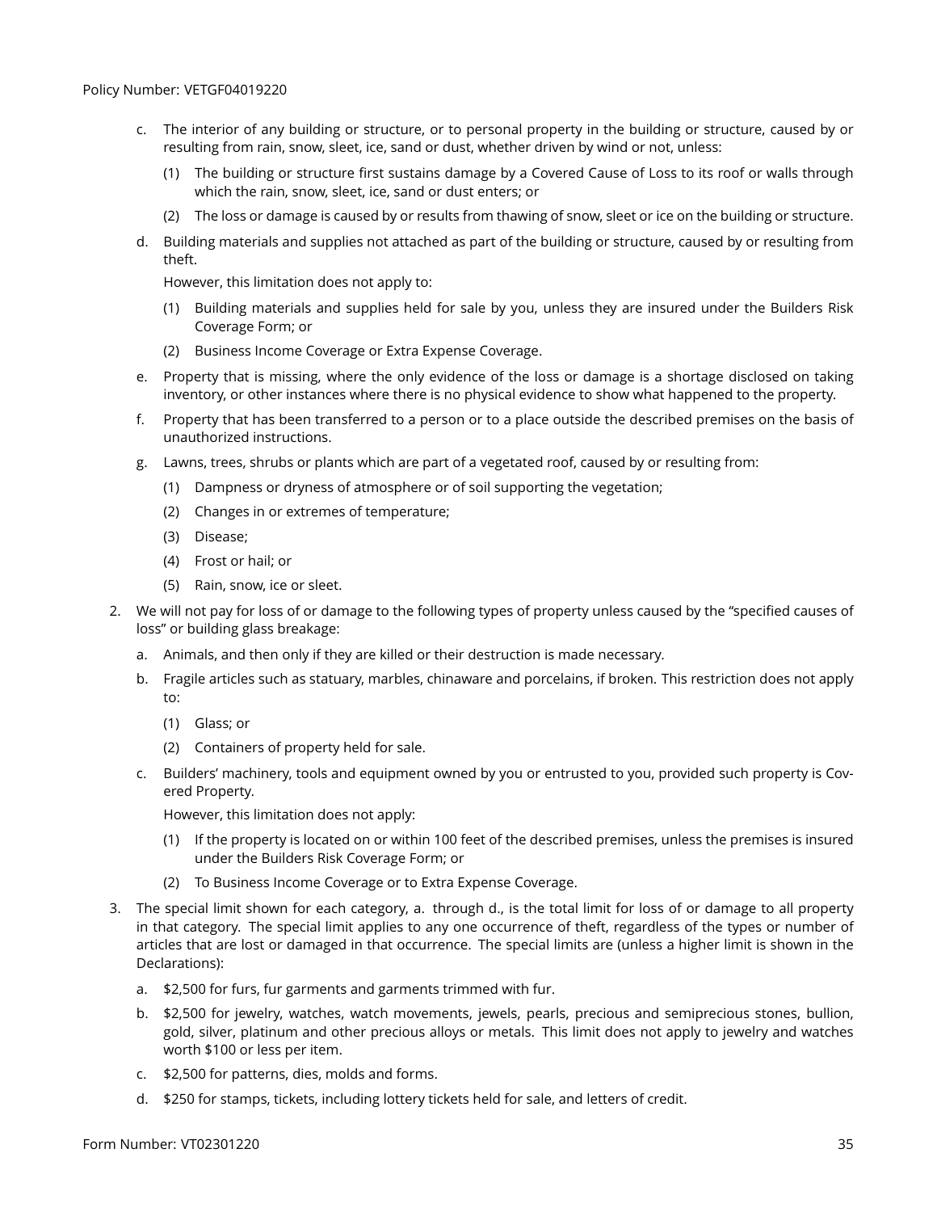c. The interior of any building or structure, or to personal property in the building or structure, caused by or resulting from rain, snow, sleet, ice, sand or dust, whether driven by wind or not, unless:

   (1) The building or structure first sustains damage by a Covered Cause of Loss to its roof or walls through which the rain, snow, sleet, ice, sand or dust enters; or

   (2) The loss or damage is caused by or results from thawing of snow, sleet or ice on the building or structure.

d. Building materials and supplies not attached as part of the building or structure, caused by or resulting from theft.

   However, this limitation does not apply to:

   (1) Building materials and supplies held for sale by you, unless they are insured under the Builders Risk Coverage Form; or

   (2) Business Income Coverage or Extra Expense Coverage.

e. Property that is missing, where the only evidence of the loss or damage is a shortage disclosed on taking inventory, or other instances where there is no physical evidence to show what happened to the property.

f. Property that has been transferred to a person or to a place outside the described premises on the basis of unauthorized instructions.

g. Lawns, trees, shrubs or plants which are part of a vegetated roof, caused by or resulting from:

   (1) Dampness or dryness of atmosphere or of soil supporting the vegetation;

   (2) Changes in or extremes of temperature;

   (3) Disease;

   (4) Frost or hail; or

   (5) Rain, snow, ice or sleet.

2. We will not pay for loss of or damage to the following types of property unless caused by the "specified causes of loss" or building glass breakage:

   a. Animals, and then only if they are killed or their destruction is made necessary.

   b. Fragile articles such as statuary, marbles, chinaware and porcelains, if broken. This restriction does not apply to:

      (1) Glass; or

      (2) Containers of property held for sale.

   c. Builders' machinery, tools and equipment owned by you or entrusted to you, provided such property is Covered Property.

      However, this limitation does not apply:

      (1) If the property is located on or within 100 feet of the described premises, unless the premises is insured under the Builders Risk Coverage Form; or

      (2) To Business Income Coverage or to Extra Expense Coverage.

3. The special limit shown for each category, a. through d., is the total limit for loss of or damage to all property in that category. The special limit applies to any one occurrence of theft, regardless of the types or number of articles that are lost or damaged in that occurrence. The special limits are (unless a higher limit is shown in the Declarations):

   a. $2,500 for furs, fur garments and garments trimmed with fur.

   b. $2,500 for jewelry, watches, watch movements, jewels, pearls, precious and semiprecious stones, bullion, gold, silver, platinum and other precious alloys or metals. This limit does not apply to jewelry and watches worth $100 or less per item.

   c. $2,500 for patterns, dies, molds and forms.

   d. $250 for stamps, tickets, including lottery tickets held for sale, and letters of credit.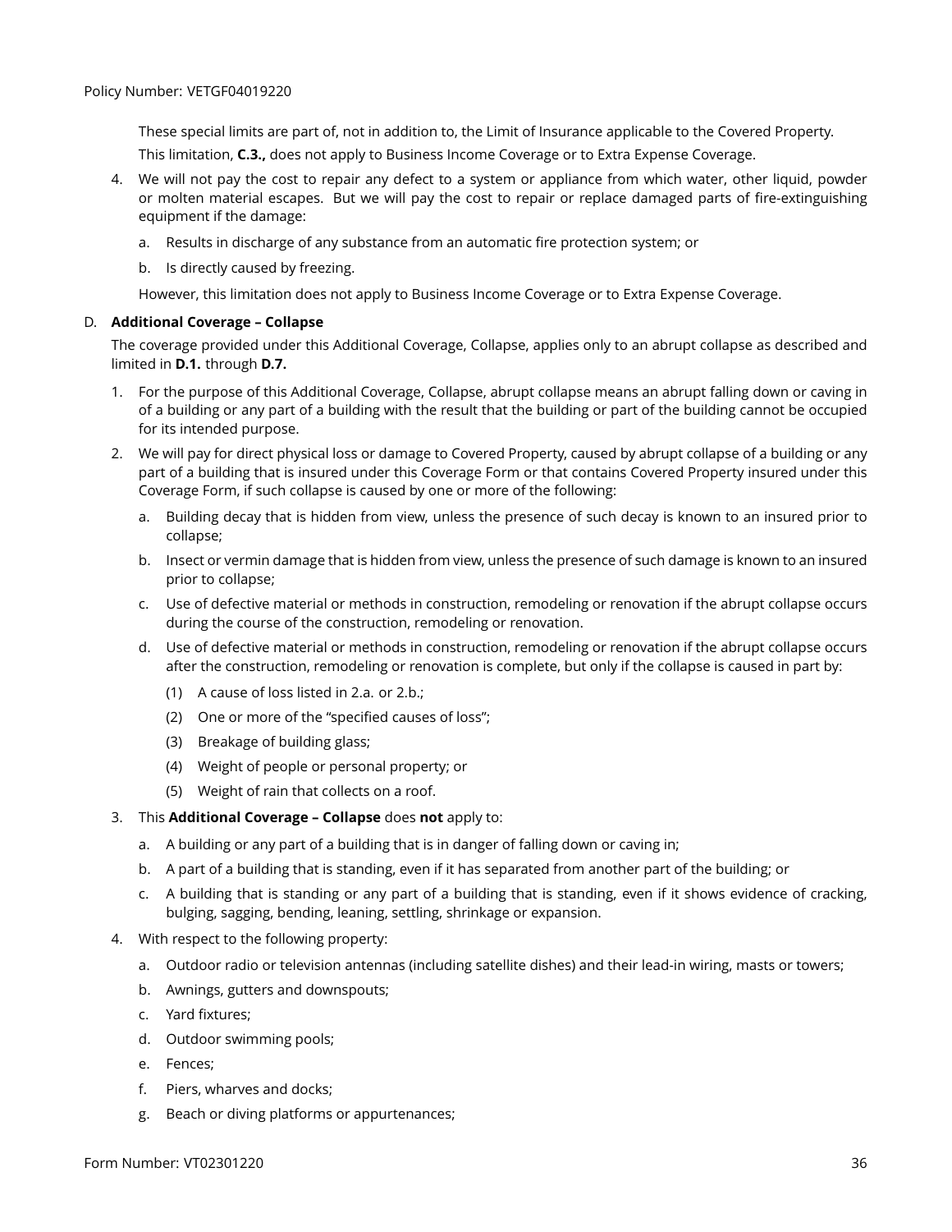These special limits are part of, not in addition to, the Limit of Insurance applicable to the Covered Property.

This limitation, **C.3.,** does not apply to Business Income Coverage or to Extra Expense Coverage.

4. We will not pay the cost to repair any defect to a system or appliance from which water, other liquid, powder or molten material escapes. But we will pay the cost to repair or replace damaged parts of fire-extinguishing equipment if the damage:

   a. Results in discharge of any substance from an automatic fire protection system; or

   b. Is directly caused by freezing.

   However, this limitation does not apply to Business Income Coverage or to Extra Expense Coverage.

D. **Additional Coverage – Collapse**

The coverage provided under this Additional Coverage, Collapse, applies only to an abrupt collapse as described and limited in **D.1.** through **D.7.**

1. For the purpose of this Additional Coverage, Collapse, abrupt collapse means an abrupt falling down or caving in of a building or any part of a building with the result that the building or part of the building cannot be occupied for its intended purpose.

2. We will pay for direct physical loss or damage to Covered Property, caused by abrupt collapse of a building or any part of a building that is insured under this Coverage Form or that contains Covered Property insured under this Coverage Form, if such collapse is caused by one or more of the following:

   a. Building decay that is hidden from view, unless the presence of such decay is known to an insured prior to collapse;

   b. Insect or vermin damage that is hidden from view, unless the presence of such damage is known to an insured prior to collapse;

   c. Use of defective material or methods in construction, remodeling or renovation if the abrupt collapse occurs during the course of the construction, remodeling or renovation.

   d. Use of defective material or methods in construction, remodeling or renovation if the abrupt collapse occurs after the construction, remodeling or renovation is complete, but only if the collapse is caused in part by:

      (1) A cause of loss listed in 2.a. or 2.b.;

      (2) One or more of the "specified causes of loss";

      (3) Breakage of building glass;

      (4) Weight of people or personal property; or

      (5) Weight of rain that collects on a roof.

3. This **Additional Coverage – Collapse** does **not** apply to:

   a. A building or any part of a building that is in danger of falling down or caving in;

   b. A part of a building that is standing, even if it has separated from another part of the building; or

   c. A building that is standing or any part of a building that is standing, even if it shows evidence of cracking, bulging, sagging, bending, leaning, settling, shrinkage or expansion.

4. With respect to the following property:

   a. Outdoor radio or television antennas (including satellite dishes) and their lead-in wiring, masts or towers;

   b. Awnings, gutters and downspouts;

   c. Yard fixtures;

   d. Outdoor swimming pools;

   e. Fences;

   f. Piers, wharves and docks;

   g. Beach or diving platforms or appurtenances;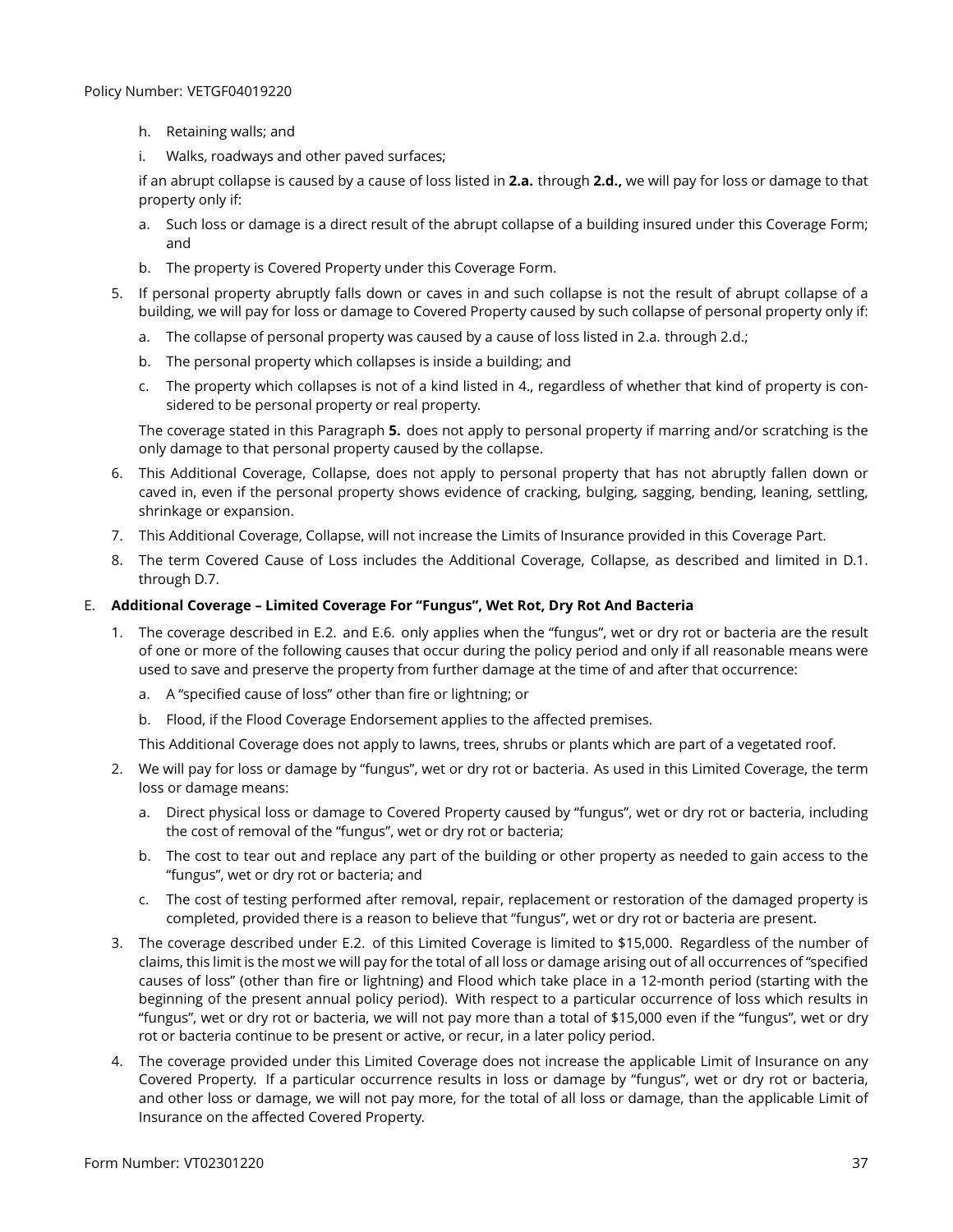h. Retaining walls; and

i. Walks, roadways and other paved surfaces;

if an abrupt collapse is caused by a cause of loss listed in **2.a.** through **2.d.,** we will pay for loss or damage to that property only if:

a. Such loss or damage is a direct result of the abrupt collapse of a building insured under this Coverage Form; and

b. The property is Covered Property under this Coverage Form.

5. If personal property abruptly falls down or caves in and such collapse is not the result of abrupt collapse of a building, we will pay for loss or damage to Covered Property caused by such collapse of personal property only if:

   a. The collapse of personal property was caused by a cause of loss listed in 2.a. through 2.d.;

   b. The personal property which collapses is inside a building; and

   c. The property which collapses is not of a kind listed in 4., regardless of whether that kind of property is considered to be personal property or real property.

   The coverage stated in this Paragraph **5.** does not apply to personal property if marring and/or scratching is the only damage to that personal property caused by the collapse.

6. This Additional Coverage, Collapse, does not apply to personal property that has not abruptly fallen down or caved in, even if the personal property shows evidence of cracking, bulging, sagging, bending, leaning, settling, shrinkage or expansion.

7. This Additional Coverage, Collapse, will not increase the Limits of Insurance provided in this Coverage Part.

8. The term Covered Cause of Loss includes the Additional Coverage, Collapse, as described and limited in D.1. through D.7.

E. **Additional Coverage – Limited Coverage For "Fungus", Wet Rot, Dry Rot And Bacteria**

1. The coverage described in E.2. and E.6. only applies when the "fungus", wet or dry rot or bacteria are the result of one or more of the following causes that occur during the policy period and only if all reasonable means were used to save and preserve the property from further damage at the time of and after that occurrence:

   a. A "specified cause of loss" other than fire or lightning; or

   b. Flood, if the Flood Coverage Endorsement applies to the affected premises.

   This Additional Coverage does not apply to lawns, trees, shrubs or plants which are part of a vegetated roof.

2. We will pay for loss or damage by "fungus", wet or dry rot or bacteria. As used in this Limited Coverage, the term loss or damage means:

   a. Direct physical loss or damage to Covered Property caused by "fungus", wet or dry rot or bacteria, including the cost of removal of the "fungus", wet or dry rot or bacteria;

   b. The cost to tear out and replace any part of the building or other property as needed to gain access to the "fungus", wet or dry rot or bacteria; and

   c. The cost of testing performed after removal, repair, replacement or restoration of the damaged property is completed, provided there is a reason to believe that "fungus", wet or dry rot or bacteria are present.

3. The coverage described under E.2. of this Limited Coverage is limited to $15,000. Regardless of the number of claims, this limit is the most we will pay for the total of all loss or damage arising out of all occurrences of "specified causes of loss" (other than fire or lightning) and Flood which take place in a 12-month period (starting with the beginning of the present annual policy period). With respect to a particular occurrence of loss which results in "fungus", wet or dry rot or bacteria, we will not pay more than a total of $15,000 even if the "fungus", wet or dry rot or bacteria continue to be present or active, or recur, in a later policy period.

4. The coverage provided under this Limited Coverage does not increase the applicable Limit of Insurance on any Covered Property. If a particular occurrence results in loss or damage by "fungus", wet or dry rot or bacteria, and other loss or damage, we will not pay more, for the total of all loss or damage, than the applicable Limit of Insurance on the affected Covered Property.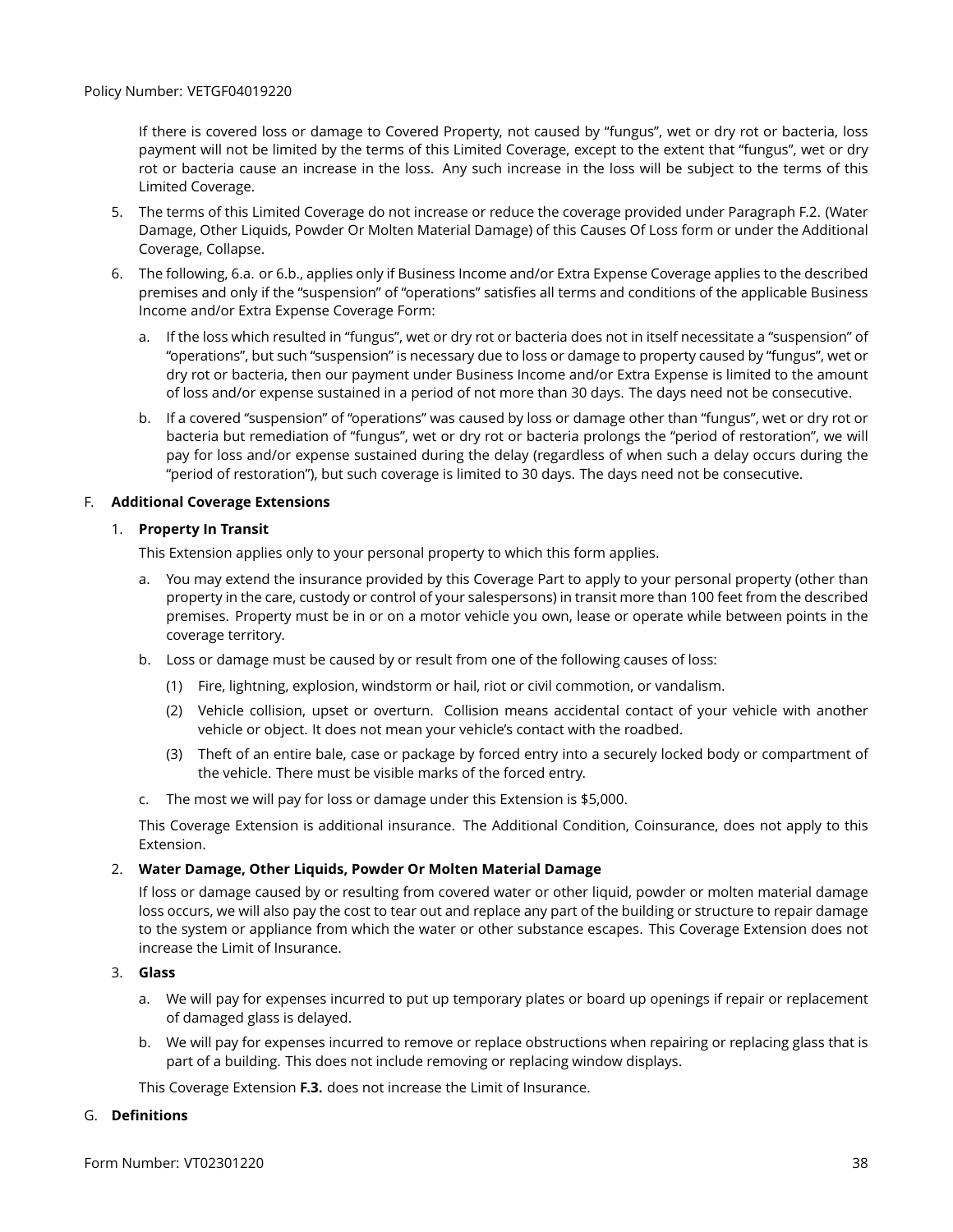If there is covered loss or damage to Covered Property, not caused by "fungus", wet or dry rot or bacteria, loss payment will not be limited by the terms of this Limited Coverage, except to the extent that "fungus", wet or dry rot or bacteria cause an increase in the loss. Any such increase in the loss will be subject to the terms of this Limited Coverage.

5. The terms of this Limited Coverage do not increase or reduce the coverage provided under Paragraph F.2. (Water Damage, Other Liquids, Powder Or Molten Material Damage) of this Causes Of Loss form or under the Additional Coverage, Collapse.

6. The following, 6.a. or 6.b., applies only if Business Income and/or Extra Expense Coverage applies to the described premises and only if the "suspension" of "operations" satisfies all terms and conditions of the applicable Business Income and/or Extra Expense Coverage Form:

   a. If the loss which resulted in "fungus", wet or dry rot or bacteria does not in itself necessitate a "suspension" of "operations", but such "suspension" is necessary due to loss or damage to property caused by "fungus", wet or dry rot or bacteria, then our payment under Business Income and/or Extra Expense is limited to the amount of loss and/or expense sustained in a period of not more than 30 days. The days need not be consecutive.

   b. If a covered "suspension" of "operations" was caused by loss or damage other than "fungus", wet or dry rot or bacteria but remediation of "fungus", wet or dry rot or bacteria prolongs the "period of restoration", we will pay for loss and/or expense sustained during the delay (regardless of when such a delay occurs during the "period of restoration"), but such coverage is limited to 30 days. The days need not be consecutive.

F. **Additional Coverage Extensions**

1. **Property In Transit**

   This Extension applies only to your personal property to which this form applies.

   a. You may extend the insurance provided by this Coverage Part to apply to your personal property (other than property in the care, custody or control of your salespersons) in transit more than 100 feet from the described premises. Property must be in or on a motor vehicle you own, lease or operate while between points in the coverage territory.

   b. Loss or damage must be caused by or result from one of the following causes of loss:

      (1) Fire, lightning, explosion, windstorm or hail, riot or civil commotion, or vandalism.

      (2) Vehicle collision, upset or overturn. Collision means accidental contact of your vehicle with another vehicle or object. It does not mean your vehicle's contact with the roadbed.

      (3) Theft of an entire bale, case or package by forced entry into a securely locked body or compartment of the vehicle. There must be visible marks of the forced entry.

   c. The most we will pay for loss or damage under this Extension is $5,000.

   This Coverage Extension is additional insurance. The Additional Condition, Coinsurance, does not apply to this Extension.

2. **Water Damage, Other Liquids, Powder Or Molten Material Damage**

   If loss or damage caused by or resulting from covered water or other liquid, powder or molten material damage loss occurs, we will also pay the cost to tear out and replace any part of the building or structure to repair damage to the system or appliance from which the water or other substance escapes. This Coverage Extension does not increase the Limit of Insurance.

3. **Glass**

   a. We will pay for expenses incurred to put up temporary plates or board up openings if repair or replacement of damaged glass is delayed.

   b. We will pay for expenses incurred to remove or replace obstructions when repairing or replacing glass that is part of a building. This does not include removing or replacing window displays.

   This Coverage Extension **F.3.** does not increase the Limit of Insurance.

G. **Definitions**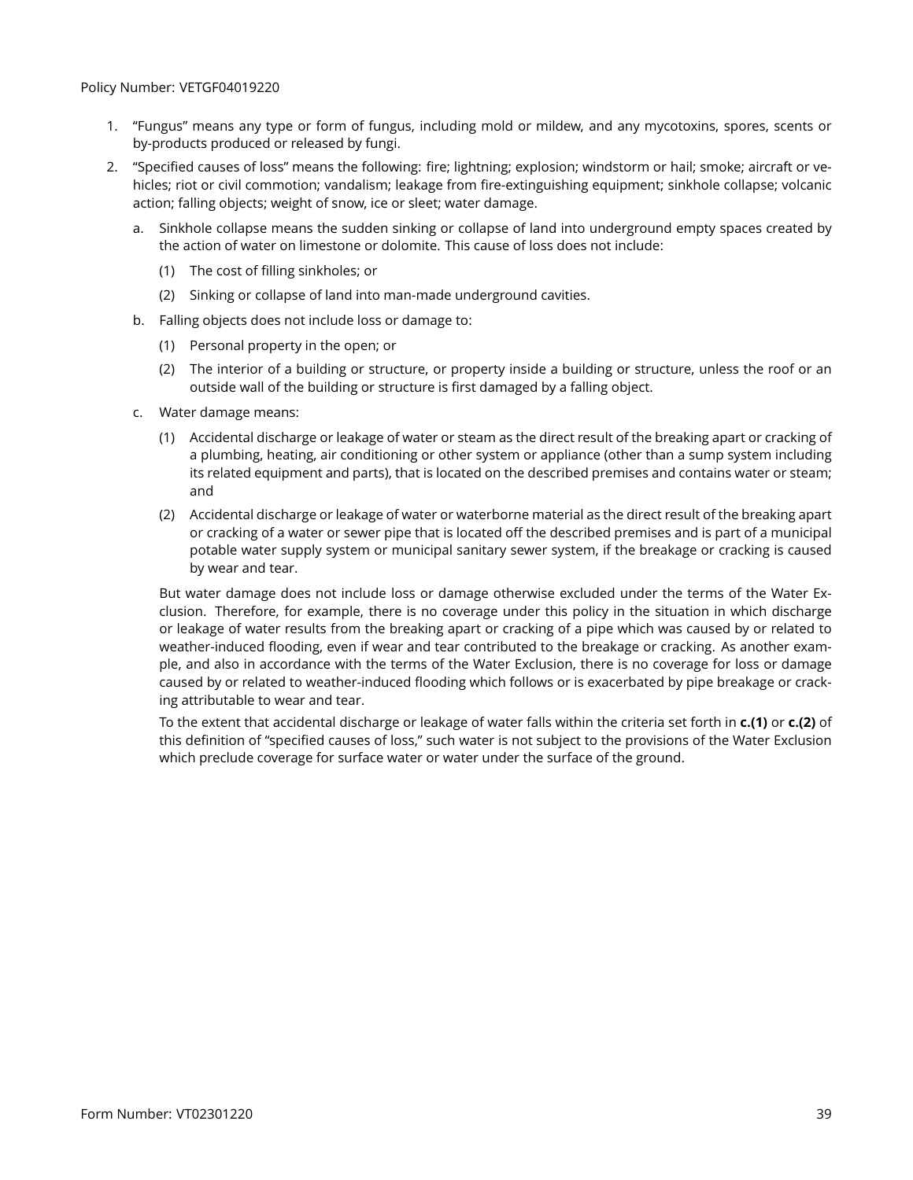Policy Number: VETGF04019220

1. "Fungus" means any type or form of fungus, including mold or mildew, and any mycotoxins, spores, scents or by-products produced or released by fungi.
2. "Specified causes of loss" means the following: fire; lightning; explosion; windstorm or hail; smoke; aircraft or vehicles; riot or civil commotion; vandalism; leakage from fire-extinguishing equipment; sinkhole collapse; volcanic action; falling objects; weight of snow, ice or sleet; water damage.
   a. Sinkhole collapse means the sudden sinking or collapse of land into underground empty spaces created by the action of water on limestone or dolomite. This cause of loss does not include:
      (1) The cost of filling sinkholes; or
      (2) Sinking or collapse of land into man-made underground cavities.
   b. Falling objects does not include loss or damage to:
      (1) Personal property in the open; or
      (2) The interior of a building or structure, or property inside a building or structure, unless the roof or an outside wall of the building or structure is first damaged by a falling object.
   c. Water damage means:
      (1) Accidental discharge or leakage of water or steam as the direct result of the breaking apart or cracking of a plumbing, heating, air conditioning or other system or appliance (other than a sump system including its related equipment and parts), that is located on the described premises and contains water or steam; and
      (2) Accidental discharge or leakage of water or waterborne material as the direct result of the breaking apart or cracking of a water or sewer pipe that is located off the described premises and is part of a municipal potable water supply system or municipal sanitary sewer system, if the breakage or cracking is caused by wear and tear.

      But water damage does not include loss or damage otherwise excluded under the terms of the Water Exclusion. Therefore, for example, there is no coverage under this policy in the situation in which discharge or leakage of water results from the breaking apart or cracking of a pipe which was caused by or related to weather-induced flooding, even if wear and tear contributed to the breakage or cracking. As another example, and also in accordance with the terms of the Water Exclusion, there is no coverage for loss or damage caused by or related to weather-induced flooding which follows or is exacerbated by pipe breakage or cracking attributable to wear and tear.

      To the extent that accidental discharge or leakage of water falls within the criteria set forth in **c.(1)** or **c.(2)** of this definition of "specified causes of loss," such water is not subject to the provisions of the Water Exclusion which preclude coverage for surface water or water under the surface of the ground.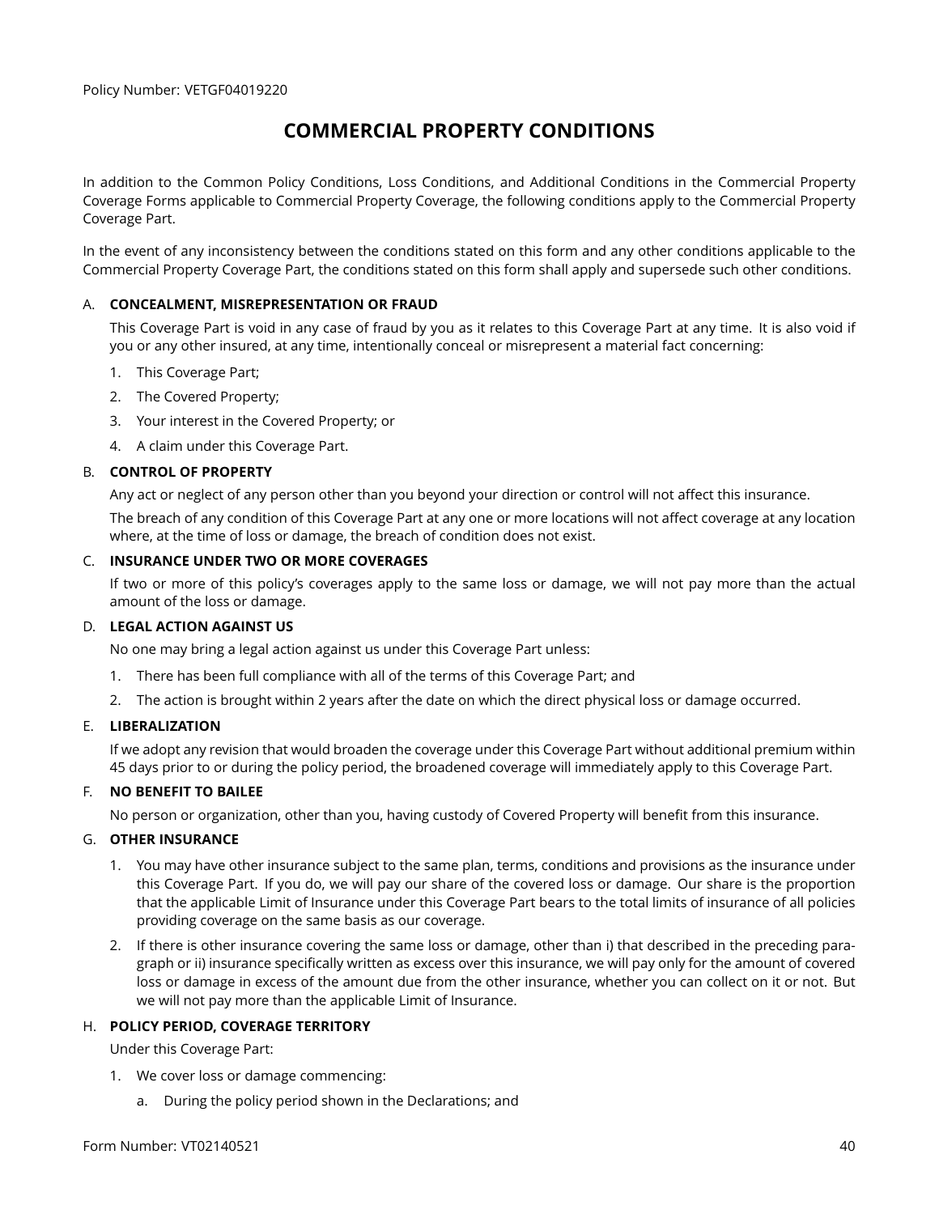Policy Number: VETGF04019220

# COMMERCIAL PROPERTY CONDITIONS

In addition to the Common Policy Conditions, Loss Conditions, and Additional Conditions in the Commercial Property Coverage Forms applicable to Commercial Property Coverage, the following conditions apply to the Commercial Property Coverage Part.

In the event of any inconsistency between the conditions stated on this form and any other conditions applicable to the Commercial Property Coverage Part, the conditions stated on this form shall apply and supersede such other conditions.

A. **CONCEALMENT, MISREPRESENTATION OR FRAUD**

This Coverage Part is void in any case of fraud by you as it relates to this Coverage Part at any time. It is also void if you or any other insured, at any time, intentionally conceal or misrepresent a material fact concerning:

1. This Coverage Part;
2. The Covered Property;
3. Your interest in the Covered Property; or
4. A claim under this Coverage Part.

B. **CONTROL OF PROPERTY**

Any act or neglect of any person other than you beyond your direction or control will not affect this insurance.

The breach of any condition of this Coverage Part at any one or more locations will not affect coverage at any location where, at the time of loss or damage, the breach of condition does not exist.

C. **INSURANCE UNDER TWO OR MORE COVERAGES**

If two or more of this policy's coverages apply to the same loss or damage, we will not pay more than the actual amount of the loss or damage.

D. **LEGAL ACTION AGAINST US**

No one may bring a legal action against us under this Coverage Part unless:

1. There has been full compliance with all of the terms of this Coverage Part; and
2. The action is brought within 2 years after the date on which the direct physical loss or damage occurred.

E. **LIBERALIZATION**

If we adopt any revision that would broaden the coverage under this Coverage Part without additional premium within 45 days prior to or during the policy period, the broadened coverage will immediately apply to this Coverage Part.

F. **NO BENEFIT TO BAILEE**

No person or organization, other than you, having custody of Covered Property will benefit from this insurance.

G. **OTHER INSURANCE**

1. You may have other insurance subject to the same plan, terms, conditions and provisions as the insurance under this Coverage Part. If you do, we will pay our share of the covered loss or damage. Our share is the proportion that the applicable Limit of Insurance under this Coverage Part bears to the total limits of insurance of all policies providing coverage on the same basis as our coverage.
2. If there is other insurance covering the same loss or damage, other than i) that described in the preceding paragraph or ii) insurance specifically written as excess over this insurance, we will pay only for the amount of covered loss or damage in excess of the amount due from the other insurance, whether you can collect on it or not. But we will not pay more than the applicable Limit of Insurance.

H. **POLICY PERIOD, COVERAGE TERRITORY**

Under this Coverage Part:

1. We cover loss or damage commencing:
   a. During the policy period shown in the Declarations; and

Form Number: VT02140521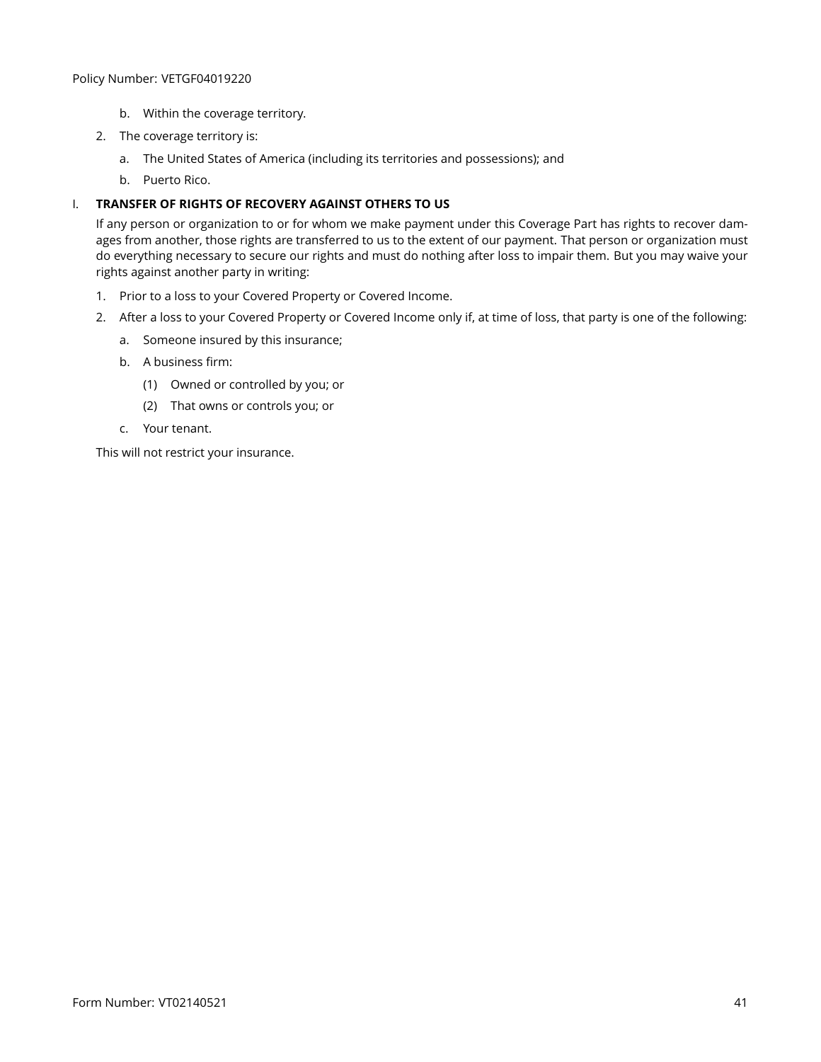b. Within the coverage territory.

2. The coverage territory is:

   a. The United States of America (including its territories and possessions); and

   b. Puerto Rico.

**I. TRANSFER OF RIGHTS OF RECOVERY AGAINST OTHERS TO US**

If any person or organization to or for whom we make payment under this Coverage Part has rights to recover damages from another, those rights are transferred to us to the extent of our payment. That person or organization must do everything necessary to secure our rights and must do nothing after loss to impair them. But you may waive your rights against another party in writing:

1. Prior to a loss to your Covered Property or Covered Income.
2. After a loss to your Covered Property or Covered Income only if, at time of loss, that party is one of the following:
   a. Someone insured by this insurance;
   b. A business firm:
      (1) Owned or controlled by you; or
      (2) That owns or controls you; or
   c. Your tenant.

This will not restrict your insurance.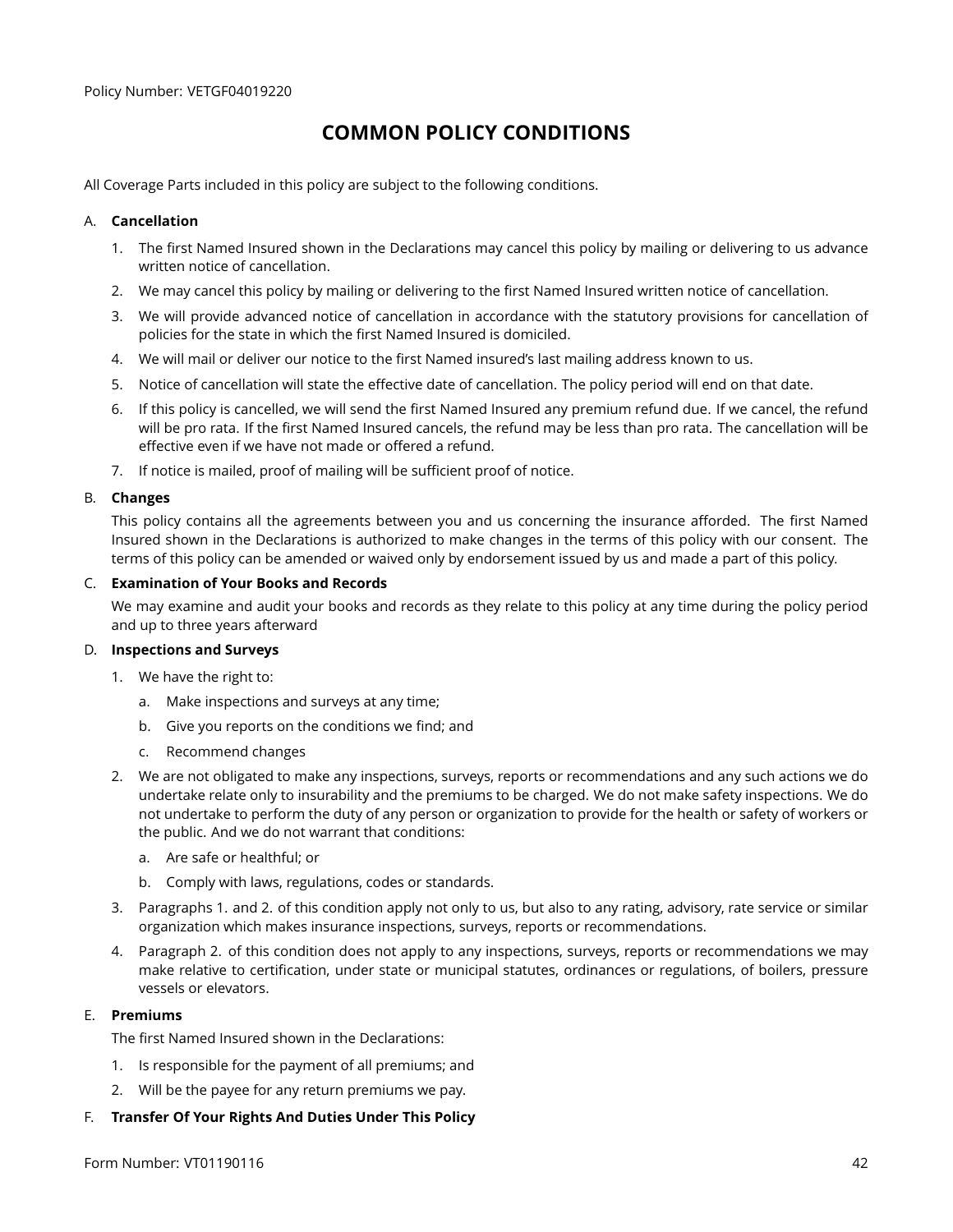Policy Number: VETGF04019220

# COMMON POLICY CONDITIONS

All Coverage Parts included in this policy are subject to the following conditions.

A. **Cancellation**

1. The first Named Insured shown in the Declarations may cancel this policy by mailing or delivering to us advance written notice of cancellation.
2. We may cancel this policy by mailing or delivering to the first Named Insured written notice of cancellation.
3. We will provide advanced notice of cancellation in accordance with the statutory provisions for cancellation of policies for the state in which the first Named Insured is domiciled.
4. We will mail or deliver our notice to the first Named insured's last mailing address known to us.
5. Notice of cancellation will state the effective date of cancellation. The policy period will end on that date.
6. If this policy is cancelled, we will send the first Named Insured any premium refund due. If we cancel, the refund will be pro rata. If the first Named Insured cancels, the refund may be less than pro rata. The cancellation will be effective even if we have not made or offered a refund.
7. If notice is mailed, proof of mailing will be sufficient proof of notice.

B. **Changes**

This policy contains all the agreements between you and us concerning the insurance afforded. The first Named Insured shown in the Declarations is authorized to make changes in the terms of this policy with our consent. The terms of this policy can be amended or waived only by endorsement issued by us and made a part of this policy.

C. **Examination of Your Books and Records**

We may examine and audit your books and records as they relate to this policy at any time during the policy period and up to three years afterward

D. **Inspections and Surveys**

1. We have the right to:
   a. Make inspections and surveys at any time;
   b. Give you reports on the conditions we find; and
   c. Recommend changes
2. We are not obligated to make any inspections, surveys, reports or recommendations and any such actions we do undertake relate only to insurability and the premiums to be charged. We do not make safety inspections. We do not undertake to perform the duty of any person or organization to provide for the health or safety of workers or the public. And we do not warrant that conditions:
   a. Are safe or healthful; or
   b. Comply with laws, regulations, codes or standards.
3. Paragraphs 1. and 2. of this condition apply not only to us, but also to any rating, advisory, rate service or similar organization which makes insurance inspections, surveys, reports or recommendations.
4. Paragraph 2. of this condition does not apply to any inspections, surveys, reports or recommendations we may make relative to certification, under state or municipal statutes, ordinances or regulations, of boilers, pressure vessels or elevators.

E. **Premiums**

The first Named Insured shown in the Declarations:

1. Is responsible for the payment of all premiums; and
2. Will be the payee for any return premiums we pay.

F. **Transfer Of Your Rights And Duties Under This Policy**

Form Number: VT01190116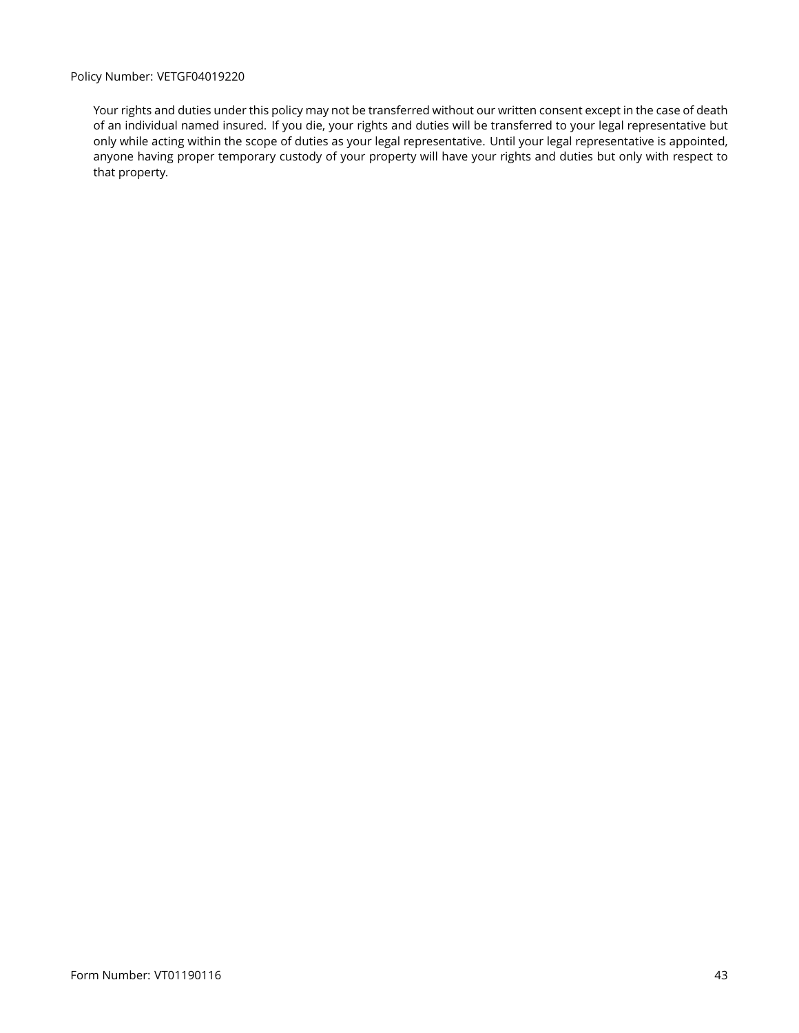Your rights and duties under this policy may not be transferred without our written consent except in the case of death of an individual named insured. If you die, your rights and duties will be transferred to your legal representative but only while acting within the scope of duties as your legal representative. Until your legal representative is appointed, anyone having proper temporary custody of your property will have your rights and duties but only with respect to that property.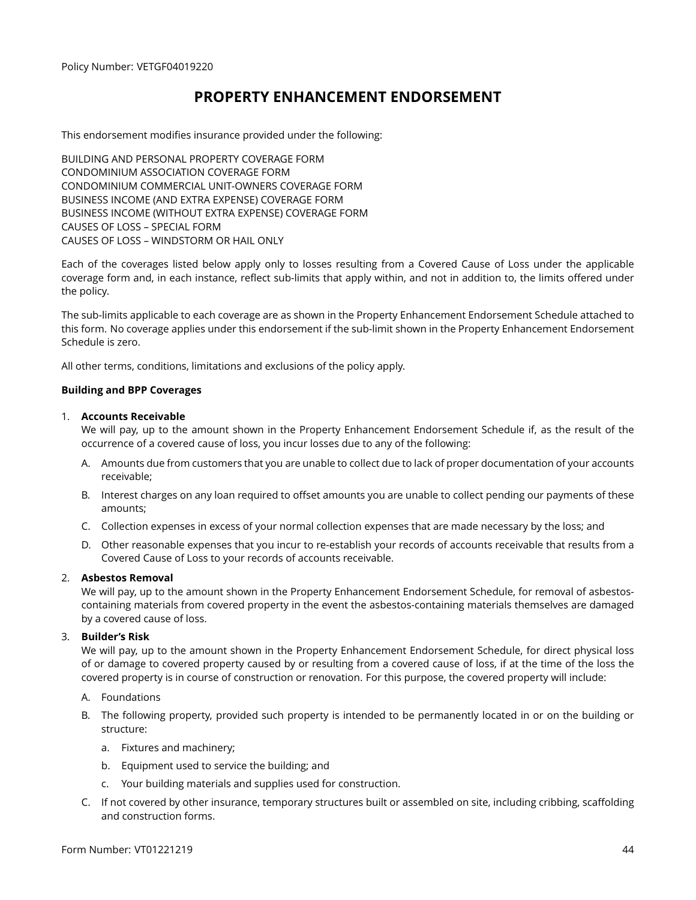Policy Number: VETGF04019220

# PROPERTY ENHANCEMENT ENDORSEMENT

This endorsement modifies insurance provided under the following:

BUILDING AND PERSONAL PROPERTY COVERAGE FORM
CONDOMINIUM ASSOCIATION COVERAGE FORM
CONDOMINIUM COMMERCIAL UNIT-OWNERS COVERAGE FORM
BUSINESS INCOME (AND EXTRA EXPENSE) COVERAGE FORM
BUSINESS INCOME (WITHOUT EXTRA EXPENSE) COVERAGE FORM
CAUSES OF LOSS – SPECIAL FORM
CAUSES OF LOSS – WINDSTORM OR HAIL ONLY

Each of the coverages listed below apply only to losses resulting from a Covered Cause of Loss under the applicable coverage form and, in each instance, reflect sub-limits that apply within, and not in addition to, the limits offered under the policy.

The sub-limits applicable to each coverage are as shown in the Property Enhancement Endorsement Schedule attached to this form. No coverage applies under this endorsement if the sub-limit shown in the Property Enhancement Endorsement Schedule is zero.

All other terms, conditions, limitations and exclusions of the policy apply.

**Building and BPP Coverages**

1. **Accounts Receivable**
   We will pay, up to the amount shown in the Property Enhancement Endorsement Schedule if, as the result of the occurrence of a covered cause of loss, you incur losses due to any of the following:

   A. Amounts due from customers that you are unable to collect due to lack of proper documentation of your accounts receivable;

   B. Interest charges on any loan required to offset amounts you are unable to collect pending our payments of these amounts;

   C. Collection expenses in excess of your normal collection expenses that are made necessary by the loss; and

   D. Other reasonable expenses that you incur to re-establish your records of accounts receivable that results from a Covered Cause of Loss to your records of accounts receivable.

2. **Asbestos Removal**
   We will pay, up to the amount shown in the Property Enhancement Endorsement Schedule, for removal of asbestos-containing materials from covered property in the event the asbestos-containing materials themselves are damaged by a covered cause of loss.

3. **Builder's Risk**
   We will pay, up to the amount shown in the Property Enhancement Endorsement Schedule, for direct physical loss of or damage to covered property caused by or resulting from a covered cause of loss, if at the time of the loss the covered property is in course of construction or renovation. For this purpose, the covered property will include:

   A. Foundations

   B. The following property, provided such property is intended to be permanently located in or on the building or structure:

      a. Fixtures and machinery;

      b. Equipment used to service the building; and

      c. Your building materials and supplies used for construction.

   C. If not covered by other insurance, temporary structures built or assembled on site, including cribbing, scaffolding and construction forms.

Form Number: VT01221219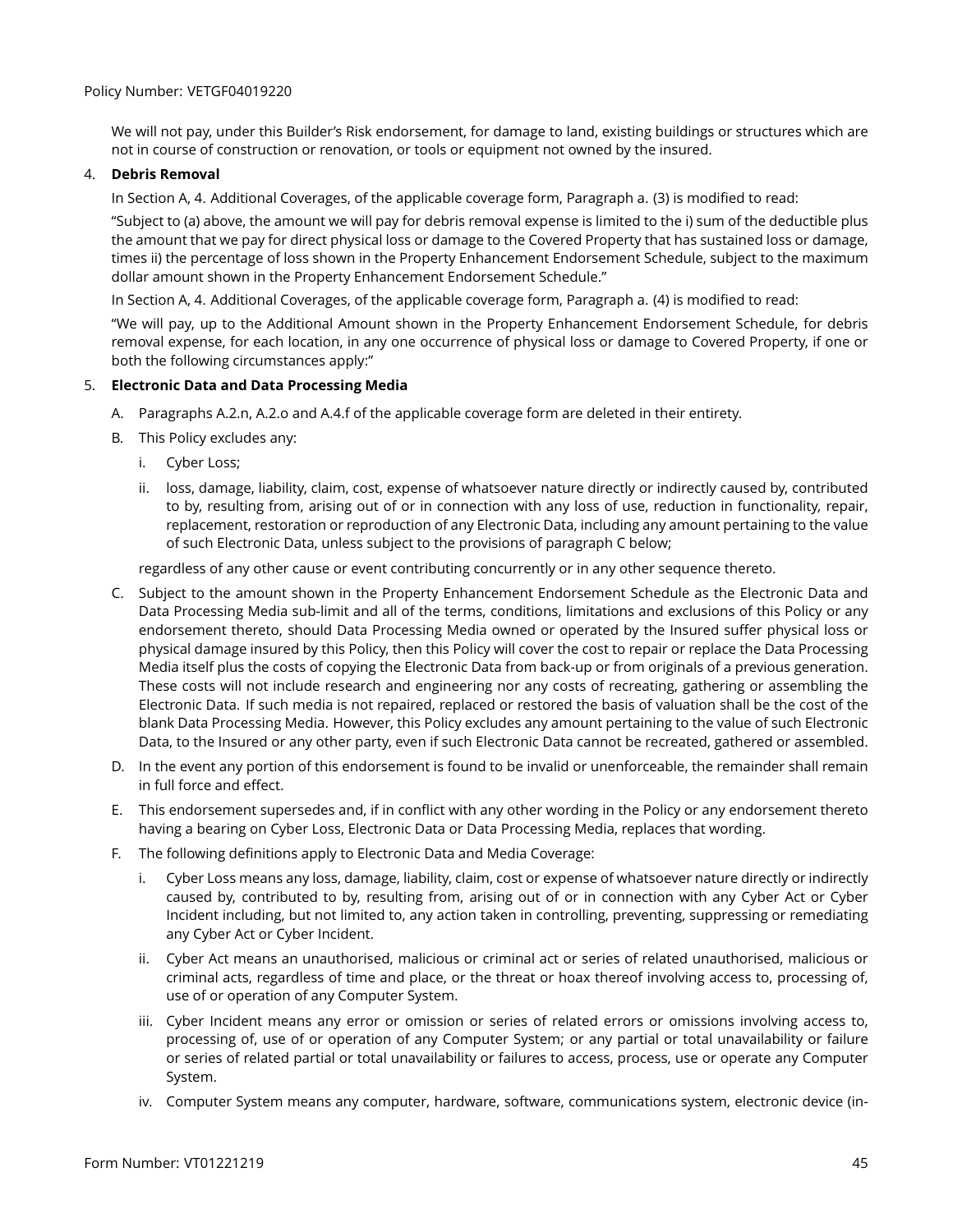We will not pay, under this Builder's Risk endorsement, for damage to land, existing buildings or structures which are not in course of construction or renovation, or tools or equipment not owned by the insured.

4. **Debris Removal**

   In Section A, 4. Additional Coverages, of the applicable coverage form, Paragraph a. (3) is modified to read:

   "Subject to (a) above, the amount we will pay for debris removal expense is limited to the i) sum of the deductible plus the amount that we pay for direct physical loss or damage to the Covered Property that has sustained loss or damage, times ii) the percentage of loss shown in the Property Enhancement Endorsement Schedule, subject to the maximum dollar amount shown in the Property Enhancement Endorsement Schedule."

   In Section A, 4. Additional Coverages, of the applicable coverage form, Paragraph a. (4) is modified to read:

   "We will pay, up to the Additional Amount shown in the Property Enhancement Endorsement Schedule, for debris removal expense, for each location, in any one occurrence of physical loss or damage to Covered Property, if one or both the following circumstances apply:"

5. **Electronic Data and Data Processing Media**

   A. Paragraphs A.2.n, A.2.o and A.4.f of the applicable coverage form are deleted in their entirety.

   B. This Policy excludes any:

      i. Cyber Loss;

      ii. loss, damage, liability, claim, cost, expense of whatsoever nature directly or indirectly caused by, contributed to by, resulting from, arising out of or in connection with any loss of use, reduction in functionality, repair, replacement, restoration or reproduction of any Electronic Data, including any amount pertaining to the value of such Electronic Data, unless subject to the provisions of paragraph C below;

   regardless of any other cause or event contributing concurrently or in any other sequence thereto.

   C. Subject to the amount shown in the Property Enhancement Endorsement Schedule as the Electronic Data and Data Processing Media sub-limit and all of the terms, conditions, limitations and exclusions of this Policy or any endorsement thereto, should Data Processing Media owned or operated by the Insured suffer physical loss or physical damage insured by this Policy, then this Policy will cover the cost to repair or replace the Data Processing Media itself plus the costs of copying the Electronic Data from back-up or from originals of a previous generation. These costs will not include research and engineering nor any costs of recreating, gathering or assembling the Electronic Data. If such media is not repaired, replaced or restored the basis of valuation shall be the cost of the blank Data Processing Media. However, this Policy excludes any amount pertaining to the value of such Electronic Data, to the Insured or any other party, even if such Electronic Data cannot be recreated, gathered or assembled.

   D. In the event any portion of this endorsement is found to be invalid or unenforceable, the remainder shall remain in full force and effect.

   E. This endorsement supersedes and, if in conflict with any other wording in the Policy or any endorsement thereto having a bearing on Cyber Loss, Electronic Data or Data Processing Media, replaces that wording.

   F. The following definitions apply to Electronic Data and Media Coverage:

      i. Cyber Loss means any loss, damage, liability, claim, cost or expense of whatsoever nature directly or indirectly caused by, contributed to by, resulting from, arising out of or in connection with any Cyber Act or Cyber Incident including, but not limited to, any action taken in controlling, preventing, suppressing or remediating any Cyber Act or Cyber Incident.

      ii. Cyber Act means an unauthorised, malicious or criminal act or series of related unauthorised, malicious or criminal acts, regardless of time and place, or the threat or hoax thereof involving access to, processing of, use of or operation of any Computer System.

      iii. Cyber Incident means any error or omission or series of related errors or omissions involving access to, processing of, use of or operation of any Computer System; or any partial or total unavailability or failure or series of related partial or total unavailability or failures to access, process, use or operate any Computer System.

      iv. Computer System means any computer, hardware, software, communications system, electronic device (in-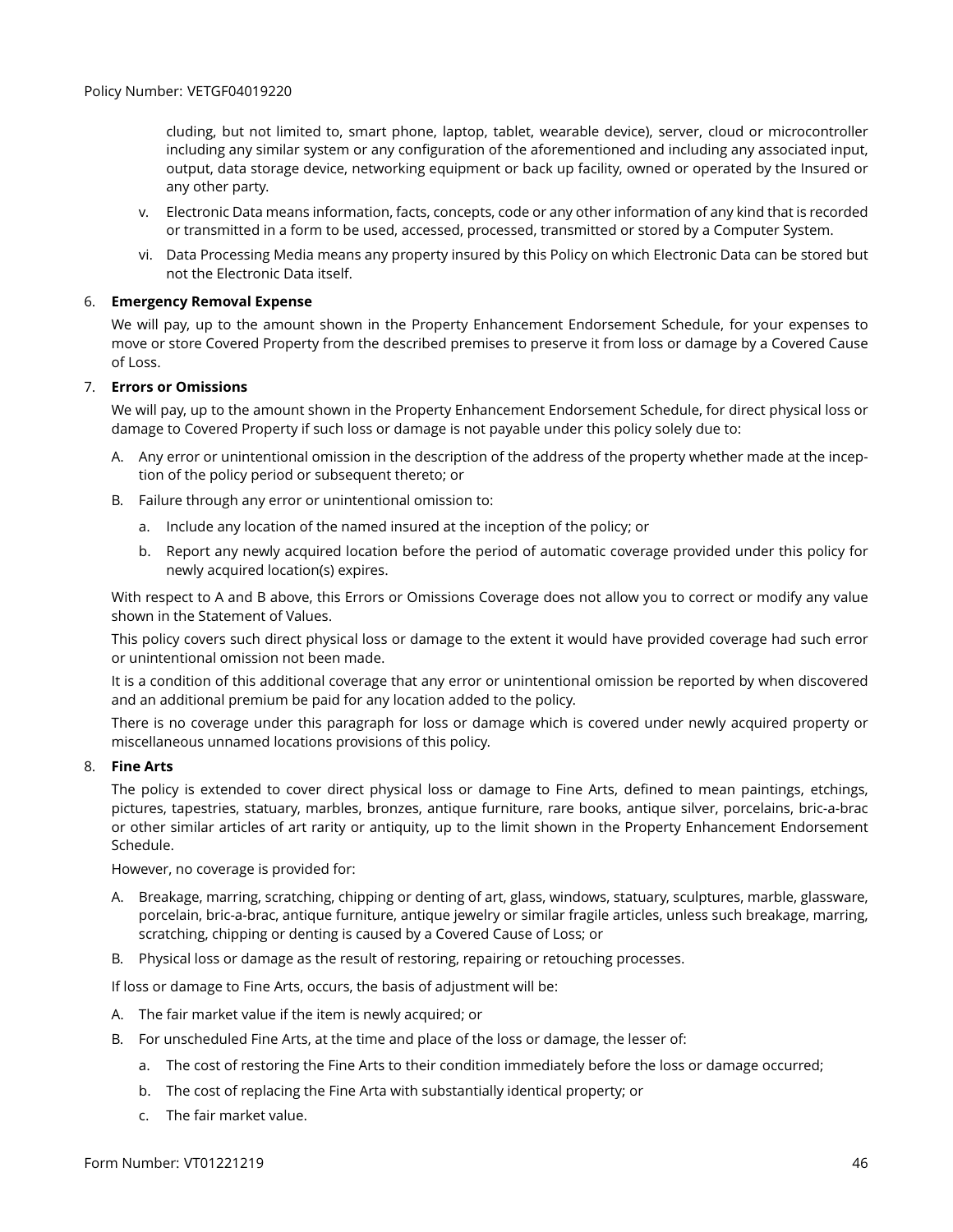cluding, but not limited to, smart phone, laptop, tablet, wearable device), server, cloud or microcontroller including any similar system or any configuration of the aforementioned and including any associated input, output, data storage device, networking equipment or back up facility, owned or operated by the Insured or any other party.

v. Electronic Data means information, facts, concepts, code or any other information of any kind that is recorded or transmitted in a form to be used, accessed, processed, transmitted or stored by a Computer System.

vi. Data Processing Media means any property insured by this Policy on which Electronic Data can be stored but not the Electronic Data itself.

6. **Emergency Removal Expense**

We will pay, up to the amount shown in the Property Enhancement Endorsement Schedule, for your expenses to move or store Covered Property from the described premises to preserve it from loss or damage by a Covered Cause of Loss.

7. **Errors or Omissions**

We will pay, up to the amount shown in the Property Enhancement Endorsement Schedule, for direct physical loss or damage to Covered Property if such loss or damage is not payable under this policy solely due to:

A. Any error or unintentional omission in the description of the address of the property whether made at the inception of the policy period or subsequent thereto; or

B. Failure through any error or unintentional omission to:

   a. Include any location of the named insured at the inception of the policy; or

   b. Report any newly acquired location before the period of automatic coverage provided under this policy for newly acquired location(s) expires.

With respect to A and B above, this Errors or Omissions Coverage does not allow you to correct or modify any value shown in the Statement of Values.

This policy covers such direct physical loss or damage to the extent it would have provided coverage had such error or unintentional omission not been made.

It is a condition of this additional coverage that any error or unintentional omission be reported by when discovered and an additional premium be paid for any location added to the policy.

There is no coverage under this paragraph for loss or damage which is covered under newly acquired property or miscellaneous unnamed locations provisions of this policy.

8. **Fine Arts**

The policy is extended to cover direct physical loss or damage to Fine Arts, defined to mean paintings, etchings, pictures, tapestries, statuary, marbles, bronzes, antique furniture, rare books, antique silver, porcelains, bric-a-brac or other similar articles of art rarity or antiquity, up to the limit shown in the Property Enhancement Endorsement Schedule.

However, no coverage is provided for:

A. Breakage, marring, scratching, chipping or denting of art, glass, windows, statuary, sculptures, marble, glassware, porcelain, bric-a-brac, antique furniture, antique jewelry or similar fragile articles, unless such breakage, marring, scratching, chipping or denting is caused by a Covered Cause of Loss; or

B. Physical loss or damage as the result of restoring, repairing or retouching processes.

If loss or damage to Fine Arts, occurs, the basis of adjustment will be:

A. The fair market value if the item is newly acquired; or

B. For unscheduled Fine Arts, at the time and place of the loss or damage, the lesser of:

   a. The cost of restoring the Fine Arts to their condition immediately before the loss or damage occurred;

   b. The cost of replacing the Fine Arta with substantially identical property; or

   c. The fair market value.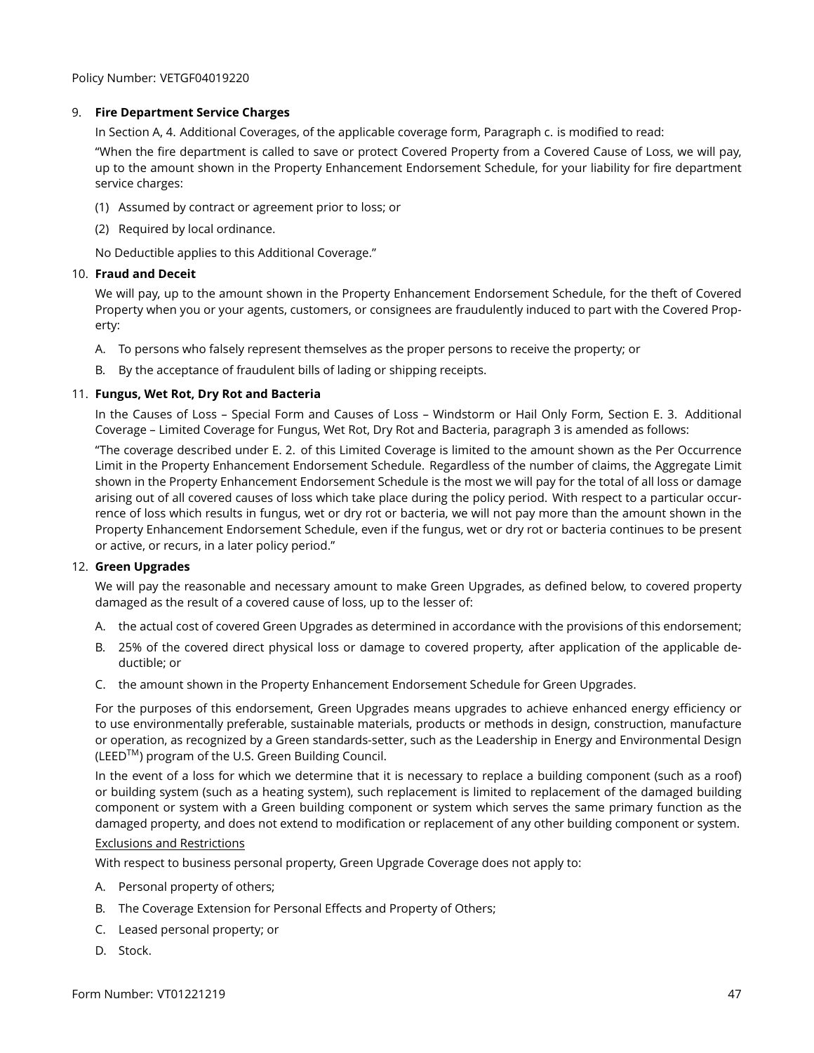9. **Fire Department Service Charges**

   In Section A, 4. Additional Coverages, of the applicable coverage form, Paragraph c. is modified to read:

   "When the fire department is called to save or protect Covered Property from a Covered Cause of Loss, we will pay, up to the amount shown in the Property Enhancement Endorsement Schedule, for your liability for fire department service charges:

   (1) Assumed by contract or agreement prior to loss; or

   (2) Required by local ordinance.

   No Deductible applies to this Additional Coverage."

10. **Fraud and Deceit**

    We will pay, up to the amount shown in the Property Enhancement Endorsement Schedule, for the theft of Covered Property when you or your agents, customers, or consignees are fraudulently induced to part with the Covered Property:

    A. To persons who falsely represent themselves as the proper persons to receive the property; or

    B. By the acceptance of fraudulent bills of lading or shipping receipts.

11. **Fungus, Wet Rot, Dry Rot and Bacteria**

    In the Causes of Loss – Special Form and Causes of Loss – Windstorm or Hail Only Form, Section E. 3. Additional Coverage – Limited Coverage for Fungus, Wet Rot, Dry Rot and Bacteria, paragraph 3 is amended as follows:

    "The coverage described under E. 2. of this Limited Coverage is limited to the amount shown as the Per Occurrence Limit in the Property Enhancement Endorsement Schedule. Regardless of the number of claims, the Aggregate Limit shown in the Property Enhancement Endorsement Schedule is the most we will pay for the total of all loss or damage arising out of all covered causes of loss which take place during the policy period. With respect to a particular occurrence of loss which results in fungus, wet or dry rot or bacteria, we will not pay more than the amount shown in the Property Enhancement Endorsement Schedule, even if the fungus, wet or dry rot or bacteria continues to be present or active, or recurs, in a later policy period."

12. **Green Upgrades**

    We will pay the reasonable and necessary amount to make Green Upgrades, as defined below, to covered property damaged as the result of a covered cause of loss, up to the lesser of:

    A. the actual cost of covered Green Upgrades as determined in accordance with the provisions of this endorsement;

    B. 25% of the covered direct physical loss or damage to covered property, after application of the applicable deductible; or

    C. the amount shown in the Property Enhancement Endorsement Schedule for Green Upgrades.

    For the purposes of this endorsement, Green Upgrades means upgrades to achieve enhanced energy efficiency or to use environmentally preferable, sustainable materials, products or methods in design, construction, manufacture or operation, as recognized by a Green standards-setter, such as the Leadership in Energy and Environmental Design (LEED™) program of the U.S. Green Building Council.

    In the event of a loss for which we determine that it is necessary to replace a building component (such as a roof) or building system (such as a heating system), such replacement is limited to replacement of the damaged building component or system with a Green building component or system which serves the same primary function as the damaged property, and does not extend to modification or replacement of any other building component or system.

    <u>Exclusions and Restrictions</u>

    With respect to business personal property, Green Upgrade Coverage does not apply to:

    A. Personal property of others;

    B. The Coverage Extension for Personal Effects and Property of Others;

    C. Leased personal property; or

    D. Stock.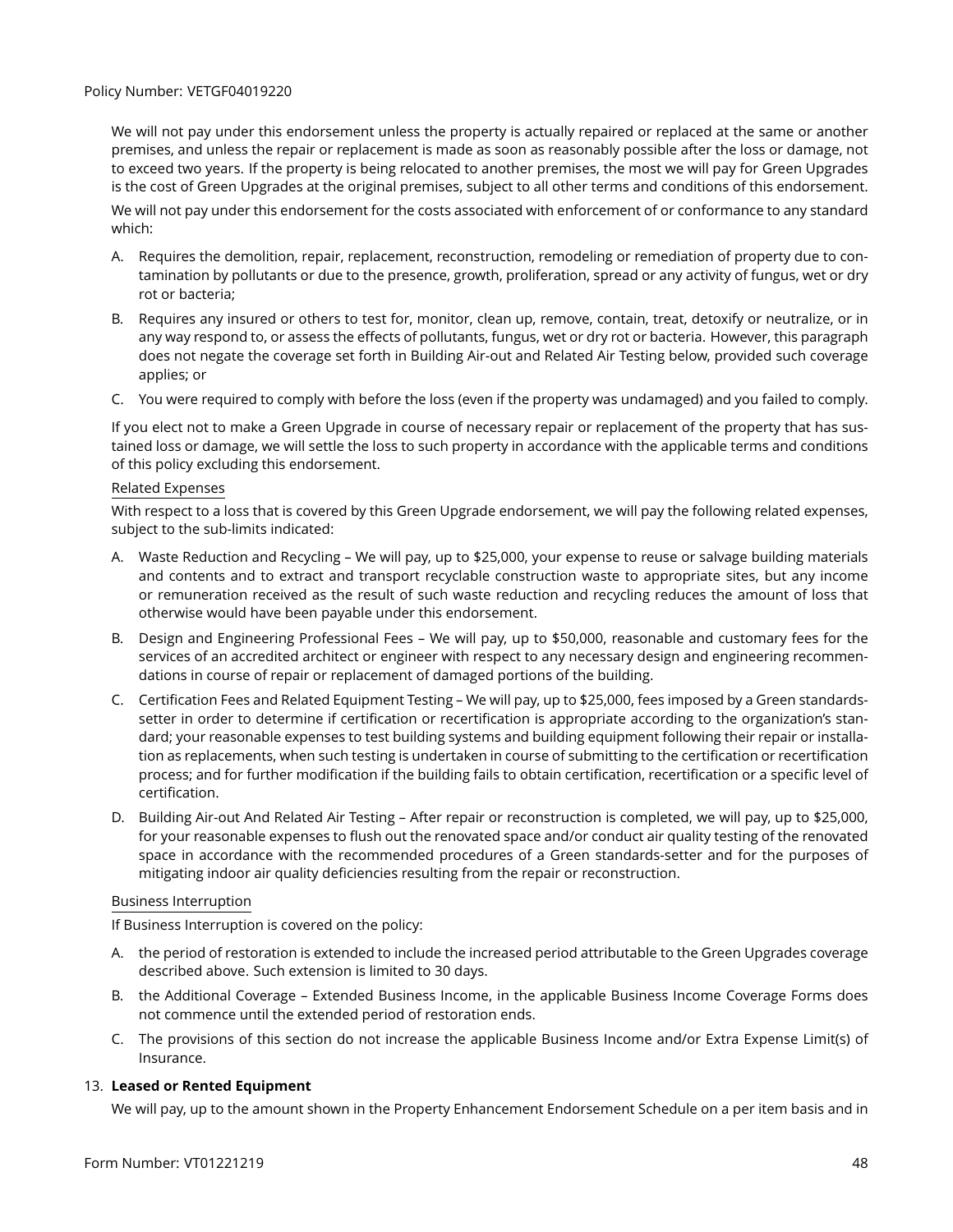We will not pay under this endorsement unless the property is actually repaired or replaced at the same or another premises, and unless the repair or replacement is made as soon as reasonably possible after the loss or damage, not to exceed two years. If the property is being relocated to another premises, the most we will pay for Green Upgrades is the cost of Green Upgrades at the original premises, subject to all other terms and conditions of this endorsement.

We will not pay under this endorsement for the costs associated with enforcement of or conformance to any standard which:

A. Requires the demolition, repair, replacement, reconstruction, remodeling or remediation of property due to contamination by pollutants or due to the presence, growth, proliferation, spread or any activity of fungus, wet or dry rot or bacteria;

B. Requires any insured or others to test for, monitor, clean up, remove, contain, treat, detoxify or neutralize, or in any way respond to, or assess the effects of pollutants, fungus, wet or dry rot or bacteria. However, this paragraph does not negate the coverage set forth in Building Air-out and Related Air Testing below, provided such coverage applies; or

C. You were required to comply with before the loss (even if the property was undamaged) and you failed to comply.

If you elect not to make a Green Upgrade in course of necessary repair or replacement of the property that has sustained loss or damage, we will settle the loss to such property in accordance with the applicable terms and conditions of this policy excluding this endorsement.

Related Expenses

With respect to a loss that is covered by this Green Upgrade endorsement, we will pay the following related expenses, subject to the sub-limits indicated:

A. Waste Reduction and Recycling – We will pay, up to $25,000, your expense to reuse or salvage building materials and contents and to extract and transport recyclable construction waste to appropriate sites, but any income or remuneration received as the result of such waste reduction and recycling reduces the amount of loss that otherwise would have been payable under this endorsement.

B. Design and Engineering Professional Fees – We will pay, up to $50,000, reasonable and customary fees for the services of an accredited architect or engineer with respect to any necessary design and engineering recommendations in course of repair or replacement of damaged portions of the building.

C. Certification Fees and Related Equipment Testing – We will pay, up to $25,000, fees imposed by a Green standards-setter in order to determine if certification or recertification is appropriate according to the organization's standard; your reasonable expenses to test building systems and building equipment following their repair or installation as replacements, when such testing is undertaken in course of submitting to the certification or recertification process; and for further modification if the building fails to obtain certification, recertification or a specific level of certification.

D. Building Air-out And Related Air Testing – After repair or reconstruction is completed, we will pay, up to $25,000, for your reasonable expenses to flush out the renovated space and/or conduct air quality testing of the renovated space in accordance with the recommended procedures of a Green standards-setter and for the purposes of mitigating indoor air quality deficiencies resulting from the repair or reconstruction.

Business Interruption

If Business Interruption is covered on the policy:

A. the period of restoration is extended to include the increased period attributable to the Green Upgrades coverage described above. Such extension is limited to 30 days.

B. the Additional Coverage – Extended Business Income, in the applicable Business Income Coverage Forms does not commence until the extended period of restoration ends.

C. The provisions of this section do not increase the applicable Business Income and/or Extra Expense Limit(s) of Insurance.

13. **Leased or Rented Equipment**

We will pay, up to the amount shown in the Property Enhancement Endorsement Schedule on a per item basis and in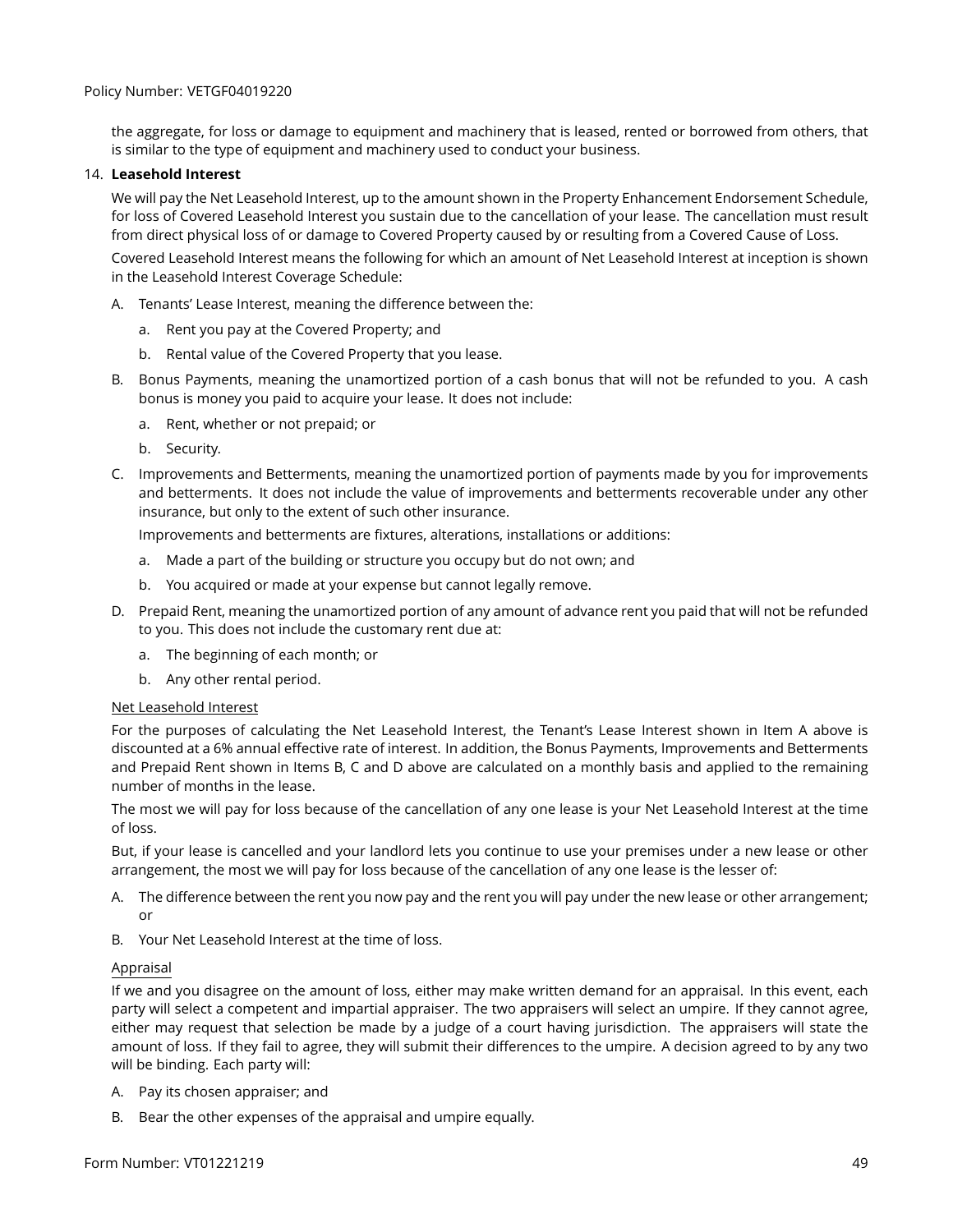the aggregate, for loss or damage to equipment and machinery that is leased, rented or borrowed from others, that is similar to the type of equipment and machinery used to conduct your business.

14. **Leasehold Interest**

We will pay the Net Leasehold Interest, up to the amount shown in the Property Enhancement Endorsement Schedule, for loss of Covered Leasehold Interest you sustain due to the cancellation of your lease. The cancellation must result from direct physical loss of or damage to Covered Property caused by or resulting from a Covered Cause of Loss.

Covered Leasehold Interest means the following for which an amount of Net Leasehold Interest at inception is shown in the Leasehold Interest Coverage Schedule:

A. Tenants' Lease Interest, meaning the difference between the:
   a. Rent you pay at the Covered Property; and
   b. Rental value of the Covered Property that you lease.

B. Bonus Payments, meaning the unamortized portion of a cash bonus that will not be refunded to you. A cash bonus is money you paid to acquire your lease. It does not include:
   a. Rent, whether or not prepaid; or
   b. Security.

C. Improvements and Betterments, meaning the unamortized portion of payments made by you for improvements and betterments. It does not include the value of improvements and betterments recoverable under any other insurance, but only to the extent of such other insurance.

   Improvements and betterments are fixtures, alterations, installations or additions:
   a. Made a part of the building or structure you occupy but do not own; and
   b. You acquired or made at your expense but cannot legally remove.

D. Prepaid Rent, meaning the unamortized portion of any amount of advance rent you paid that will not be refunded to you. This does not include the customary rent due at:
   a. The beginning of each month; or
   b. Any other rental period.

<u>Net Leasehold Interest</u>

For the purposes of calculating the Net Leasehold Interest, the Tenant's Lease Interest shown in Item A above is discounted at a 6% annual effective rate of interest. In addition, the Bonus Payments, Improvements and Betterments and Prepaid Rent shown in Items B, C and D above are calculated on a monthly basis and applied to the remaining number of months in the lease.

The most we will pay for loss because of the cancellation of any one lease is your Net Leasehold Interest at the time of loss.

But, if your lease is cancelled and your landlord lets you continue to use your premises under a new lease or other arrangement, the most we will pay for loss because of the cancellation of any one lease is the lesser of:

A. The difference between the rent you now pay and the rent you will pay under the new lease or other arrangement; or
B. Your Net Leasehold Interest at the time of loss.

<u>Appraisal</u>

If we and you disagree on the amount of loss, either may make written demand for an appraisal. In this event, each party will select a competent and impartial appraiser. The two appraisers will select an umpire. If they cannot agree, either may request that selection be made by a judge of a court having jurisdiction. The appraisers will state the amount of loss. If they fail to agree, they will submit their differences to the umpire. A decision agreed to by any two will be binding. Each party will:

A. Pay its chosen appraiser; and
B. Bear the other expenses of the appraisal and umpire equally.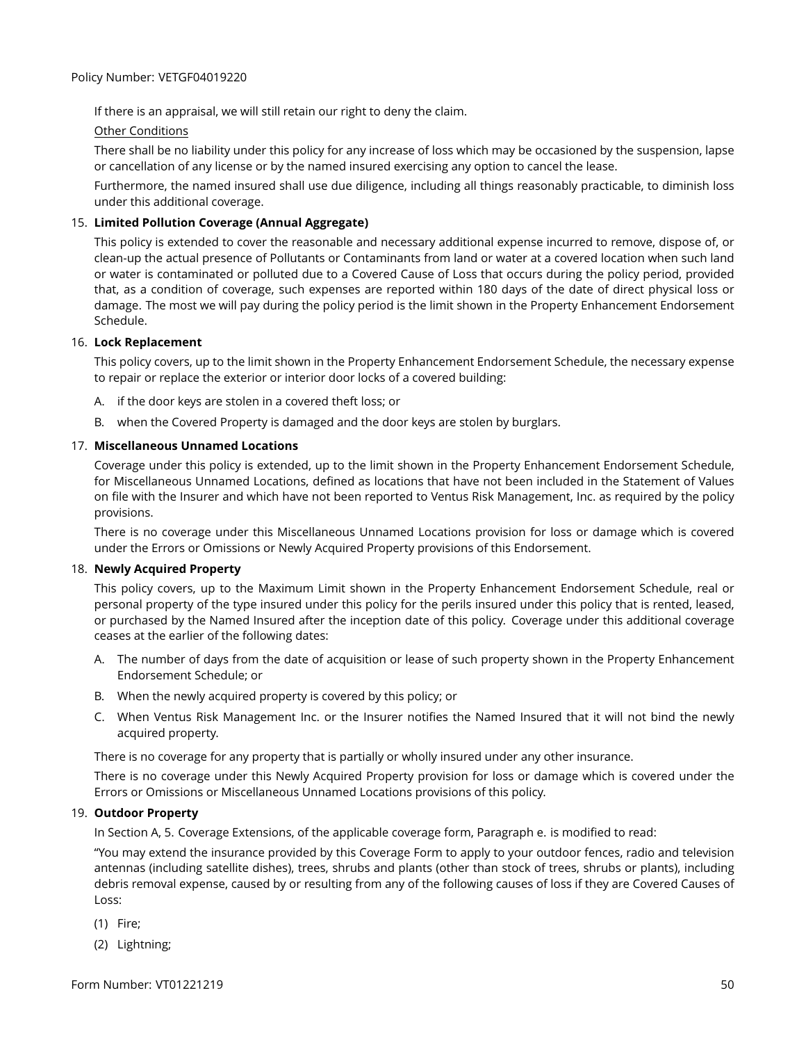If there is an appraisal, we will still retain our right to deny the claim.

Other Conditions

There shall be no liability under this policy for any increase of loss which may be occasioned by the suspension, lapse or cancellation of any license or by the named insured exercising any option to cancel the lease.

Furthermore, the named insured shall use due diligence, including all things reasonably practicable, to diminish loss under this additional coverage.

15. **Limited Pollution Coverage (Annual Aggregate)**

    This policy is extended to cover the reasonable and necessary additional expense incurred to remove, dispose of, or clean-up the actual presence of Pollutants or Contaminants from land or water at a covered location when such land or water is contaminated or polluted due to a Covered Cause of Loss that occurs during the policy period, provided that, as a condition of coverage, such expenses are reported within 180 days of the date of direct physical loss or damage. The most we will pay during the policy period is the limit shown in the Property Enhancement Endorsement Schedule.

16. **Lock Replacement**

    This policy covers, up to the limit shown in the Property Enhancement Endorsement Schedule, the necessary expense to repair or replace the exterior or interior door locks of a covered building:

    A. if the door keys are stolen in a covered theft loss; or

    B. when the Covered Property is damaged and the door keys are stolen by burglars.

17. **Miscellaneous Unnamed Locations**

    Coverage under this policy is extended, up to the limit shown in the Property Enhancement Endorsement Schedule, for Miscellaneous Unnamed Locations, defined as locations that have not been included in the Statement of Values on file with the Insurer and which have not been reported to Ventus Risk Management, Inc. as required by the policy provisions.

    There is no coverage under this Miscellaneous Unnamed Locations provision for loss or damage which is covered under the Errors or Omissions or Newly Acquired Property provisions of this Endorsement.

18. **Newly Acquired Property**

    This policy covers, up to the Maximum Limit shown in the Property Enhancement Endorsement Schedule, real or personal property of the type insured under this policy for the perils insured under this policy that is rented, leased, or purchased by the Named Insured after the inception date of this policy. Coverage under this additional coverage ceases at the earlier of the following dates:

    A. The number of days from the date of acquisition or lease of such property shown in the Property Enhancement Endorsement Schedule; or

    B. When the newly acquired property is covered by this policy; or

    C. When Ventus Risk Management Inc. or the Insurer notifies the Named Insured that it will not bind the newly acquired property.

    There is no coverage for any property that is partially or wholly insured under any other insurance.

    There is no coverage under this Newly Acquired Property provision for loss or damage which is covered under the Errors or Omissions or Miscellaneous Unnamed Locations provisions of this policy.

19. **Outdoor Property**

    In Section A, 5. Coverage Extensions, of the applicable coverage form, Paragraph e. is modified to read:

    "You may extend the insurance provided by this Coverage Form to apply to your outdoor fences, radio and television antennas (including satellite dishes), trees, shrubs and plants (other than stock of trees, shrubs or plants), including debris removal expense, caused by or resulting from any of the following causes of loss if they are Covered Causes of Loss:

    (1) Fire;

    (2) Lightning;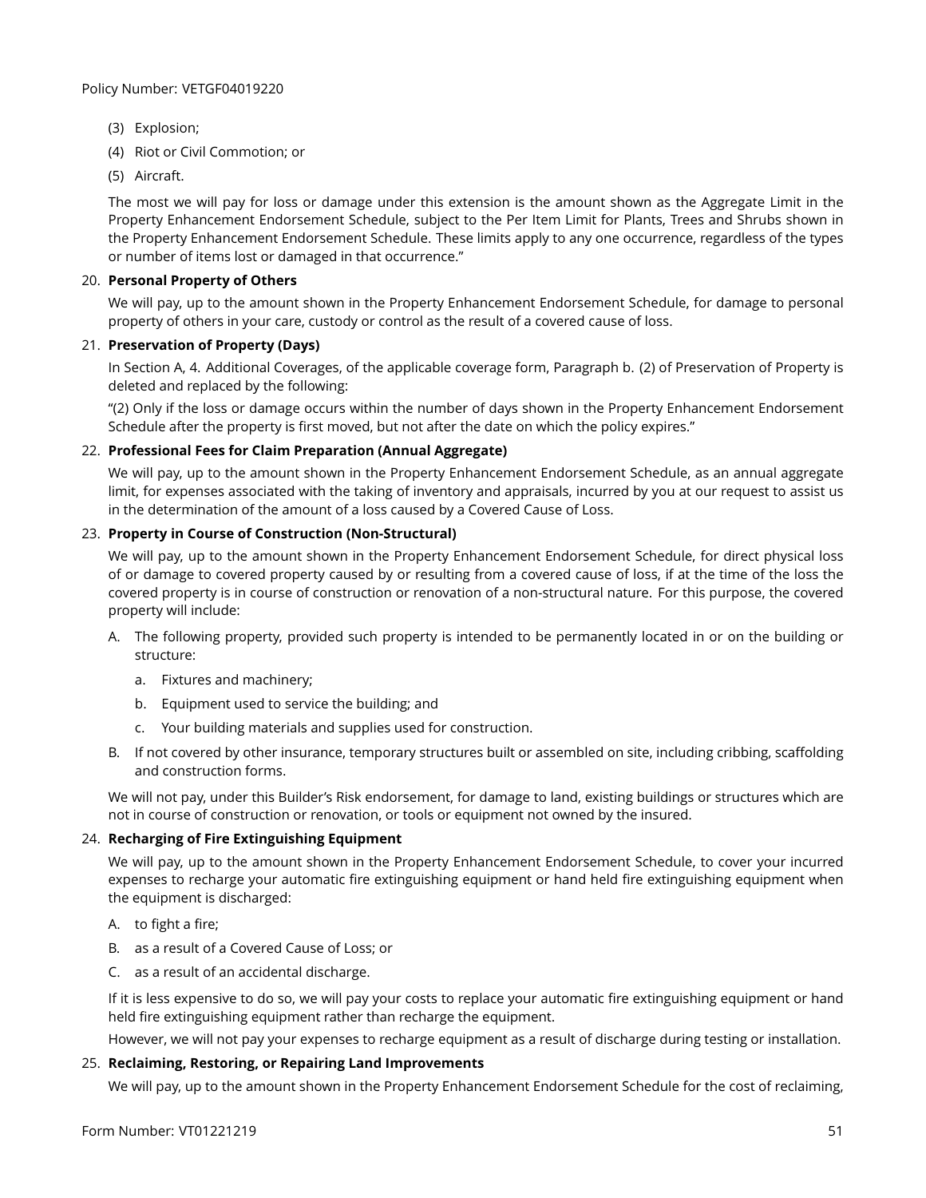(3) Explosion;

(4) Riot or Civil Commotion; or

(5) Aircraft.

The most we will pay for loss or damage under this extension is the amount shown as the Aggregate Limit in the Property Enhancement Endorsement Schedule, subject to the Per Item Limit for Plants, Trees and Shrubs shown in the Property Enhancement Endorsement Schedule. These limits apply to any one occurrence, regardless of the types or number of items lost or damaged in that occurrence."

20. **Personal Property of Others**

We will pay, up to the amount shown in the Property Enhancement Endorsement Schedule, for damage to personal property of others in your care, custody or control as the result of a covered cause of loss.

21. **Preservation of Property (Days)**

In Section A, 4. Additional Coverages, of the applicable coverage form, Paragraph b. (2) of Preservation of Property is deleted and replaced by the following:

"(2) Only if the loss or damage occurs within the number of days shown in the Property Enhancement Endorsement Schedule after the property is first moved, but not after the date on which the policy expires."

22. **Professional Fees for Claim Preparation (Annual Aggregate)**

We will pay, up to the amount shown in the Property Enhancement Endorsement Schedule, as an annual aggregate limit, for expenses associated with the taking of inventory and appraisals, incurred by you at our request to assist us in the determination of the amount of a loss caused by a Covered Cause of Loss.

23. **Property in Course of Construction (Non-Structural)**

We will pay, up to the amount shown in the Property Enhancement Endorsement Schedule, for direct physical loss of or damage to covered property caused by or resulting from a covered cause of loss, if at the time of the loss the covered property is in course of construction or renovation of a non-structural nature. For this purpose, the covered property will include:

A. The following property, provided such property is intended to be permanently located in or on the building or structure:

   a. Fixtures and machinery;

   b. Equipment used to service the building; and

   c. Your building materials and supplies used for construction.

B. If not covered by other insurance, temporary structures built or assembled on site, including cribbing, scaffolding and construction forms.

We will not pay, under this Builder's Risk endorsement, for damage to land, existing buildings or structures which are not in course of construction or renovation, or tools or equipment not owned by the insured.

24. **Recharging of Fire Extinguishing Equipment**

We will pay, up to the amount shown in the Property Enhancement Endorsement Schedule, to cover your incurred expenses to recharge your automatic fire extinguishing equipment or hand held fire extinguishing equipment when the equipment is discharged:

A. to fight a fire;

B. as a result of a Covered Cause of Loss; or

C. as a result of an accidental discharge.

If it is less expensive to do so, we will pay your costs to replace your automatic fire extinguishing equipment or hand held fire extinguishing equipment rather than recharge the equipment.

However, we will not pay your expenses to recharge equipment as a result of discharge during testing or installation.

25. **Reclaiming, Restoring, or Repairing Land Improvements**

We will pay, up to the amount shown in the Property Enhancement Endorsement Schedule for the cost of reclaiming,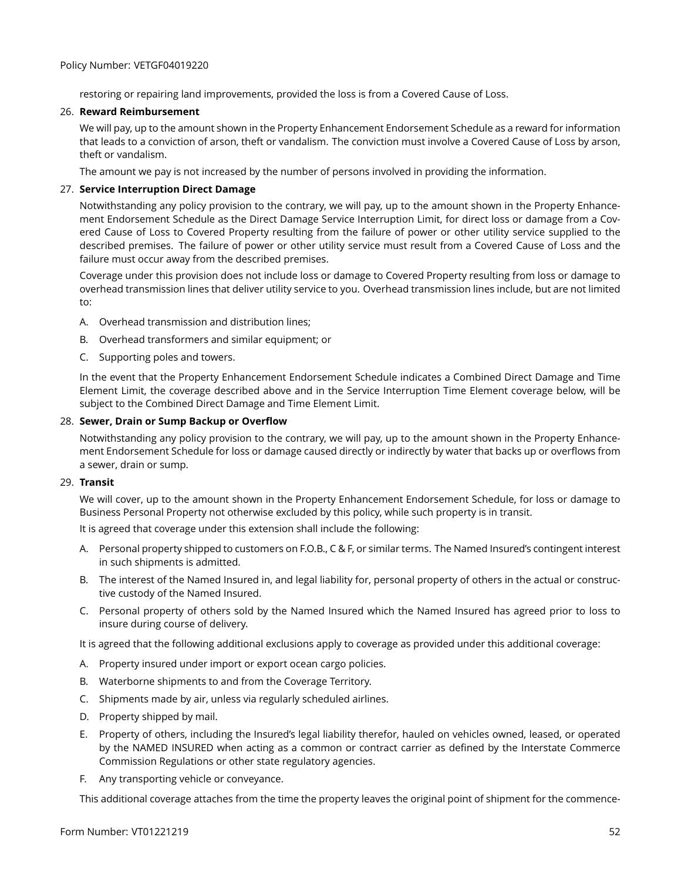restoring or repairing land improvements, provided the loss is from a Covered Cause of Loss.

26. **Reward Reimbursement**

 We will pay, up to the amount shown in the Property Enhancement Endorsement Schedule as a reward for information that leads to a conviction of arson, theft or vandalism. The conviction must involve a Covered Cause of Loss by arson, theft or vandalism.

 The amount we pay is not increased by the number of persons involved in providing the information.

27. **Service Interruption Direct Damage**

 Notwithstanding any policy provision to the contrary, we will pay, up to the amount shown in the Property Enhancement Endorsement Schedule as the Direct Damage Service Interruption Limit, for direct loss or damage from a Covered Cause of Loss to Covered Property resulting from the failure of power or other utility service supplied to the described premises. The failure of power or other utility service must result from a Covered Cause of Loss and the failure must occur away from the described premises.

 Coverage under this provision does not include loss or damage to Covered Property resulting from loss or damage to overhead transmission lines that deliver utility service to you. Overhead transmission lines include, but are not limited to:

 A. Overhead transmission and distribution lines;

 B. Overhead transformers and similar equipment; or

 C. Supporting poles and towers.

 In the event that the Property Enhancement Endorsement Schedule indicates a Combined Direct Damage and Time Element Limit, the coverage described above and in the Service Interruption Time Element coverage below, will be subject to the Combined Direct Damage and Time Element Limit.

28. **Sewer, Drain or Sump Backup or Overflow**

 Notwithstanding any policy provision to the contrary, we will pay, up to the amount shown in the Property Enhancement Endorsement Schedule for loss or damage caused directly or indirectly by water that backs up or overflows from a sewer, drain or sump.

29. **Transit**

 We will cover, up to the amount shown in the Property Enhancement Endorsement Schedule, for loss or damage to Business Personal Property not otherwise excluded by this policy, while such property is in transit.

 It is agreed that coverage under this extension shall include the following:

 A. Personal property shipped to customers on F.O.B., C & F, or similar terms. The Named Insured's contingent interest in such shipments is admitted.

 B. The interest of the Named Insured in, and legal liability for, personal property of others in the actual or constructive custody of the Named Insured.

 C. Personal property of others sold by the Named Insured which the Named Insured has agreed prior to loss to insure during course of delivery.

 It is agreed that the following additional exclusions apply to coverage as provided under this additional coverage:

 A. Property insured under import or export ocean cargo policies.

 B. Waterborne shipments to and from the Coverage Territory.

 C. Shipments made by air, unless via regularly scheduled airlines.

 D. Property shipped by mail.

 E. Property of others, including the Insured's legal liability therefor, hauled on vehicles owned, leased, or operated by the NAMED INSURED when acting as a common or contract carrier as defined by the Interstate Commerce Commission Regulations or other state regulatory agencies.

 F. Any transporting vehicle or conveyance.

 This additional coverage attaches from the time the property leaves the original point of shipment for the commence-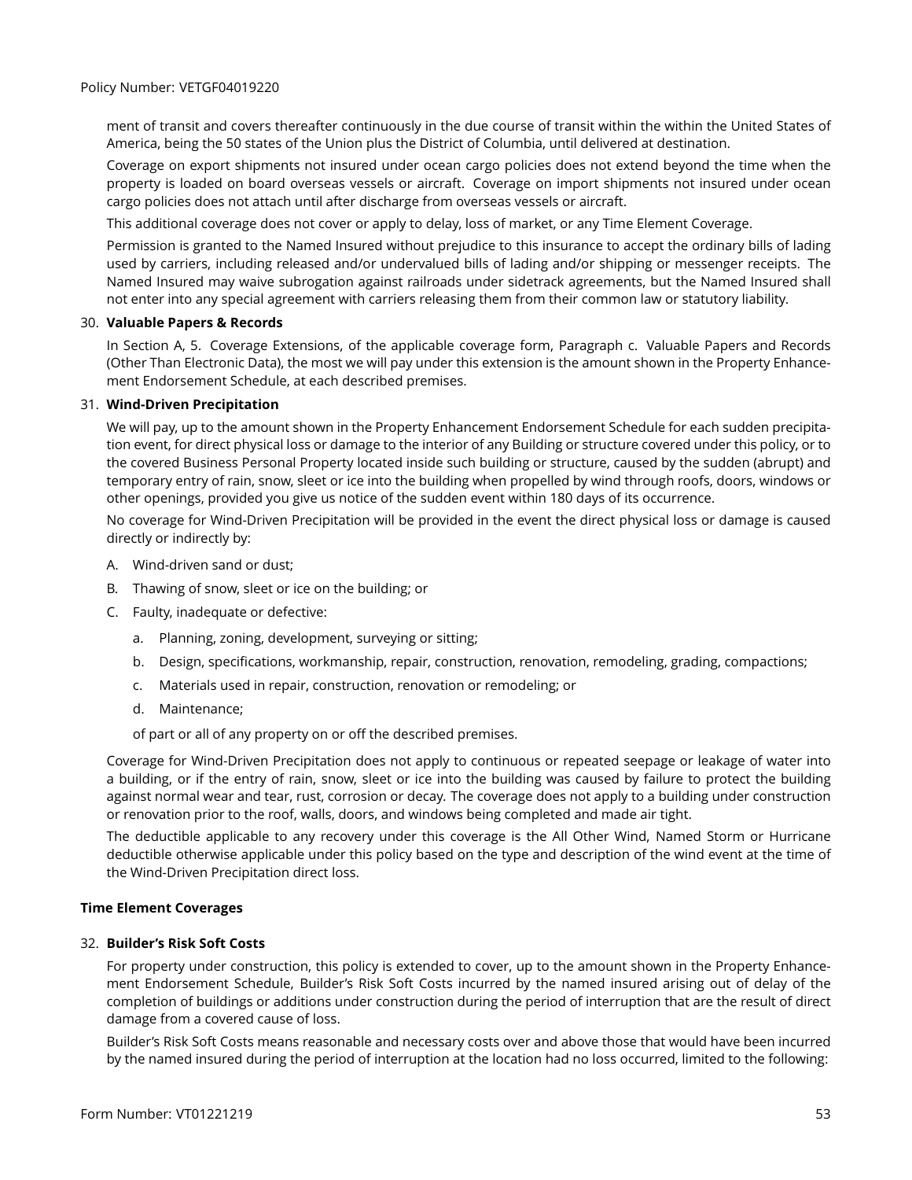ment of transit and covers thereafter continuously in the due course of transit within the within the United States of America, being the 50 states of the Union plus the District of Columbia, until delivered at destination.

Coverage on export shipments not insured under ocean cargo policies does not extend beyond the time when the property is loaded on board overseas vessels or aircraft. Coverage on import shipments not insured under ocean cargo policies does not attach until after discharge from overseas vessels or aircraft.

This additional coverage does not cover or apply to delay, loss of market, or any Time Element Coverage.

Permission is granted to the Named Insured without prejudice to this insurance to accept the ordinary bills of lading used by carriers, including released and/or undervalued bills of lading and/or shipping or messenger receipts. The Named Insured may waive subrogation against railroads under sidetrack agreements, but the Named Insured shall not enter into any special agreement with carriers releasing them from their common law or statutory liability.

30. **Valuable Papers & Records**

In Section A, 5. Coverage Extensions, of the applicable coverage form, Paragraph c. Valuable Papers and Records (Other Than Electronic Data), the most we will pay under this extension is the amount shown in the Property Enhancement Endorsement Schedule, at each described premises.

31. **Wind-Driven Precipitation**

We will pay, up to the amount shown in the Property Enhancement Endorsement Schedule for each sudden precipitation event, for direct physical loss or damage to the interior of any Building or structure covered under this policy, or to the covered Business Personal Property located inside such building or structure, caused by the sudden (abrupt) and temporary entry of rain, snow, sleet or ice into the building when propelled by wind through roofs, doors, windows or other openings, provided you give us notice of the sudden event within 180 days of its occurrence.

No coverage for Wind-Driven Precipitation will be provided in the event the direct physical loss or damage is caused directly or indirectly by:

A. Wind-driven sand or dust;

B. Thawing of snow, sleet or ice on the building; or

C. Faulty, inadequate or defective:

   a. Planning, zoning, development, surveying or sitting;

   b. Design, specifications, workmanship, repair, construction, renovation, remodeling, grading, compactions;

   c. Materials used in repair, construction, renovation or remodeling; or

   d. Maintenance;

   of part or all of any property on or off the described premises.

Coverage for Wind-Driven Precipitation does not apply to continuous or repeated seepage or leakage of water into a building, or if the entry of rain, snow, sleet or ice into the building was caused by failure to protect the building against normal wear and tear, rust, corrosion or decay. The coverage does not apply to a building under construction or renovation prior to the roof, walls, doors, and windows being completed and made air tight.

The deductible applicable to any recovery under this coverage is the All Other Wind, Named Storm or Hurricane deductible otherwise applicable under this policy based on the type and description of the wind event at the time of the Wind-Driven Precipitation direct loss.

**Time Element Coverages**

32. **Builder's Risk Soft Costs**

For property under construction, this policy is extended to cover, up to the amount shown in the Property Enhancement Endorsement Schedule, Builder's Risk Soft Costs incurred by the named insured arising out of delay of the completion of buildings or additions under construction during the period of interruption that are the result of direct damage from a covered cause of loss.

Builder's Risk Soft Costs means reasonable and necessary costs over and above those that would have been incurred by the named insured during the period of interruption at the location had no loss occurred, limited to the following: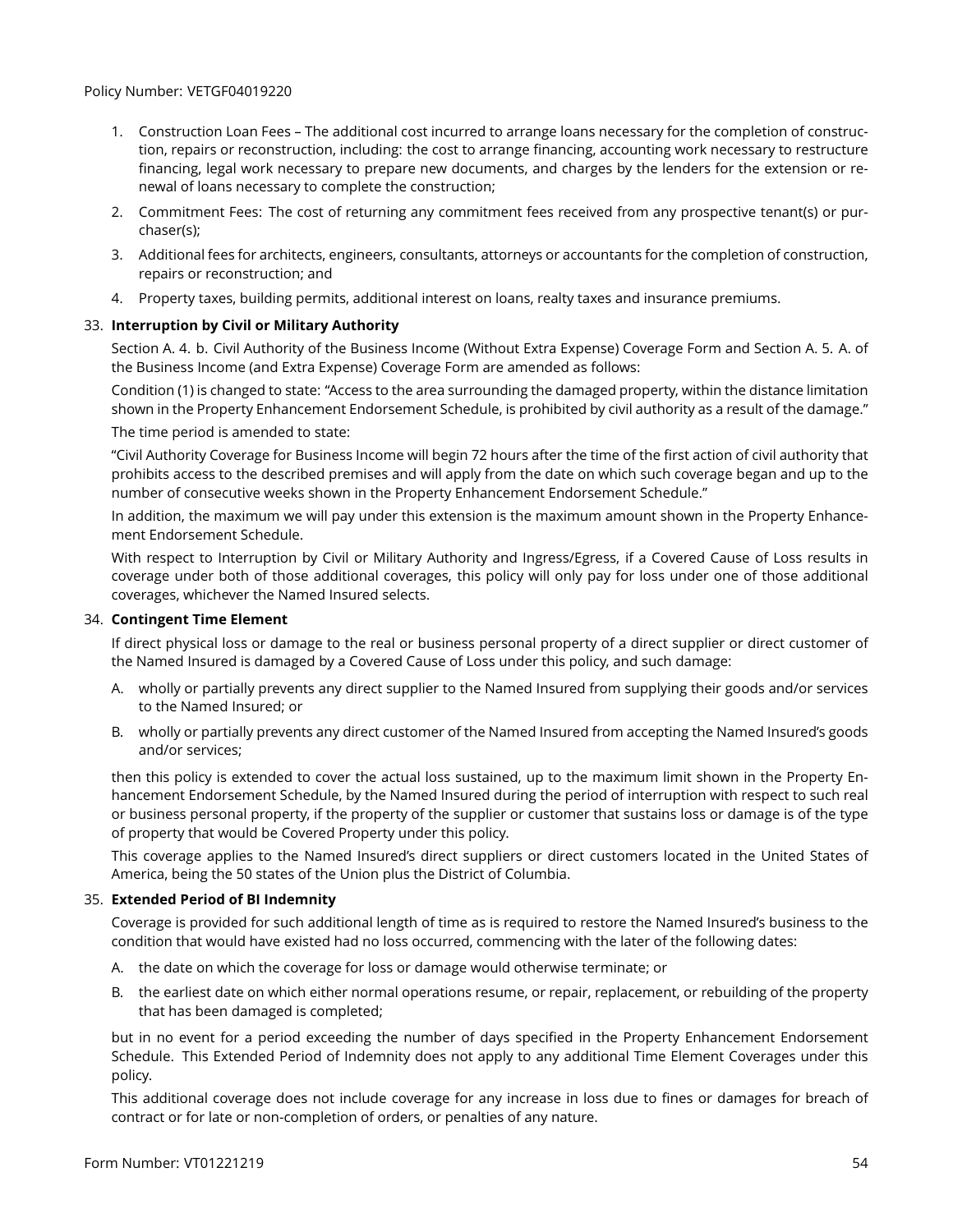1. Construction Loan Fees – The additional cost incurred to arrange loans necessary for the completion of construction, repairs or reconstruction, including: the cost to arrange financing, accounting work necessary to restructure financing, legal work necessary to prepare new documents, and charges by the lenders for the extension or renewal of loans necessary to complete the construction;
2. Commitment Fees: The cost of returning any commitment fees received from any prospective tenant(s) or purchaser(s);
3. Additional fees for architects, engineers, consultants, attorneys or accountants for the completion of construction, repairs or reconstruction; and
4. Property taxes, building permits, additional interest on loans, realty taxes and insurance premiums.

33. **Interruption by Civil or Military Authority**

    Section A. 4. b. Civil Authority of the Business Income (Without Extra Expense) Coverage Form and Section A. 5. A. of the Business Income (and Extra Expense) Coverage Form are amended as follows:

    Condition (1) is changed to state: "Access to the area surrounding the damaged property, within the distance limitation shown in the Property Enhancement Endorsement Schedule, is prohibited by civil authority as a result of the damage."

    The time period is amended to state:

    "Civil Authority Coverage for Business Income will begin 72 hours after the time of the first action of civil authority that prohibits access to the described premises and will apply from the date on which such coverage began and up to the number of consecutive weeks shown in the Property Enhancement Endorsement Schedule."

    In addition, the maximum we will pay under this extension is the maximum amount shown in the Property Enhancement Endorsement Schedule.

    With respect to Interruption by Civil or Military Authority and Ingress/Egress, if a Covered Cause of Loss results in coverage under both of those additional coverages, this policy will only pay for loss under one of those additional coverages, whichever the Named Insured selects.

34. **Contingent Time Element**

    If direct physical loss or damage to the real or business personal property of a direct supplier or direct customer of the Named Insured is damaged by a Covered Cause of Loss under this policy, and such damage:

    A. wholly or partially prevents any direct supplier to the Named Insured from supplying their goods and/or services to the Named Insured; or

    B. wholly or partially prevents any direct customer of the Named Insured from accepting the Named Insured's goods and/or services;

    then this policy is extended to cover the actual loss sustained, up to the maximum limit shown in the Property Enhancement Endorsement Schedule, by the Named Insured during the period of interruption with respect to such real or business personal property, if the property of the supplier or customer that sustains loss or damage is of the type of property that would be Covered Property under this policy.

    This coverage applies to the Named Insured's direct suppliers or direct customers located in the United States of America, being the 50 states of the Union plus the District of Columbia.

35. **Extended Period of BI Indemnity**

    Coverage is provided for such additional length of time as is required to restore the Named Insured's business to the condition that would have existed had no loss occurred, commencing with the later of the following dates:

    A. the date on which the coverage for loss or damage would otherwise terminate; or

    B. the earliest date on which either normal operations resume, or repair, replacement, or rebuilding of the property that has been damaged is completed;

    but in no event for a period exceeding the number of days specified in the Property Enhancement Endorsement Schedule. This Extended Period of Indemnity does not apply to any additional Time Element Coverages under this policy.

    This additional coverage does not include coverage for any increase in loss due to fines or damages for breach of contract or for late or non-completion of orders, or penalties of any nature.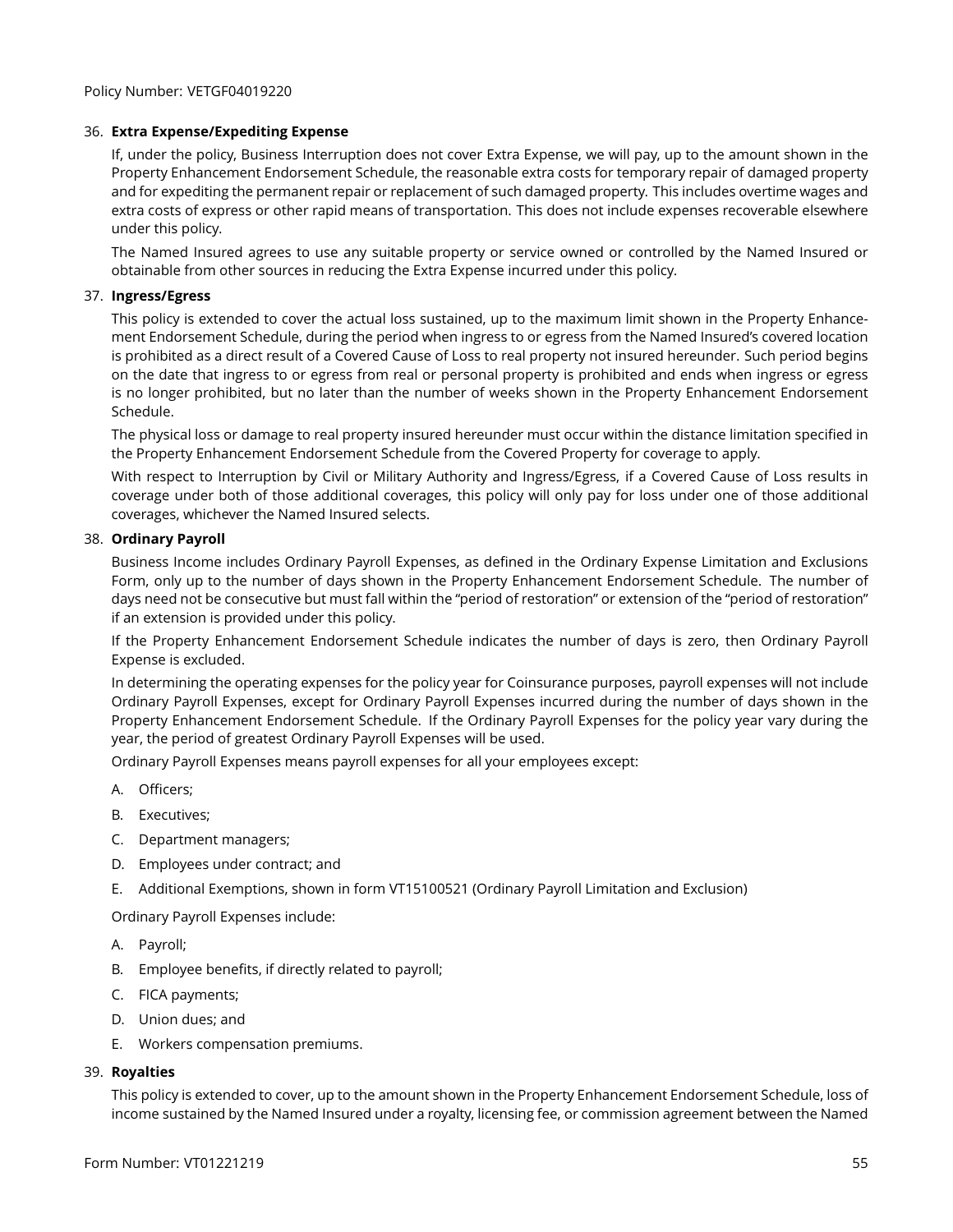36. **Extra Expense/Expediting Expense**

    If, under the policy, Business Interruption does not cover Extra Expense, we will pay, up to the amount shown in the Property Enhancement Endorsement Schedule, the reasonable extra costs for temporary repair of damaged property and for expediting the permanent repair or replacement of such damaged property. This includes overtime wages and extra costs of express or other rapid means of transportation. This does not include expenses recoverable elsewhere under this policy.

    The Named Insured agrees to use any suitable property or service owned or controlled by the Named Insured or obtainable from other sources in reducing the Extra Expense incurred under this policy.

37. **Ingress/Egress**

    This policy is extended to cover the actual loss sustained, up to the maximum limit shown in the Property Enhancement Endorsement Schedule, during the period when ingress to or egress from the Named Insured's covered location is prohibited as a direct result of a Covered Cause of Loss to real property not insured hereunder. Such period begins on the date that ingress to or egress from real or personal property is prohibited and ends when ingress or egress is no longer prohibited, but no later than the number of weeks shown in the Property Enhancement Endorsement Schedule.

    The physical loss or damage to real property insured hereunder must occur within the distance limitation specified in the Property Enhancement Endorsement Schedule from the Covered Property for coverage to apply.

    With respect to Interruption by Civil or Military Authority and Ingress/Egress, if a Covered Cause of Loss results in coverage under both of those additional coverages, this policy will only pay for loss under one of those additional coverages, whichever the Named Insured selects.

38. **Ordinary Payroll**

    Business Income includes Ordinary Payroll Expenses, as defined in the Ordinary Expense Limitation and Exclusions Form, only up to the number of days shown in the Property Enhancement Endorsement Schedule. The number of days need not be consecutive but must fall within the "period of restoration" or extension of the "period of restoration" if an extension is provided under this policy.

    If the Property Enhancement Endorsement Schedule indicates the number of days is zero, then Ordinary Payroll Expense is excluded.

    In determining the operating expenses for the policy year for Coinsurance purposes, payroll expenses will not include Ordinary Payroll Expenses, except for Ordinary Payroll Expenses incurred during the number of days shown in the Property Enhancement Endorsement Schedule. If the Ordinary Payroll Expenses for the policy year vary during the year, the period of greatest Ordinary Payroll Expenses will be used.

    Ordinary Payroll Expenses means payroll expenses for all your employees except:

    A. Officers;
    B. Executives;
    C. Department managers;
    D. Employees under contract; and
    E. Additional Exemptions, shown in form VT15100521 (Ordinary Payroll Limitation and Exclusion)

    Ordinary Payroll Expenses include:

    A. Payroll;
    B. Employee benefits, if directly related to payroll;
    C. FICA payments;
    D. Union dues; and
    E. Workers compensation premiums.

39. **Royalties**

    This policy is extended to cover, up to the amount shown in the Property Enhancement Endorsement Schedule, loss of income sustained by the Named Insured under a royalty, licensing fee, or commission agreement between the Named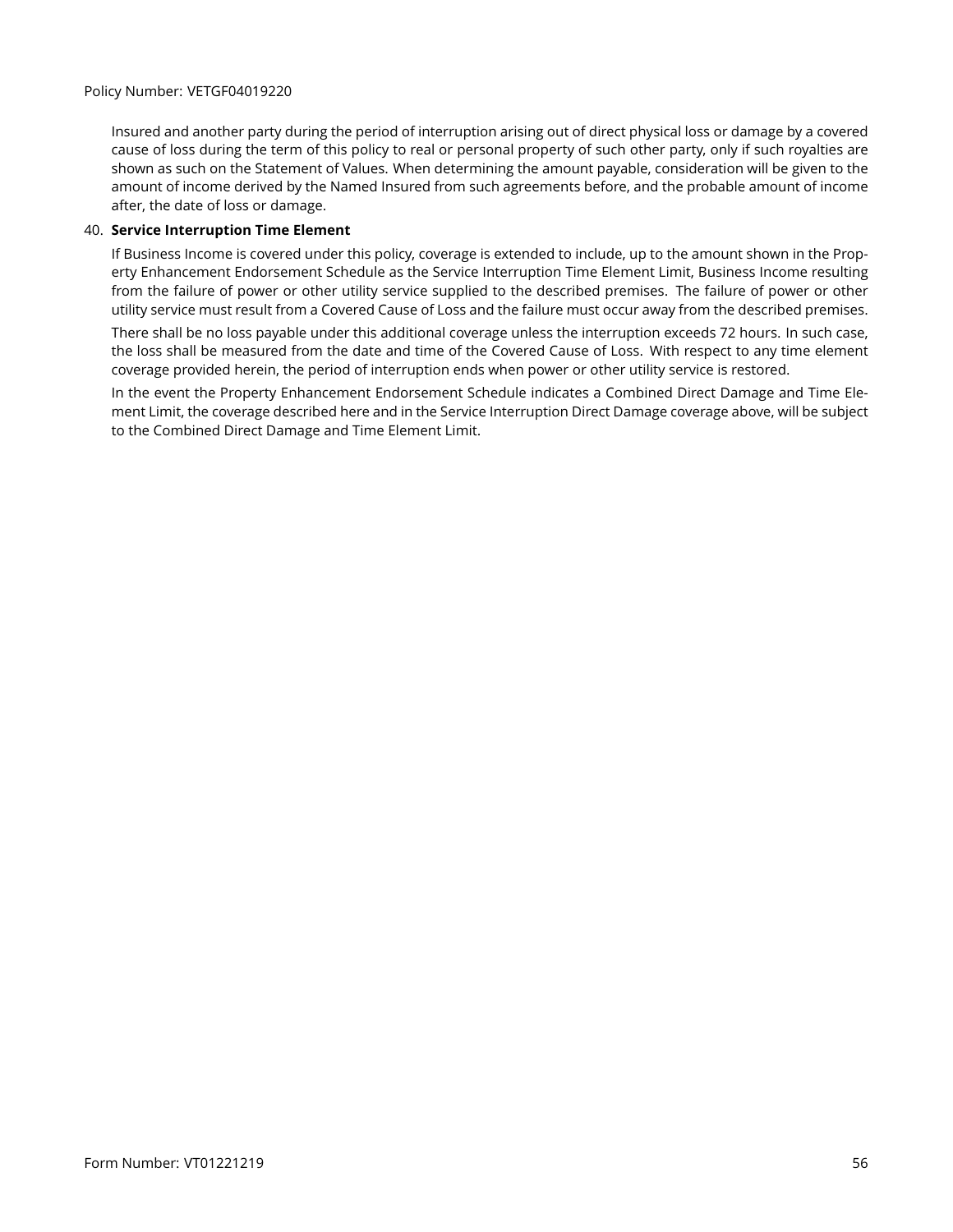Insured and another party during the period of interruption arising out of direct physical loss or damage by a covered cause of loss during the term of this policy to real or personal property of such other party, only if such royalties are shown as such on the Statement of Values. When determining the amount payable, consideration will be given to the amount of income derived by the Named Insured from such agreements before, and the probable amount of income after, the date of loss or damage.

40. **Service Interruption Time Element**

    If Business Income is covered under this policy, coverage is extended to include, up to the amount shown in the Property Enhancement Endorsement Schedule as the Service Interruption Time Element Limit, Business Income resulting from the failure of power or other utility service supplied to the described premises. The failure of power or other utility service must result from a Covered Cause of Loss and the failure must occur away from the described premises.

    There shall be no loss payable under this additional coverage unless the interruption exceeds 72 hours. In such case, the loss shall be measured from the date and time of the Covered Cause of Loss. With respect to any time element coverage provided herein, the period of interruption ends when power or other utility service is restored.

    In the event the Property Enhancement Endorsement Schedule indicates a Combined Direct Damage and Time Element Limit, the coverage described here and in the Service Interruption Direct Damage coverage above, will be subject to the Combined Direct Damage and Time Element Limit.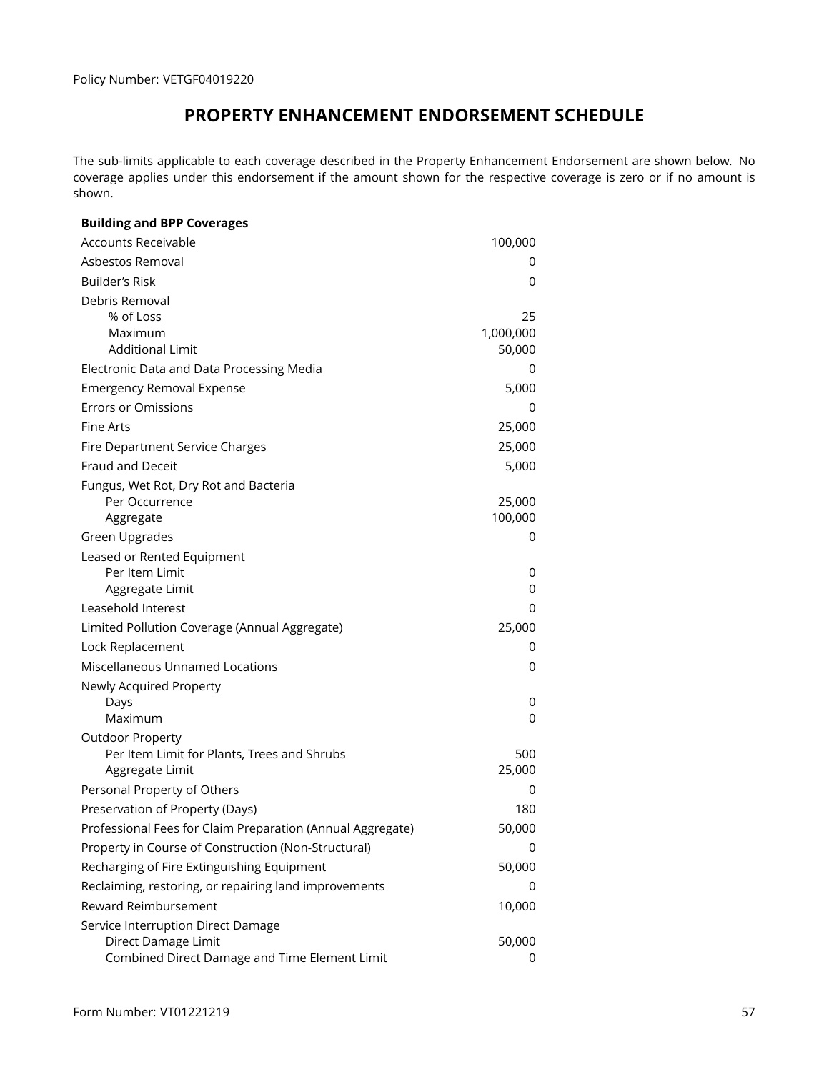Policy Number: VETGF04019220

# PROPERTY ENHANCEMENT ENDORSEMENT SCHEDULE

The sub-limits applicable to each coverage described in the Property Enhancement Endorsement are shown below. No coverage applies under this endorsement if the amount shown for the respective coverage is zero or if no amount is shown.

| **Building and BPP Coverages** | |
|---|---|
| Accounts Receivable | 100,000 |
| Asbestos Removal | 0 |
| Builder's Risk | 0 |
| Debris Removal | |
| % of Loss | 25 |
| Maximum | 1,000,000 |
| Additional Limit | 50,000 |
| Electronic Data and Data Processing Media | 0 |
| Emergency Removal Expense | 5,000 |
| Errors or Omissions | 0 |
| Fine Arts | 25,000 |
| Fire Department Service Charges | 25,000 |
| Fraud and Deceit | 5,000 |
| Fungus, Wet Rot, Dry Rot and Bacteria | |
| Per Occurrence | 25,000 |
| Aggregate | 100,000 |
| Green Upgrades | 0 |
| Leased or Rented Equipment | |
| Per Item Limit | 0 |
| Aggregate Limit | 0 |
| Leasehold Interest | 0 |
| Limited Pollution Coverage (Annual Aggregate) | 25,000 |
| Lock Replacement | 0 |
| Miscellaneous Unnamed Locations | 0 |
| Newly Acquired Property | |
| Days | 0 |
| Maximum | 0 |
| Outdoor Property | |
| Per Item Limit for Plants, Trees and Shrubs | 500 |
| Aggregate Limit | 25,000 |
| Personal Property of Others | 0 |
| Preservation of Property (Days) | 180 |
| Professional Fees for Claim Preparation (Annual Aggregate) | 50,000 |
| Property in Course of Construction (Non-Structural) | 0 |
| Recharging of Fire Extinguishing Equipment | 50,000 |
| Reclaiming, restoring, or repairing land improvements | 0 |
| Reward Reimbursement | 10,000 |
| Service Interruption Direct Damage | |
| Direct Damage Limit | 50,000 |
| Combined Direct Damage and Time Element Limit | 0 |

Form Number: VT01221219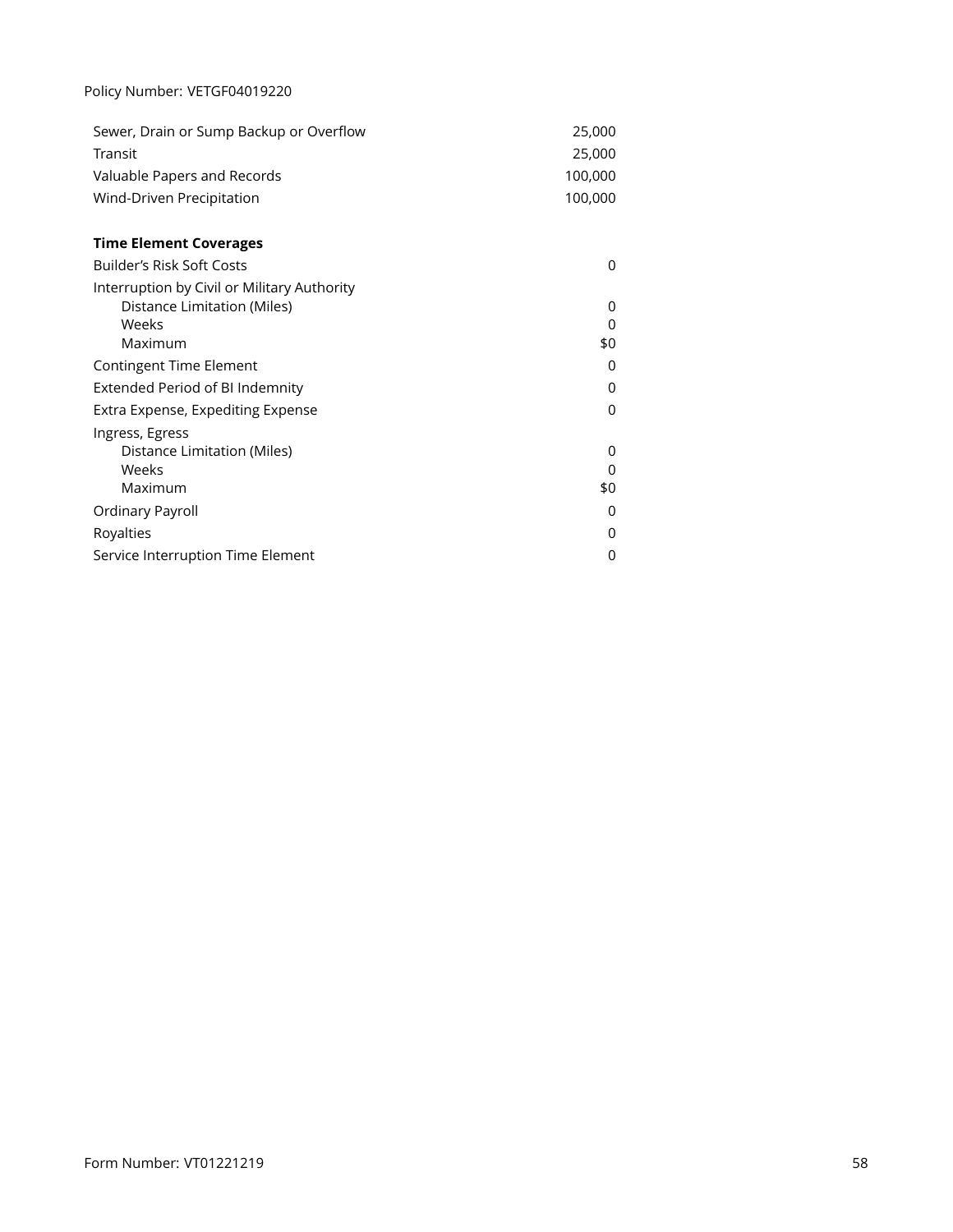Policy Number: VETGF04019220

| | |
|---|---|
| Sewer, Drain or Sump Backup or Overflow | 25,000 |
| Transit | 25,000 |
| Valuable Papers and Records | 100,000 |
| Wind-Driven Precipitation | 100,000 |

**Time Element Coverages**

| | |
|---|---|
| Builder's Risk Soft Costs | 0 |
| Interruption by Civil or Military Authority | |
| Distance Limitation (Miles) | 0 |
| Weeks | 0 |
| Maximum | $0 |
| Contingent Time Element | 0 |
| Extended Period of BI Indemnity | 0 |
| Extra Expense, Expediting Expense | 0 |
| Ingress, Egress | |
| Distance Limitation (Miles) | 0 |
| Weeks | 0 |
| Maximum | $0 |
| Ordinary Payroll | 0 |
| Royalties | 0 |
| Service Interruption Time Element | 0 |

Form Number: VT01221219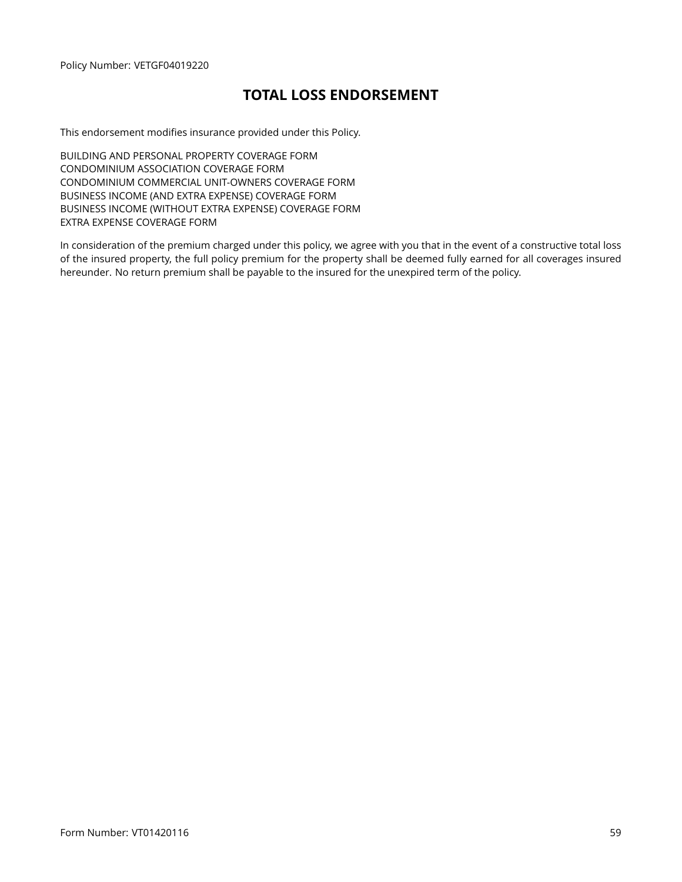Policy Number: VETGF04019220

# TOTAL LOSS ENDORSEMENT

This endorsement modifies insurance provided under this Policy.

BUILDING AND PERSONAL PROPERTY COVERAGE FORM
CONDOMINIUM ASSOCIATION COVERAGE FORM
CONDOMINIUM COMMERCIAL UNIT-OWNERS COVERAGE FORM
BUSINESS INCOME (AND EXTRA EXPENSE) COVERAGE FORM
BUSINESS INCOME (WITHOUT EXTRA EXPENSE) COVERAGE FORM
EXTRA EXPENSE COVERAGE FORM

In consideration of the premium charged under this policy, we agree with you that in the event of a constructive total loss of the insured property, the full policy premium for the property shall be deemed fully earned for all coverages insured hereunder. No return premium shall be payable to the insured for the unexpired term of the policy.

Form Number: VT01420116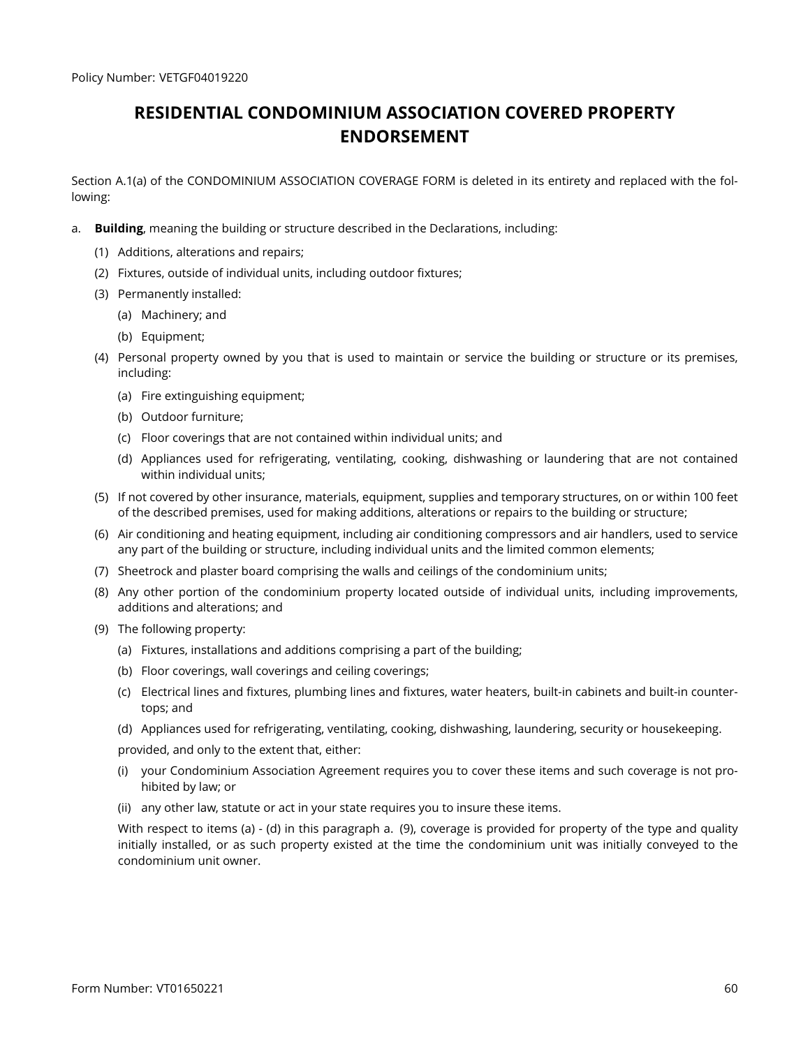Policy Number: VETGF04019220

# RESIDENTIAL CONDOMINIUM ASSOCIATION COVERED PROPERTY ENDORSEMENT

Section A.1(a) of the CONDOMINIUM ASSOCIATION COVERAGE FORM is deleted in its entirety and replaced with the following:

a. **Building**, meaning the building or structure described in the Declarations, including:

   (1) Additions, alterations and repairs;

   (2) Fixtures, outside of individual units, including outdoor fixtures;

   (3) Permanently installed:

      (a) Machinery; and

      (b) Equipment;

   (4) Personal property owned by you that is used to maintain or service the building or structure or its premises, including:

      (a) Fire extinguishing equipment;

      (b) Outdoor furniture;

      (c) Floor coverings that are not contained within individual units; and

      (d) Appliances used for refrigerating, ventilating, cooking, dishwashing or laundering that are not contained within individual units;

   (5) If not covered by other insurance, materials, equipment, supplies and temporary structures, on or within 100 feet of the described premises, used for making additions, alterations or repairs to the building or structure;

   (6) Air conditioning and heating equipment, including air conditioning compressors and air handlers, used to service any part of the building or structure, including individual units and the limited common elements;

   (7) Sheetrock and plaster board comprising the walls and ceilings of the condominium units;

   (8) Any other portion of the condominium property located outside of individual units, including improvements, additions and alterations; and

   (9) The following property:

      (a) Fixtures, installations and additions comprising a part of the building;

      (b) Floor coverings, wall coverings and ceiling coverings;

      (c) Electrical lines and fixtures, plumbing lines and fixtures, water heaters, built-in cabinets and built-in countertops; and

      (d) Appliances used for refrigerating, ventilating, cooking, dishwashing, laundering, security or housekeeping.

      provided, and only to the extent that, either:

      (i) your Condominium Association Agreement requires you to cover these items and such coverage is not prohibited by law; or

      (ii) any other law, statute or act in your state requires you to insure these items.

      With respect to items (a) - (d) in this paragraph a. (9), coverage is provided for property of the type and quality initially installed, or as such property existed at the time the condominium unit was initially conveyed to the condominium unit owner.

Form Number: VT01650221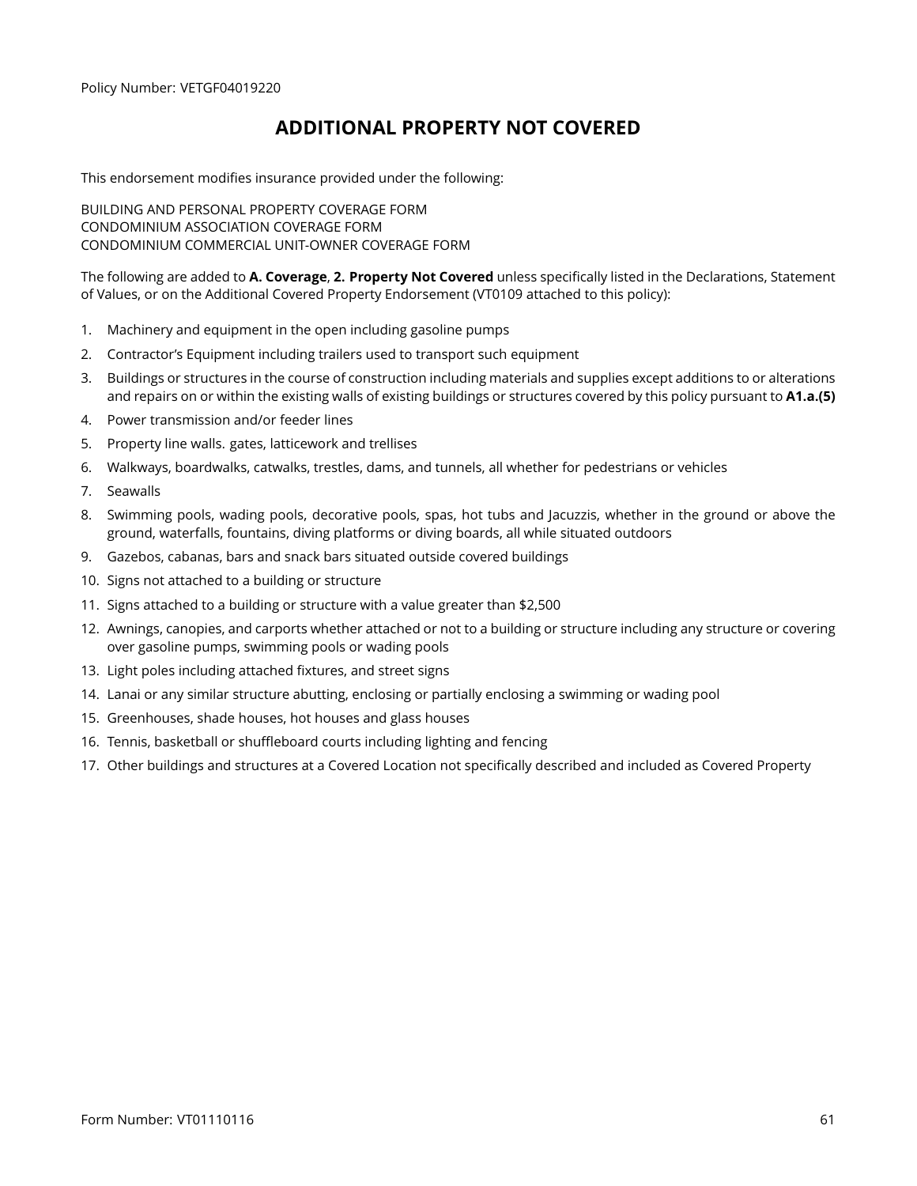Policy Number: VETGF04019220

# ADDITIONAL PROPERTY NOT COVERED

This endorsement modifies insurance provided under the following:

BUILDING AND PERSONAL PROPERTY COVERAGE FORM
CONDOMINIUM ASSOCIATION COVERAGE FORM
CONDOMINIUM COMMERCIAL UNIT-OWNER COVERAGE FORM

The following are added to **A. Coverage**, **2. Property Not Covered** unless specifically listed in the Declarations, Statement of Values, or on the Additional Covered Property Endorsement (VT0109 attached to this policy):

1. Machinery and equipment in the open including gasoline pumps
2. Contractor's Equipment including trailers used to transport such equipment
3. Buildings or structures in the course of construction including materials and supplies except additions to or alterations and repairs on or within the existing walls of existing buildings or structures covered by this policy pursuant to **A1.a.(5)**
4. Power transmission and/or feeder lines
5. Property line walls. gates, latticework and trellises
6. Walkways, boardwalks, catwalks, trestles, dams, and tunnels, all whether for pedestrians or vehicles
7. Seawalls
8. Swimming pools, wading pools, decorative pools, spas, hot tubs and Jacuzzis, whether in the ground or above the ground, waterfalls, fountains, diving platforms or diving boards, all while situated outdoors
9. Gazebos, cabanas, bars and snack bars situated outside covered buildings
10. Signs not attached to a building or structure
11. Signs attached to a building or structure with a value greater than $2,500
12. Awnings, canopies, and carports whether attached or not to a building or structure including any structure or covering over gasoline pumps, swimming pools or wading pools
13. Light poles including attached fixtures, and street signs
14. Lanai or any similar structure abutting, enclosing or partially enclosing a swimming or wading pool
15. Greenhouses, shade houses, hot houses and glass houses
16. Tennis, basketball or shuffleboard courts including lighting and fencing
17. Other buildings and structures at a Covered Location not specifically described and included as Covered Property

Form Number: VT01110116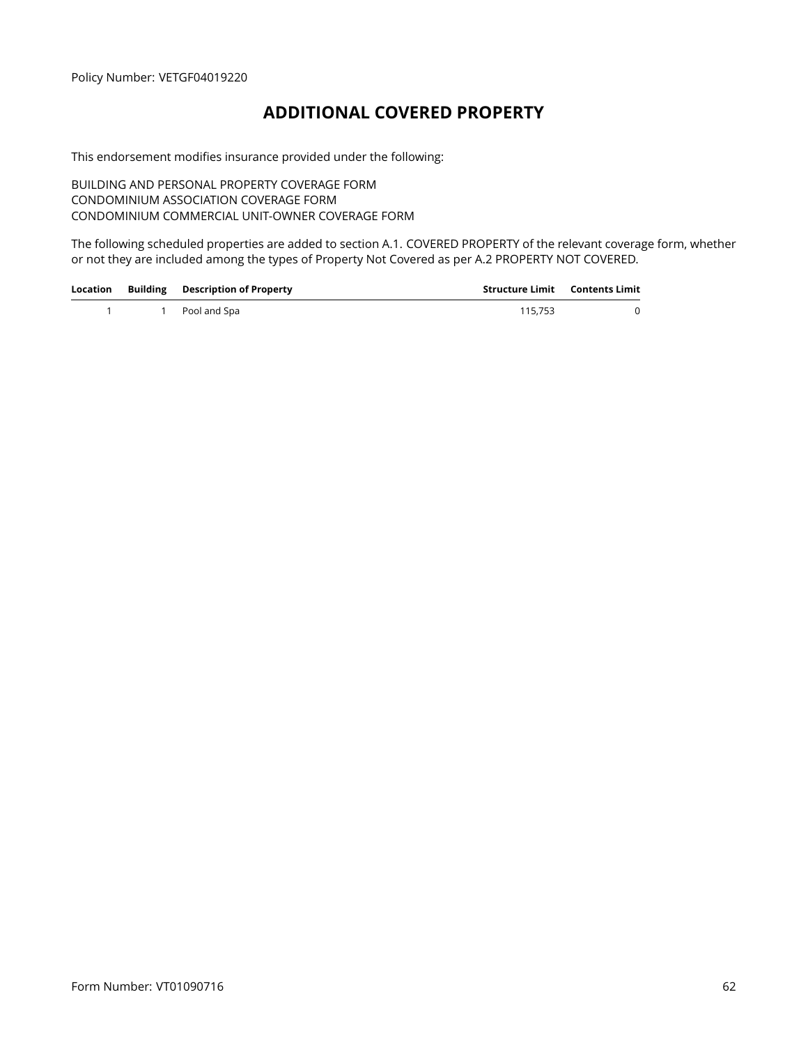Policy Number: VETGF04019220

# ADDITIONAL COVERED PROPERTY

This endorsement modifies insurance provided under the following:

BUILDING AND PERSONAL PROPERTY COVERAGE FORM
CONDOMINIUM ASSOCIATION COVERAGE FORM
CONDOMINIUM COMMERCIAL UNIT-OWNER COVERAGE FORM

The following scheduled properties are added to section A.1. COVERED PROPERTY of the relevant coverage form, whether or not they are included among the types of Property Not Covered as per A.2 PROPERTY NOT COVERED.

| Location | Building | Description of Property | Structure Limit | Contents Limit |
|---|---|---|---|---|
| 1 | 1 | Pool and Spa | 115,753 | 0 |

Form Number: VT01090716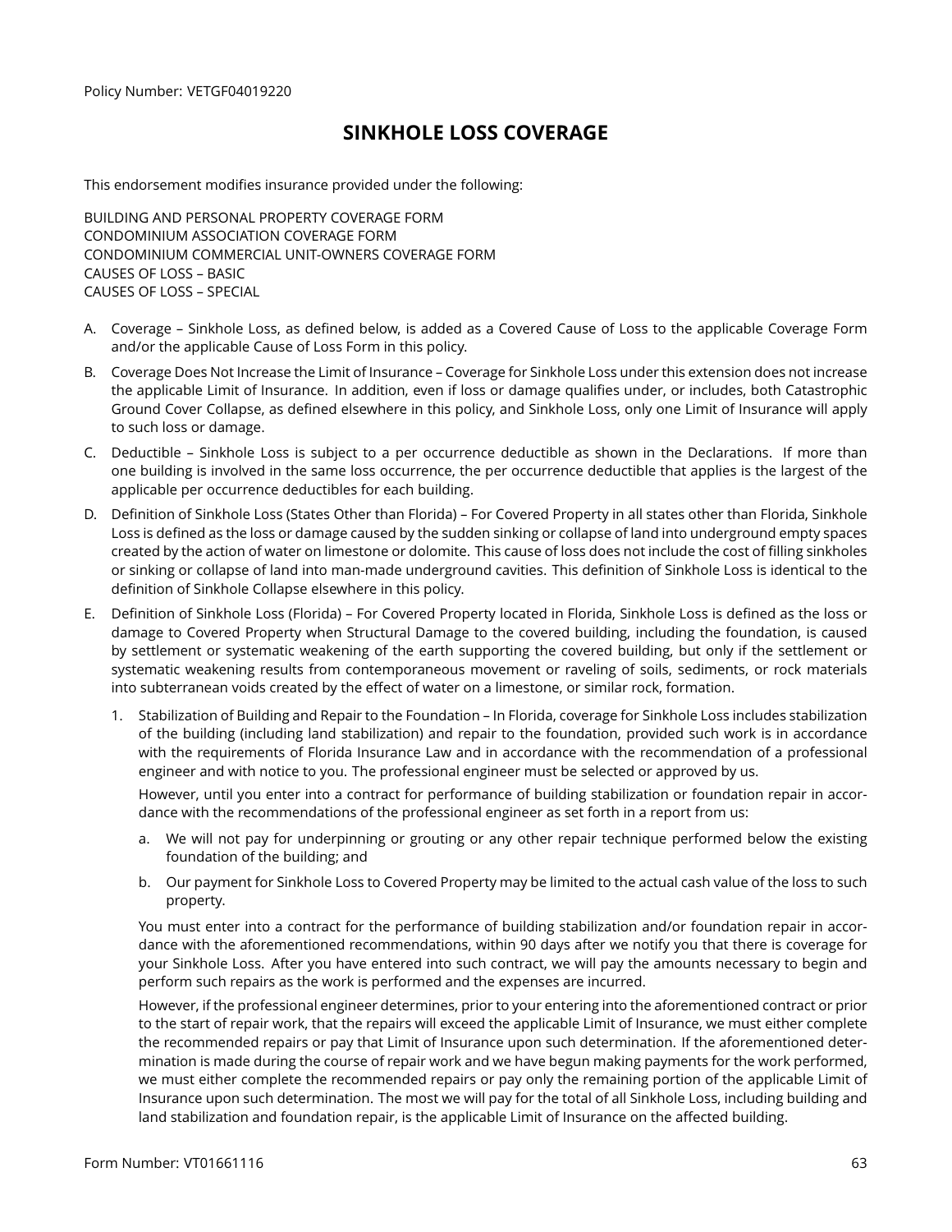Policy Number: VETGF04019220

# SINKHOLE LOSS COVERAGE

This endorsement modifies insurance provided under the following:

BUILDING AND PERSONAL PROPERTY COVERAGE FORM
CONDOMINIUM ASSOCIATION COVERAGE FORM
CONDOMINIUM COMMERCIAL UNIT-OWNERS COVERAGE FORM
CAUSES OF LOSS – BASIC
CAUSES OF LOSS – SPECIAL

A. Coverage – Sinkhole Loss, as defined below, is added as a Covered Cause of Loss to the applicable Coverage Form and/or the applicable Cause of Loss Form in this policy.

B. Coverage Does Not Increase the Limit of Insurance – Coverage for Sinkhole Loss under this extension does not increase the applicable Limit of Insurance. In addition, even if loss or damage qualifies under, or includes, both Catastrophic Ground Cover Collapse, as defined elsewhere in this policy, and Sinkhole Loss, only one Limit of Insurance will apply to such loss or damage.

C. Deductible – Sinkhole Loss is subject to a per occurrence deductible as shown in the Declarations. If more than one building is involved in the same loss occurrence, the per occurrence deductible that applies is the largest of the applicable per occurrence deductibles for each building.

D. Definition of Sinkhole Loss (States Other than Florida) – For Covered Property in all states other than Florida, Sinkhole Loss is defined as the loss or damage caused by the sudden sinking or collapse of land into underground empty spaces created by the action of water on limestone or dolomite. This cause of loss does not include the cost of filling sinkholes or sinking or collapse of land into man-made underground cavities. This definition of Sinkhole Loss is identical to the definition of Sinkhole Collapse elsewhere in this policy.

E. Definition of Sinkhole Loss (Florida) – For Covered Property located in Florida, Sinkhole Loss is defined as the loss or damage to Covered Property when Structural Damage to the covered building, including the foundation, is caused by settlement or systematic weakening of the earth supporting the covered building, but only if the settlement or systematic weakening results from contemporaneous movement or raveling of soils, sediments, or rock materials into subterranean voids created by the effect of water on a limestone, or similar rock, formation.

   1. Stabilization of Building and Repair to the Foundation – In Florida, coverage for Sinkhole Loss includes stabilization of the building (including land stabilization) and repair to the foundation, provided such work is in accordance with the requirements of Florida Insurance Law and in accordance with the recommendation of a professional engineer and with notice to you. The professional engineer must be selected or approved by us.

      However, until you enter into a contract for performance of building stabilization or foundation repair in accordance with the recommendations of the professional engineer as set forth in a report from us:

      a. We will not pay for underpinning or grouting or any other repair technique performed below the existing foundation of the building; and

      b. Our payment for Sinkhole Loss to Covered Property may be limited to the actual cash value of the loss to such property.

      You must enter into a contract for the performance of building stabilization and/or foundation repair in accordance with the aforementioned recommendations, within 90 days after we notify you that there is coverage for your Sinkhole Loss. After you have entered into such contract, we will pay the amounts necessary to begin and perform such repairs as the work is performed and the expenses are incurred.

      However, if the professional engineer determines, prior to your entering into the aforementioned contract or prior to the start of repair work, that the repairs will exceed the applicable Limit of Insurance, we must either complete the recommended repairs or pay that Limit of Insurance upon such determination. If the aforementioned determination is made during the course of repair work and we have begun making payments for the work performed, we must either complete the recommended repairs or pay only the remaining portion of the applicable Limit of Insurance upon such determination. The most we will pay for the total of all Sinkhole Loss, including building and land stabilization and foundation repair, is the applicable Limit of Insurance on the affected building.

Form Number: VT01661116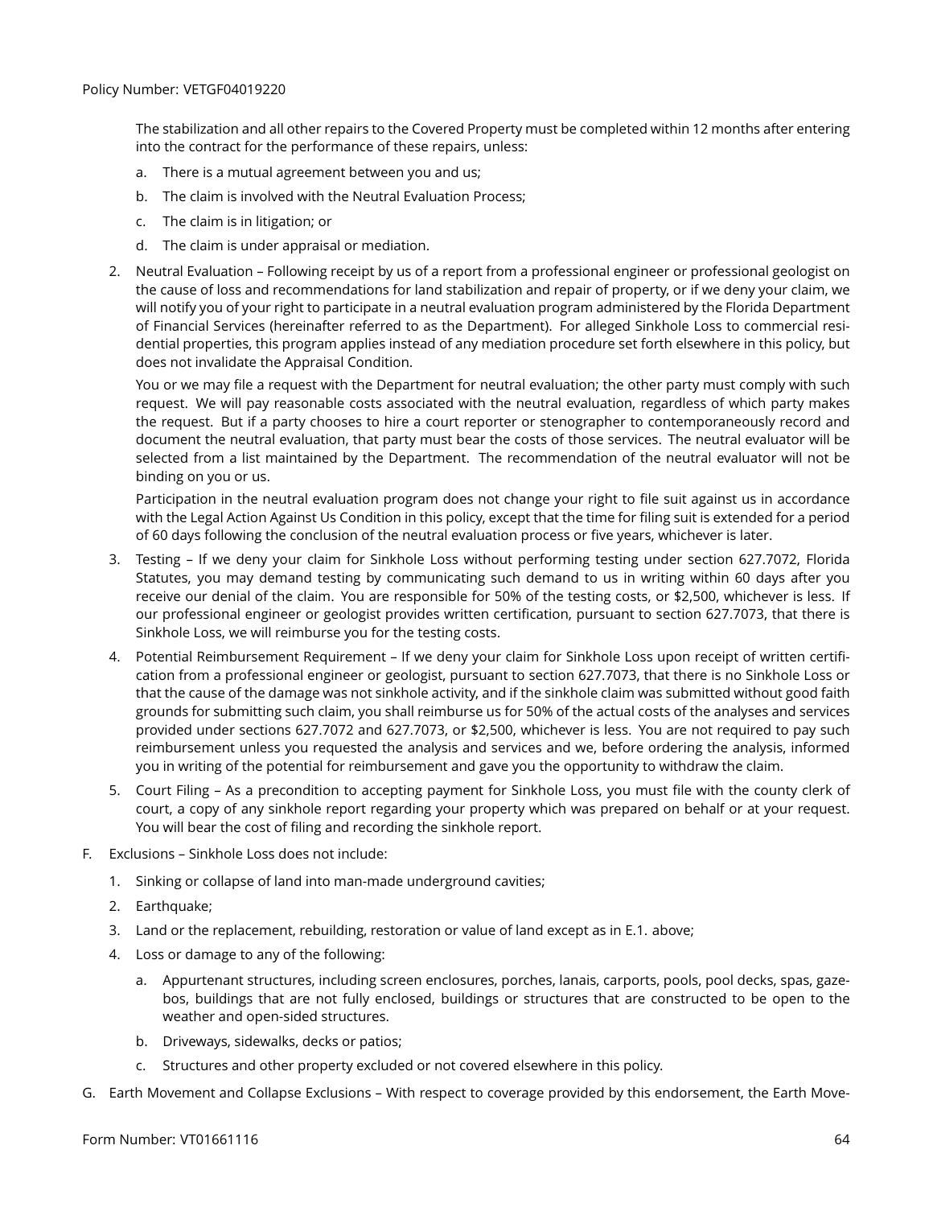The stabilization and all other repairs to the Covered Property must be completed within 12 months after entering into the contract for the performance of these repairs, unless:

a. There is a mutual agreement between you and us;

b. The claim is involved with the Neutral Evaluation Process;

c. The claim is in litigation; or

d. The claim is under appraisal or mediation.

2. Neutral Evaluation – Following receipt by us of a report from a professional engineer or professional geologist on the cause of loss and recommendations for land stabilization and repair of property, or if we deny your claim, we will notify you of your right to participate in a neutral evaluation program administered by the Florida Department of Financial Services (hereinafter referred to as the Department). For alleged Sinkhole Loss to commercial residential properties, this program applies instead of any mediation procedure set forth elsewhere in this policy, but does not invalidate the Appraisal Condition.

   You or we may file a request with the Department for neutral evaluation; the other party must comply with such request. We will pay reasonable costs associated with the neutral evaluation, regardless of which party makes the request. But if a party chooses to hire a court reporter or stenographer to contemporaneously record and document the neutral evaluation, that party must bear the costs of those services. The neutral evaluator will be selected from a list maintained by the Department. The recommendation of the neutral evaluator will not be binding on you or us.

   Participation in the neutral evaluation program does not change your right to file suit against us in accordance with the Legal Action Against Us Condition in this policy, except that the time for filing suit is extended for a period of 60 days following the conclusion of the neutral evaluation process or five years, whichever is later.

3. Testing – If we deny your claim for Sinkhole Loss without performing testing under section 627.7072, Florida Statutes, you may demand testing by communicating such demand to us in writing within 60 days after you receive our denial of the claim. You are responsible for 50% of the testing costs, or $2,500, whichever is less. If our professional engineer or geologist provides written certification, pursuant to section 627.7073, that there is Sinkhole Loss, we will reimburse you for the testing costs.

4. Potential Reimbursement Requirement – If we deny your claim for Sinkhole Loss upon receipt of written certification from a professional engineer or geologist, pursuant to section 627.7073, that there is no Sinkhole Loss or that the cause of the damage was not sinkhole activity, and if the sinkhole claim was submitted without good faith grounds for submitting such claim, you shall reimburse us for 50% of the actual costs of the analyses and services provided under sections 627.7072 and 627.7073, or $2,500, whichever is less. You are not required to pay such reimbursement unless you requested the analysis and services and we, before ordering the analysis, informed you in writing of the potential for reimbursement and gave you the opportunity to withdraw the claim.

5. Court Filing – As a precondition to accepting payment for Sinkhole Loss, you must file with the county clerk of court, a copy of any sinkhole report regarding your property which was prepared on behalf or at your request. You will bear the cost of filing and recording the sinkhole report.

F. Exclusions – Sinkhole Loss does not include:

   1. Sinking or collapse of land into man-made underground cavities;

   2. Earthquake;

   3. Land or the replacement, rebuilding, restoration or value of land except as in E.1. above;

   4. Loss or damage to any of the following:

      a. Appurtenant structures, including screen enclosures, porches, lanais, carports, pools, pool decks, spas, gazebos, buildings that are not fully enclosed, buildings or structures that are constructed to be open to the weather and open-sided structures.

      b. Driveways, sidewalks, decks or patios;

      c. Structures and other property excluded or not covered elsewhere in this policy.

G. Earth Movement and Collapse Exclusions – With respect to coverage provided by this endorsement, the Earth Move-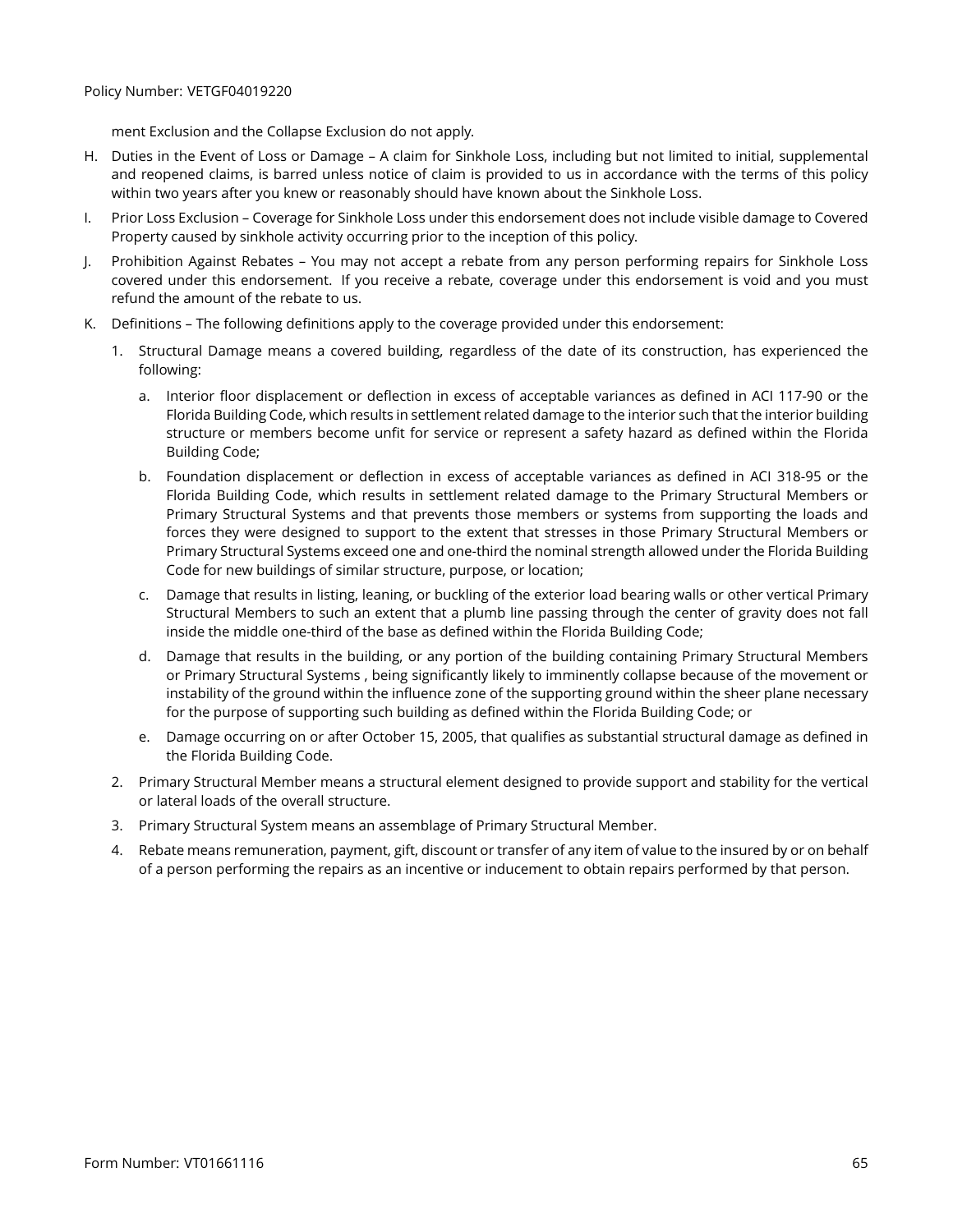ment Exclusion and the Collapse Exclusion do not apply.

H. Duties in the Event of Loss or Damage – A claim for Sinkhole Loss, including but not limited to initial, supplemental and reopened claims, is barred unless notice of claim is provided to us in accordance with the terms of this policy within two years after you knew or reasonably should have known about the Sinkhole Loss.

I. Prior Loss Exclusion – Coverage for Sinkhole Loss under this endorsement does not include visible damage to Covered Property caused by sinkhole activity occurring prior to the inception of this policy.

J. Prohibition Against Rebates – You may not accept a rebate from any person performing repairs for Sinkhole Loss covered under this endorsement. If you receive a rebate, coverage under this endorsement is void and you must refund the amount of the rebate to us.

K. Definitions – The following definitions apply to the coverage provided under this endorsement:

1. Structural Damage means a covered building, regardless of the date of its construction, has experienced the following:

   a. Interior floor displacement or deflection in excess of acceptable variances as defined in ACI 117-90 or the Florida Building Code, which results in settlement related damage to the interior such that the interior building structure or members become unfit for service or represent a safety hazard as defined within the Florida Building Code;

   b. Foundation displacement or deflection in excess of acceptable variances as defined in ACI 318-95 or the Florida Building Code, which results in settlement related damage to the Primary Structural Members or Primary Structural Systems and that prevents those members or systems from supporting the loads and forces they were designed to support to the extent that stresses in those Primary Structural Members or Primary Structural Systems exceed one and one-third the nominal strength allowed under the Florida Building Code for new buildings of similar structure, purpose, or location;

   c. Damage that results in listing, leaning, or buckling of the exterior load bearing walls or other vertical Primary Structural Members to such an extent that a plumb line passing through the center of gravity does not fall inside the middle one-third of the base as defined within the Florida Building Code;

   d. Damage that results in the building, or any portion of the building containing Primary Structural Members or Primary Structural Systems , being significantly likely to imminently collapse because of the movement or instability of the ground within the influence zone of the supporting ground within the sheer plane necessary for the purpose of supporting such building as defined within the Florida Building Code; or

   e. Damage occurring on or after October 15, 2005, that qualifies as substantial structural damage as defined in the Florida Building Code.

2. Primary Structural Member means a structural element designed to provide support and stability for the vertical or lateral loads of the overall structure.

3. Primary Structural System means an assemblage of Primary Structural Member.

4. Rebate means remuneration, payment, gift, discount or transfer of any item of value to the insured by or on behalf of a person performing the repairs as an incentive or inducement to obtain repairs performed by that person.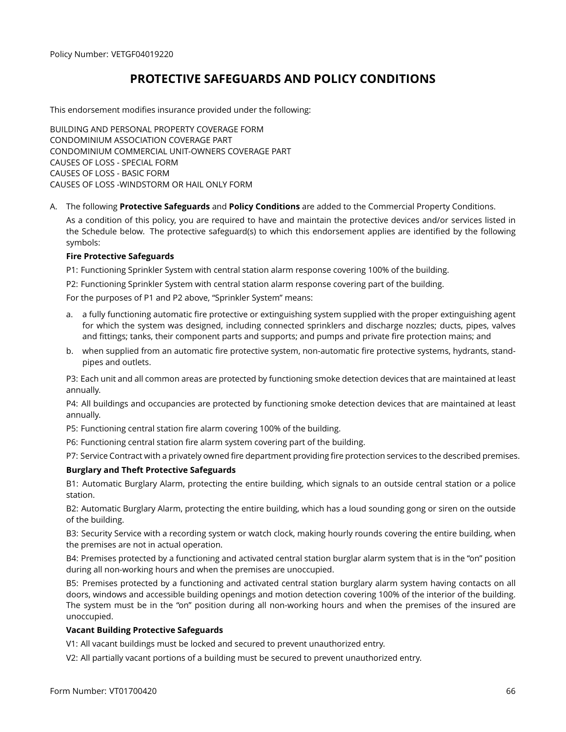Policy Number: VETGF04019220

# PROTECTIVE SAFEGUARDS AND POLICY CONDITIONS

This endorsement modifies insurance provided under the following:

BUILDING AND PERSONAL PROPERTY COVERAGE FORM
CONDOMINIUM ASSOCIATION COVERAGE PART
CONDOMINIUM COMMERCIAL UNIT-OWNERS COVERAGE PART
CAUSES OF LOSS - SPECIAL FORM
CAUSES OF LOSS - BASIC FORM
CAUSES OF LOSS -WINDSTORM OR HAIL ONLY FORM

A. The following **Protective Safeguards** and **Policy Conditions** are added to the Commercial Property Conditions.

As a condition of this policy, you are required to have and maintain the protective devices and/or services listed in the Schedule below. The protective safeguard(s) to which this endorsement applies are identified by the following symbols:

**Fire Protective Safeguards**

P1: Functioning Sprinkler System with central station alarm response covering 100% of the building.

P2: Functioning Sprinkler System with central station alarm response covering part of the building.

For the purposes of P1 and P2 above, "Sprinkler System" means:

a. a fully functioning automatic fire protective or extinguishing system supplied with the proper extinguishing agent for which the system was designed, including connected sprinklers and discharge nozzles; ducts, pipes, valves and fittings; tanks, their component parts and supports; and pumps and private fire protection mains; and

b. when supplied from an automatic fire protective system, non-automatic fire protective systems, hydrants, stand-pipes and outlets.

P3: Each unit and all common areas are protected by functioning smoke detection devices that are maintained at least annually.

P4: All buildings and occupancies are protected by functioning smoke detection devices that are maintained at least annually.

P5: Functioning central station fire alarm covering 100% of the building.

P6: Functioning central station fire alarm system covering part of the building.

P7: Service Contract with a privately owned fire department providing fire protection services to the described premises.

**Burglary and Theft Protective Safeguards**

B1: Automatic Burglary Alarm, protecting the entire building, which signals to an outside central station or a police station.

B2: Automatic Burglary Alarm, protecting the entire building, which has a loud sounding gong or siren on the outside of the building.

B3: Security Service with a recording system or watch clock, making hourly rounds covering the entire building, when the premises are not in actual operation.

B4: Premises protected by a functioning and activated central station burglar alarm system that is in the "on" position during all non-working hours and when the premises are unoccupied.

B5: Premises protected by a functioning and activated central station burglary alarm system having contacts on all doors, windows and accessible building openings and motion detection covering 100% of the interior of the building. The system must be in the "on" position during all non-working hours and when the premises of the insured are unoccupied.

**Vacant Building Protective Safeguards**

V1: All vacant buildings must be locked and secured to prevent unauthorized entry.

V2: All partially vacant portions of a building must be secured to prevent unauthorized entry.

Form Number: VT01700420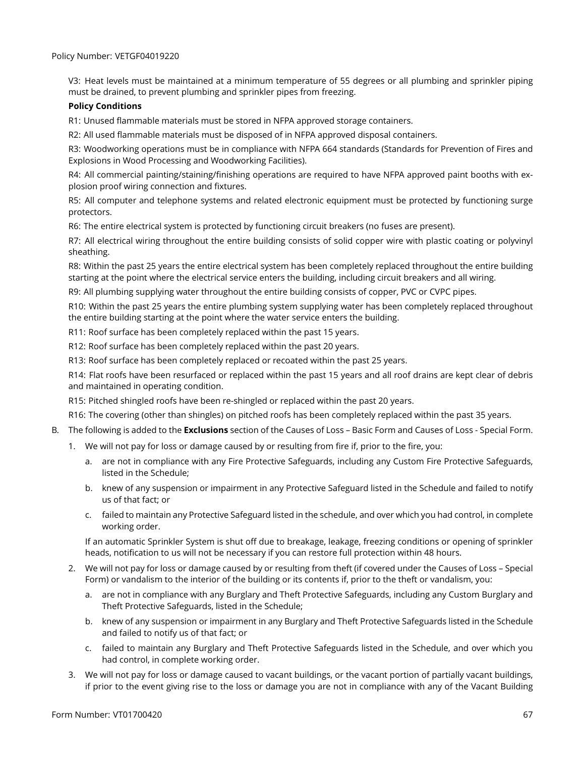V3: Heat levels must be maintained at a minimum temperature of 55 degrees or all plumbing and sprinkler piping must be drained, to prevent plumbing and sprinkler pipes from freezing.

**Policy Conditions**

R1: Unused flammable materials must be stored in NFPA approved storage containers.

R2: All used flammable materials must be disposed of in NFPA approved disposal containers.

R3: Woodworking operations must be in compliance with NFPA 664 standards (Standards for Prevention of Fires and Explosions in Wood Processing and Woodworking Facilities).

R4: All commercial painting/staining/finishing operations are required to have NFPA approved paint booths with explosion proof wiring connection and fixtures.

R5: All computer and telephone systems and related electronic equipment must be protected by functioning surge protectors.

R6: The entire electrical system is protected by functioning circuit breakers (no fuses are present).

R7: All electrical wiring throughout the entire building consists of solid copper wire with plastic coating or polyvinyl sheathing.

R8: Within the past 25 years the entire electrical system has been completely replaced throughout the entire building starting at the point where the electrical service enters the building, including circuit breakers and all wiring.

R9: All plumbing supplying water throughout the entire building consists of copper, PVC or CVPC pipes.

R10: Within the past 25 years the entire plumbing system supplying water has been completely replaced throughout the entire building starting at the point where the water service enters the building.

R11: Roof surface has been completely replaced within the past 15 years.

R12: Roof surface has been completely replaced within the past 20 years.

R13: Roof surface has been completely replaced or recoated within the past 25 years.

R14: Flat roofs have been resurfaced or replaced within the past 15 years and all roof drains are kept clear of debris and maintained in operating condition.

R15: Pitched shingled roofs have been re-shingled or replaced within the past 20 years.

R16: The covering (other than shingles) on pitched roofs has been completely replaced within the past 35 years.

B. The following is added to the **Exclusions** section of the Causes of Loss – Basic Form and Causes of Loss - Special Form.

1. We will not pay for loss or damage caused by or resulting from fire if, prior to the fire, you:

   a. are not in compliance with any Fire Protective Safeguards, including any Custom Fire Protective Safeguards, listed in the Schedule;

   b. knew of any suspension or impairment in any Protective Safeguard listed in the Schedule and failed to notify us of that fact; or

   c. failed to maintain any Protective Safeguard listed in the schedule, and over which you had control, in complete working order.

   If an automatic Sprinkler System is shut off due to breakage, leakage, freezing conditions or opening of sprinkler heads, notification to us will not be necessary if you can restore full protection within 48 hours.

2. We will not pay for loss or damage caused by or resulting from theft (if covered under the Causes of Loss – Special Form) or vandalism to the interior of the building or its contents if, prior to the theft or vandalism, you:

   a. are not in compliance with any Burglary and Theft Protective Safeguards, including any Custom Burglary and Theft Protective Safeguards, listed in the Schedule;

   b. knew of any suspension or impairment in any Burglary and Theft Protective Safeguards listed in the Schedule and failed to notify us of that fact; or

   c. failed to maintain any Burglary and Theft Protective Safeguards listed in the Schedule, and over which you had control, in complete working order.

3. We will not pay for loss or damage caused to vacant buildings, or the vacant portion of partially vacant buildings, if prior to the event giving rise to the loss or damage you are not in compliance with any of the Vacant Building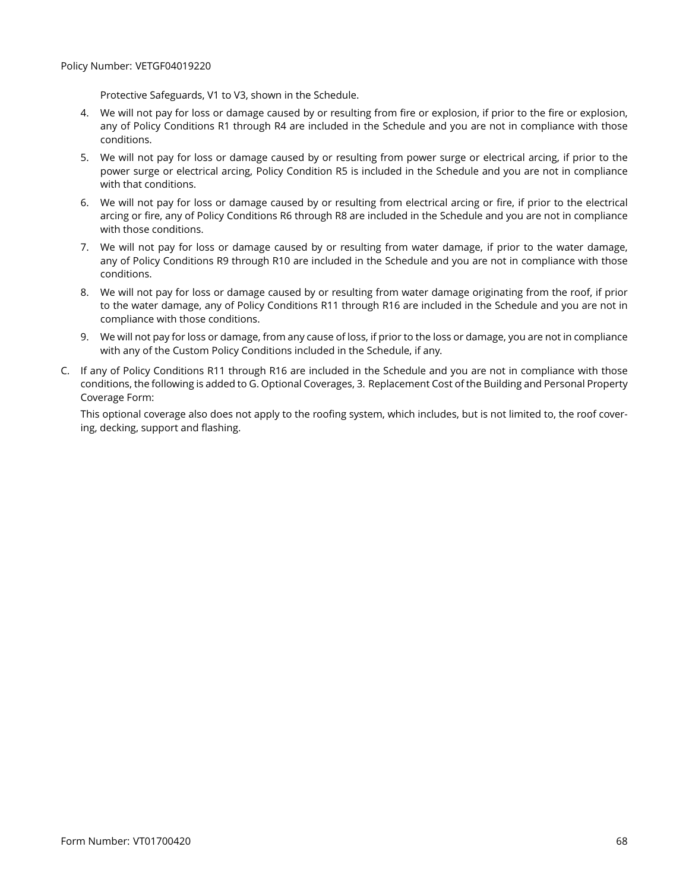Protective Safeguards, V1 to V3, shown in the Schedule.

4. We will not pay for loss or damage caused by or resulting from fire or explosion, if prior to the fire or explosion, any of Policy Conditions R1 through R4 are included in the Schedule and you are not in compliance with those conditions.

5. We will not pay for loss or damage caused by or resulting from power surge or electrical arcing, if prior to the power surge or electrical arcing, Policy Condition R5 is included in the Schedule and you are not in compliance with that conditions.

6. We will not pay for loss or damage caused by or resulting from electrical arcing or fire, if prior to the electrical arcing or fire, any of Policy Conditions R6 through R8 are included in the Schedule and you are not in compliance with those conditions.

7. We will not pay for loss or damage caused by or resulting from water damage, if prior to the water damage, any of Policy Conditions R9 through R10 are included in the Schedule and you are not in compliance with those conditions.

8. We will not pay for loss or damage caused by or resulting from water damage originating from the roof, if prior to the water damage, any of Policy Conditions R11 through R16 are included in the Schedule and you are not in compliance with those conditions.

9. We will not pay for loss or damage, from any cause of loss, if prior to the loss or damage, you are not in compliance with any of the Custom Policy Conditions included in the Schedule, if any.

C. If any of Policy Conditions R11 through R16 are included in the Schedule and you are not in compliance with those conditions, the following is added to G. Optional Coverages, 3. Replacement Cost of the Building and Personal Property Coverage Form:

   This optional coverage also does not apply to the roofing system, which includes, but is not limited to, the roof covering, decking, support and flashing.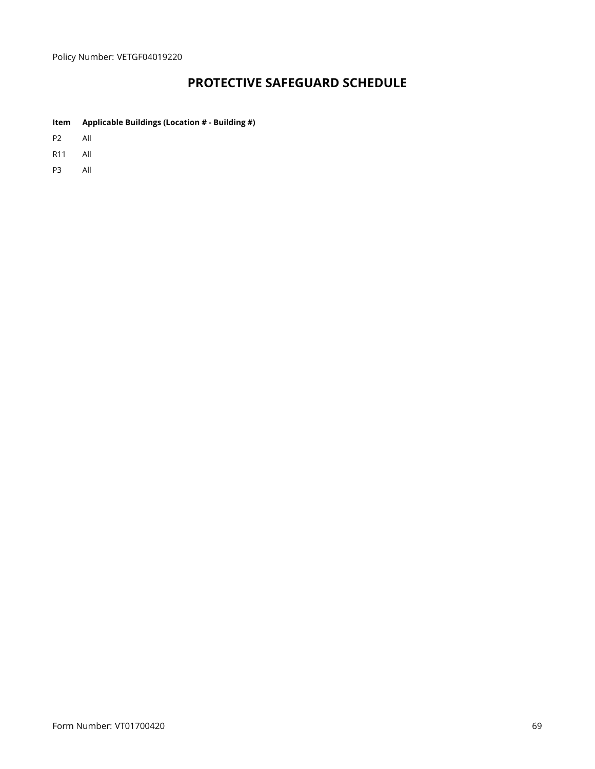Policy Number: VETGF04019220

# PROTECTIVE SAFEGUARD SCHEDULE

| Item | Applicable Buildings (Location # - Building #) |
| --- | --- |
| P2 | All |
| R11 | All |
| P3 | All |

Form Number: VT01700420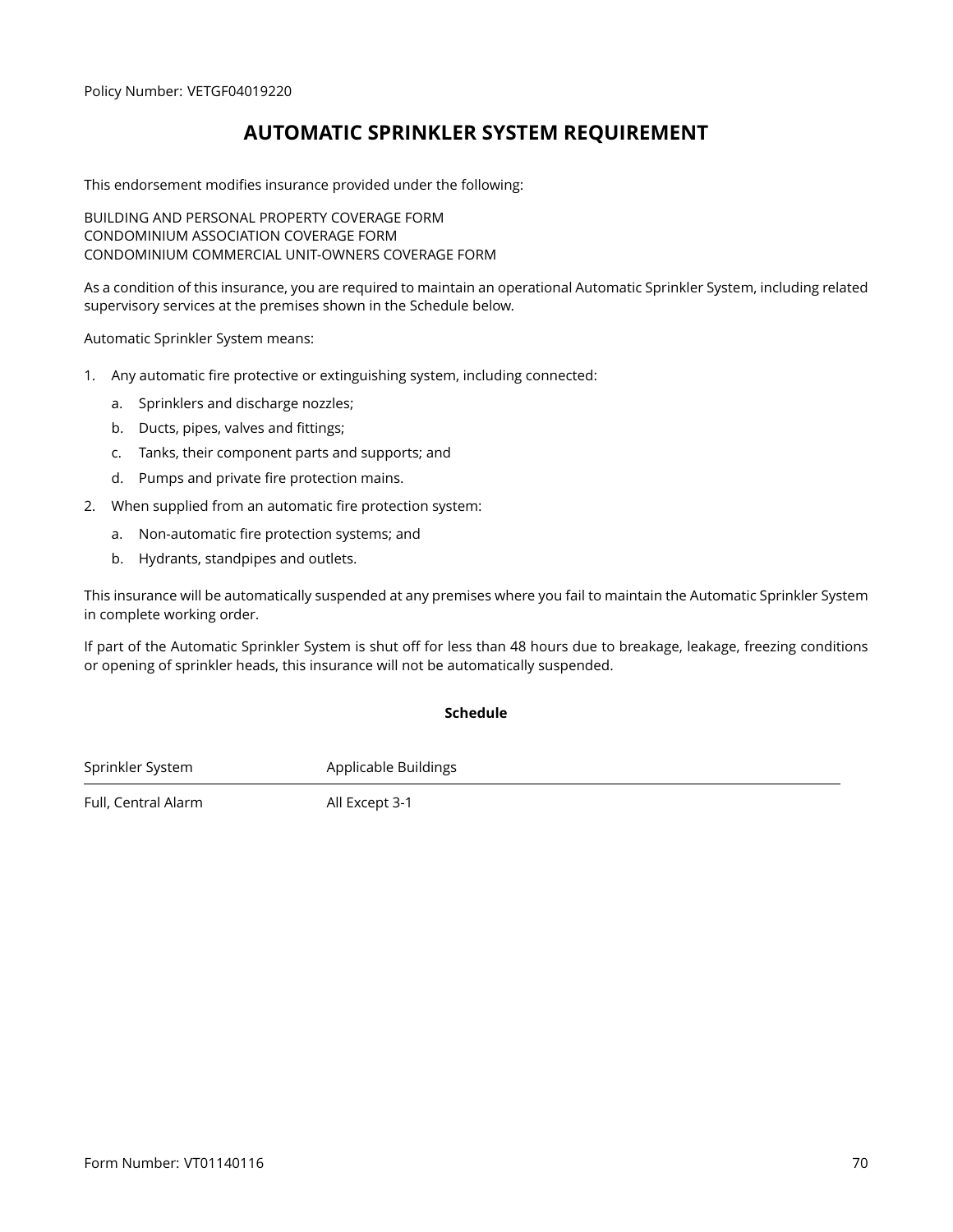Policy Number: VETGF04019220

# AUTOMATIC SPRINKLER SYSTEM REQUIREMENT

This endorsement modifies insurance provided under the following:

BUILDING AND PERSONAL PROPERTY COVERAGE FORM
CONDOMINIUM ASSOCIATION COVERAGE FORM
CONDOMINIUM COMMERCIAL UNIT-OWNERS COVERAGE FORM

As a condition of this insurance, you are required to maintain an operational Automatic Sprinkler System, including related supervisory services at the premises shown in the Schedule below.

Automatic Sprinkler System means:

1. Any automatic fire protective or extinguishing system, including connected:
   a. Sprinklers and discharge nozzles;
   b. Ducts, pipes, valves and fittings;
   c. Tanks, their component parts and supports; and
   d. Pumps and private fire protection mains.
2. When supplied from an automatic fire protection system:
   a. Non-automatic fire protection systems; and
   b. Hydrants, standpipes and outlets.

This insurance will be automatically suspended at any premises where you fail to maintain the Automatic Sprinkler System in complete working order.

If part of the Automatic Sprinkler System is shut off for less than 48 hours due to breakage, leakage, freezing conditions or opening of sprinkler heads, this insurance will not be automatically suspended.

**Schedule**

| Sprinkler System | Applicable Buildings |
| --- | --- |
| Full, Central Alarm | All Except 3-1 |

Form Number: VT01140116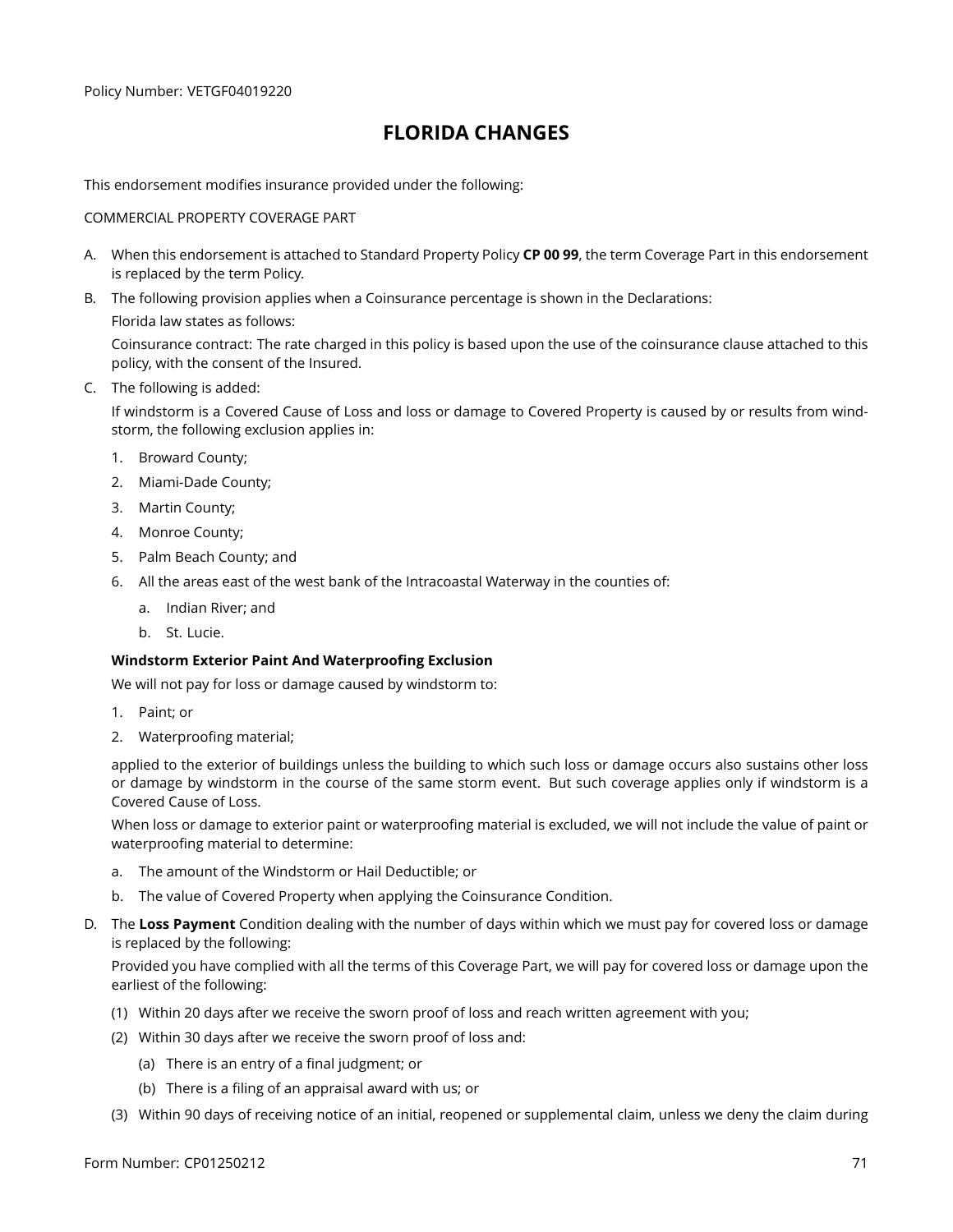Policy Number: VETGF04019220

# FLORIDA CHANGES

This endorsement modifies insurance provided under the following:

COMMERCIAL PROPERTY COVERAGE PART

A. When this endorsement is attached to Standard Property Policy **CP 00 99**, the term Coverage Part in this endorsement is replaced by the term Policy.

B. The following provision applies when a Coinsurance percentage is shown in the Declarations:

   Florida law states as follows:

   Coinsurance contract: The rate charged in this policy is based upon the use of the coinsurance clause attached to this policy, with the consent of the Insured.

C. The following is added:

   If windstorm is a Covered Cause of Loss and loss or damage to Covered Property is caused by or results from windstorm, the following exclusion applies in:

   1. Broward County;
   2. Miami-Dade County;
   3. Martin County;
   4. Monroe County;
   5. Palm Beach County; and
   6. All the areas east of the west bank of the Intracoastal Waterway in the counties of:
      a. Indian River; and
      b. St. Lucie.

   **Windstorm Exterior Paint And Waterproofing Exclusion**

   We will not pay for loss or damage caused by windstorm to:

   1. Paint; or
   2. Waterproofing material;

   applied to the exterior of buildings unless the building to which such loss or damage occurs also sustains other loss or damage by windstorm in the course of the same storm event. But such coverage applies only if windstorm is a Covered Cause of Loss.

   When loss or damage to exterior paint or waterproofing material is excluded, we will not include the value of paint or waterproofing material to determine:

   a. The amount of the Windstorm or Hail Deductible; or
   b. The value of Covered Property when applying the Coinsurance Condition.

D. The **Loss Payment** Condition dealing with the number of days within which we must pay for covered loss or damage is replaced by the following:

   Provided you have complied with all the terms of this Coverage Part, we will pay for covered loss or damage upon the earliest of the following:

   (1) Within 20 days after we receive the sworn proof of loss and reach written agreement with you;

   (2) Within 30 days after we receive the sworn proof of loss and:

      (a) There is an entry of a final judgment; or

      (b) There is a filing of an appraisal award with us; or

   (3) Within 90 days of receiving notice of an initial, reopened or supplemental claim, unless we deny the claim during

Form Number: CP01250212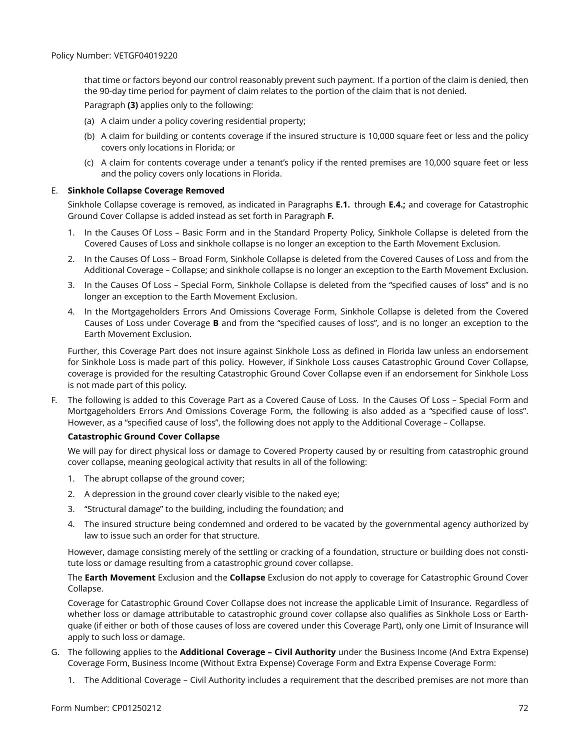that time or factors beyond our control reasonably prevent such payment. If a portion of the claim is denied, then the 90-day time period for payment of claim relates to the portion of the claim that is not denied.

Paragraph **(3)** applies only to the following:

(a) A claim under a policy covering residential property;

(b) A claim for building or contents coverage if the insured structure is 10,000 square feet or less and the policy covers only locations in Florida; or

(c) A claim for contents coverage under a tenant's policy if the rented premises are 10,000 square feet or less and the policy covers only locations in Florida.

E. **Sinkhole Collapse Coverage Removed**

Sinkhole Collapse coverage is removed, as indicated in Paragraphs **E.1.** through **E.4.;** and coverage for Catastrophic Ground Cover Collapse is added instead as set forth in Paragraph **F.**

1. In the Causes Of Loss – Basic Form and in the Standard Property Policy, Sinkhole Collapse is deleted from the Covered Causes of Loss and sinkhole collapse is no longer an exception to the Earth Movement Exclusion.
2. In the Causes Of Loss – Broad Form, Sinkhole Collapse is deleted from the Covered Causes of Loss and from the Additional Coverage – Collapse; and sinkhole collapse is no longer an exception to the Earth Movement Exclusion.
3. In the Causes Of Loss – Special Form, Sinkhole Collapse is deleted from the "specified causes of loss" and is no longer an exception to the Earth Movement Exclusion.
4. In the Mortgageholders Errors And Omissions Coverage Form, Sinkhole Collapse is deleted from the Covered Causes of Loss under Coverage **B** and from the "specified causes of loss", and is no longer an exception to the Earth Movement Exclusion.

Further, this Coverage Part does not insure against Sinkhole Loss as defined in Florida law unless an endorsement for Sinkhole Loss is made part of this policy. However, if Sinkhole Loss causes Catastrophic Ground Cover Collapse, coverage is provided for the resulting Catastrophic Ground Cover Collapse even if an endorsement for Sinkhole Loss is not made part of this policy.

F. The following is added to this Coverage Part as a Covered Cause of Loss. In the Causes Of Loss – Special Form and Mortgageholders Errors And Omissions Coverage Form, the following is also added as a "specified cause of loss". However, as a "specified cause of loss", the following does not apply to the Additional Coverage – Collapse.

**Catastrophic Ground Cover Collapse**

We will pay for direct physical loss or damage to Covered Property caused by or resulting from catastrophic ground cover collapse, meaning geological activity that results in all of the following:

1. The abrupt collapse of the ground cover;
2. A depression in the ground cover clearly visible to the naked eye;
3. "Structural damage" to the building, including the foundation; and
4. The insured structure being condemned and ordered to be vacated by the governmental agency authorized by law to issue such an order for that structure.

However, damage consisting merely of the settling or cracking of a foundation, structure or building does not constitute loss or damage resulting from a catastrophic ground cover collapse.

The **Earth Movement** Exclusion and the **Collapse** Exclusion do not apply to coverage for Catastrophic Ground Cover Collapse.

Coverage for Catastrophic Ground Cover Collapse does not increase the applicable Limit of Insurance. Regardless of whether loss or damage attributable to catastrophic ground cover collapse also qualifies as Sinkhole Loss or Earthquake (if either or both of those causes of loss are covered under this Coverage Part), only one Limit of Insurance will apply to such loss or damage.

G. The following applies to the **Additional Coverage – Civil Authority** under the Business Income (And Extra Expense) Coverage Form, Business Income (Without Extra Expense) Coverage Form and Extra Expense Coverage Form:

1. The Additional Coverage – Civil Authority includes a requirement that the described premises are not more than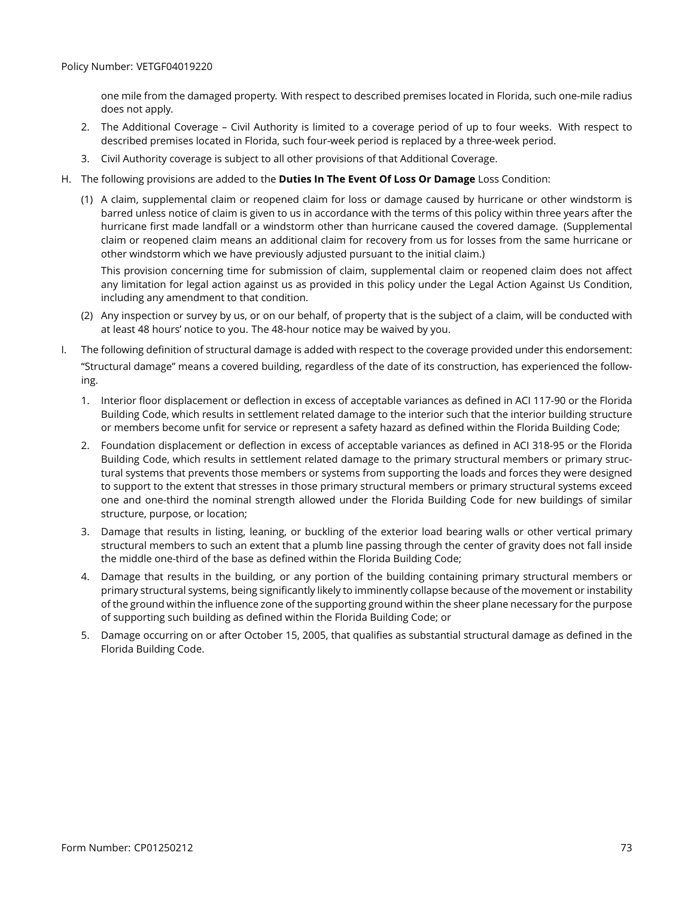one mile from the damaged property. With respect to described premises located in Florida, such one-mile radius does not apply.

2. The Additional Coverage – Civil Authority is limited to a coverage period of up to four weeks. With respect to described premises located in Florida, such four-week period is replaced by a three-week period.
3. Civil Authority coverage is subject to all other provisions of that Additional Coverage.

H. The following provisions are added to the **Duties In The Event Of Loss Or Damage** Loss Condition:

(1) A claim, supplemental claim or reopened claim for loss or damage caused by hurricane or other windstorm is barred unless notice of claim is given to us in accordance with the terms of this policy within three years after the hurricane first made landfall or a windstorm other than hurricane caused the covered damage. (Supplemental claim or reopened claim means an additional claim for recovery from us for losses from the same hurricane or other windstorm which we have previously adjusted pursuant to the initial claim.)

This provision concerning time for submission of claim, supplemental claim or reopened claim does not affect any limitation for legal action against us as provided in this policy under the Legal Action Against Us Condition, including any amendment to that condition.

(2) Any inspection or survey by us, or on our behalf, of property that is the subject of a claim, will be conducted with at least 48 hours' notice to you. The 48-hour notice may be waived by you.

I. The following definition of structural damage is added with respect to the coverage provided under this endorsement:

"Structural damage" means a covered building, regardless of the date of its construction, has experienced the following.

1. Interior floor displacement or deflection in excess of acceptable variances as defined in ACI 117-90 or the Florida Building Code, which results in settlement related damage to the interior such that the interior building structure or members become unfit for service or represent a safety hazard as defined within the Florida Building Code;
2. Foundation displacement or deflection in excess of acceptable variances as defined in ACI 318-95 or the Florida Building Code, which results in settlement related damage to the primary structural members or primary structural systems that prevents those members or systems from supporting the loads and forces they were designed to support to the extent that stresses in those primary structural members or primary structural systems exceed one and one-third the nominal strength allowed under the Florida Building Code for new buildings of similar structure, purpose, or location;
3. Damage that results in listing, leaning, or buckling of the exterior load bearing walls or other vertical primary structural members to such an extent that a plumb line passing through the center of gravity does not fall inside the middle one-third of the base as defined within the Florida Building Code;
4. Damage that results in the building, or any portion of the building containing primary structural members or primary structural systems, being significantly likely to imminently collapse because of the movement or instability of the ground within the influence zone of the supporting ground within the sheer plane necessary for the purpose of supporting such building as defined within the Florida Building Code; or
5. Damage occurring on or after October 15, 2005, that qualifies as substantial structural damage as defined in the Florida Building Code.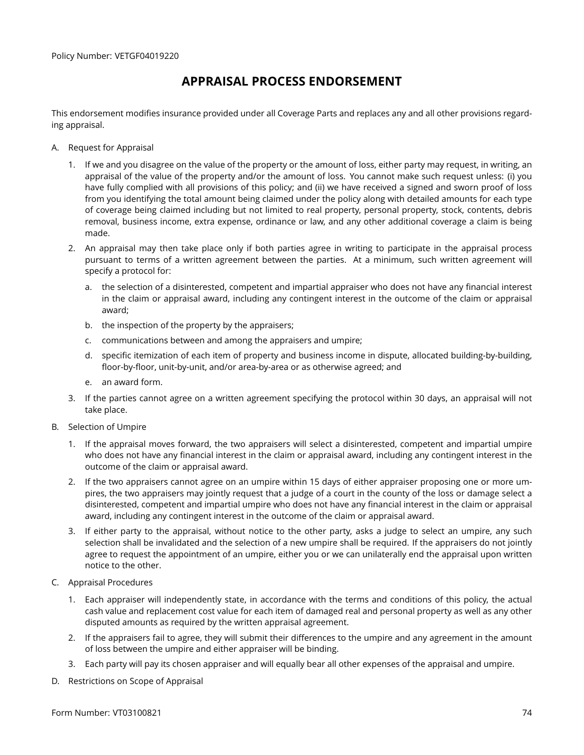Policy Number: VETGF04019220

# APPRAISAL PROCESS ENDORSEMENT

This endorsement modifies insurance provided under all Coverage Parts and replaces any and all other provisions regarding appraisal.

A. Request for Appraisal

1. If we and you disagree on the value of the property or the amount of loss, either party may request, in writing, an appraisal of the value of the property and/or the amount of loss. You cannot make such request unless: (i) you have fully complied with all provisions of this policy; and (ii) we have received a signed and sworn proof of loss from you identifying the total amount being claimed under the policy along with detailed amounts for each type of coverage being claimed including but not limited to real property, personal property, stock, contents, debris removal, business income, extra expense, ordinance or law, and any other additional coverage a claim is being made.

2. An appraisal may then take place only if both parties agree in writing to participate in the appraisal process pursuant to terms of a written agreement between the parties. At a minimum, such written agreement will specify a protocol for:

   a. the selection of a disinterested, competent and impartial appraiser who does not have any financial interest in the claim or appraisal award, including any contingent interest in the outcome of the claim or appraisal award;

   b. the inspection of the property by the appraisers;

   c. communications between and among the appraisers and umpire;

   d. specific itemization of each item of property and business income in dispute, allocated building-by-building, floor-by-floor, unit-by-unit, and/or area-by-area or as otherwise agreed; and

   e. an award form.

3. If the parties cannot agree on a written agreement specifying the protocol within 30 days, an appraisal will not take place.

B. Selection of Umpire

1. If the appraisal moves forward, the two appraisers will select a disinterested, competent and impartial umpire who does not have any financial interest in the claim or appraisal award, including any contingent interest in the outcome of the claim or appraisal award.

2. If the two appraisers cannot agree on an umpire within 15 days of either appraiser proposing one or more umpires, the two appraisers may jointly request that a judge of a court in the county of the loss or damage select a disinterested, competent and impartial umpire who does not have any financial interest in the claim or appraisal award, including any contingent interest in the outcome of the claim or appraisal award.

3. If either party to the appraisal, without notice to the other party, asks a judge to select an umpire, any such selection shall be invalidated and the selection of a new umpire shall be required. If the appraisers do not jointly agree to request the appointment of an umpire, either you or we can unilaterally end the appraisal upon written notice to the other.

C. Appraisal Procedures

1. Each appraiser will independently state, in accordance with the terms and conditions of this policy, the actual cash value and replacement cost value for each item of damaged real and personal property as well as any other disputed amounts as required by the written appraisal agreement.

2. If the appraisers fail to agree, they will submit their differences to the umpire and any agreement in the amount of loss between the umpire and either appraiser will be binding.

3. Each party will pay its chosen appraiser and will equally bear all other expenses of the appraisal and umpire.

D. Restrictions on Scope of Appraisal

Form Number: VT03100821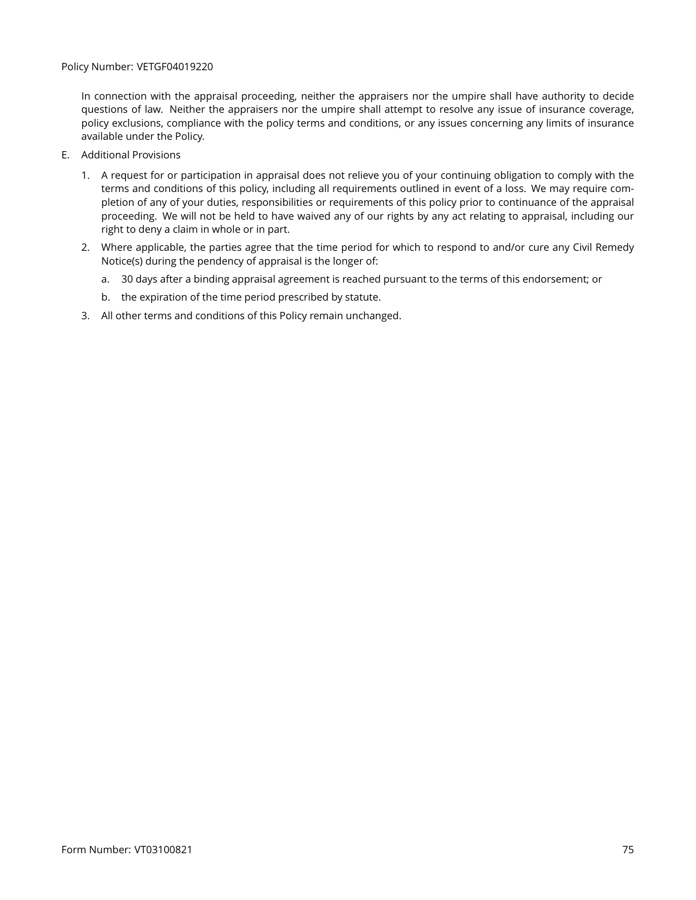In connection with the appraisal proceeding, neither the appraisers nor the umpire shall have authority to decide questions of law. Neither the appraisers nor the umpire shall attempt to resolve any issue of insurance coverage, policy exclusions, compliance with the policy terms and conditions, or any issues concerning any limits of insurance available under the Policy.

E. Additional Provisions

1. A request for or participation in appraisal does not relieve you of your continuing obligation to comply with the terms and conditions of this policy, including all requirements outlined in event of a loss. We may require completion of any of your duties, responsibilities or requirements of this policy prior to continuance of the appraisal proceeding. We will not be held to have waived any of our rights by any act relating to appraisal, including our right to deny a claim in whole or in part.

2. Where applicable, the parties agree that the time period for which to respond to and/or cure any Civil Remedy Notice(s) during the pendency of appraisal is the longer of:

   a. 30 days after a binding appraisal agreement is reached pursuant to the terms of this endorsement; or

   b. the expiration of the time period prescribed by statute.

3. All other terms and conditions of this Policy remain unchanged.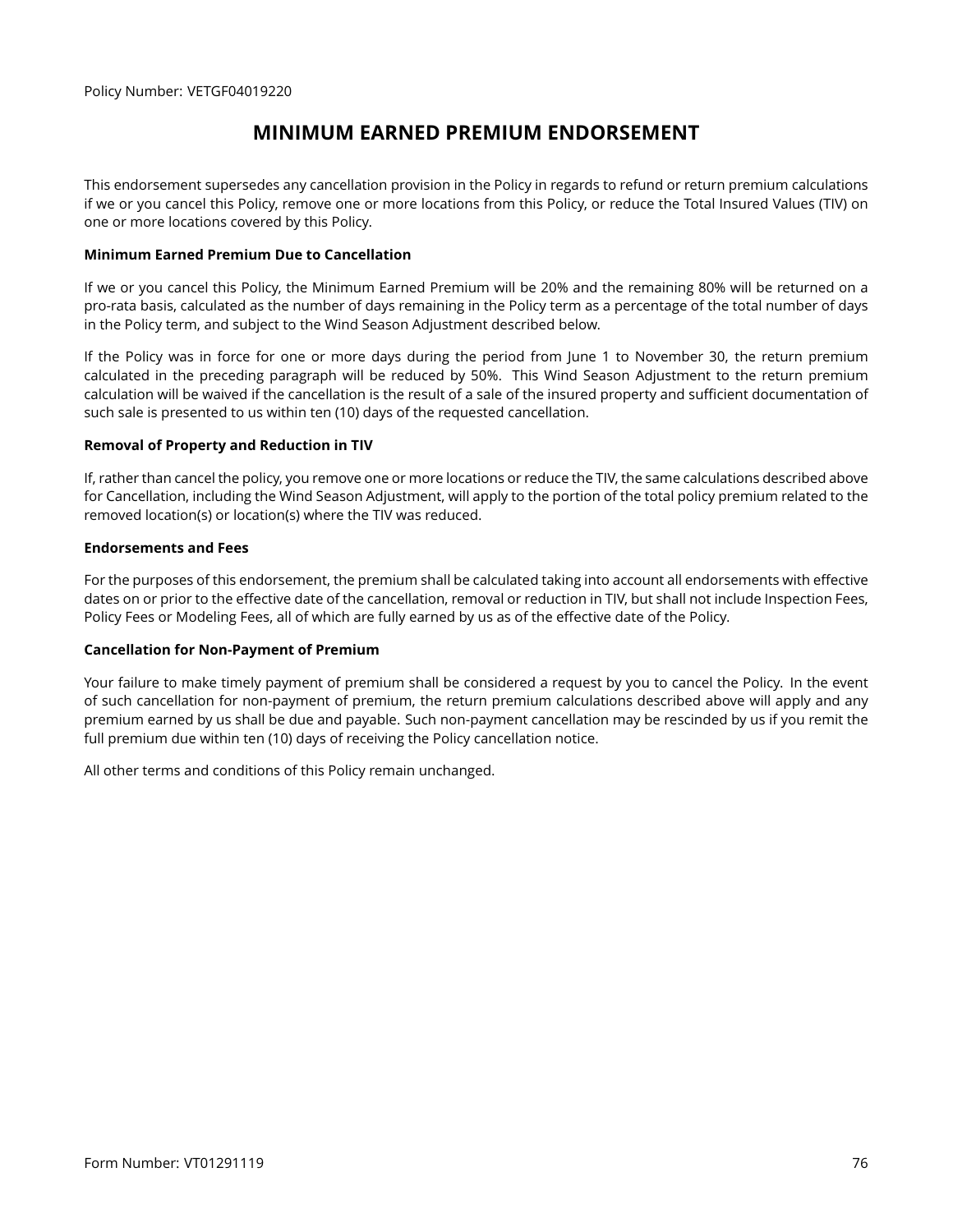Policy Number: VETGF04019220

# MINIMUM EARNED PREMIUM ENDORSEMENT

This endorsement supersedes any cancellation provision in the Policy in regards to refund or return premium calculations if we or you cancel this Policy, remove one or more locations from this Policy, or reduce the Total Insured Values (TIV) on one or more locations covered by this Policy.

**Minimum Earned Premium Due to Cancellation**

If we or you cancel this Policy, the Minimum Earned Premium will be 20% and the remaining 80% will be returned on a pro-rata basis, calculated as the number of days remaining in the Policy term as a percentage of the total number of days in the Policy term, and subject to the Wind Season Adjustment described below.

If the Policy was in force for one or more days during the period from June 1 to November 30, the return premium calculated in the preceding paragraph will be reduced by 50%. This Wind Season Adjustment to the return premium calculation will be waived if the cancellation is the result of a sale of the insured property and sufficient documentation of such sale is presented to us within ten (10) days of the requested cancellation.

**Removal of Property and Reduction in TIV**

If, rather than cancel the policy, you remove one or more locations or reduce the TIV, the same calculations described above for Cancellation, including the Wind Season Adjustment, will apply to the portion of the total policy premium related to the removed location(s) or location(s) where the TIV was reduced.

**Endorsements and Fees**

For the purposes of this endorsement, the premium shall be calculated taking into account all endorsements with effective dates on or prior to the effective date of the cancellation, removal or reduction in TIV, but shall not include Inspection Fees, Policy Fees or Modeling Fees, all of which are fully earned by us as of the effective date of the Policy.

**Cancellation for Non-Payment of Premium**

Your failure to make timely payment of premium shall be considered a request by you to cancel the Policy. In the event of such cancellation for non-payment of premium, the return premium calculations described above will apply and any premium earned by us shall be due and payable. Such non-payment cancellation may be rescinded by us if you remit the full premium due within ten (10) days of receiving the Policy cancellation notice.

All other terms and conditions of this Policy remain unchanged.

Form Number: VT01291119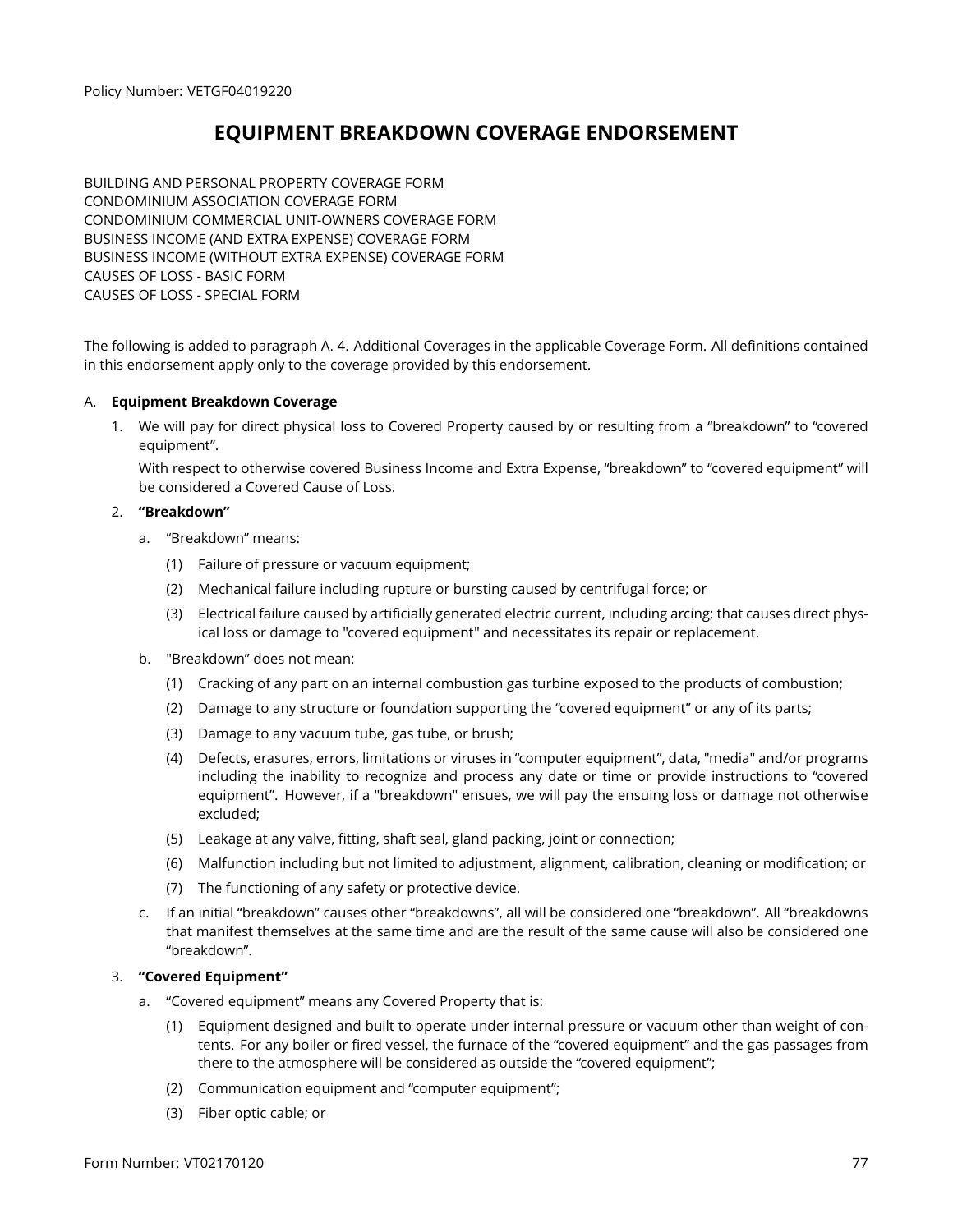Policy Number: VETGF04019220

# EQUIPMENT BREAKDOWN COVERAGE ENDORSEMENT

BUILDING AND PERSONAL PROPERTY COVERAGE FORM
CONDOMINIUM ASSOCIATION COVERAGE FORM
CONDOMINIUM COMMERCIAL UNIT-OWNERS COVERAGE FORM
BUSINESS INCOME (AND EXTRA EXPENSE) COVERAGE FORM
BUSINESS INCOME (WITHOUT EXTRA EXPENSE) COVERAGE FORM
CAUSES OF LOSS - BASIC FORM
CAUSES OF LOSS - SPECIAL FORM

The following is added to paragraph A. 4. Additional Coverages in the applicable Coverage Form. All definitions contained in this endorsement apply only to the coverage provided by this endorsement.

A. **Equipment Breakdown Coverage**

1. We will pay for direct physical loss to Covered Property caused by or resulting from a "breakdown" to "covered equipment".

   With respect to otherwise covered Business Income and Extra Expense, "breakdown" to "covered equipment" will be considered a Covered Cause of Loss.

2. **"Breakdown"**

   a. "Breakdown" means:

      (1) Failure of pressure or vacuum equipment;

      (2) Mechanical failure including rupture or bursting caused by centrifugal force; or

      (3) Electrical failure caused by artificially generated electric current, including arcing; that causes direct physical loss or damage to "covered equipment" and necessitates its repair or replacement.

   b. "Breakdown" does not mean:

      (1) Cracking of any part on an internal combustion gas turbine exposed to the products of combustion;

      (2) Damage to any structure or foundation supporting the "covered equipment" or any of its parts;

      (3) Damage to any vacuum tube, gas tube, or brush;

      (4) Defects, erasures, errors, limitations or viruses in "computer equipment", data, "media" and/or programs including the inability to recognize and process any date or time or provide instructions to "covered equipment". However, if a "breakdown" ensues, we will pay the ensuing loss or damage not otherwise excluded;

      (5) Leakage at any valve, fitting, shaft seal, gland packing, joint or connection;

      (6) Malfunction including but not limited to adjustment, alignment, calibration, cleaning or modification; or

      (7) The functioning of any safety or protective device.

   c. If an initial "breakdown" causes other "breakdowns", all will be considered one "breakdown". All "breakdowns that manifest themselves at the same time and are the result of the same cause will also be considered one "breakdown".

3. **"Covered Equipment"**

   a. "Covered equipment" means any Covered Property that is:

      (1) Equipment designed and built to operate under internal pressure or vacuum other than weight of contents. For any boiler or fired vessel, the furnace of the "covered equipment" and the gas passages from there to the atmosphere will be considered as outside the "covered equipment";

      (2) Communication equipment and "computer equipment";

      (3) Fiber optic cable; or

Form Number: VT02170120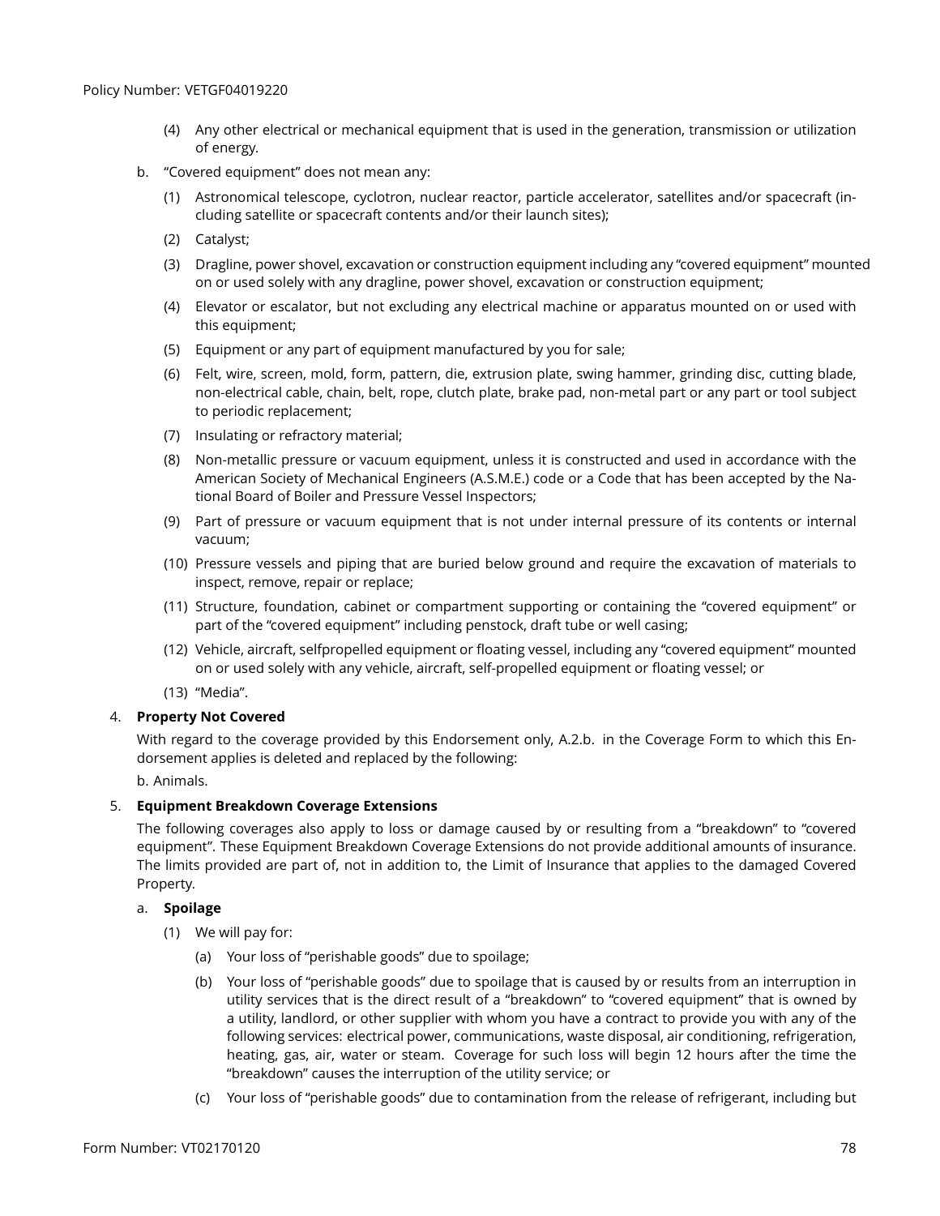(4) Any other electrical or mechanical equipment that is used in the generation, transmission or utilization of energy.

b. "Covered equipment" does not mean any:

(1) Astronomical telescope, cyclotron, nuclear reactor, particle accelerator, satellites and/or spacecraft (including satellite or spacecraft contents and/or their launch sites);

(2) Catalyst;

(3) Dragline, power shovel, excavation or construction equipment including any "covered equipment" mounted on or used solely with any dragline, power shovel, excavation or construction equipment;

(4) Elevator or escalator, but not excluding any electrical machine or apparatus mounted on or used with this equipment;

(5) Equipment or any part of equipment manufactured by you for sale;

(6) Felt, wire, screen, mold, form, pattern, die, extrusion plate, swing hammer, grinding disc, cutting blade, non-electrical cable, chain, belt, rope, clutch plate, brake pad, non-metal part or any part or tool subject to periodic replacement;

(7) Insulating or refractory material;

(8) Non-metallic pressure or vacuum equipment, unless it is constructed and used in accordance with the American Society of Mechanical Engineers (A.S.M.E.) code or a Code that has been accepted by the National Board of Boiler and Pressure Vessel Inspectors;

(9) Part of pressure or vacuum equipment that is not under internal pressure of its contents or internal vacuum;

(10) Pressure vessels and piping that are buried below ground and require the excavation of materials to inspect, remove, repair or replace;

(11) Structure, foundation, cabinet or compartment supporting or containing the "covered equipment" or part of the "covered equipment" including penstock, draft tube or well casing;

(12) Vehicle, aircraft, selfpropelled equipment or floating vessel, including any "covered equipment" mounted on or used solely with any vehicle, aircraft, self-propelled equipment or floating vessel; or

(13) "Media".

4. **Property Not Covered**

With regard to the coverage provided by this Endorsement only, A.2.b. in the Coverage Form to which this Endorsement applies is deleted and replaced by the following:

b. Animals.

5. **Equipment Breakdown Coverage Extensions**

The following coverages also apply to loss or damage caused by or resulting from a "breakdown" to "covered equipment". These Equipment Breakdown Coverage Extensions do not provide additional amounts of insurance. The limits provided are part of, not in addition to, the Limit of Insurance that applies to the damaged Covered Property.

a. **Spoilage**

(1) We will pay for:

(a) Your loss of "perishable goods" due to spoilage;

(b) Your loss of "perishable goods" due to spoilage that is caused by or results from an interruption in utility services that is the direct result of a "breakdown" to "covered equipment" that is owned by a utility, landlord, or other supplier with whom you have a contract to provide you with any of the following services: electrical power, communications, waste disposal, air conditioning, refrigeration, heating, gas, air, water or steam. Coverage for such loss will begin 12 hours after the time the "breakdown" causes the interruption of the utility service; or

(c) Your loss of "perishable goods" due to contamination from the release of refrigerant, including but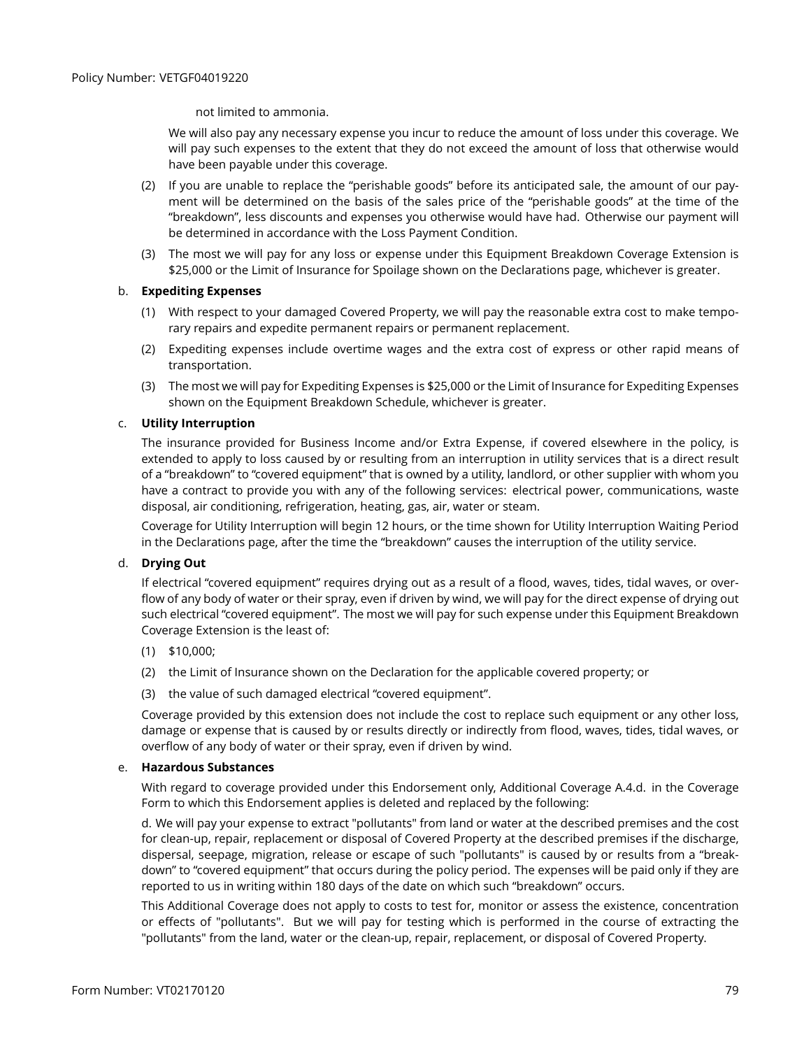not limited to ammonia.

We will also pay any necessary expense you incur to reduce the amount of loss under this coverage. We will pay such expenses to the extent that they do not exceed the amount of loss that otherwise would have been payable under this coverage.

(2) If you are unable to replace the "perishable goods" before its anticipated sale, the amount of our payment will be determined on the basis of the sales price of the "perishable goods" at the time of the "breakdown", less discounts and expenses you otherwise would have had. Otherwise our payment will be determined in accordance with the Loss Payment Condition.

(3) The most we will pay for any loss or expense under this Equipment Breakdown Coverage Extension is $25,000 or the Limit of Insurance for Spoilage shown on the Declarations page, whichever is greater.

b. **Expediting Expenses**

(1) With respect to your damaged Covered Property, we will pay the reasonable extra cost to make temporary repairs and expedite permanent repairs or permanent replacement.

(2) Expediting expenses include overtime wages and the extra cost of express or other rapid means of transportation.

(3) The most we will pay for Expediting Expenses is $25,000 or the Limit of Insurance for Expediting Expenses shown on the Equipment Breakdown Schedule, whichever is greater.

c. **Utility Interruption**

The insurance provided for Business Income and/or Extra Expense, if covered elsewhere in the policy, is extended to apply to loss caused by or resulting from an interruption in utility services that is a direct result of a "breakdown" to "covered equipment" that is owned by a utility, landlord, or other supplier with whom you have a contract to provide you with any of the following services: electrical power, communications, waste disposal, air conditioning, refrigeration, heating, gas, air, water or steam.

Coverage for Utility Interruption will begin 12 hours, or the time shown for Utility Interruption Waiting Period in the Declarations page, after the time the "breakdown" causes the interruption of the utility service.

d. **Drying Out**

If electrical "covered equipment" requires drying out as a result of a flood, waves, tides, tidal waves, or overflow of any body of water or their spray, even if driven by wind, we will pay for the direct expense of drying out such electrical "covered equipment". The most we will pay for such expense under this Equipment Breakdown Coverage Extension is the least of:

(1) $10,000;

(2) the Limit of Insurance shown on the Declaration for the applicable covered property; or

(3) the value of such damaged electrical "covered equipment".

Coverage provided by this extension does not include the cost to replace such equipment or any other loss, damage or expense that is caused by or results directly or indirectly from flood, waves, tides, tidal waves, or overflow of any body of water or their spray, even if driven by wind.

e. **Hazardous Substances**

With regard to coverage provided under this Endorsement only, Additional Coverage A.4.d. in the Coverage Form to which this Endorsement applies is deleted and replaced by the following:

d. We will pay your expense to extract "pollutants" from land or water at the described premises and the cost for clean-up, repair, replacement or disposal of Covered Property at the described premises if the discharge, dispersal, seepage, migration, release or escape of such "pollutants" is caused by or results from a "breakdown" to "covered equipment" that occurs during the policy period. The expenses will be paid only if they are reported to us in writing within 180 days of the date on which such "breakdown" occurs.

This Additional Coverage does not apply to costs to test for, monitor or assess the existence, concentration or effects of "pollutants". But we will pay for testing which is performed in the course of extracting the "pollutants" from the land, water or the clean-up, repair, replacement, or disposal of Covered Property.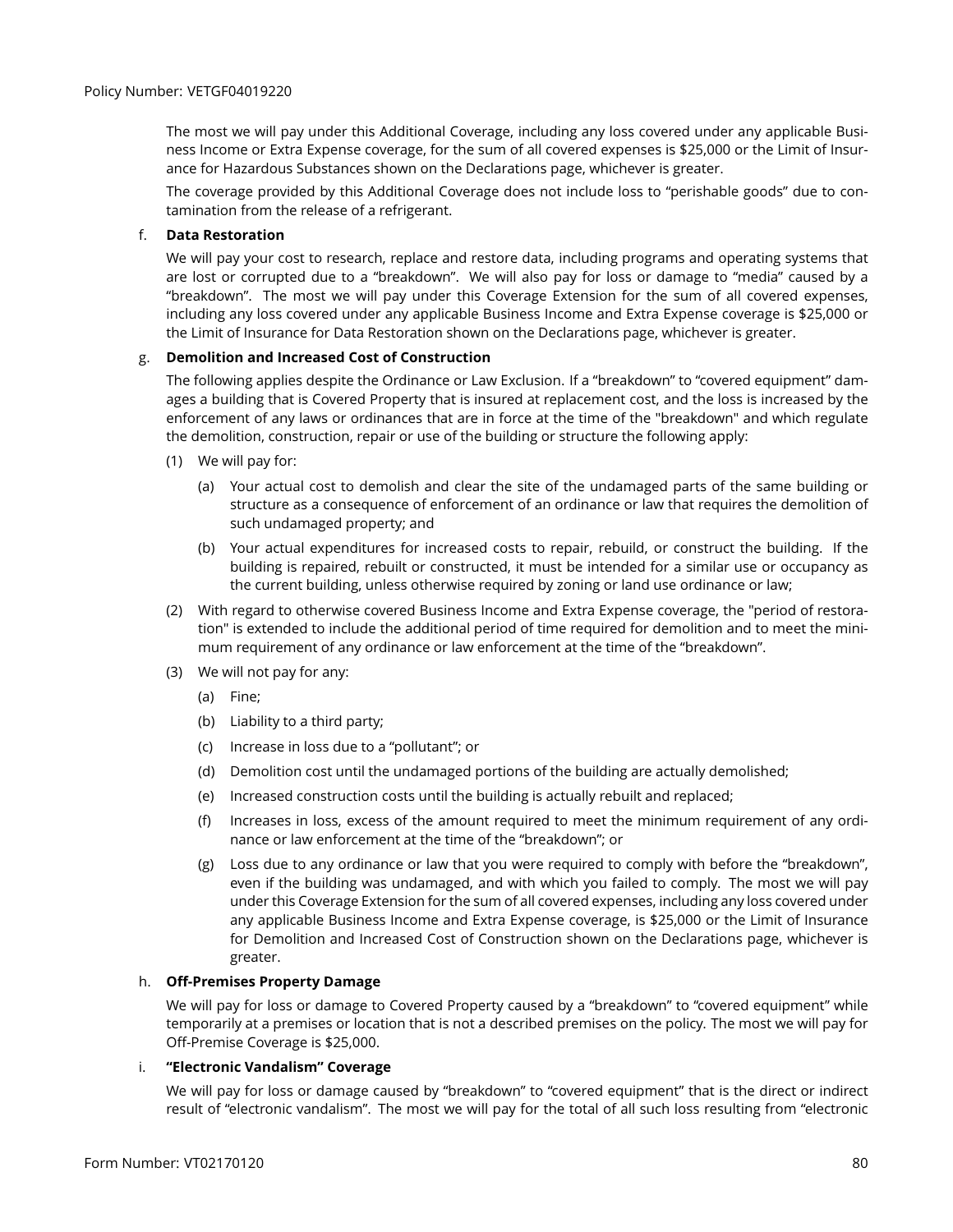The most we will pay under this Additional Coverage, including any loss covered under any applicable Business Income or Extra Expense coverage, for the sum of all covered expenses is $25,000 or the Limit of Insurance for Hazardous Substances shown on the Declarations page, whichever is greater.

The coverage provided by this Additional Coverage does not include loss to "perishable goods" due to contamination from the release of a refrigerant.

f. **Data Restoration**

We will pay your cost to research, replace and restore data, including programs and operating systems that are lost or corrupted due to a "breakdown". We will also pay for loss or damage to "media" caused by a "breakdown". The most we will pay under this Coverage Extension for the sum of all covered expenses, including any loss covered under any applicable Business Income and Extra Expense coverage is $25,000 or the Limit of Insurance for Data Restoration shown on the Declarations page, whichever is greater.

g. **Demolition and Increased Cost of Construction**

The following applies despite the Ordinance or Law Exclusion. If a "breakdown" to "covered equipment" damages a building that is Covered Property that is insured at replacement cost, and the loss is increased by the enforcement of any laws or ordinances that are in force at the time of the "breakdown" and which regulate the demolition, construction, repair or use of the building or structure the following apply:

(1) We will pay for:

(a) Your actual cost to demolish and clear the site of the undamaged parts of the same building or structure as a consequence of enforcement of an ordinance or law that requires the demolition of such undamaged property; and

(b) Your actual expenditures for increased costs to repair, rebuild, or construct the building. If the building is repaired, rebuilt or constructed, it must be intended for a similar use or occupancy as the current building, unless otherwise required by zoning or land use ordinance or law;

(2) With regard to otherwise covered Business Income and Extra Expense coverage, the "period of restoration" is extended to include the additional period of time required for demolition and to meet the minimum requirement of any ordinance or law enforcement at the time of the "breakdown".

(3) We will not pay for any:

(a) Fine;

(b) Liability to a third party;

(c) Increase in loss due to a "pollutant"; or

(d) Demolition cost until the undamaged portions of the building are actually demolished;

(e) Increased construction costs until the building is actually rebuilt and replaced;

(f) Increases in loss, excess of the amount required to meet the minimum requirement of any ordinance or law enforcement at the time of the "breakdown"; or

(g) Loss due to any ordinance or law that you were required to comply with before the "breakdown", even if the building was undamaged, and with which you failed to comply. The most we will pay under this Coverage Extension for the sum of all covered expenses, including any loss covered under any applicable Business Income and Extra Expense coverage, is $25,000 or the Limit of Insurance for Demolition and Increased Cost of Construction shown on the Declarations page, whichever is greater.

h. **Off-Premises Property Damage**

We will pay for loss or damage to Covered Property caused by a "breakdown" to "covered equipment" while temporarily at a premises or location that is not a described premises on the policy. The most we will pay for Off-Premise Coverage is $25,000.

i. **"Electronic Vandalism" Coverage**

We will pay for loss or damage caused by "breakdown" to "covered equipment" that is the direct or indirect result of "electronic vandalism". The most we will pay for the total of all such loss resulting from "electronic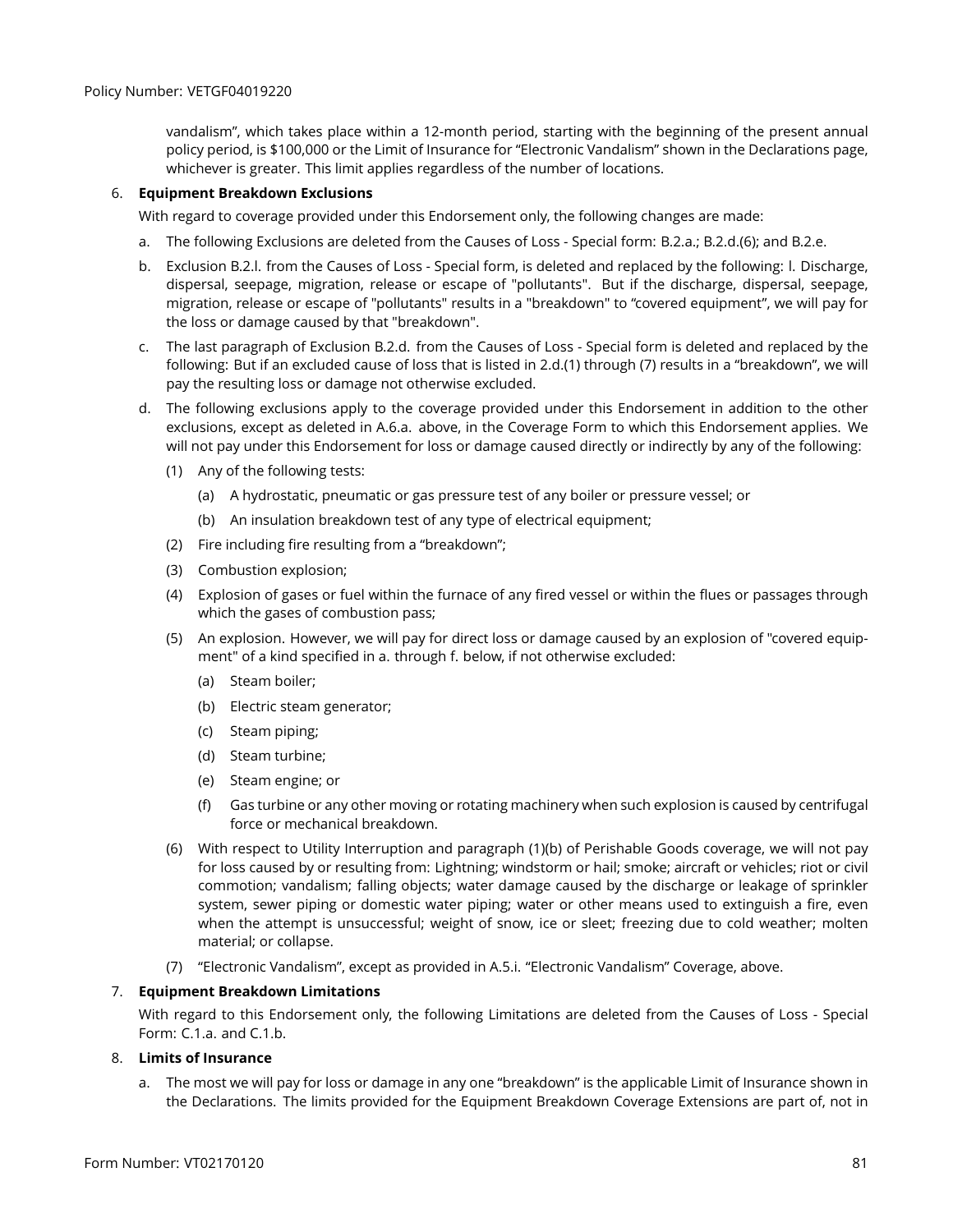vandalism", which takes place within a 12-month period, starting with the beginning of the present annual policy period, is $100,000 or the Limit of Insurance for "Electronic Vandalism" shown in the Declarations page, whichever is greater. This limit applies regardless of the number of locations.

6. **Equipment Breakdown Exclusions**

   With regard to coverage provided under this Endorsement only, the following changes are made:

   a. The following Exclusions are deleted from the Causes of Loss - Special form: B.2.a.; B.2.d.(6); and B.2.e.

   b. Exclusion B.2.l. from the Causes of Loss - Special form, is deleted and replaced by the following: l. Discharge, dispersal, seepage, migration, release or escape of "pollutants". But if the discharge, dispersal, seepage, migration, release or escape of "pollutants" results in a "breakdown" to "covered equipment", we will pay for the loss or damage caused by that "breakdown".

   c. The last paragraph of Exclusion B.2.d. from the Causes of Loss - Special form is deleted and replaced by the following: But if an excluded cause of loss that is listed in 2.d.(1) through (7) results in a "breakdown", we will pay the resulting loss or damage not otherwise excluded.

   d. The following exclusions apply to the coverage provided under this Endorsement in addition to the other exclusions, except as deleted in A.6.a. above, in the Coverage Form to which this Endorsement applies. We will not pay under this Endorsement for loss or damage caused directly or indirectly by any of the following:

      (1) Any of the following tests:

         (a) A hydrostatic, pneumatic or gas pressure test of any boiler or pressure vessel; or

         (b) An insulation breakdown test of any type of electrical equipment;

      (2) Fire including fire resulting from a "breakdown";

      (3) Combustion explosion;

      (4) Explosion of gases or fuel within the furnace of any fired vessel or within the flues or passages through which the gases of combustion pass;

      (5) An explosion. However, we will pay for direct loss or damage caused by an explosion of "covered equipment" of a kind specified in a. through f. below, if not otherwise excluded:

         (a) Steam boiler;

         (b) Electric steam generator;

         (c) Steam piping;

         (d) Steam turbine;

         (e) Steam engine; or

         (f) Gas turbine or any other moving or rotating machinery when such explosion is caused by centrifugal force or mechanical breakdown.

      (6) With respect to Utility Interruption and paragraph (1)(b) of Perishable Goods coverage, we will not pay for loss caused by or resulting from: Lightning; windstorm or hail; smoke; aircraft or vehicles; riot or civil commotion; vandalism; falling objects; water damage caused by the discharge or leakage of sprinkler system, sewer piping or domestic water piping; water or other means used to extinguish a fire, even when the attempt is unsuccessful; weight of snow, ice or sleet; freezing due to cold weather; molten material; or collapse.

      (7) "Electronic Vandalism", except as provided in A.5.i. "Electronic Vandalism" Coverage, above.

7. **Equipment Breakdown Limitations**

   With regard to this Endorsement only, the following Limitations are deleted from the Causes of Loss - Special Form: C.1.a. and C.1.b.

8. **Limits of Insurance**

   a. The most we will pay for loss or damage in any one "breakdown" is the applicable Limit of Insurance shown in the Declarations. The limits provided for the Equipment Breakdown Coverage Extensions are part of, not in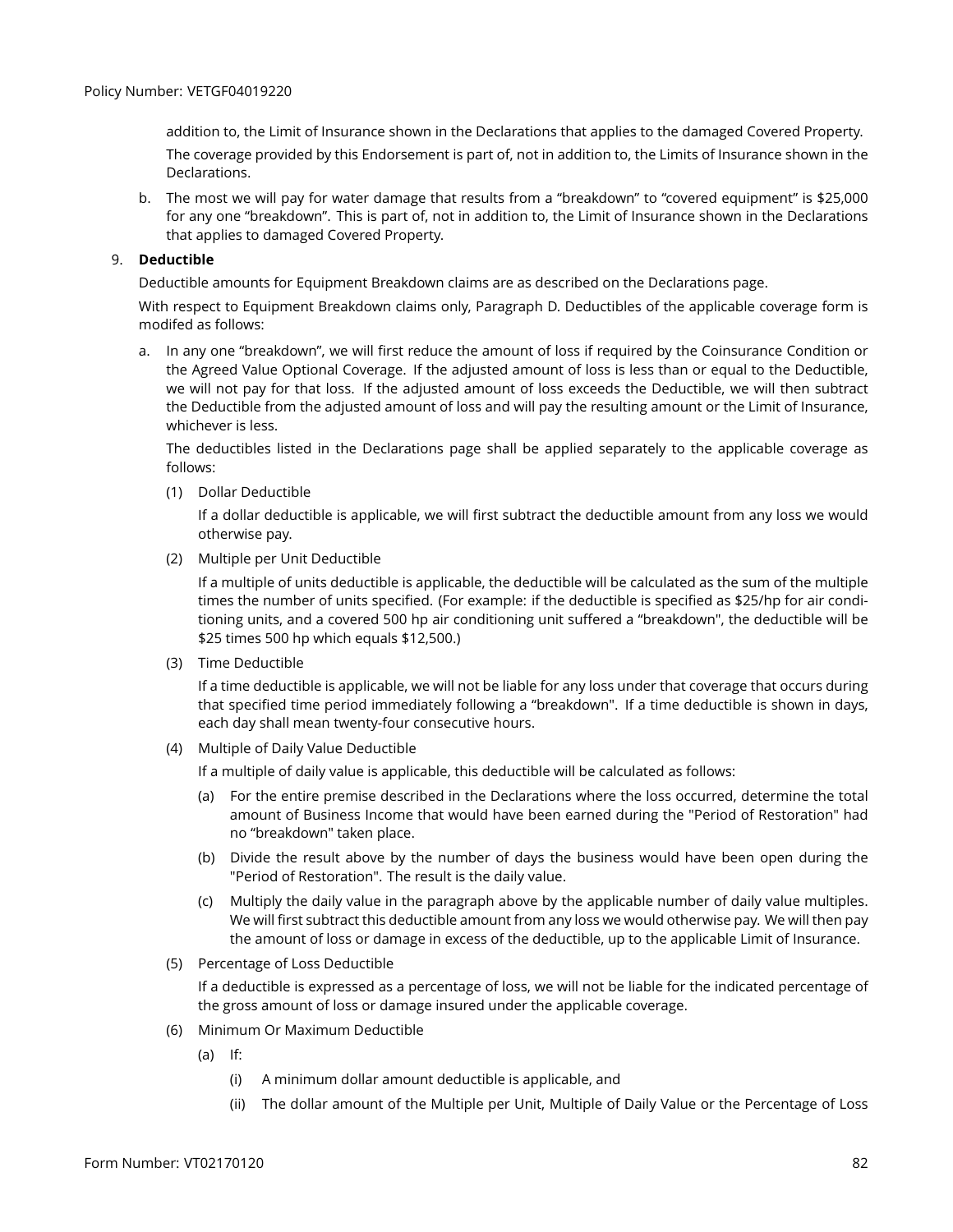addition to, the Limit of Insurance shown in the Declarations that applies to the damaged Covered Property.

The coverage provided by this Endorsement is part of, not in addition to, the Limits of Insurance shown in the Declarations.

b. The most we will pay for water damage that results from a "breakdown" to "covered equipment" is $25,000 for any one "breakdown". This is part of, not in addition to, the Limit of Insurance shown in the Declarations that applies to damaged Covered Property.

9. **Deductible**

Deductible amounts for Equipment Breakdown claims are as described on the Declarations page.

With respect to Equipment Breakdown claims only, Paragraph D. Deductibles of the applicable coverage form is modifed as follows:

a. In any one "breakdown", we will first reduce the amount of loss if required by the Coinsurance Condition or the Agreed Value Optional Coverage. If the adjusted amount of loss is less than or equal to the Deductible, we will not pay for that loss. If the adjusted amount of loss exceeds the Deductible, we will then subtract the Deductible from the adjusted amount of loss and will pay the resulting amount or the Limit of Insurance, whichever is less.

The deductibles listed in the Declarations page shall be applied separately to the applicable coverage as follows:

(1) Dollar Deductible

If a dollar deductible is applicable, we will first subtract the deductible amount from any loss we would otherwise pay.

(2) Multiple per Unit Deductible

If a multiple of units deductible is applicable, the deductible will be calculated as the sum of the multiple times the number of units specified. (For example: if the deductible is specified as $25/hp for air conditioning units, and a covered 500 hp air conditioning unit suffered a "breakdown", the deductible will be $25 times 500 hp which equals $12,500.)

(3) Time Deductible

If a time deductible is applicable, we will not be liable for any loss under that coverage that occurs during that specified time period immediately following a "breakdown". If a time deductible is shown in days, each day shall mean twenty-four consecutive hours.

(4) Multiple of Daily Value Deductible

If a multiple of daily value is applicable, this deductible will be calculated as follows:

(a) For the entire premise described in the Declarations where the loss occurred, determine the total amount of Business Income that would have been earned during the "Period of Restoration" had no "breakdown" taken place.

(b) Divide the result above by the number of days the business would have been open during the "Period of Restoration". The result is the daily value.

(c) Multiply the daily value in the paragraph above by the applicable number of daily value multiples. We will first subtract this deductible amount from any loss we would otherwise pay. We will then pay the amount of loss or damage in excess of the deductible, up to the applicable Limit of Insurance.

(5) Percentage of Loss Deductible

If a deductible is expressed as a percentage of loss, we will not be liable for the indicated percentage of the gross amount of loss or damage insured under the applicable coverage.

(6) Minimum Or Maximum Deductible

(a) If:

(i) A minimum dollar amount deductible is applicable, and

(ii) The dollar amount of the Multiple per Unit, Multiple of Daily Value or the Percentage of Loss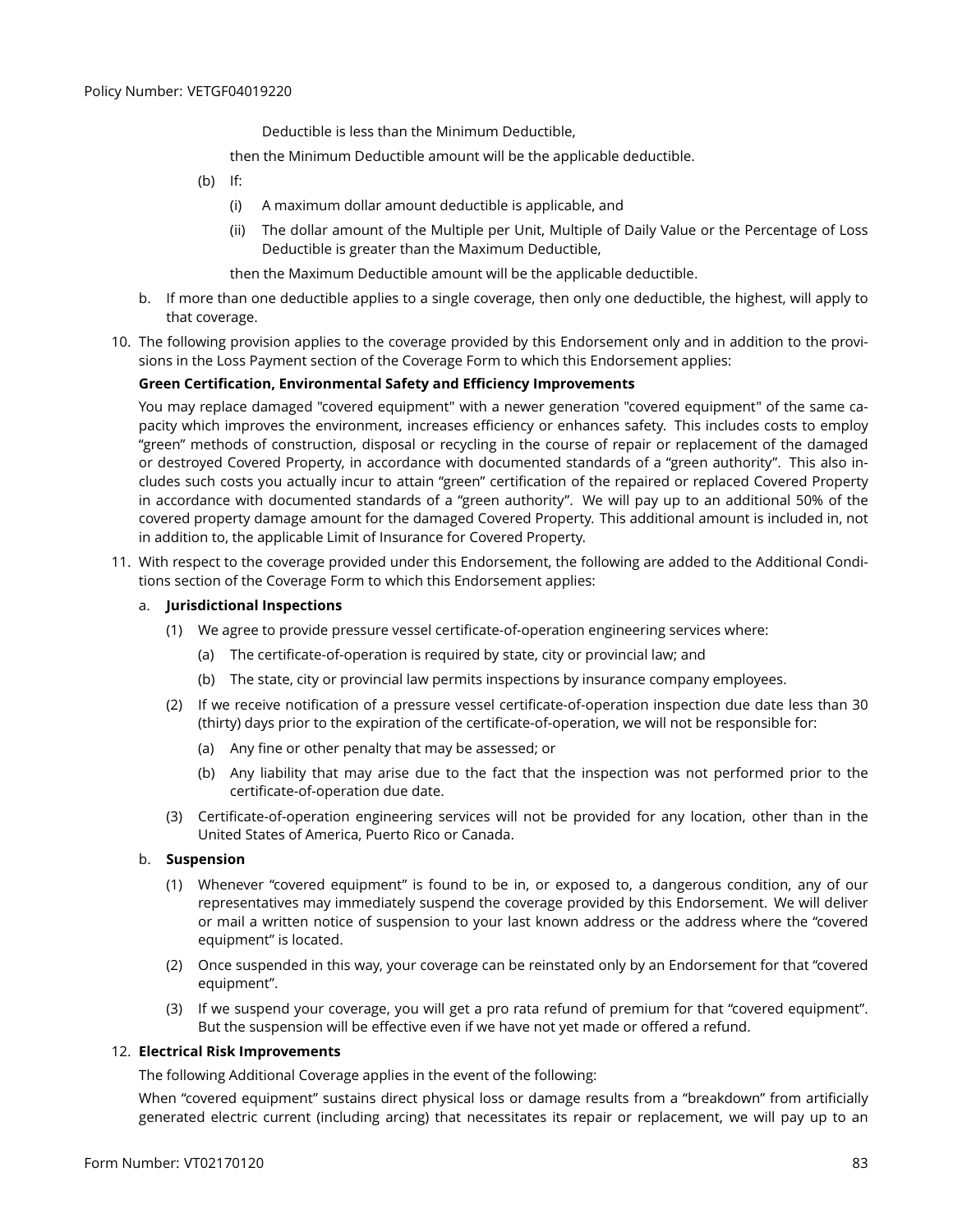Deductible is less than the Minimum Deductible,

then the Minimum Deductible amount will be the applicable deductible.

(b) If:

(i) A maximum dollar amount deductible is applicable, and

(ii) The dollar amount of the Multiple per Unit, Multiple of Daily Value or the Percentage of Loss Deductible is greater than the Maximum Deductible,

then the Maximum Deductible amount will be the applicable deductible.

b. If more than one deductible applies to a single coverage, then only one deductible, the highest, will apply to that coverage.

10. The following provision applies to the coverage provided by this Endorsement only and in addition to the provisions in the Loss Payment section of the Coverage Form to which this Endorsement applies:

**Green Certification, Environmental Safety and Efficiency Improvements**

You may replace damaged "covered equipment" with a newer generation "covered equipment" of the same capacity which improves the environment, increases efficiency or enhances safety. This includes costs to employ "green" methods of construction, disposal or recycling in the course of repair or replacement of the damaged or destroyed Covered Property, in accordance with documented standards of a "green authority". This also includes such costs you actually incur to attain "green" certification of the repaired or replaced Covered Property in accordance with documented standards of a "green authority". We will pay up to an additional 50% of the covered property damage amount for the damaged Covered Property. This additional amount is included in, not in addition to, the applicable Limit of Insurance for Covered Property.

11. With respect to the coverage provided under this Endorsement, the following are added to the Additional Conditions section of the Coverage Form to which this Endorsement applies:

a. **Jurisdictional Inspections**

(1) We agree to provide pressure vessel certificate-of-operation engineering services where:

(a) The certificate-of-operation is required by state, city or provincial law; and

(b) The state, city or provincial law permits inspections by insurance company employees.

(2) If we receive notification of a pressure vessel certificate-of-operation inspection due date less than 30 (thirty) days prior to the expiration of the certificate-of-operation, we will not be responsible for:

(a) Any fine or other penalty that may be assessed; or

(b) Any liability that may arise due to the fact that the inspection was not performed prior to the certificate-of-operation due date.

(3) Certificate-of-operation engineering services will not be provided for any location, other than in the United States of America, Puerto Rico or Canada.

b. **Suspension**

(1) Whenever "covered equipment" is found to be in, or exposed to, a dangerous condition, any of our representatives may immediately suspend the coverage provided by this Endorsement. We will deliver or mail a written notice of suspension to your last known address or the address where the "covered equipment" is located.

(2) Once suspended in this way, your coverage can be reinstated only by an Endorsement for that "covered equipment".

(3) If we suspend your coverage, you will get a pro rata refund of premium for that "covered equipment". But the suspension will be effective even if we have not yet made or offered a refund.

12. **Electrical Risk Improvements**

The following Additional Coverage applies in the event of the following:

When "covered equipment" sustains direct physical loss or damage results from a "breakdown" from artificially generated electric current (including arcing) that necessitates its repair or replacement, we will pay up to an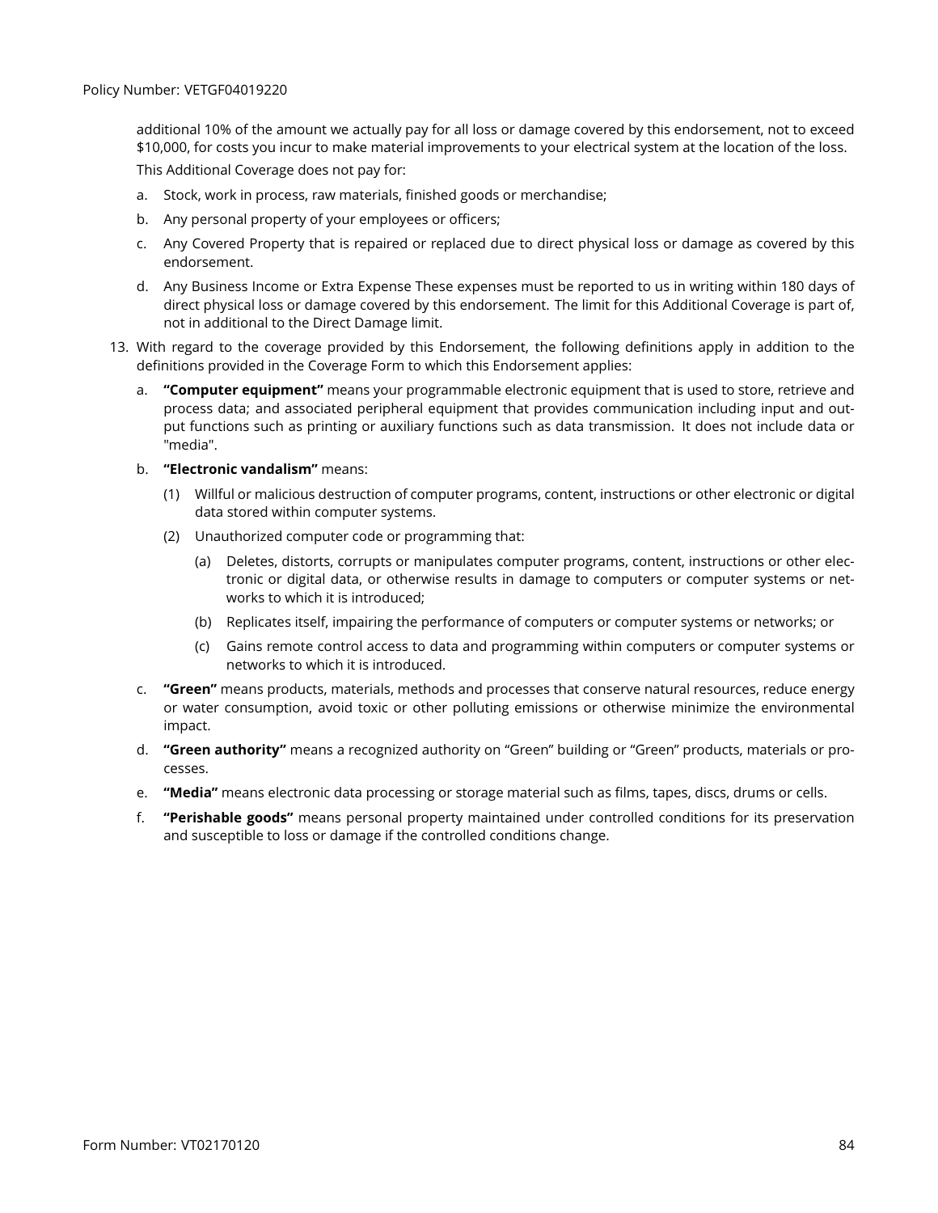additional 10% of the amount we actually pay for all loss or damage covered by this endorsement, not to exceed $10,000, for costs you incur to make material improvements to your electrical system at the location of the loss.

This Additional Coverage does not pay for:

a. Stock, work in process, raw materials, finished goods or merchandise;

b. Any personal property of your employees or officers;

c. Any Covered Property that is repaired or replaced due to direct physical loss or damage as covered by this endorsement.

d. Any Business Income or Extra Expense These expenses must be reported to us in writing within 180 days of direct physical loss or damage covered by this endorsement. The limit for this Additional Coverage is part of, not in additional to the Direct Damage limit.

13. With regard to the coverage provided by this Endorsement, the following definitions apply in addition to the definitions provided in the Coverage Form to which this Endorsement applies:

a. **"Computer equipment"** means your programmable electronic equipment that is used to store, retrieve and process data; and associated peripheral equipment that provides communication including input and output functions such as printing or auxiliary functions such as data transmission. It does not include data or "media".

b. **"Electronic vandalism"** means:

(1) Willful or malicious destruction of computer programs, content, instructions or other electronic or digital data stored within computer systems.

(2) Unauthorized computer code or programming that:

(a) Deletes, distorts, corrupts or manipulates computer programs, content, instructions or other electronic or digital data, or otherwise results in damage to computers or computer systems or networks to which it is introduced;

(b) Replicates itself, impairing the performance of computers or computer systems or networks; or

(c) Gains remote control access to data and programming within computers or computer systems or networks to which it is introduced.

c. **"Green"** means products, materials, methods and processes that conserve natural resources, reduce energy or water consumption, avoid toxic or other polluting emissions or otherwise minimize the environmental impact.

d. **"Green authority"** means a recognized authority on "Green" building or "Green" products, materials or processes.

e. **"Media"** means electronic data processing or storage material such as films, tapes, discs, drums or cells.

f. **"Perishable goods"** means personal property maintained under controlled conditions for its preservation and susceptible to loss or damage if the controlled conditions change.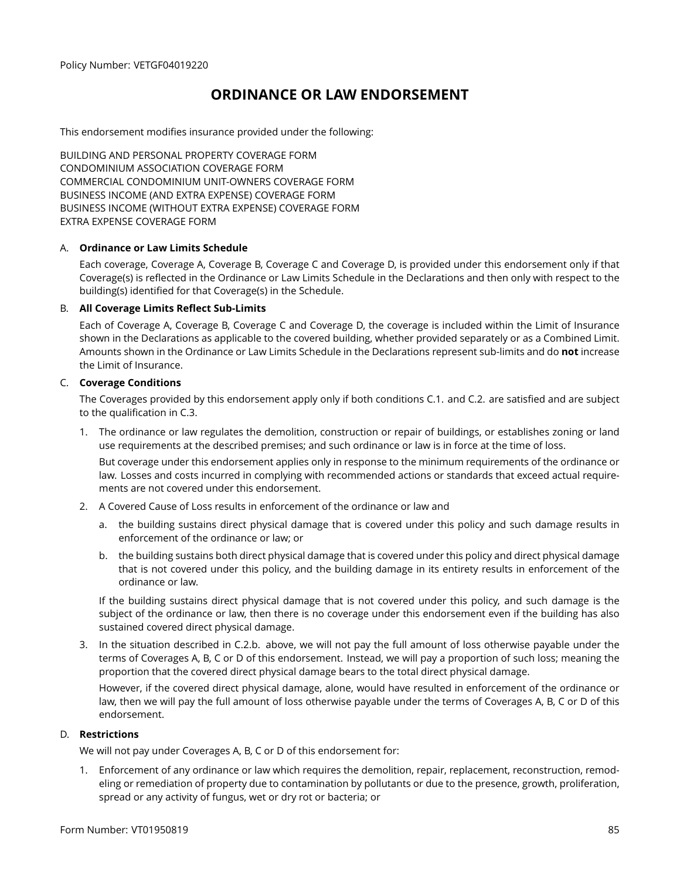Policy Number: VETGF04019220

# ORDINANCE OR LAW ENDORSEMENT

This endorsement modifies insurance provided under the following:

BUILDING AND PERSONAL PROPERTY COVERAGE FORM
CONDOMINIUM ASSOCIATION COVERAGE FORM
COMMERCIAL CONDOMINIUM UNIT-OWNERS COVERAGE FORM
BUSINESS INCOME (AND EXTRA EXPENSE) COVERAGE FORM
BUSINESS INCOME (WITHOUT EXTRA EXPENSE) COVERAGE FORM
EXTRA EXPENSE COVERAGE FORM

A. **Ordinance or Law Limits Schedule**

Each coverage, Coverage A, Coverage B, Coverage C and Coverage D, is provided under this endorsement only if that Coverage(s) is reflected in the Ordinance or Law Limits Schedule in the Declarations and then only with respect to the building(s) identified for that Coverage(s) in the Schedule.

B. **All Coverage Limits Reflect Sub-Limits**

Each of Coverage A, Coverage B, Coverage C and Coverage D, the coverage is included within the Limit of Insurance shown in the Declarations as applicable to the covered building, whether provided separately or as a Combined Limit. Amounts shown in the Ordinance or Law Limits Schedule in the Declarations represent sub-limits and do **not** increase the Limit of Insurance.

C. **Coverage Conditions**

The Coverages provided by this endorsement apply only if both conditions C.1. and C.2. are satisfied and are subject to the qualification in C.3.

1. The ordinance or law regulates the demolition, construction or repair of buildings, or establishes zoning or land use requirements at the described premises; and such ordinance or law is in force at the time of loss.

   But coverage under this endorsement applies only in response to the minimum requirements of the ordinance or law. Losses and costs incurred in complying with recommended actions or standards that exceed actual requirements are not covered under this endorsement.

2. A Covered Cause of Loss results in enforcement of the ordinance or law and

   a. the building sustains direct physical damage that is covered under this policy and such damage results in enforcement of the ordinance or law; or

   b. the building sustains both direct physical damage that is covered under this policy and direct physical damage that is not covered under this policy, and the building damage in its entirety results in enforcement of the ordinance or law.

   If the building sustains direct physical damage that is not covered under this policy, and such damage is the subject of the ordinance or law, then there is no coverage under this endorsement even if the building has also sustained covered direct physical damage.

3. In the situation described in C.2.b. above, we will not pay the full amount of loss otherwise payable under the terms of Coverages A, B, C or D of this endorsement. Instead, we will pay a proportion of such loss; meaning the proportion that the covered direct physical damage bears to the total direct physical damage.

   However, if the covered direct physical damage, alone, would have resulted in enforcement of the ordinance or law, then we will pay the full amount of loss otherwise payable under the terms of Coverages A, B, C or D of this endorsement.

D. **Restrictions**

We will not pay under Coverages A, B, C or D of this endorsement for:

1. Enforcement of any ordinance or law which requires the demolition, repair, replacement, reconstruction, remodeling or remediation of property due to contamination by pollutants or due to the presence, growth, proliferation, spread or any activity of fungus, wet or dry rot or bacteria; or

Form Number: VT01950819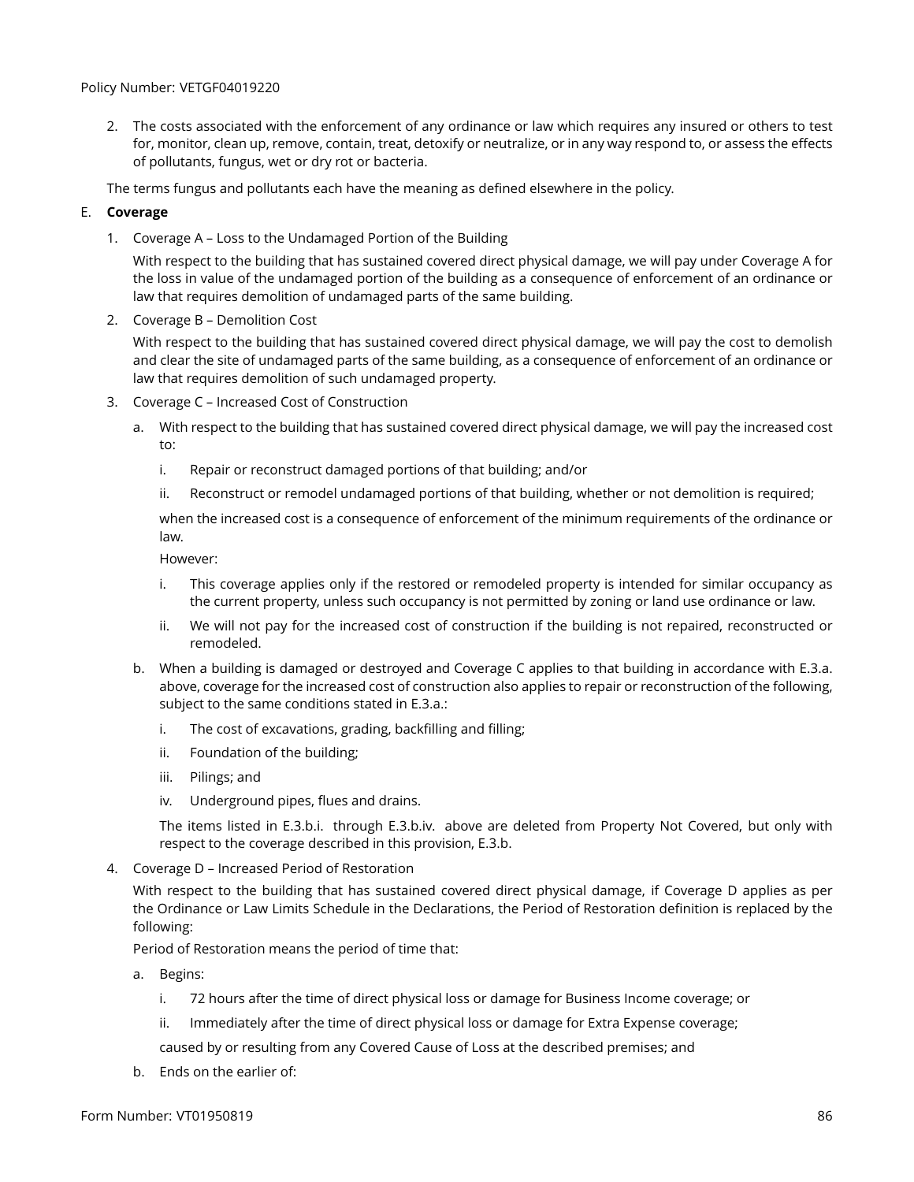2. The costs associated with the enforcement of any ordinance or law which requires any insured or others to test for, monitor, clean up, remove, contain, treat, detoxify or neutralize, or in any way respond to, or assess the effects of pollutants, fungus, wet or dry rot or bacteria.

The terms fungus and pollutants each have the meaning as defined elsewhere in the policy.

E. **Coverage**

1. Coverage A – Loss to the Undamaged Portion of the Building

   With respect to the building that has sustained covered direct physical damage, we will pay under Coverage A for the loss in value of the undamaged portion of the building as a consequence of enforcement of an ordinance or law that requires demolition of undamaged parts of the same building.

2. Coverage B – Demolition Cost

   With respect to the building that has sustained covered direct physical damage, we will pay the cost to demolish and clear the site of undamaged parts of the same building, as a consequence of enforcement of an ordinance or law that requires demolition of such undamaged property.

3. Coverage C – Increased Cost of Construction

   a. With respect to the building that has sustained covered direct physical damage, we will pay the increased cost to:

      i. Repair or reconstruct damaged portions of that building; and/or

      ii. Reconstruct or remodel undamaged portions of that building, whether or not demolition is required;

      when the increased cost is a consequence of enforcement of the minimum requirements of the ordinance or law.

      However:

      i. This coverage applies only if the restored or remodeled property is intended for similar occupancy as the current property, unless such occupancy is not permitted by zoning or land use ordinance or law.

      ii. We will not pay for the increased cost of construction if the building is not repaired, reconstructed or remodeled.

   b. When a building is damaged or destroyed and Coverage C applies to that building in accordance with E.3.a. above, coverage for the increased cost of construction also applies to repair or reconstruction of the following, subject to the same conditions stated in E.3.a.:

      i. The cost of excavations, grading, backfilling and filling;

      ii. Foundation of the building;

      iii. Pilings; and

      iv. Underground pipes, flues and drains.

      The items listed in E.3.b.i. through E.3.b.iv. above are deleted from Property Not Covered, but only with respect to the coverage described in this provision, E.3.b.

4. Coverage D – Increased Period of Restoration

   With respect to the building that has sustained covered direct physical damage, if Coverage D applies as per the Ordinance or Law Limits Schedule in the Declarations, the Period of Restoration definition is replaced by the following:

   Period of Restoration means the period of time that:

   a. Begins:

      i. 72 hours after the time of direct physical loss or damage for Business Income coverage; or

      ii. Immediately after the time of direct physical loss or damage for Extra Expense coverage;

      caused by or resulting from any Covered Cause of Loss at the described premises; and

   b. Ends on the earlier of: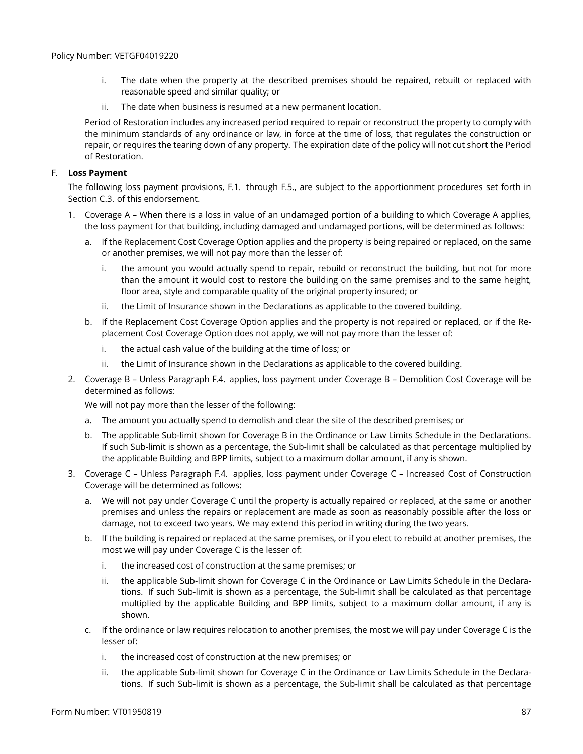i. The date when the property at the described premises should be repaired, rebuilt or replaced with reasonable speed and similar quality; or

ii. The date when business is resumed at a new permanent location.

Period of Restoration includes any increased period required to repair or reconstruct the property to comply with the minimum standards of any ordinance or law, in force at the time of loss, that regulates the construction or repair, or requires the tearing down of any property. The expiration date of the policy will not cut short the Period of Restoration.

F. **Loss Payment**

The following loss payment provisions, F.1. through F.5., are subject to the apportionment procedures set forth in Section C.3. of this endorsement.

1. Coverage A – When there is a loss in value of an undamaged portion of a building to which Coverage A applies, the loss payment for that building, including damaged and undamaged portions, will be determined as follows:

   a. If the Replacement Cost Coverage Option applies and the property is being repaired or replaced, on the same or another premises, we will not pay more than the lesser of:

      i. the amount you would actually spend to repair, rebuild or reconstruct the building, but not for more than the amount it would cost to restore the building on the same premises and to the same height, floor area, style and comparable quality of the original property insured; or

      ii. the Limit of Insurance shown in the Declarations as applicable to the covered building.

   b. If the Replacement Cost Coverage Option applies and the property is not repaired or replaced, or if the Replacement Cost Coverage Option does not apply, we will not pay more than the lesser of:

      i. the actual cash value of the building at the time of loss; or

      ii. the Limit of Insurance shown in the Declarations as applicable to the covered building.

2. Coverage B – Unless Paragraph F.4. applies, loss payment under Coverage B – Demolition Cost Coverage will be determined as follows:

   We will not pay more than the lesser of the following:

   a. The amount you actually spend to demolish and clear the site of the described premises; or

   b. The applicable Sub-limit shown for Coverage B in the Ordinance or Law Limits Schedule in the Declarations. If such Sub-limit is shown as a percentage, the Sub-limit shall be calculated as that percentage multiplied by the applicable Building and BPP limits, subject to a maximum dollar amount, if any is shown.

3. Coverage C – Unless Paragraph F.4. applies, loss payment under Coverage C – Increased Cost of Construction Coverage will be determined as follows:

   a. We will not pay under Coverage C until the property is actually repaired or replaced, at the same or another premises and unless the repairs or replacement are made as soon as reasonably possible after the loss or damage, not to exceed two years. We may extend this period in writing during the two years.

   b. If the building is repaired or replaced at the same premises, or if you elect to rebuild at another premises, the most we will pay under Coverage C is the lesser of:

      i. the increased cost of construction at the same premises; or

      ii. the applicable Sub-limit shown for Coverage C in the Ordinance or Law Limits Schedule in the Declarations. If such Sub-limit is shown as a percentage, the Sub-limit shall be calculated as that percentage multiplied by the applicable Building and BPP limits, subject to a maximum dollar amount, if any is shown.

   c. If the ordinance or law requires relocation to another premises, the most we will pay under Coverage C is the lesser of:

      i. the increased cost of construction at the new premises; or

      ii. the applicable Sub-limit shown for Coverage C in the Ordinance or Law Limits Schedule in the Declarations. If such Sub-limit is shown as a percentage, the Sub-limit shall be calculated as that percentage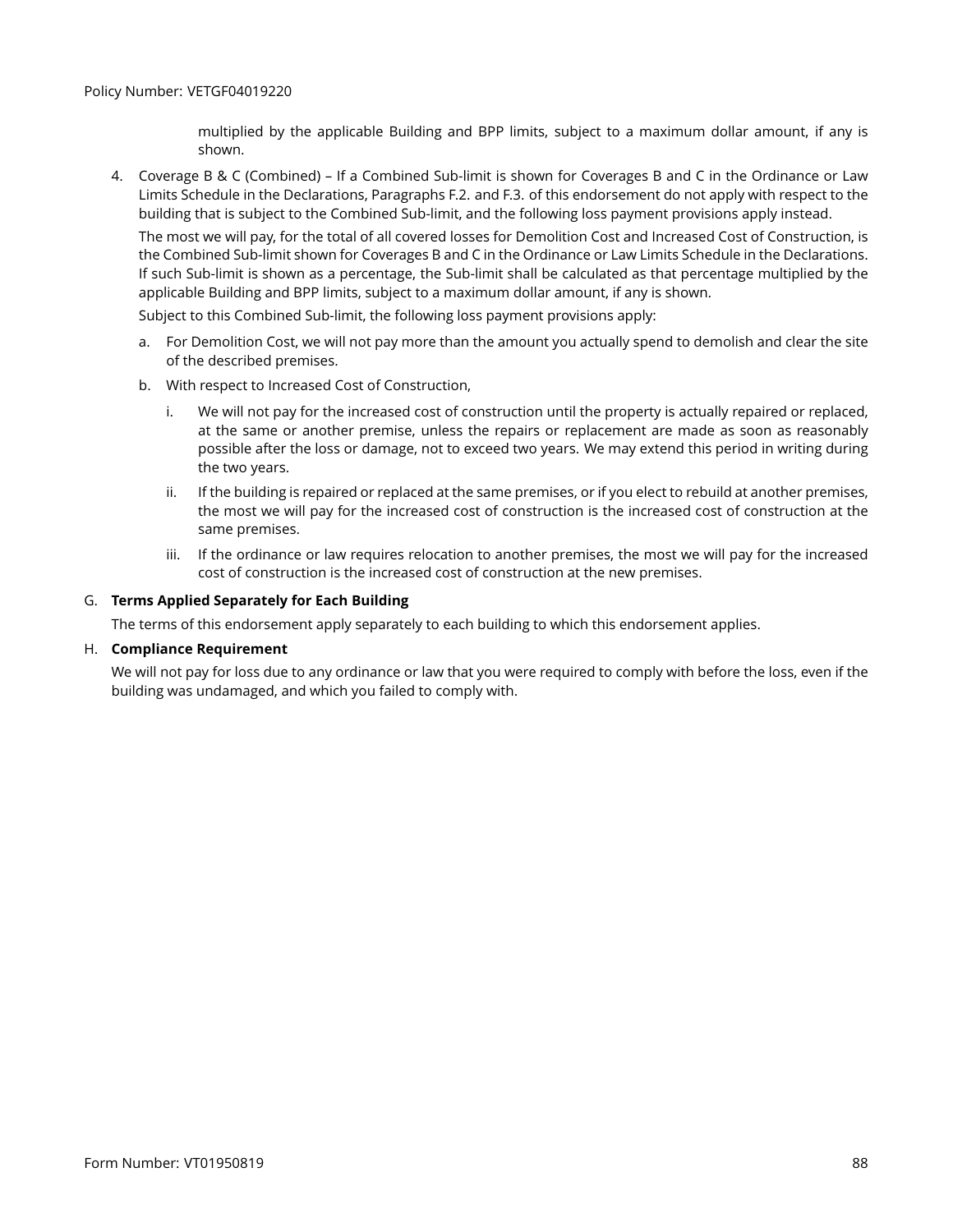multiplied by the applicable Building and BPP limits, subject to a maximum dollar amount, if any is shown.

4. Coverage B & C (Combined) – If a Combined Sub-limit is shown for Coverages B and C in the Ordinance or Law Limits Schedule in the Declarations, Paragraphs F.2. and F.3. of this endorsement do not apply with respect to the building that is subject to the Combined Sub-limit, and the following loss payment provisions apply instead.

   The most we will pay, for the total of all covered losses for Demolition Cost and Increased Cost of Construction, is the Combined Sub-limit shown for Coverages B and C in the Ordinance or Law Limits Schedule in the Declarations. If such Sub-limit is shown as a percentage, the Sub-limit shall be calculated as that percentage multiplied by the applicable Building and BPP limits, subject to a maximum dollar amount, if any is shown.

   Subject to this Combined Sub-limit, the following loss payment provisions apply:

   a. For Demolition Cost, we will not pay more than the amount you actually spend to demolish and clear the site of the described premises.

   b. With respect to Increased Cost of Construction,

      i. We will not pay for the increased cost of construction until the property is actually repaired or replaced, at the same or another premise, unless the repairs or replacement are made as soon as reasonably possible after the loss or damage, not to exceed two years. We may extend this period in writing during the two years.

      ii. If the building is repaired or replaced at the same premises, or if you elect to rebuild at another premises, the most we will pay for the increased cost of construction is the increased cost of construction at the same premises.

      iii. If the ordinance or law requires relocation to another premises, the most we will pay for the increased cost of construction is the increased cost of construction at the new premises.

G. **Terms Applied Separately for Each Building**

The terms of this endorsement apply separately to each building to which this endorsement applies.

H. **Compliance Requirement**

We will not pay for loss due to any ordinance or law that you were required to comply with before the loss, even if the building was undamaged, and which you failed to comply with.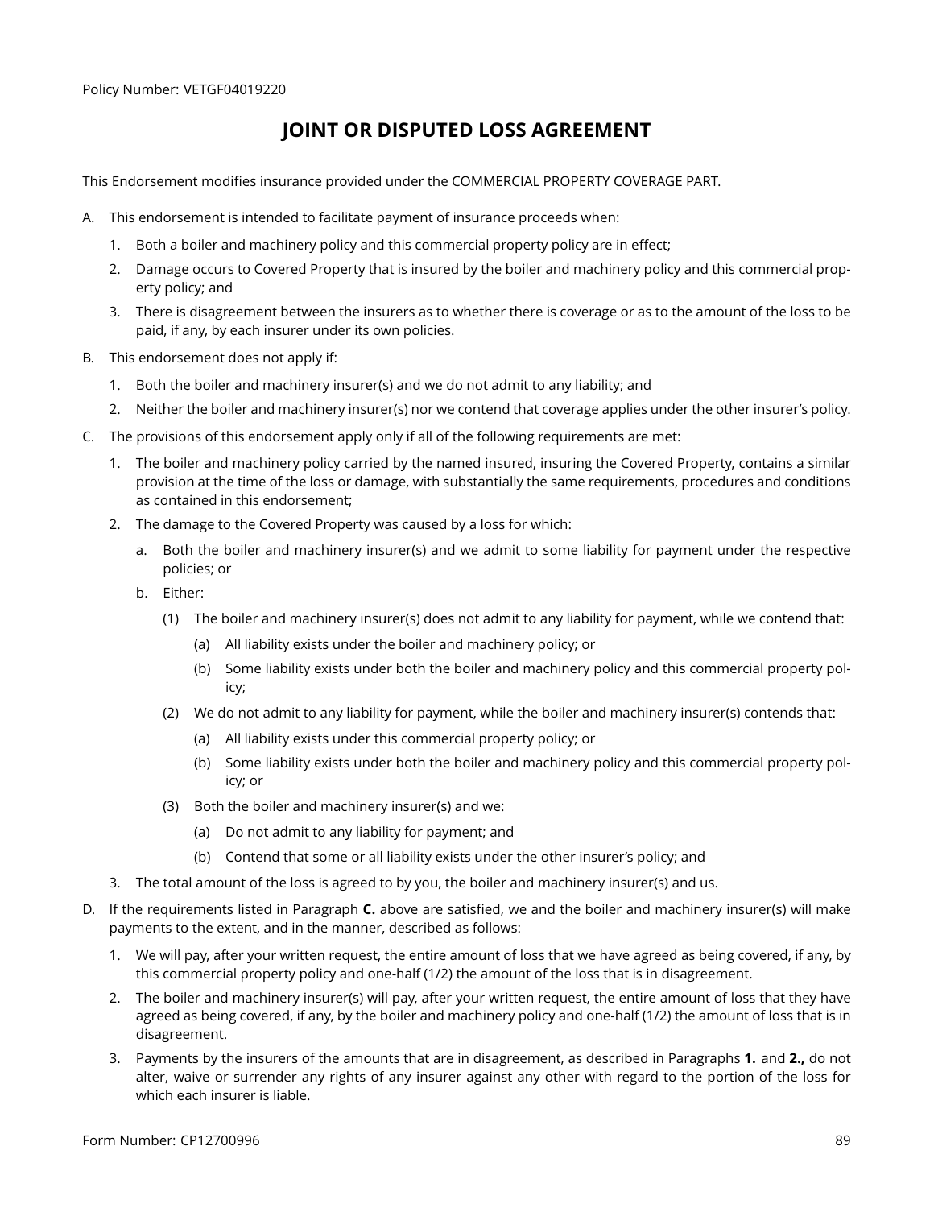Policy Number: VETGF04019220

# JOINT OR DISPUTED LOSS AGREEMENT

This Endorsement modifies insurance provided under the COMMERCIAL PROPERTY COVERAGE PART.

A. This endorsement is intended to facilitate payment of insurance proceeds when:

   1. Both a boiler and machinery policy and this commercial property policy are in effect;
   2. Damage occurs to Covered Property that is insured by the boiler and machinery policy and this commercial property policy; and
   3. There is disagreement between the insurers as to whether there is coverage or as to the amount of the loss to be paid, if any, by each insurer under its own policies.

B. This endorsement does not apply if:

   1. Both the boiler and machinery insurer(s) and we do not admit to any liability; and
   2. Neither the boiler and machinery insurer(s) nor we contend that coverage applies under the other insurer's policy.

C. The provisions of this endorsement apply only if all of the following requirements are met:

   1. The boiler and machinery policy carried by the named insured, insuring the Covered Property, contains a similar provision at the time of the loss or damage, with substantially the same requirements, procedures and conditions as contained in this endorsement;
   2. The damage to the Covered Property was caused by a loss for which:

      a. Both the boiler and machinery insurer(s) and we admit to some liability for payment under the respective policies; or

      b. Either:

         (1) The boiler and machinery insurer(s) does not admit to any liability for payment, while we contend that:

            (a) All liability exists under the boiler and machinery policy; or

            (b) Some liability exists under both the boiler and machinery policy and this commercial property policy;

         (2) We do not admit to any liability for payment, while the boiler and machinery insurer(s) contends that:

            (a) All liability exists under this commercial property policy; or

            (b) Some liability exists under both the boiler and machinery policy and this commercial property policy; or

         (3) Both the boiler and machinery insurer(s) and we:

            (a) Do not admit to any liability for payment; and

            (b) Contend that some or all liability exists under the other insurer's policy; and

   3. The total amount of the loss is agreed to by you, the boiler and machinery insurer(s) and us.

D. If the requirements listed in Paragraph **C.** above are satisfied, we and the boiler and machinery insurer(s) will make payments to the extent, and in the manner, described as follows:

   1. We will pay, after your written request, the entire amount of loss that we have agreed as being covered, if any, by this commercial property policy and one-half (1/2) the amount of the loss that is in disagreement.
   2. The boiler and machinery insurer(s) will pay, after your written request, the entire amount of loss that they have agreed as being covered, if any, by the boiler and machinery policy and one-half (1/2) the amount of loss that is in disagreement.
   3. Payments by the insurers of the amounts that are in disagreement, as described in Paragraphs **1.** and **2.,** do not alter, waive or surrender any rights of any insurer against any other with regard to the portion of the loss for which each insurer is liable.

Form Number: CP12700996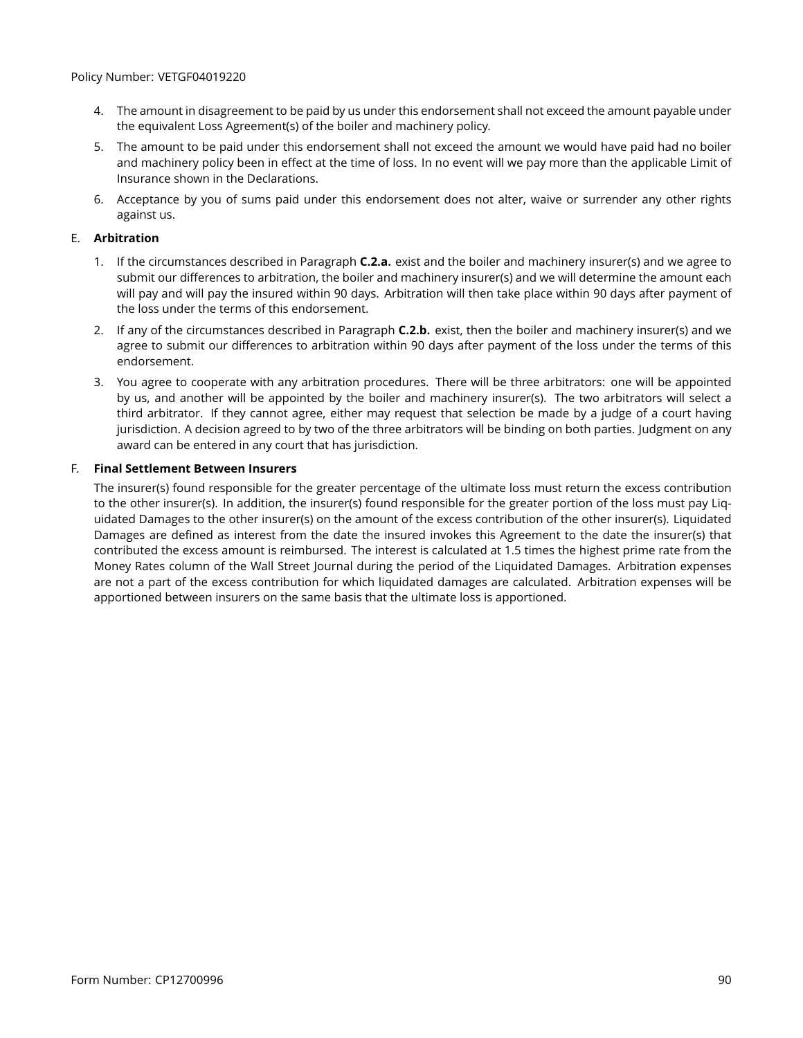4. The amount in disagreement to be paid by us under this endorsement shall not exceed the amount payable under the equivalent Loss Agreement(s) of the boiler and machinery policy.
5. The amount to be paid under this endorsement shall not exceed the amount we would have paid had no boiler and machinery policy been in effect at the time of loss. In no event will we pay more than the applicable Limit of Insurance shown in the Declarations.
6. Acceptance by you of sums paid under this endorsement does not alter, waive or surrender any other rights against us.

E. **Arbitration**

1. If the circumstances described in Paragraph **C.2.a.** exist and the boiler and machinery insurer(s) and we agree to submit our differences to arbitration, the boiler and machinery insurer(s) and we will determine the amount each will pay and will pay the insured within 90 days. Arbitration will then take place within 90 days after payment of the loss under the terms of this endorsement.
2. If any of the circumstances described in Paragraph **C.2.b.** exist, then the boiler and machinery insurer(s) and we agree to submit our differences to arbitration within 90 days after payment of the loss under the terms of this endorsement.
3. You agree to cooperate with any arbitration procedures. There will be three arbitrators: one will be appointed by us, and another will be appointed by the boiler and machinery insurer(s). The two arbitrators will select a third arbitrator. If they cannot agree, either may request that selection be made by a judge of a court having jurisdiction. A decision agreed to by two of the three arbitrators will be binding on both parties. Judgment on any award can be entered in any court that has jurisdiction.

F. **Final Settlement Between Insurers**

The insurer(s) found responsible for the greater percentage of the ultimate loss must return the excess contribution to the other insurer(s). In addition, the insurer(s) found responsible for the greater portion of the loss must pay Liquidated Damages to the other insurer(s) on the amount of the excess contribution of the other insurer(s). Liquidated Damages are defined as interest from the date the insured invokes this Agreement to the date the insurer(s) that contributed the excess amount is reimbursed. The interest is calculated at 1.5 times the highest prime rate from the Money Rates column of the Wall Street Journal during the period of the Liquidated Damages. Arbitration expenses are not a part of the excess contribution for which liquidated damages are calculated. Arbitration expenses will be apportioned between insurers on the same basis that the ultimate loss is apportioned.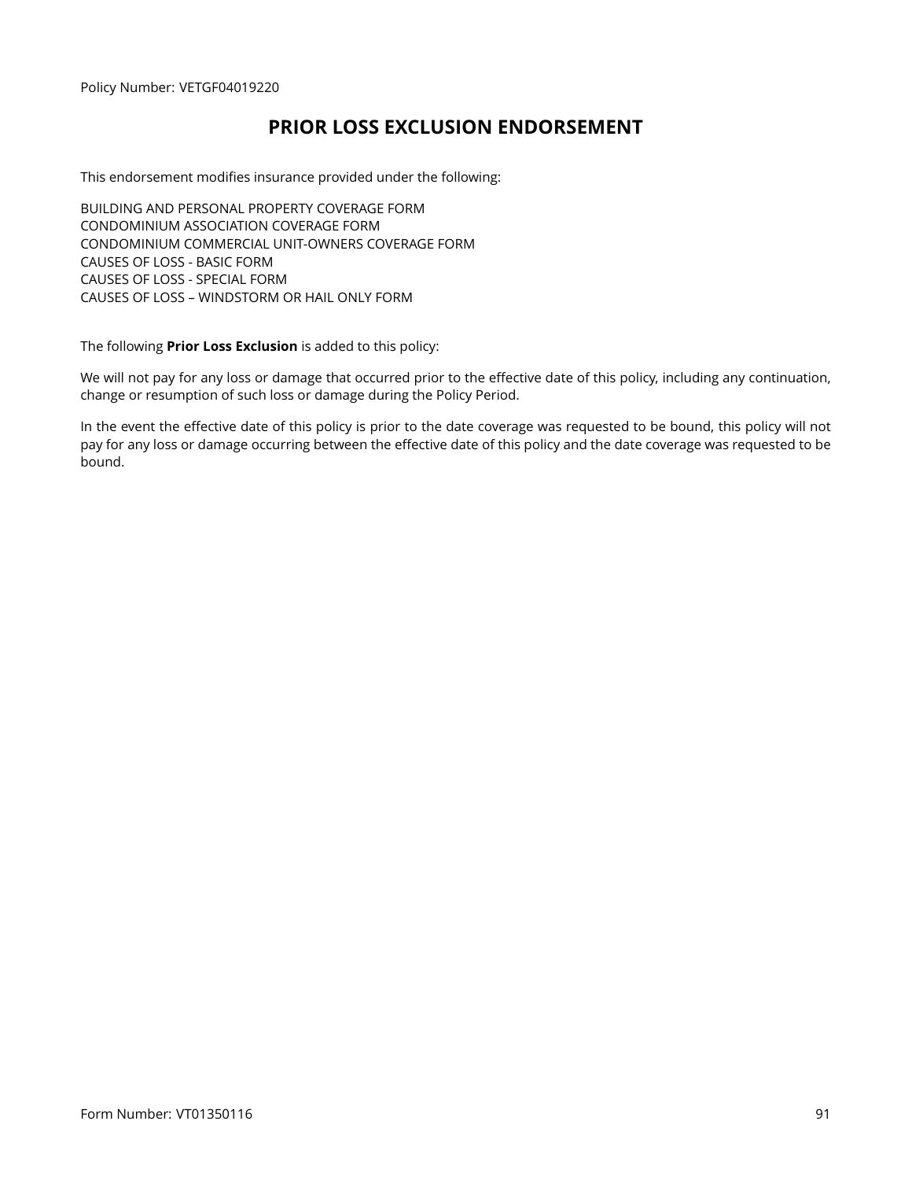Policy Number: VETGF04019220

# PRIOR LOSS EXCLUSION ENDORSEMENT

This endorsement modifies insurance provided under the following:

BUILDING AND PERSONAL PROPERTY COVERAGE FORM
CONDOMINIUM ASSOCIATION COVERAGE FORM
CONDOMINIUM COMMERCIAL UNIT-OWNERS COVERAGE FORM
CAUSES OF LOSS - BASIC FORM
CAUSES OF LOSS - SPECIAL FORM
CAUSES OF LOSS – WINDSTORM OR HAIL ONLY FORM

The following **Prior Loss Exclusion** is added to this policy:

We will not pay for any loss or damage that occurred prior to the effective date of this policy, including any continuation, change or resumption of such loss or damage during the Policy Period.

In the event the effective date of this policy is prior to the date coverage was requested to be bound, this policy will not pay for any loss or damage occurring between the effective date of this policy and the date coverage was requested to be bound.

Form Number: VT01350116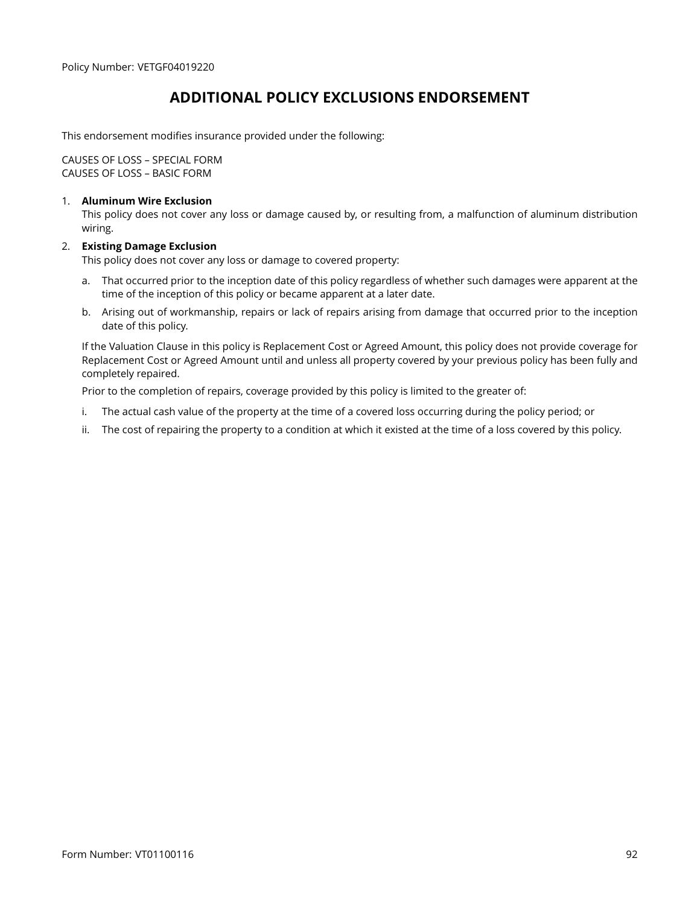Policy Number: VETGF04019220

# ADDITIONAL POLICY EXCLUSIONS ENDORSEMENT

This endorsement modifies insurance provided under the following:

CAUSES OF LOSS – SPECIAL FORM
CAUSES OF LOSS – BASIC FORM

1. **Aluminum Wire Exclusion**
   This policy does not cover any loss or damage caused by, or resulting from, a malfunction of aluminum distribution wiring.

2. **Existing Damage Exclusion**
   This policy does not cover any loss or damage to covered property:

   a. That occurred prior to the inception date of this policy regardless of whether such damages were apparent at the time of the inception of this policy or became apparent at a later date.

   b. Arising out of workmanship, repairs or lack of repairs arising from damage that occurred prior to the inception date of this policy.

   If the Valuation Clause in this policy is Replacement Cost or Agreed Amount, this policy does not provide coverage for Replacement Cost or Agreed Amount until and unless all property covered by your previous policy has been fully and completely repaired.

   Prior to the completion of repairs, coverage provided by this policy is limited to the greater of:

   i. The actual cash value of the property at the time of a covered loss occurring during the policy period; or

   ii. The cost of repairing the property to a condition at which it existed at the time of a loss covered by this policy.

Form Number: VT01100116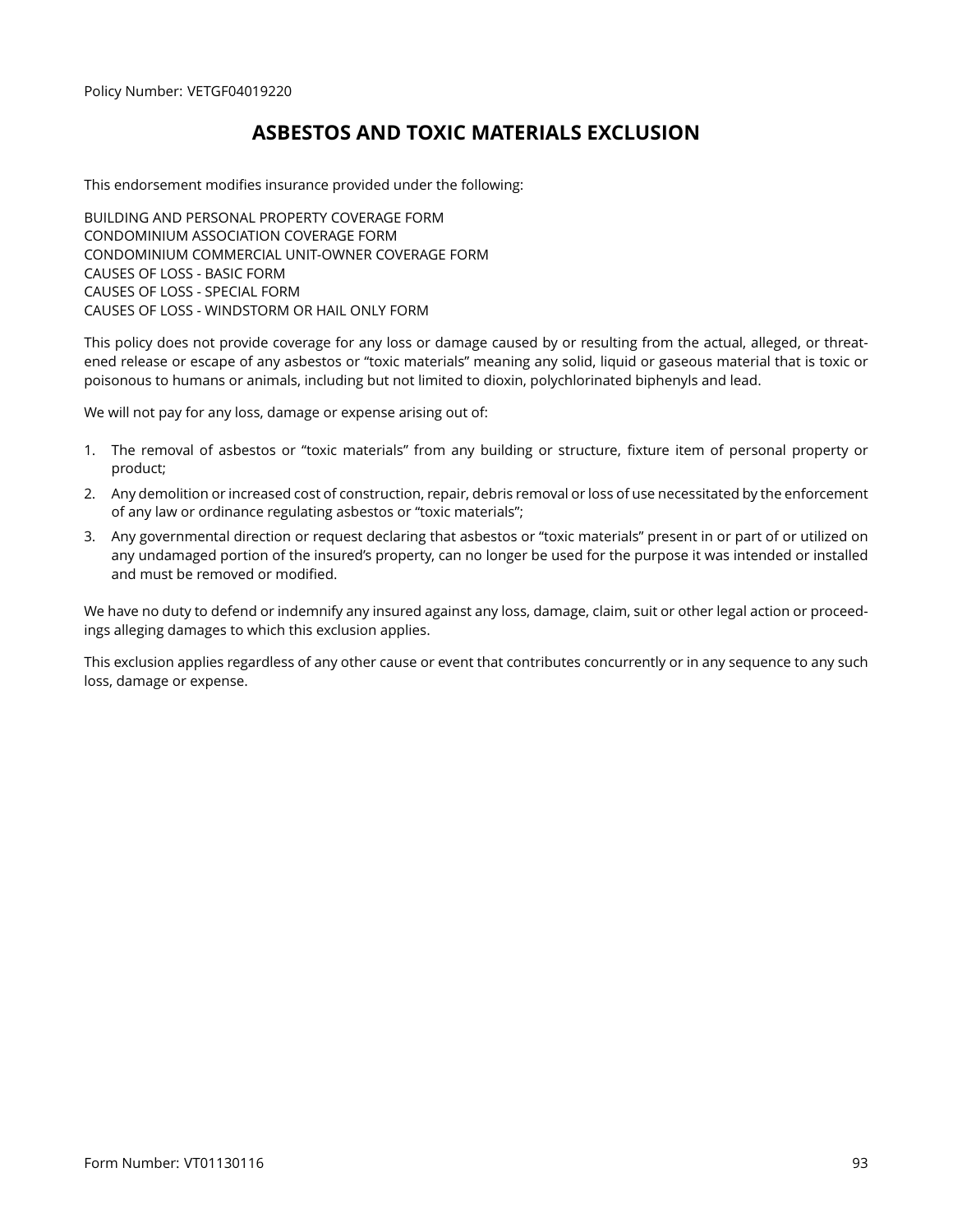Policy Number: VETGF04019220

# ASBESTOS AND TOXIC MATERIALS EXCLUSION

This endorsement modifies insurance provided under the following:

BUILDING AND PERSONAL PROPERTY COVERAGE FORM
CONDOMINIUM ASSOCIATION COVERAGE FORM
CONDOMINIUM COMMERCIAL UNIT-OWNER COVERAGE FORM
CAUSES OF LOSS - BASIC FORM
CAUSES OF LOSS - SPECIAL FORM
CAUSES OF LOSS - WINDSTORM OR HAIL ONLY FORM

This policy does not provide coverage for any loss or damage caused by or resulting from the actual, alleged, or threatened release or escape of any asbestos or "toxic materials" meaning any solid, liquid or gaseous material that is toxic or poisonous to humans or animals, including but not limited to dioxin, polychlorinated biphenyls and lead.

We will not pay for any loss, damage or expense arising out of:

1. The removal of asbestos or "toxic materials" from any building or structure, fixture item of personal property or product;
2. Any demolition or increased cost of construction, repair, debris removal or loss of use necessitated by the enforcement of any law or ordinance regulating asbestos or "toxic materials";
3. Any governmental direction or request declaring that asbestos or "toxic materials" present in or part of or utilized on any undamaged portion of the insured's property, can no longer be used for the purpose it was intended or installed and must be removed or modified.

We have no duty to defend or indemnify any insured against any loss, damage, claim, suit or other legal action or proceedings alleging damages to which this exclusion applies.

This exclusion applies regardless of any other cause or event that contributes concurrently or in any sequence to any such loss, damage or expense.

Form Number: VT01130116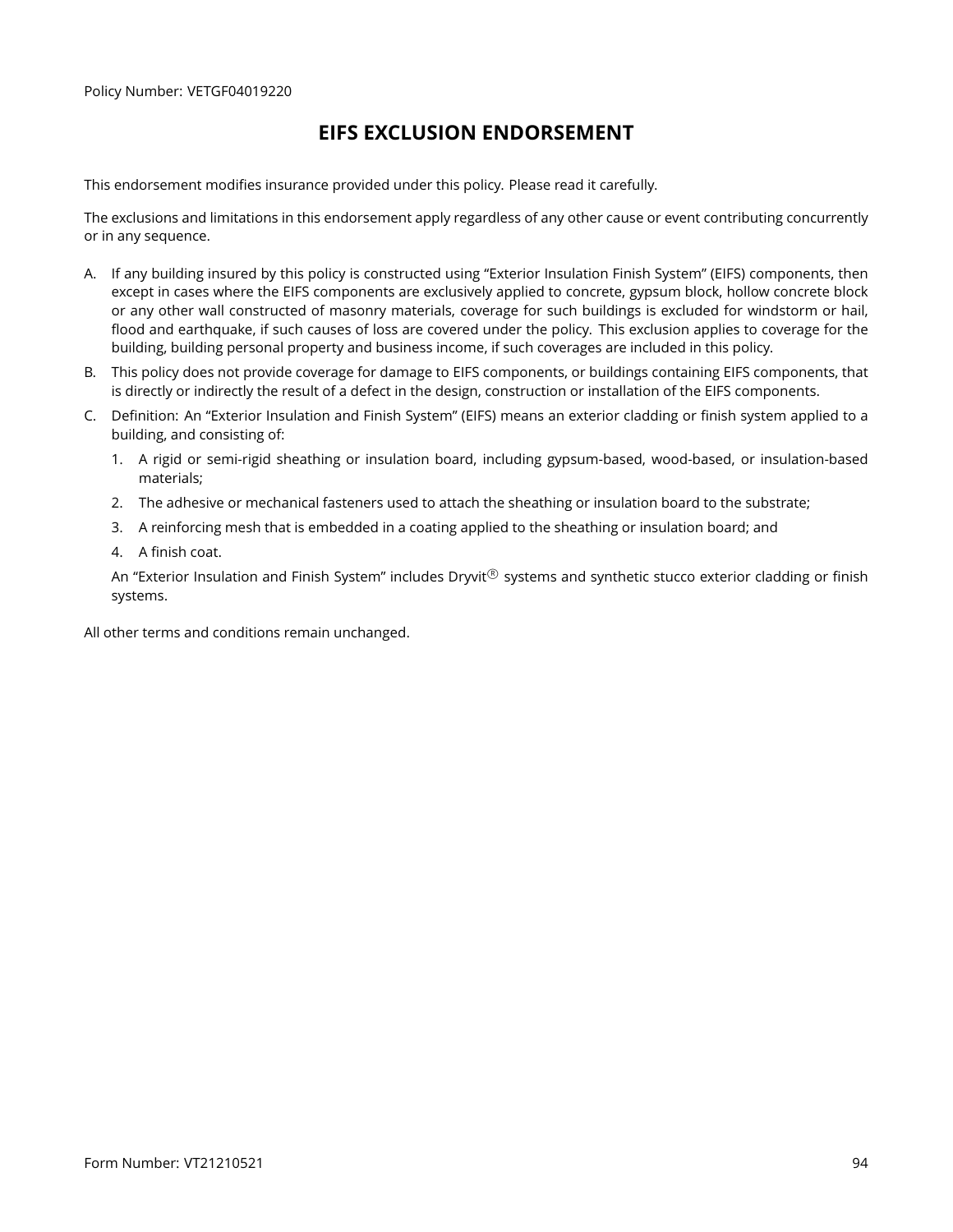Policy Number: VETGF04019220

# EIFS EXCLUSION ENDORSEMENT

This endorsement modifies insurance provided under this policy. Please read it carefully.

The exclusions and limitations in this endorsement apply regardless of any other cause or event contributing concurrently or in any sequence.

A. If any building insured by this policy is constructed using "Exterior Insulation Finish System" (EIFS) components, then except in cases where the EIFS components are exclusively applied to concrete, gypsum block, hollow concrete block or any other wall constructed of masonry materials, coverage for such buildings is excluded for windstorm or hail, flood and earthquake, if such causes of loss are covered under the policy. This exclusion applies to coverage for the building, building personal property and business income, if such coverages are included in this policy.

B. This policy does not provide coverage for damage to EIFS components, or buildings containing EIFS components, that is directly or indirectly the result of a defect in the design, construction or installation of the EIFS components.

C. Definition: An "Exterior Insulation and Finish System" (EIFS) means an exterior cladding or finish system applied to a building, and consisting of:

   1. A rigid or semi-rigid sheathing or insulation board, including gypsum-based, wood-based, or insulation-based materials;
   2. The adhesive or mechanical fasteners used to attach the sheathing or insulation board to the substrate;
   3. A reinforcing mesh that is embedded in a coating applied to the sheathing or insulation board; and
   4. A finish coat.

   An "Exterior Insulation and Finish System" includes Dryvit® systems and synthetic stucco exterior cladding or finish systems.

All other terms and conditions remain unchanged.

Form Number: VT21210521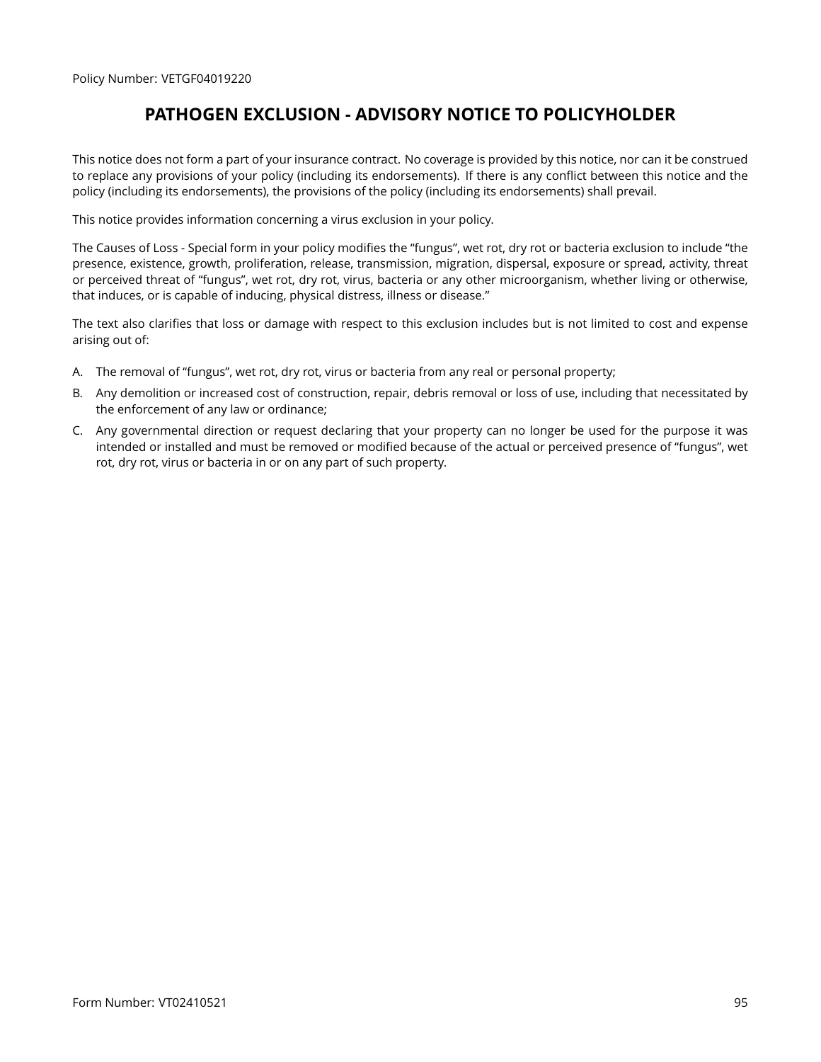Policy Number: VETGF04019220

# PATHOGEN EXCLUSION - ADVISORY NOTICE TO POLICYHOLDER

This notice does not form a part of your insurance contract. No coverage is provided by this notice, nor can it be construed to replace any provisions of your policy (including its endorsements). If there is any conflict between this notice and the policy (including its endorsements), the provisions of the policy (including its endorsements) shall prevail.

This notice provides information concerning a virus exclusion in your policy.

The Causes of Loss - Special form in your policy modifies the "fungus", wet rot, dry rot or bacteria exclusion to include "the presence, existence, growth, proliferation, release, transmission, migration, dispersal, exposure or spread, activity, threat or perceived threat of "fungus", wet rot, dry rot, virus, bacteria or any other microorganism, whether living or otherwise, that induces, or is capable of inducing, physical distress, illness or disease."

The text also clarifies that loss or damage with respect to this exclusion includes but is not limited to cost and expense arising out of:

A. The removal of "fungus", wet rot, dry rot, virus or bacteria from any real or personal property;
B. Any demolition or increased cost of construction, repair, debris removal or loss of use, including that necessitated by the enforcement of any law or ordinance;
C. Any governmental direction or request declaring that your property can no longer be used for the purpose it was intended or installed and must be removed or modified because of the actual or perceived presence of "fungus", wet rot, dry rot, virus or bacteria in or on any part of such property.

Form Number: VT02410521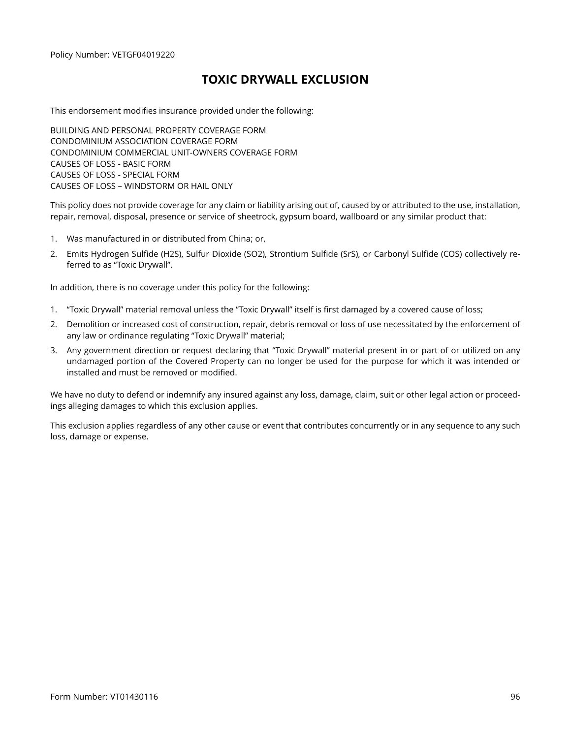Policy Number: VETGF04019220

# TOXIC DRYWALL EXCLUSION

This endorsement modifies insurance provided under the following:

BUILDING AND PERSONAL PROPERTY COVERAGE FORM
CONDOMINIUM ASSOCIATION COVERAGE FORM
CONDOMINIUM COMMERCIAL UNIT-OWNERS COVERAGE FORM
CAUSES OF LOSS - BASIC FORM
CAUSES OF LOSS - SPECIAL FORM
CAUSES OF LOSS – WINDSTORM OR HAIL ONLY

This policy does not provide coverage for any claim or liability arising out of, caused by or attributed to the use, installation, repair, removal, disposal, presence or service of sheetrock, gypsum board, wallboard or any similar product that:

1. Was manufactured in or distributed from China; or,
2. Emits Hydrogen Sulfide ($H_2S$), Sulfur Dioxide ($SO_2$), Strontium Sulfide (SrS), or Carbonyl Sulfide (COS) collectively referred to as "Toxic Drywall".

In addition, there is no coverage under this policy for the following:

1. "Toxic Drywall" material removal unless the "Toxic Drywall" itself is first damaged by a covered cause of loss;
2. Demolition or increased cost of construction, repair, debris removal or loss of use necessitated by the enforcement of any law or ordinance regulating "Toxic Drywall" material;
3. Any government direction or request declaring that "Toxic Drywall" material present in or part of or utilized on any undamaged portion of the Covered Property can no longer be used for the purpose for which it was intended or installed and must be removed or modified.

We have no duty to defend or indemnify any insured against any loss, damage, claim, suit or other legal action or proceedings alleging damages to which this exclusion applies.

This exclusion applies regardless of any other cause or event that contributes concurrently or in any sequence to any such loss, damage or expense.

Form Number: VT01430116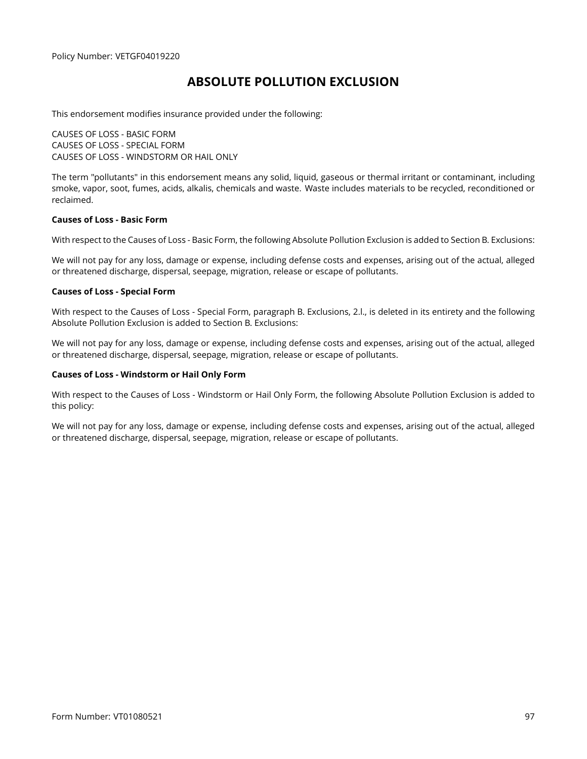Policy Number: VETGF04019220

# ABSOLUTE POLLUTION EXCLUSION

This endorsement modifies insurance provided under the following:

CAUSES OF LOSS - BASIC FORM
CAUSES OF LOSS - SPECIAL FORM
CAUSES OF LOSS - WINDSTORM OR HAIL ONLY

The term "pollutants" in this endorsement means any solid, liquid, gaseous or thermal irritant or contaminant, including smoke, vapor, soot, fumes, acids, alkalis, chemicals and waste. Waste includes materials to be recycled, reconditioned or reclaimed.

**Causes of Loss - Basic Form**

With respect to the Causes of Loss - Basic Form, the following Absolute Pollution Exclusion is added to Section B. Exclusions:

We will not pay for any loss, damage or expense, including defense costs and expenses, arising out of the actual, alleged or threatened discharge, dispersal, seepage, migration, release or escape of pollutants.

**Causes of Loss - Special Form**

With respect to the Causes of Loss - Special Form, paragraph B. Exclusions, 2.l., is deleted in its entirety and the following Absolute Pollution Exclusion is added to Section B. Exclusions:

We will not pay for any loss, damage or expense, including defense costs and expenses, arising out of the actual, alleged or threatened discharge, dispersal, seepage, migration, release or escape of pollutants.

**Causes of Loss - Windstorm or Hail Only Form**

With respect to the Causes of Loss - Windstorm or Hail Only Form, the following Absolute Pollution Exclusion is added to this policy:

We will not pay for any loss, damage or expense, including defense costs and expenses, arising out of the actual, alleged or threatened discharge, dispersal, seepage, migration, release or escape of pollutants.

Form Number: VT01080521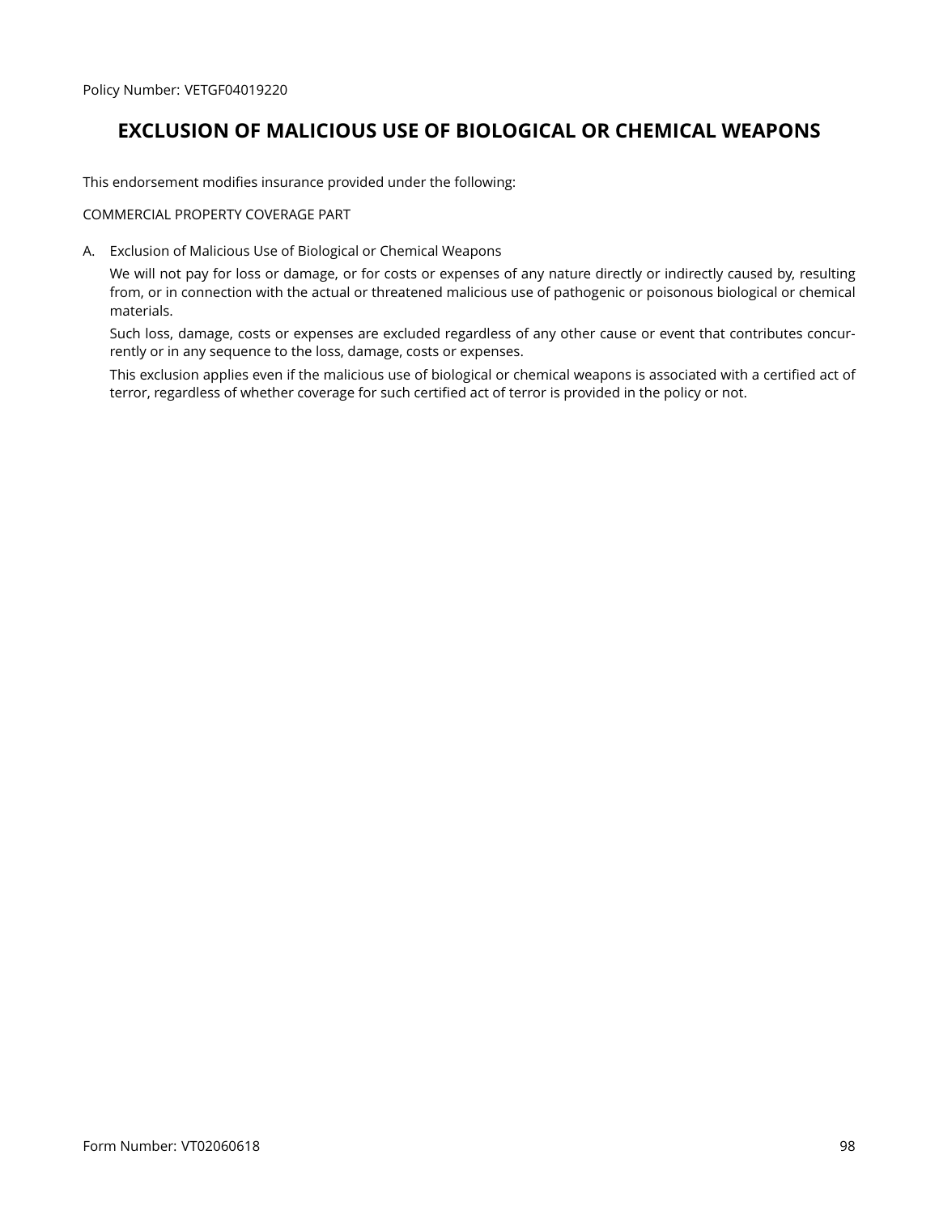Policy Number: VETGF04019220

# EXCLUSION OF MALICIOUS USE OF BIOLOGICAL OR CHEMICAL WEAPONS

This endorsement modifies insurance provided under the following:

COMMERCIAL PROPERTY COVERAGE PART

A. Exclusion of Malicious Use of Biological or Chemical Weapons

   We will not pay for loss or damage, or for costs or expenses of any nature directly or indirectly caused by, resulting from, or in connection with the actual or threatened malicious use of pathogenic or poisonous biological or chemical materials.

   Such loss, damage, costs or expenses are excluded regardless of any other cause or event that contributes concurrently or in any sequence to the loss, damage, costs or expenses.

   This exclusion applies even if the malicious use of biological or chemical weapons is associated with a certified act of terror, regardless of whether coverage for such certified act of terror is provided in the policy or not.

Form Number: VT02060618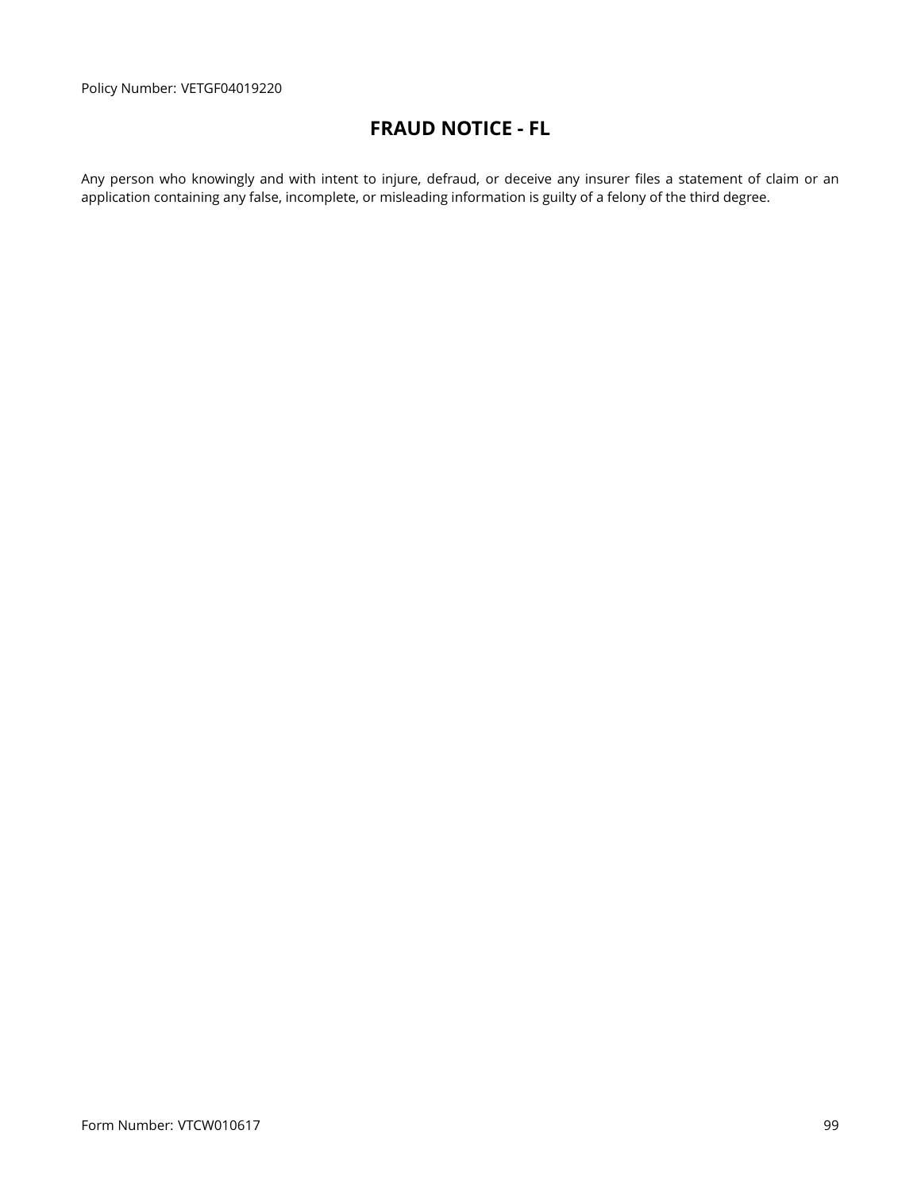Policy Number: VETGF04019220

# FRAUD NOTICE - FL

Any person who knowingly and with intent to injure, defraud, or deceive any insurer files a statement of claim or an application containing any false, incomplete, or misleading information is guilty of a felony of the third degree.

Form Number: VTCW010617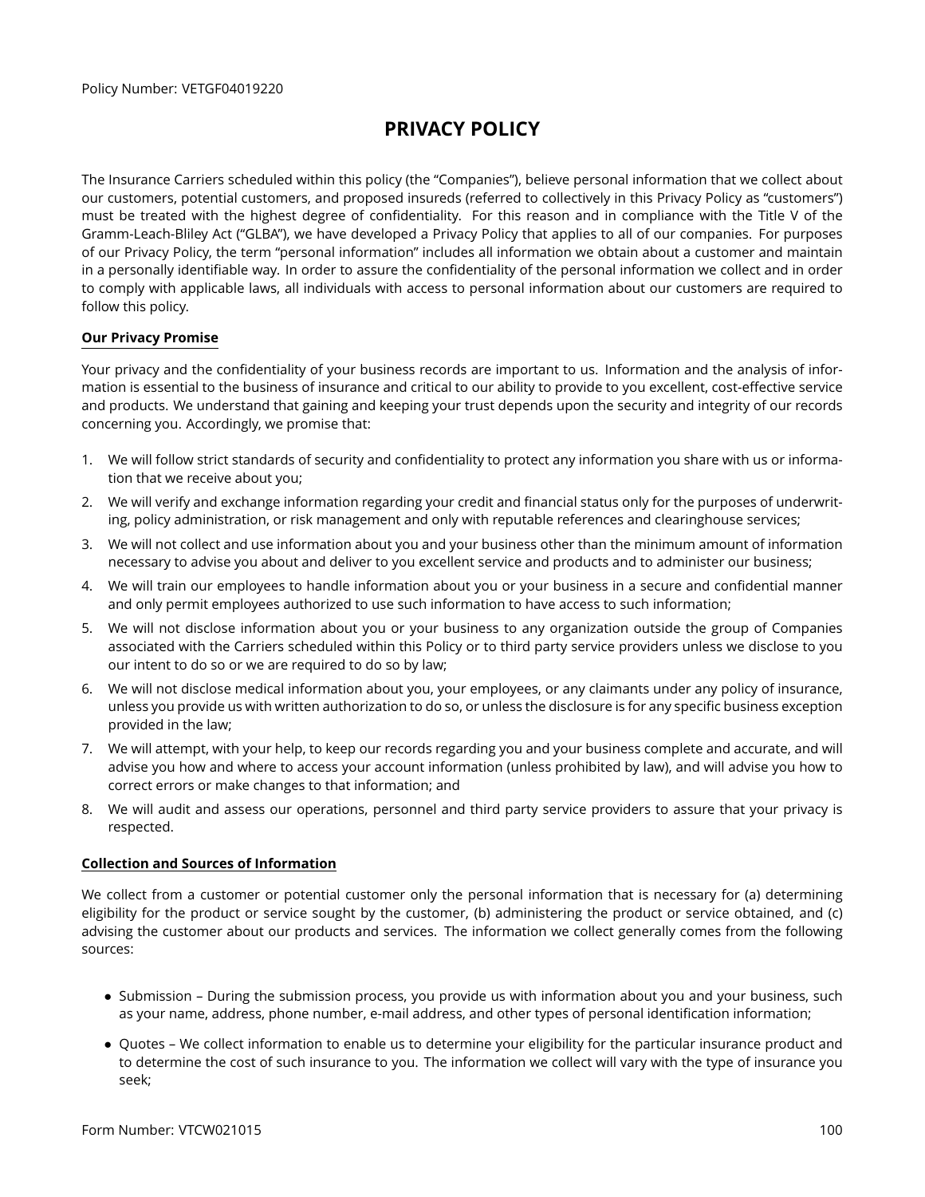Policy Number: VETGF04019220

# PRIVACY POLICY

The Insurance Carriers scheduled within this policy (the "Companies"), believe personal information that we collect about our customers, potential customers, and proposed insureds (referred to collectively in this Privacy Policy as "customers") must be treated with the highest degree of confidentiality. For this reason and in compliance with the Title V of the Gramm-Leach-Bliley Act ("GLBA"), we have developed a Privacy Policy that applies to all of our companies. For purposes of our Privacy Policy, the term "personal information" includes all information we obtain about a customer and maintain in a personally identifiable way. In order to assure the confidentiality of the personal information we collect and in order to comply with applicable laws, all individuals with access to personal information about our customers are required to follow this policy.

## Our Privacy Promise

Your privacy and the confidentiality of your business records are important to us. Information and the analysis of information is essential to the business of insurance and critical to our ability to provide to you excellent, cost-effective service and products. We understand that gaining and keeping your trust depends upon the security and integrity of our records concerning you. Accordingly, we promise that:

1. We will follow strict standards of security and confidentiality to protect any information you share with us or information that we receive about you;
2. We will verify and exchange information regarding your credit and financial status only for the purposes of underwriting, policy administration, or risk management and only with reputable references and clearinghouse services;
3. We will not collect and use information about you and your business other than the minimum amount of information necessary to advise you about and deliver to you excellent service and products and to administer our business;
4. We will train our employees to handle information about you or your business in a secure and confidential manner and only permit employees authorized to use such information to have access to such information;
5. We will not disclose information about you or your business to any organization outside the group of Companies associated with the Carriers scheduled within this Policy or to third party service providers unless we disclose to you our intent to do so or we are required to do so by law;
6. We will not disclose medical information about you, your employees, or any claimants under any policy of insurance, unless you provide us with written authorization to do so, or unless the disclosure is for any specific business exception provided in the law;
7. We will attempt, with your help, to keep our records regarding you and your business complete and accurate, and will advise you how and where to access your account information (unless prohibited by law), and will advise you how to correct errors or make changes to that information; and
8. We will audit and assess our operations, personnel and third party service providers to assure that your privacy is respected.

## Collection and Sources of Information

We collect from a customer or potential customer only the personal information that is necessary for (a) determining eligibility for the product or service sought by the customer, (b) administering the product or service obtained, and (c) advising the customer about our products and services. The information we collect generally comes from the following sources:

- Submission – During the submission process, you provide us with information about you and your business, such as your name, address, phone number, e-mail address, and other types of personal identification information;
- Quotes – We collect information to enable us to determine your eligibility for the particular insurance product and to determine the cost of such insurance to you. The information we collect will vary with the type of insurance you seek;

Form Number: VTCW021015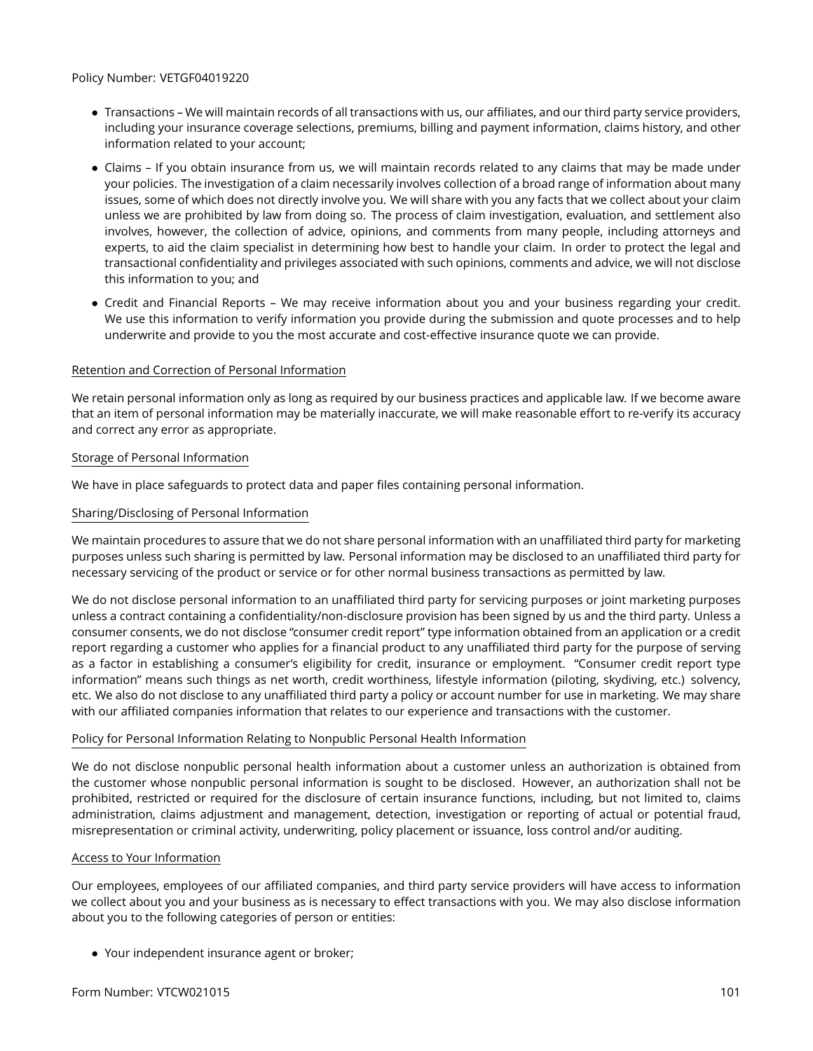- Transactions – We will maintain records of all transactions with us, our affiliates, and our third party service providers, including your insurance coverage selections, premiums, billing and payment information, claims history, and other information related to your account;
- Claims – If you obtain insurance from us, we will maintain records related to any claims that may be made under your policies. The investigation of a claim necessarily involves collection of a broad range of information about many issues, some of which does not directly involve you. We will share with you any facts that we collect about your claim unless we are prohibited by law from doing so. The process of claim investigation, evaluation, and settlement also involves, however, the collection of advice, opinions, and comments from many people, including attorneys and experts, to aid the claim specialist in determining how best to handle your claim. In order to protect the legal and transactional confidentiality and privileges associated with such opinions, comments and advice, we will not disclose this information to you; and
- Credit and Financial Reports – We may receive information about you and your business regarding your credit. We use this information to verify information you provide during the submission and quote processes and to help underwrite and provide to you the most accurate and cost-effective insurance quote we can provide.

Retention and Correction of Personal Information

We retain personal information only as long as required by our business practices and applicable law. If we become aware that an item of personal information may be materially inaccurate, we will make reasonable effort to re-verify its accuracy and correct any error as appropriate.

Storage of Personal Information

We have in place safeguards to protect data and paper files containing personal information.

Sharing/Disclosing of Personal Information

We maintain procedures to assure that we do not share personal information with an unaffiliated third party for marketing purposes unless such sharing is permitted by law. Personal information may be disclosed to an unaffiliated third party for necessary servicing of the product or service or for other normal business transactions as permitted by law.

We do not disclose personal information to an unaffiliated third party for servicing purposes or joint marketing purposes unless a contract containing a confidentiality/non-disclosure provision has been signed by us and the third party. Unless a consumer consents, we do not disclose "consumer credit report" type information obtained from an application or a credit report regarding a customer who applies for a financial product to any unaffiliated third party for the purpose of serving as a factor in establishing a consumer's eligibility for credit, insurance or employment. "Consumer credit report type information" means such things as net worth, credit worthiness, lifestyle information (piloting, skydiving, etc.) solvency, etc. We also do not disclose to any unaffiliated third party a policy or account number for use in marketing. We may share with our affiliated companies information that relates to our experience and transactions with the customer.

Policy for Personal Information Relating to Nonpublic Personal Health Information

We do not disclose nonpublic personal health information about a customer unless an authorization is obtained from the customer whose nonpublic personal information is sought to be disclosed. However, an authorization shall not be prohibited, restricted or required for the disclosure of certain insurance functions, including, but not limited to, claims administration, claims adjustment and management, detection, investigation or reporting of actual or potential fraud, misrepresentation or criminal activity, underwriting, policy placement or issuance, loss control and/or auditing.

Access to Your Information

Our employees, employees of our affiliated companies, and third party service providers will have access to information we collect about you and your business as is necessary to effect transactions with you. We may also disclose information about you to the following categories of person or entities:

- Your independent insurance agent or broker;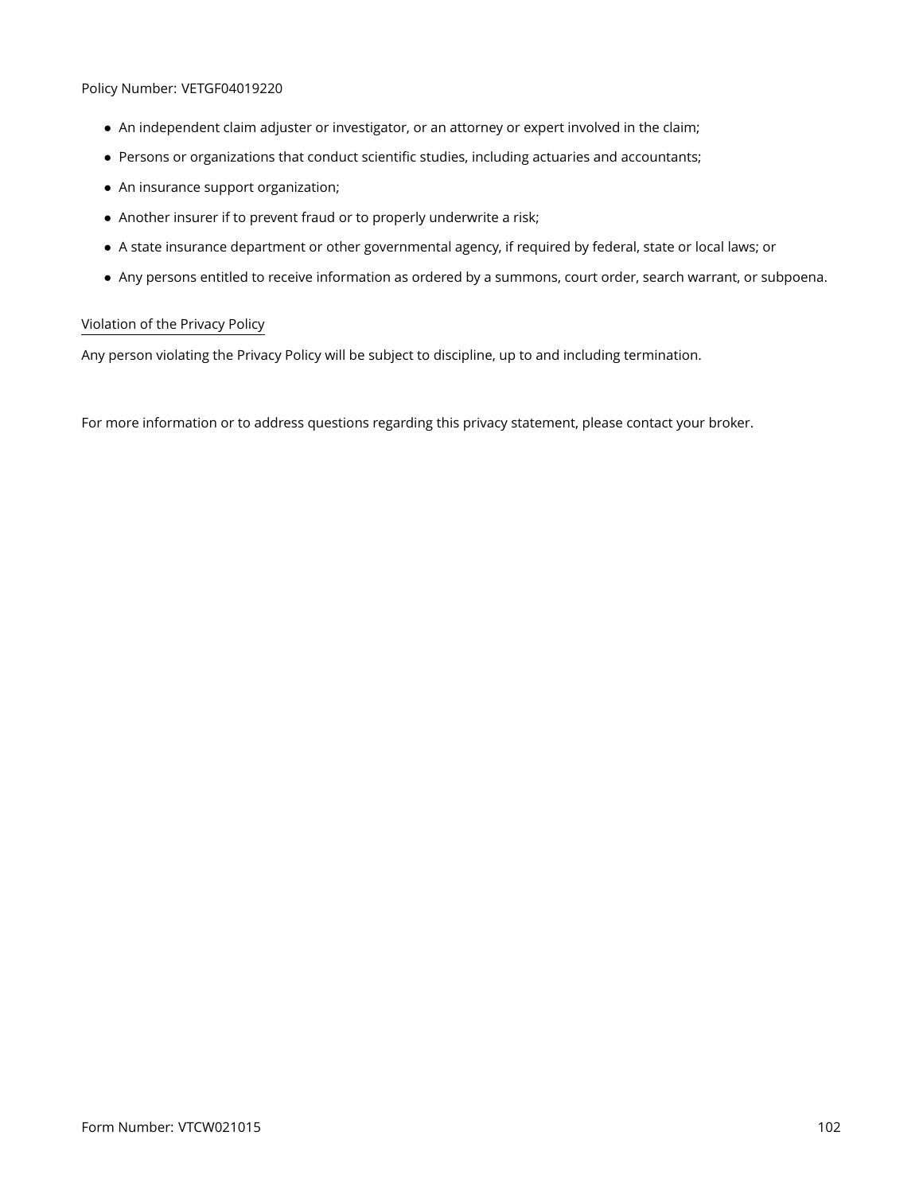- An independent claim adjuster or investigator, or an attorney or expert involved in the claim;
- Persons or organizations that conduct scientific studies, including actuaries and accountants;
- An insurance support organization;
- Another insurer if to prevent fraud or to properly underwrite a risk;
- A state insurance department or other governmental agency, if required by federal, state or local laws; or
- Any persons entitled to receive information as ordered by a summons, court order, search warrant, or subpoena.

Violation of the Privacy Policy

Any person violating the Privacy Policy will be subject to discipline, up to and including termination.

For more information or to address questions regarding this privacy statement, please contact your broker.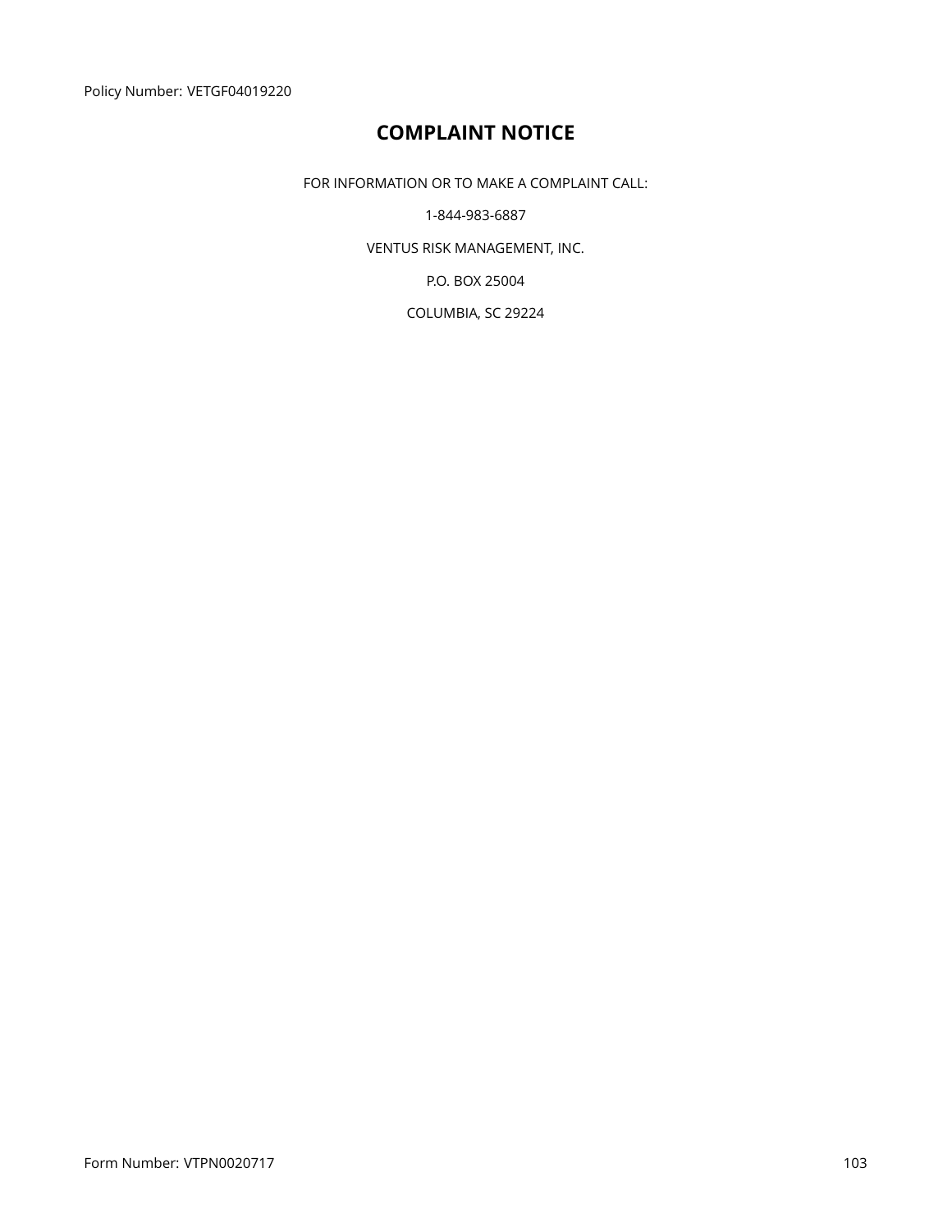Policy Number: VETGF04019220

# COMPLAINT NOTICE

FOR INFORMATION OR TO MAKE A COMPLAINT CALL:

1-844-983-6887

VENTUS RISK MANAGEMENT, INC.

P.O. BOX 25004

COLUMBIA, SC 29224

Form Number: VTPN0020717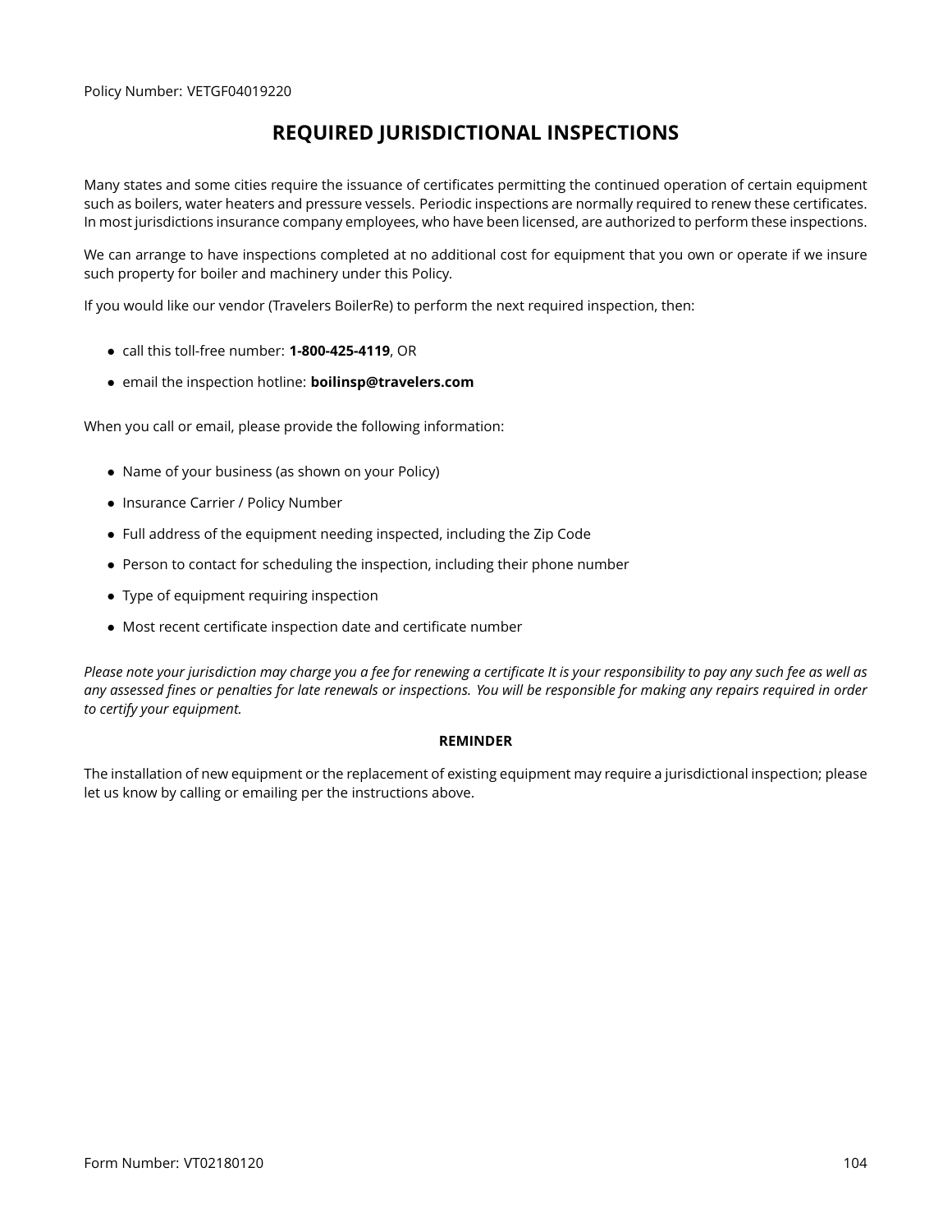Policy Number: VETGF04019220

# REQUIRED JURISDICTIONAL INSPECTIONS

Many states and some cities require the issuance of certificates permitting the continued operation of certain equipment such as boilers, water heaters and pressure vessels. Periodic inspections are normally required to renew these certificates. In most jurisdictions insurance company employees, who have been licensed, are authorized to perform these inspections.

We can arrange to have inspections completed at no additional cost for equipment that you own or operate if we insure such property for boiler and machinery under this Policy.

If you would like our vendor (Travelers BoilerRe) to perform the next required inspection, then:

- call this toll-free number: **1-800-425-4119**, OR
- email the inspection hotline: **boilinsp@travelers.com**

When you call or email, please provide the following information:

- Name of your business (as shown on your Policy)
- Insurance Carrier / Policy Number
- Full address of the equipment needing inspected, including the Zip Code
- Person to contact for scheduling the inspection, including their phone number
- Type of equipment requiring inspection
- Most recent certificate inspection date and certificate number

*Please note your jurisdiction may charge you a fee for renewing a certificate It is your responsibility to pay any such fee as well as any assessed fines or penalties for late renewals or inspections. You will be responsible for making any repairs required in order to certify your equipment.*

**REMINDER**

The installation of new equipment or the replacement of existing equipment may require a jurisdictional inspection; please let us know by calling or emailing per the instructions above.

Form Number: VT02180120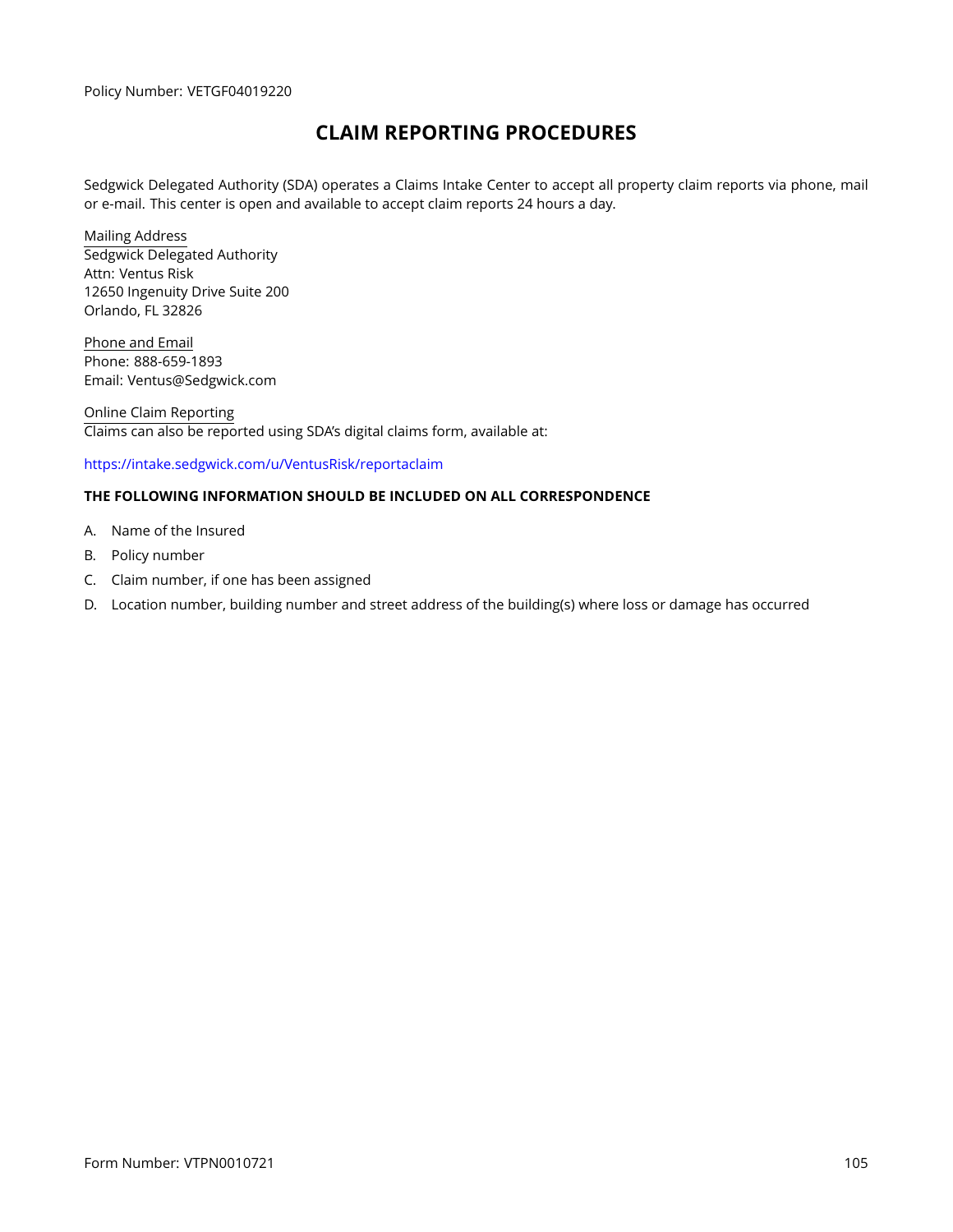Policy Number: VETGF04019220

# CLAIM REPORTING PROCEDURES

Sedgwick Delegated Authority (SDA) operates a Claims Intake Center to accept all property claim reports via phone, mail or e-mail. This center is open and available to accept claim reports 24 hours a day.

Mailing Address
Sedgwick Delegated Authority
Attn: Ventus Risk
12650 Ingenuity Drive Suite 200
Orlando, FL 32826

Phone and Email
Phone: 888-659-1893
Email: Ventus@Sedgwick.com

Online Claim Reporting
Claims can also be reported using SDA's digital claims form, available at:

https://intake.sedgwick.com/u/VentusRisk/reportaclaim

**THE FOLLOWING INFORMATION SHOULD BE INCLUDED ON ALL CORRESPONDENCE**

A. Name of the Insured

B. Policy number

C. Claim number, if one has been assigned

D. Location number, building number and street address of the building(s) where loss or damage has occurred

Form Number: VTPN0010721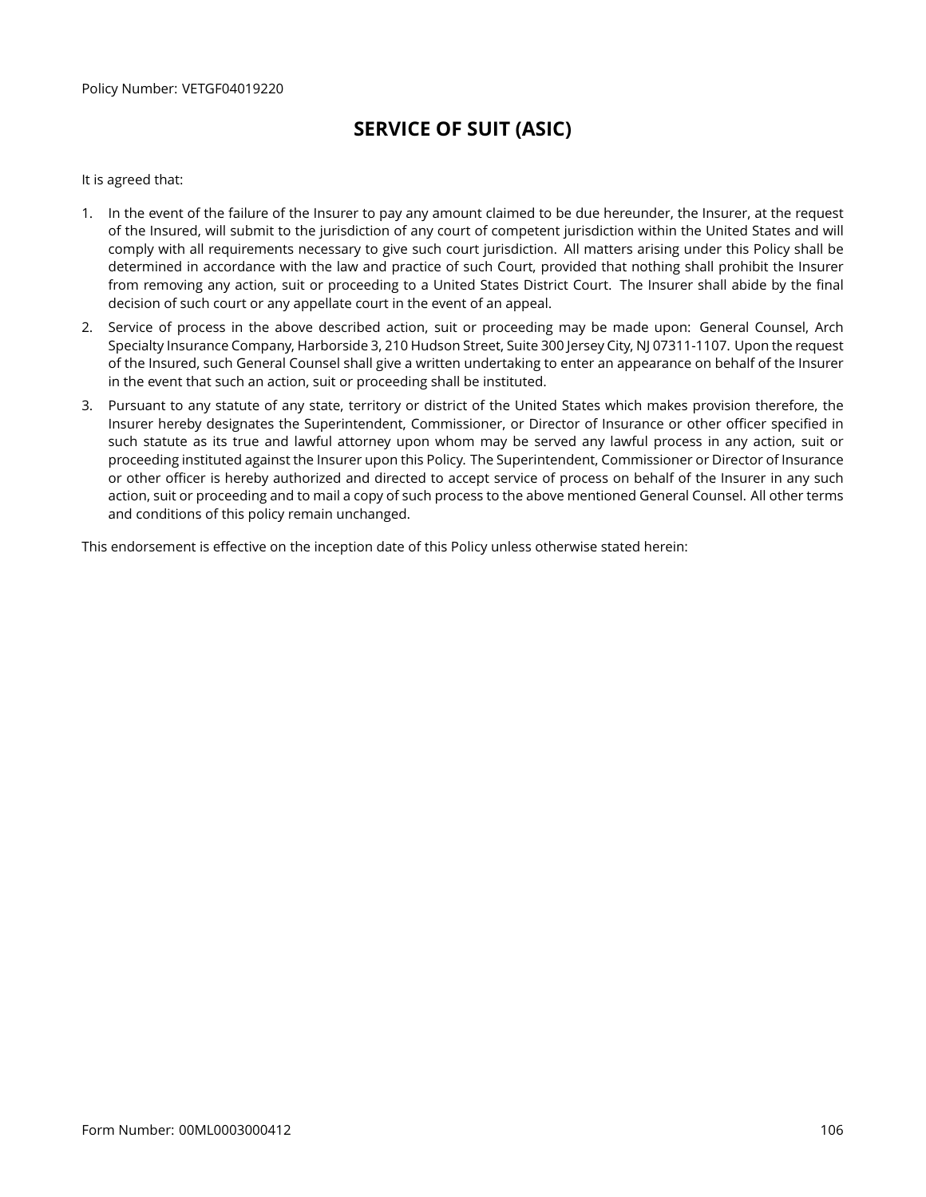Policy Number: VETGF04019220

# SERVICE OF SUIT (ASIC)

It is agreed that:

1. In the event of the failure of the Insurer to pay any amount claimed to be due hereunder, the Insurer, at the request of the Insured, will submit to the jurisdiction of any court of competent jurisdiction within the United States and will comply with all requirements necessary to give such court jurisdiction. All matters arising under this Policy shall be determined in accordance with the law and practice of such Court, provided that nothing shall prohibit the Insurer from removing any action, suit or proceeding to a United States District Court. The Insurer shall abide by the final decision of such court or any appellate court in the event of an appeal.
2. Service of process in the above described action, suit or proceeding may be made upon: General Counsel, Arch Specialty Insurance Company, Harborside 3, 210 Hudson Street, Suite 300 Jersey City, NJ 07311-1107. Upon the request of the Insured, such General Counsel shall give a written undertaking to enter an appearance on behalf of the Insurer in the event that such an action, suit or proceeding shall be instituted.
3. Pursuant to any statute of any state, territory or district of the United States which makes provision therefore, the Insurer hereby designates the Superintendent, Commissioner, or Director of Insurance or other officer specified in such statute as its true and lawful attorney upon whom may be served any lawful process in any action, suit or proceeding instituted against the Insurer upon this Policy. The Superintendent, Commissioner or Director of Insurance or other officer is hereby authorized and directed to accept service of process on behalf of the Insurer in any such action, suit or proceeding and to mail a copy of such process to the above mentioned General Counsel. All other terms and conditions of this policy remain unchanged.

This endorsement is effective on the inception date of this Policy unless otherwise stated herein:

Form Number: 00ML0003000412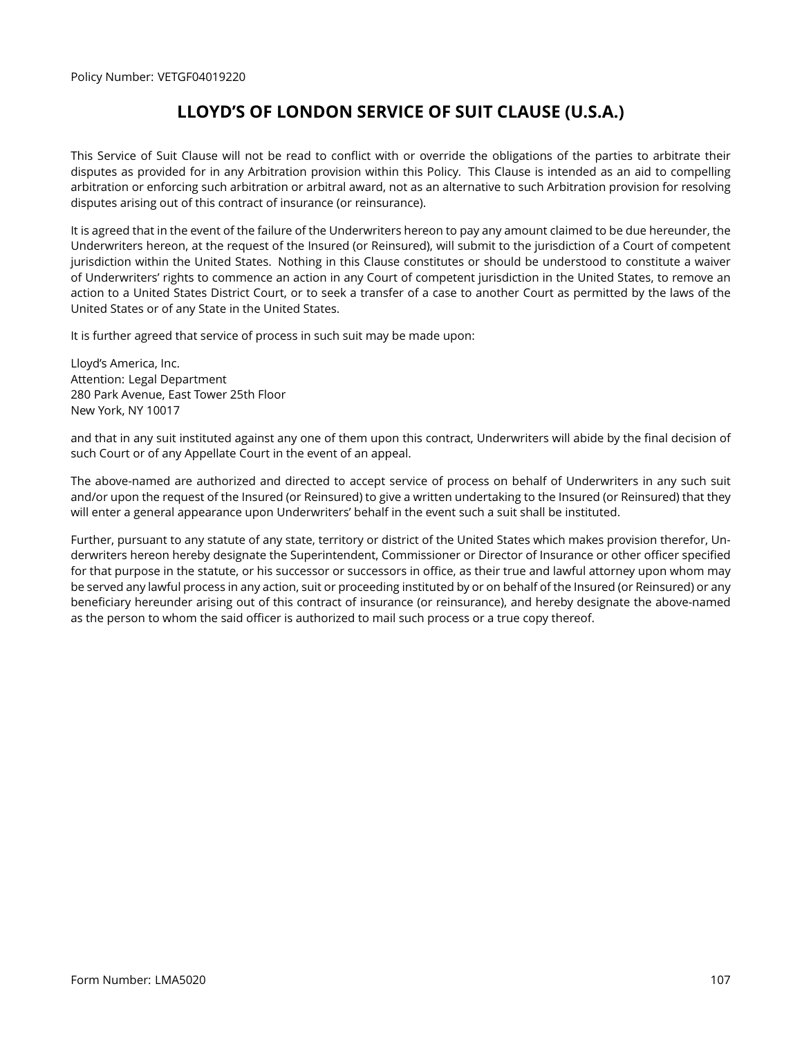Policy Number: VETGF04019220

# LLOYD'S OF LONDON SERVICE OF SUIT CLAUSE (U.S.A.)

This Service of Suit Clause will not be read to conflict with or override the obligations of the parties to arbitrate their disputes as provided for in any Arbitration provision within this Policy. This Clause is intended as an aid to compelling arbitration or enforcing such arbitration or arbitral award, not as an alternative to such Arbitration provision for resolving disputes arising out of this contract of insurance (or reinsurance).

It is agreed that in the event of the failure of the Underwriters hereon to pay any amount claimed to be due hereunder, the Underwriters hereon, at the request of the Insured (or Reinsured), will submit to the jurisdiction of a Court of competent jurisdiction within the United States. Nothing in this Clause constitutes or should be understood to constitute a waiver of Underwriters' rights to commence an action in any Court of competent jurisdiction in the United States, to remove an action to a United States District Court, or to seek a transfer of a case to another Court as permitted by the laws of the United States or of any State in the United States.

It is further agreed that service of process in such suit may be made upon:

Lloyd's America, Inc.
Attention: Legal Department
280 Park Avenue, East Tower 25th Floor
New York, NY 10017

and that in any suit instituted against any one of them upon this contract, Underwriters will abide by the final decision of such Court or of any Appellate Court in the event of an appeal.

The above-named are authorized and directed to accept service of process on behalf of Underwriters in any such suit and/or upon the request of the Insured (or Reinsured) to give a written undertaking to the Insured (or Reinsured) that they will enter a general appearance upon Underwriters' behalf in the event such a suit shall be instituted.

Further, pursuant to any statute of any state, territory or district of the United States which makes provision therefor, Underwriters hereon hereby designate the Superintendent, Commissioner or Director of Insurance or other officer specified for that purpose in the statute, or his successor or successors in office, as their true and lawful attorney upon whom may be served any lawful process in any action, suit or proceeding instituted by or on behalf of the Insured (or Reinsured) or any beneficiary hereunder arising out of this contract of insurance (or reinsurance), and hereby designate the above-named as the person to whom the said officer is authorized to mail such process or a true copy thereof.

Form Number: LMA5020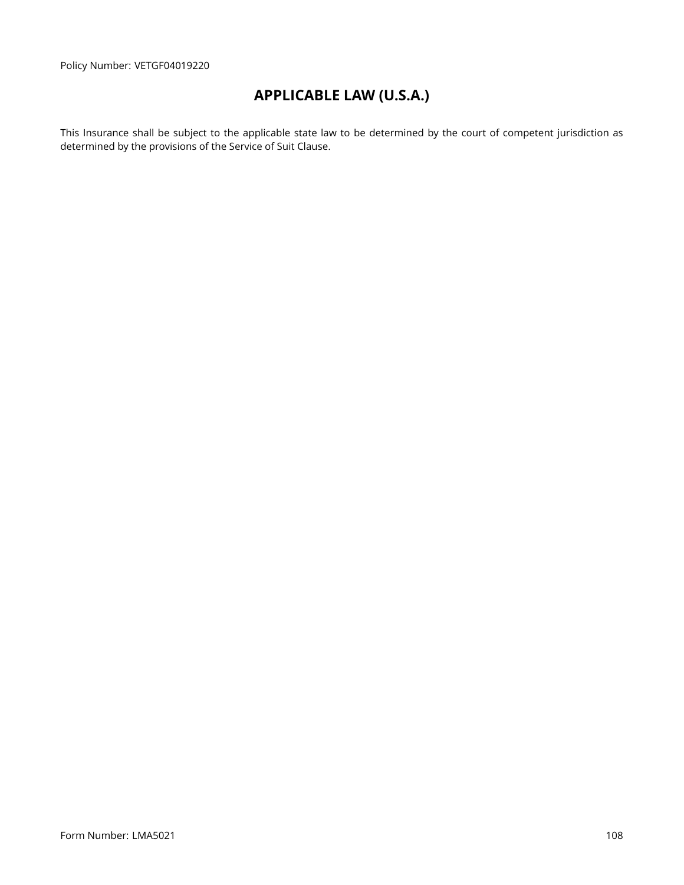Policy Number: VETGF04019220

# APPLICABLE LAW (U.S.A.)

This Insurance shall be subject to the applicable state law to be determined by the court of competent jurisdiction as determined by the provisions of the Service of Suit Clause.

Form Number: LMA5021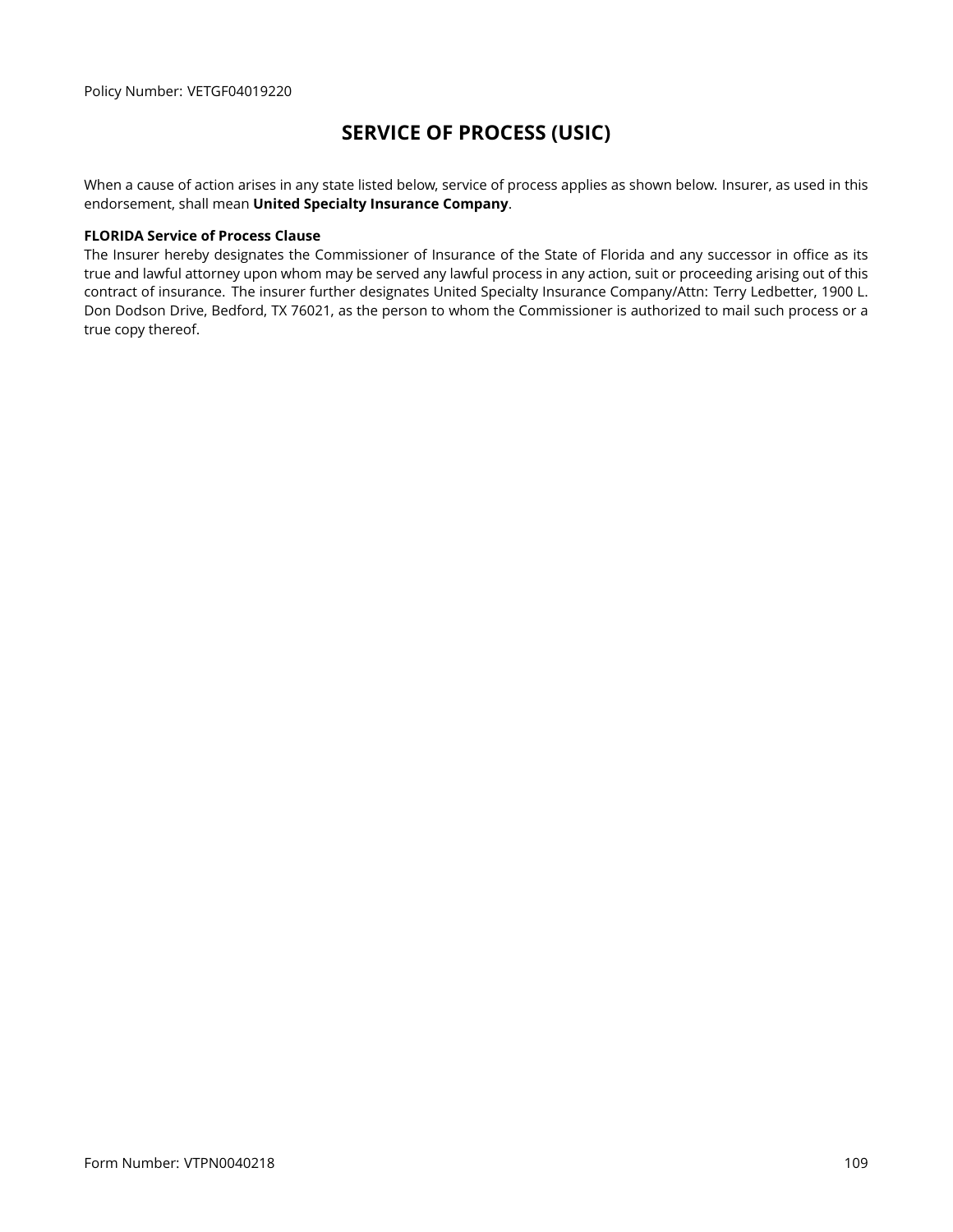Policy Number: VETGF04019220

# SERVICE OF PROCESS (USIC)

When a cause of action arises in any state listed below, service of process applies as shown below. Insurer, as used in this endorsement, shall mean **United Specialty Insurance Company**.

**FLORIDA Service of Process Clause**
The Insurer hereby designates the Commissioner of Insurance of the State of Florida and any successor in office as its true and lawful attorney upon whom may be served any lawful process in any action, suit or proceeding arising out of this contract of insurance. The insurer further designates United Specialty Insurance Company/Attn: Terry Ledbetter, 1900 L. Don Dodson Drive, Bedford, TX 76021, as the person to whom the Commissioner is authorized to mail such process or a true copy thereof.

Form Number: VTPN0040218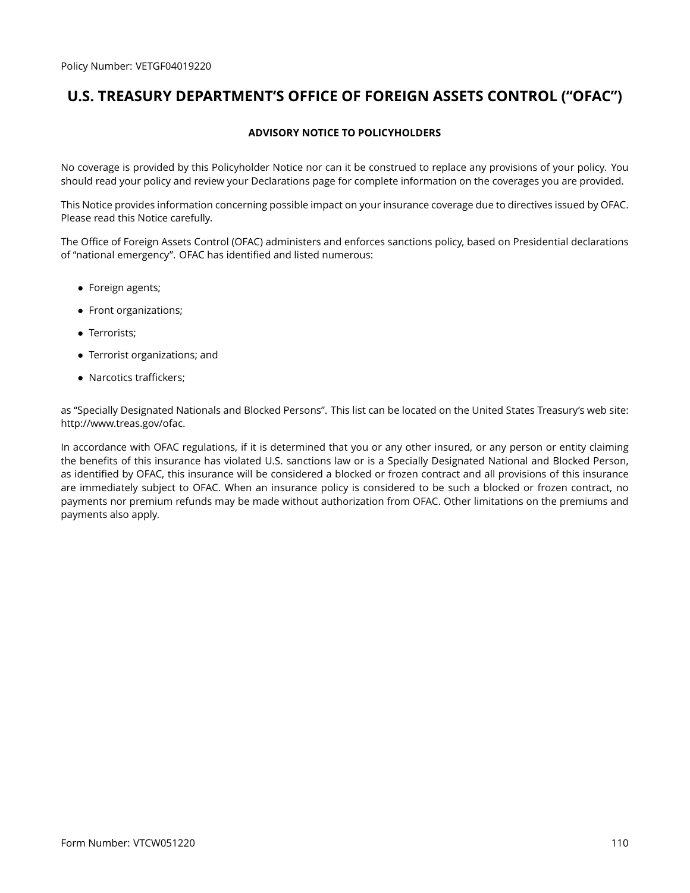Policy Number: VETGF04019220

# U.S. TREASURY DEPARTMENT'S OFFICE OF FOREIGN ASSETS CONTROL ("OFAC")

## ADVISORY NOTICE TO POLICYHOLDERS

No coverage is provided by this Policyholder Notice nor can it be construed to replace any provisions of your policy. You should read your policy and review your Declarations page for complete information on the coverages you are provided.

This Notice provides information concerning possible impact on your insurance coverage due to directives issued by OFAC. Please read this Notice carefully.

The Office of Foreign Assets Control (OFAC) administers and enforces sanctions policy, based on Presidential declarations of "national emergency". OFAC has identified and listed numerous:

- Foreign agents;
- Front organizations;
- Terrorists;
- Terrorist organizations; and
- Narcotics traffickers;

as "Specially Designated Nationals and Blocked Persons". This list can be located on the United States Treasury's web site: http://www.treas.gov/ofac.

In accordance with OFAC regulations, if it is determined that you or any other insured, or any person or entity claiming the benefits of this insurance has violated U.S. sanctions law or is a Specially Designated National and Blocked Person, as identified by OFAC, this insurance will be considered a blocked or frozen contract and all provisions of this insurance are immediately subject to OFAC. When an insurance policy is considered to be such a blocked or frozen contract, no payments nor premium refunds may be made without authorization from OFAC. Other limitations on the premiums and payments also apply.

Form Number: VTCW051220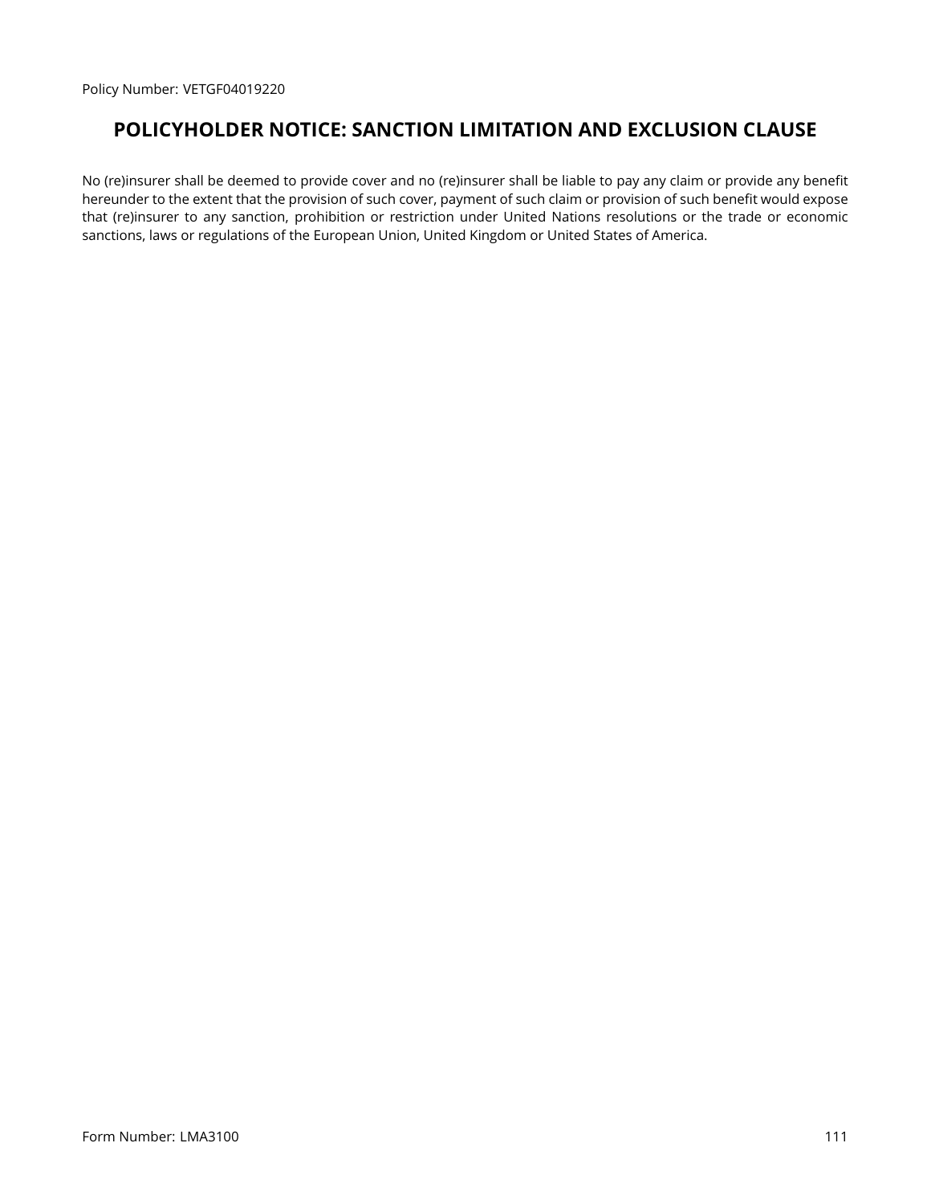Policy Number: VETGF04019220

## POLICYHOLDER NOTICE: SANCTION LIMITATION AND EXCLUSION CLAUSE

No (re)insurer shall be deemed to provide cover and no (re)insurer shall be liable to pay any claim or provide any benefit hereunder to the extent that the provision of such cover, payment of such claim or provision of such benefit would expose that (re)insurer to any sanction, prohibition or restriction under United Nations resolutions or the trade or economic sanctions, laws or regulations of the European Union, United Kingdom or United States of America.

Form Number: LMA3100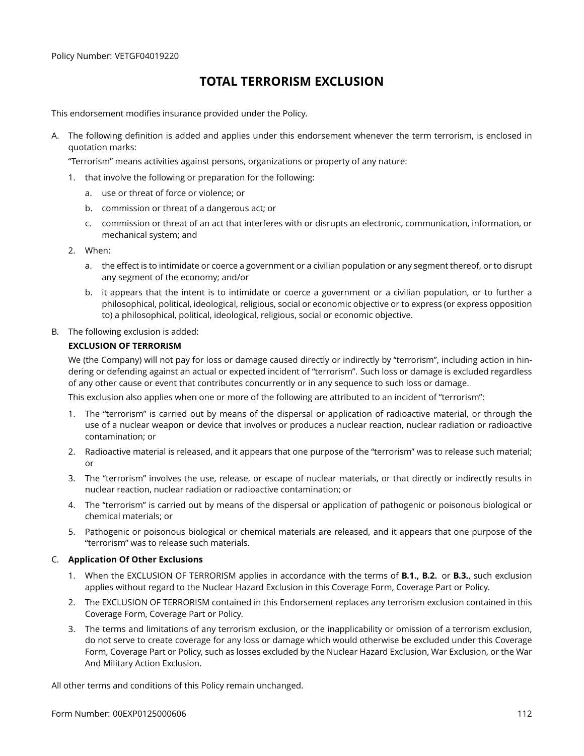Policy Number: VETGF04019220

# TOTAL TERRORISM EXCLUSION

This endorsement modifies insurance provided under the Policy.

A. The following definition is added and applies under this endorsement whenever the term terrorism, is enclosed in quotation marks:

   "Terrorism" means activities against persons, organizations or property of any nature:

   1. that involve the following or preparation for the following:

      a. use or threat of force or violence; or

      b. commission or threat of a dangerous act; or

      c. commission or threat of an act that interferes with or disrupts an electronic, communication, information, or mechanical system; and

   2. When:

      a. the effect is to intimidate or coerce a government or a civilian population or any segment thereof, or to disrupt any segment of the economy; and/or

      b. it appears that the intent is to intimidate or coerce a government or a civilian population, or to further a philosophical, political, ideological, religious, social or economic objective or to express (or express opposition to) a philosophical, political, ideological, religious, social or economic objective.

B. The following exclusion is added:

   **EXCLUSION OF TERRORISM**

   We (the Company) will not pay for loss or damage caused directly or indirectly by "terrorism", including action in hindering or defending against an actual or expected incident of "terrorism". Such loss or damage is excluded regardless of any other cause or event that contributes concurrently or in any sequence to such loss or damage.

   This exclusion also applies when one or more of the following are attributed to an incident of "terrorism":

   1. The "terrorism" is carried out by means of the dispersal or application of radioactive material, or through the use of a nuclear weapon or device that involves or produces a nuclear reaction, nuclear radiation or radioactive contamination; or

   2. Radioactive material is released, and it appears that one purpose of the "terrorism" was to release such material; or

   3. The "terrorism" involves the use, release, or escape of nuclear materials, or that directly or indirectly results in nuclear reaction, nuclear radiation or radioactive contamination; or

   4. The "terrorism" is carried out by means of the dispersal or application of pathogenic or poisonous biological or chemical materials; or

   5. Pathogenic or poisonous biological or chemical materials are released, and it appears that one purpose of the "terrorism" was to release such materials.

C. **Application Of Other Exclusions**

   1. When the EXCLUSION OF TERRORISM applies in accordance with the terms of **B.1., B.2.** or **B.3.**, such exclusion applies without regard to the Nuclear Hazard Exclusion in this Coverage Form, Coverage Part or Policy.

   2. The EXCLUSION OF TERRORISM contained in this Endorsement replaces any terrorism exclusion contained in this Coverage Form, Coverage Part or Policy.

   3. The terms and limitations of any terrorism exclusion, or the inapplicability or omission of a terrorism exclusion, do not serve to create coverage for any loss or damage which would otherwise be excluded under this Coverage Form, Coverage Part or Policy, such as losses excluded by the Nuclear Hazard Exclusion, War Exclusion, or the War And Military Action Exclusion.

All other terms and conditions of this Policy remain unchanged.

Form Number: 00EXP0125000606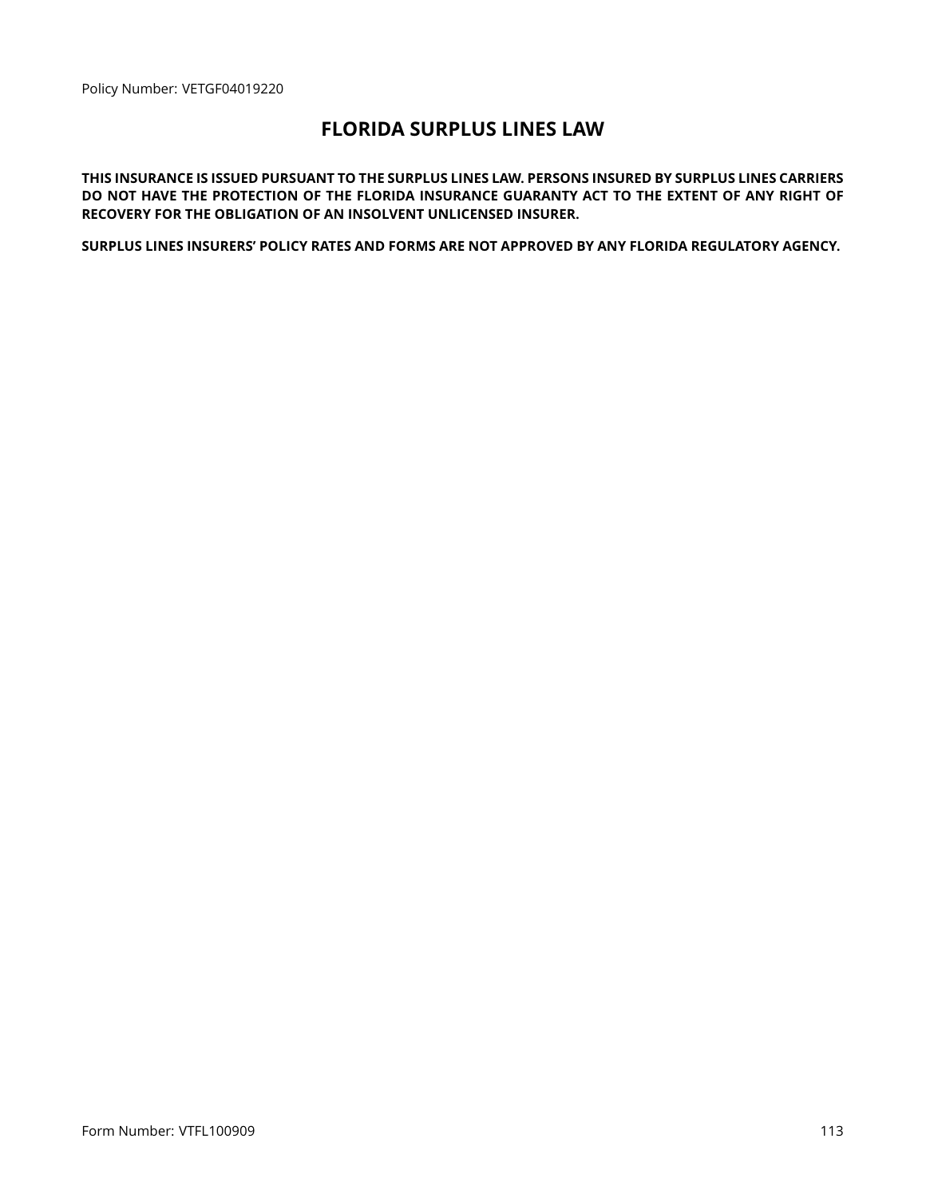Policy Number: VETGF04019220

# FLORIDA SURPLUS LINES LAW

**THIS INSURANCE IS ISSUED PURSUANT TO THE SURPLUS LINES LAW. PERSONS INSURED BY SURPLUS LINES CARRIERS DO NOT HAVE THE PROTECTION OF THE FLORIDA INSURANCE GUARANTY ACT TO THE EXTENT OF ANY RIGHT OF RECOVERY FOR THE OBLIGATION OF AN INSOLVENT UNLICENSED INSURER.**

**SURPLUS LINES INSURERS' POLICY RATES AND FORMS ARE NOT APPROVED BY ANY FLORIDA REGULATORY AGENCY.**

Form Number: VTFL100909